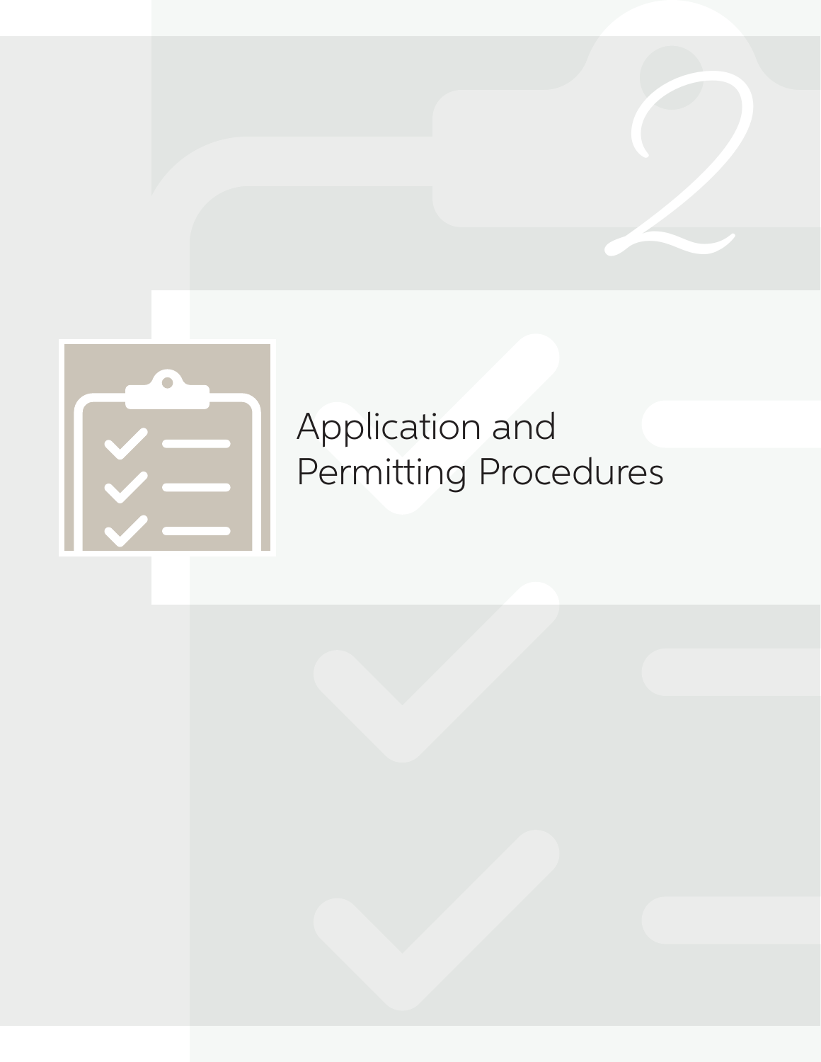# 2

# Application and Permitting Procedures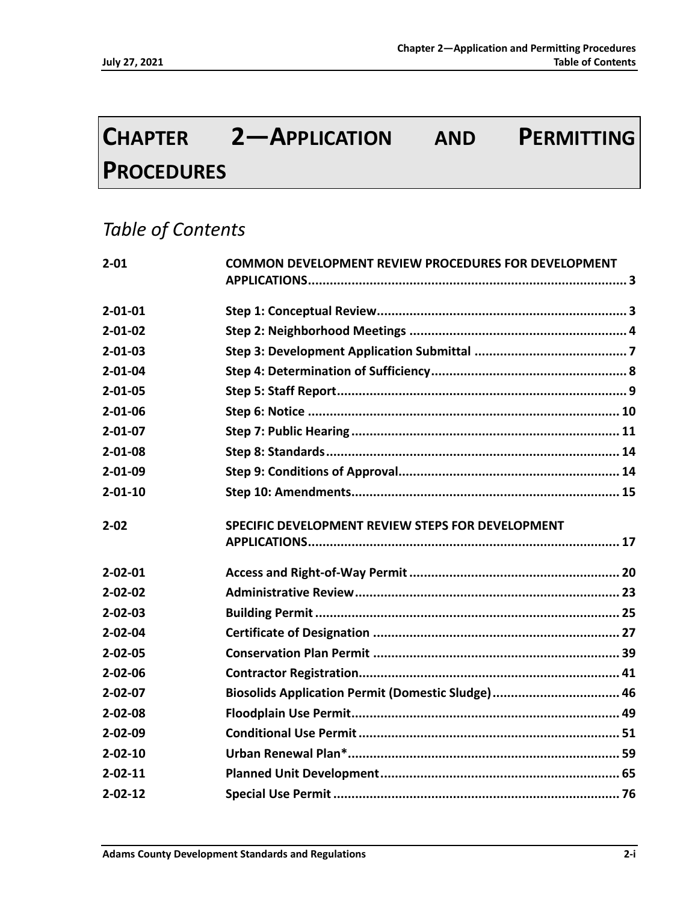# CHAPTER 2—APPLICATION AND PERMITTING PROCEDURES

## *Table of Contents*

| | |
|---|---|
| **2-01** | **COMMON DEVELOPMENT REVIEW PROCEDURES FOR DEVELOPMENT APPLICATIONS...... 3** |
| **2-01-01** | **Step 1: Conceptual Review...... 3** |
| **2-01-02** | **Step 2: Neighborhood Meetings...... 4** |
| **2-01-03** | **Step 3: Development Application Submittal...... 7** |
| **2-01-04** | **Step 4: Determination of Sufficiency...... 8** |
| **2-01-05** | **Step 5: Staff Report...... 9** |
| **2-01-06** | **Step 6: Notice...... 10** |
| **2-01-07** | **Step 7: Public Hearing...... 11** |
| **2-01-08** | **Step 8: Standards...... 14** |
| **2-01-09** | **Step 9: Conditions of Approval...... 14** |
| **2-01-10** | **Step 10: Amendments...... 15** |
| **2-02** | **SPECIFIC DEVELOPMENT REVIEW STEPS FOR DEVELOPMENT APPLICATIONS...... 17** |
| **2-02-01** | **Access and Right-of-Way Permit...... 20** |
| **2-02-02** | **Administrative Review...... 23** |
| **2-02-03** | **Building Permit...... 25** |
| **2-02-04** | **Certificate of Designation...... 27** |
| **2-02-05** | **Conservation Plan Permit...... 39** |
| **2-02-06** | **Contractor Registration...... 41** |
| **2-02-07** | **Biosolids Application Permit (Domestic Sludge)...... 46** |
| **2-02-08** | **Floodplain Use Permit...... 49** |
| **2-02-09** | **Conditional Use Permit...... 51** |
| **2-02-10** | **Urban Renewal Plan*...... 59** |
| **2-02-11** | **Planned Unit Development...... 65** |
| **2-02-12** | **Special Use Permit...... 76** |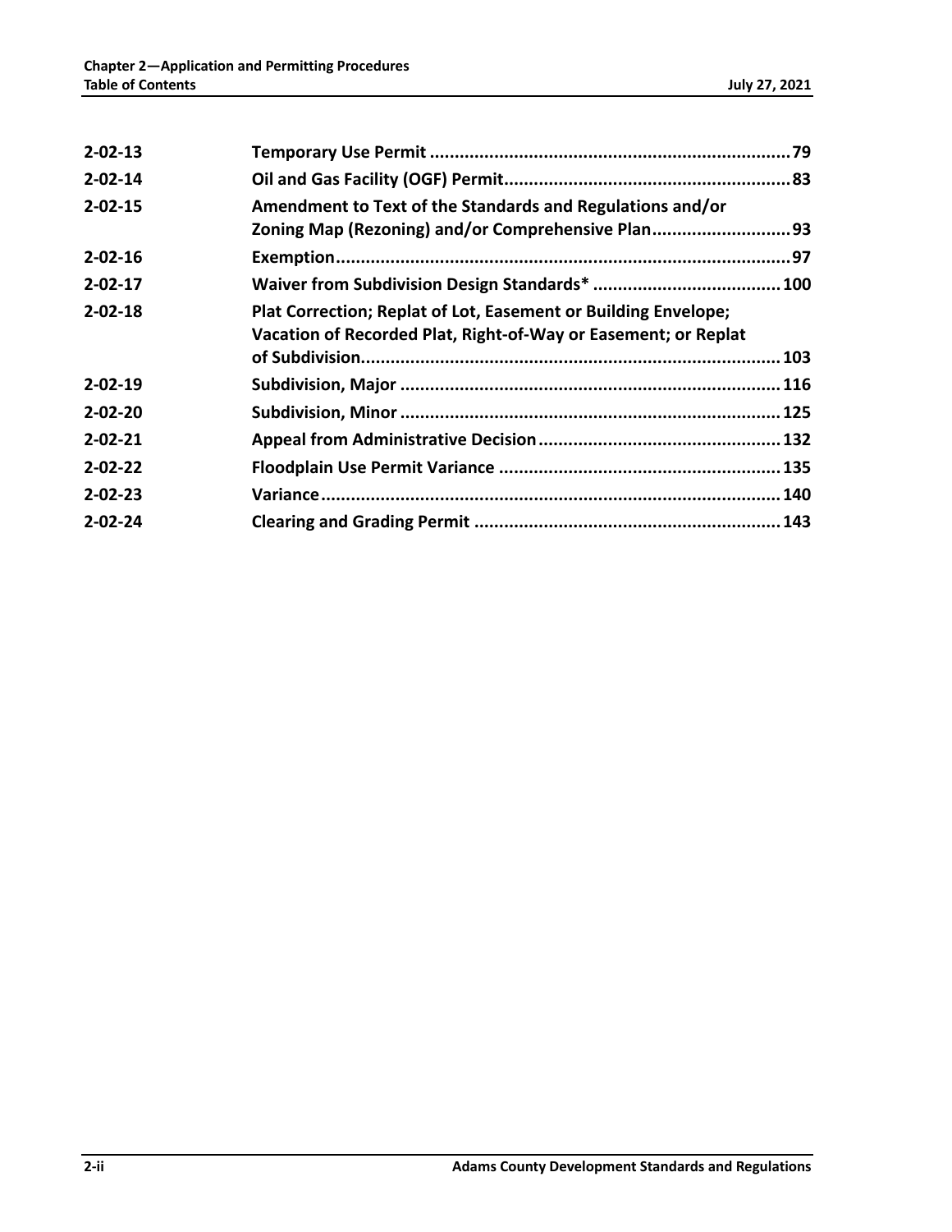| | |
|---|---|
| **2-02-13** | **Temporary Use Permit ........................................................................ 79** |
| **2-02-14** | **Oil and Gas Facility (OGF) Permit......................................................... 83** |
| **2-02-15** | **Amendment to Text of the Standards and Regulations and/or Zoning Map (Rezoning) and/or Comprehensive Plan............................ 93** |
| **2-02-16** | **Exemption........................................................................................... 97** |
| **2-02-17** | **Waiver from Subdivision Design Standards* ...................................... 100** |
| **2-02-18** | **Plat Correction; Replat of Lot, Easement or Building Envelope; Vacation of Recorded Plat, Right-of-Way or Easement; or Replat of Subdivision.................................................................................... 103** |
| **2-02-19** | **Subdivision, Major ............................................................................ 116** |
| **2-02-20** | **Subdivision, Minor ............................................................................ 125** |
| **2-02-21** | **Appeal from Administrative Decision ................................................ 132** |
| **2-02-22** | **Floodplain Use Permit Variance ......................................................... 135** |
| **2-02-23** | **Variance........................................................................................... 140** |
| **2-02-24** | **Clearing and Grading Permit ............................................................. 143** |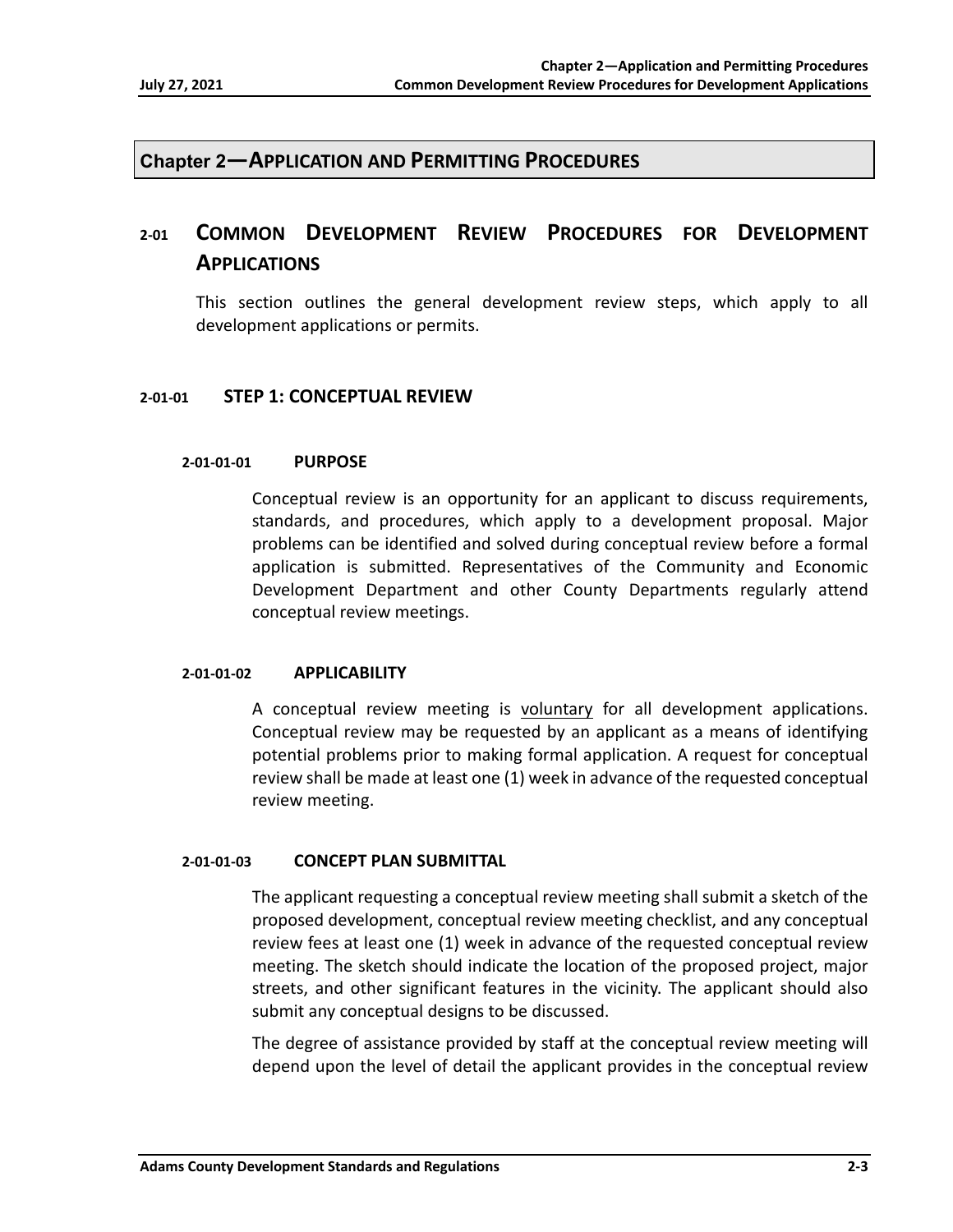# Chapter 2—APPLICATION AND PERMITTING PROCEDURES

## 2-01 COMMON DEVELOPMENT REVIEW PROCEDURES FOR DEVELOPMENT APPLICATIONS

This section outlines the general development review steps, which apply to all development applications or permits.

### 2-01-01 STEP 1: CONCEPTUAL REVIEW

#### 2-01-01-01 PURPOSE

Conceptual review is an opportunity for an applicant to discuss requirements, standards, and procedures, which apply to a development proposal. Major problems can be identified and solved during conceptual review before a formal application is submitted. Representatives of the Community and Economic Development Department and other County Departments regularly attend conceptual review meetings.

#### 2-01-01-02 APPLICABILITY

A conceptual review meeting is voluntary for all development applications. Conceptual review may be requested by an applicant as a means of identifying potential problems prior to making formal application. A request for conceptual review shall be made at least one (1) week in advance of the requested conceptual review meeting.

#### 2-01-01-03 CONCEPT PLAN SUBMITTAL

The applicant requesting a conceptual review meeting shall submit a sketch of the proposed development, conceptual review meeting checklist, and any conceptual review fees at least one (1) week in advance of the requested conceptual review meeting. The sketch should indicate the location of the proposed project, major streets, and other significant features in the vicinity. The applicant should also submit any conceptual designs to be discussed.

The degree of assistance provided by staff at the conceptual review meeting will depend upon the level of detail the applicant provides in the conceptual review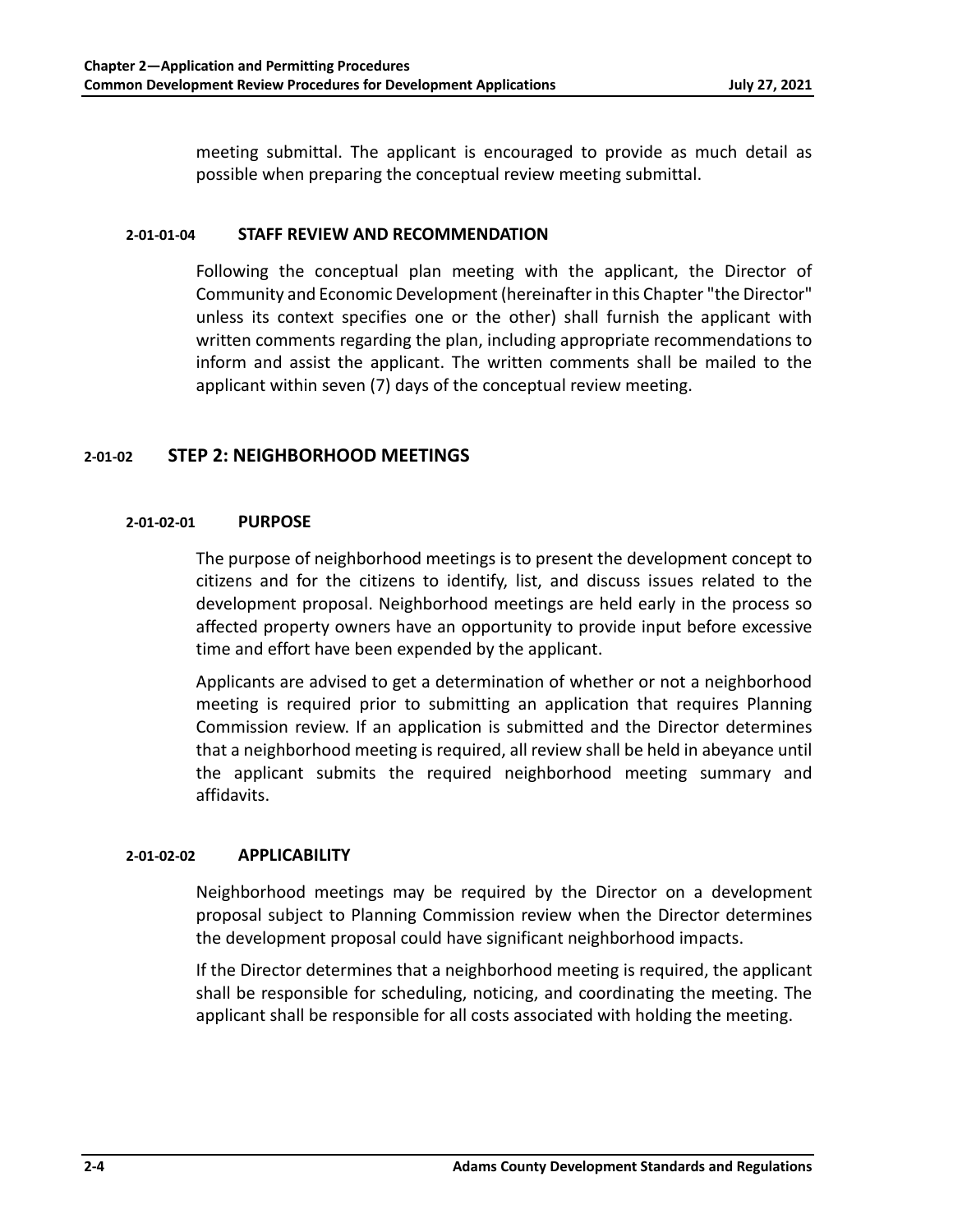meeting submittal. The applicant is encouraged to provide as much detail as possible when preparing the conceptual review meeting submittal.

#### 2-01-01-04 STAFF REVIEW AND RECOMMENDATION

Following the conceptual plan meeting with the applicant, the Director of Community and Economic Development (hereinafter in this Chapter "the Director" unless its context specifies one or the other) shall furnish the applicant with written comments regarding the plan, including appropriate recommendations to inform and assist the applicant. The written comments shall be mailed to the applicant within seven (7) days of the conceptual review meeting.

### 2-01-02 STEP 2: NEIGHBORHOOD MEETINGS

#### 2-01-02-01 PURPOSE

The purpose of neighborhood meetings is to present the development concept to citizens and for the citizens to identify, list, and discuss issues related to the development proposal. Neighborhood meetings are held early in the process so affected property owners have an opportunity to provide input before excessive time and effort have been expended by the applicant.

Applicants are advised to get a determination of whether or not a neighborhood meeting is required prior to submitting an application that requires Planning Commission review. If an application is submitted and the Director determines that a neighborhood meeting is required, all review shall be held in abeyance until the applicant submits the required neighborhood meeting summary and affidavits.

#### 2-01-02-02 APPLICABILITY

Neighborhood meetings may be required by the Director on a development proposal subject to Planning Commission review when the Director determines the development proposal could have significant neighborhood impacts.

If the Director determines that a neighborhood meeting is required, the applicant shall be responsible for scheduling, noticing, and coordinating the meeting. The applicant shall be responsible for all costs associated with holding the meeting.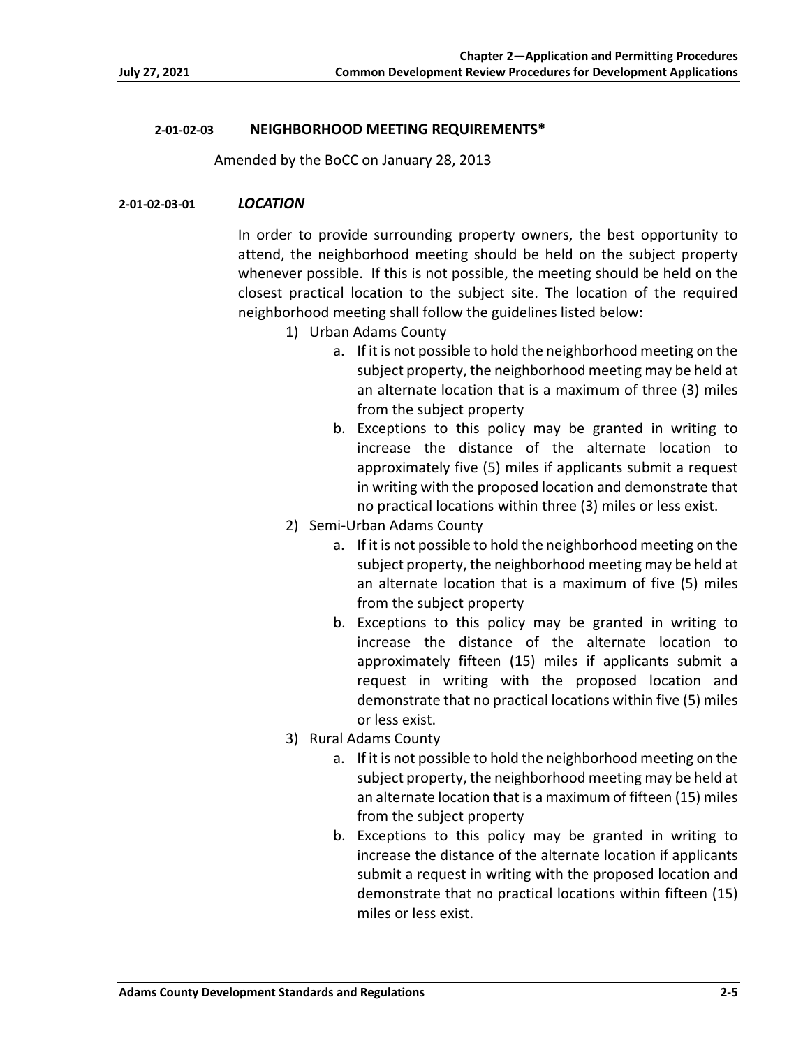## 2-01-02-03 NEIGHBORHOOD MEETING REQUIREMENTS*

Amended by the BoCC on January 28, 2013

### 2-01-02-03-01 *LOCATION*

In order to provide surrounding property owners, the best opportunity to attend, the neighborhood meeting should be held on the subject property whenever possible. If this is not possible, the meeting should be held on the closest practical location to the subject site. The location of the required neighborhood meeting shall follow the guidelines listed below:

1) Urban Adams County
   a. If it is not possible to hold the neighborhood meeting on the subject property, the neighborhood meeting may be held at an alternate location that is a maximum of three (3) miles from the subject property
   b. Exceptions to this policy may be granted in writing to increase the distance of the alternate location to approximately five (5) miles if applicants submit a request in writing with the proposed location and demonstrate that no practical locations within three (3) miles or less exist.
2) Semi-Urban Adams County
   a. If it is not possible to hold the neighborhood meeting on the subject property, the neighborhood meeting may be held at an alternate location that is a maximum of five (5) miles from the subject property
   b. Exceptions to this policy may be granted in writing to increase the distance of the alternate location to approximately fifteen (15) miles if applicants submit a request in writing with the proposed location and demonstrate that no practical locations within five (5) miles or less exist.
3) Rural Adams County
   a. If it is not possible to hold the neighborhood meeting on the subject property, the neighborhood meeting may be held at an alternate location that is a maximum of fifteen (15) miles from the subject property
   b. Exceptions to this policy may be granted in writing to increase the distance of the alternate location if applicants submit a request in writing with the proposed location and demonstrate that no practical locations within fifteen (15) miles or less exist.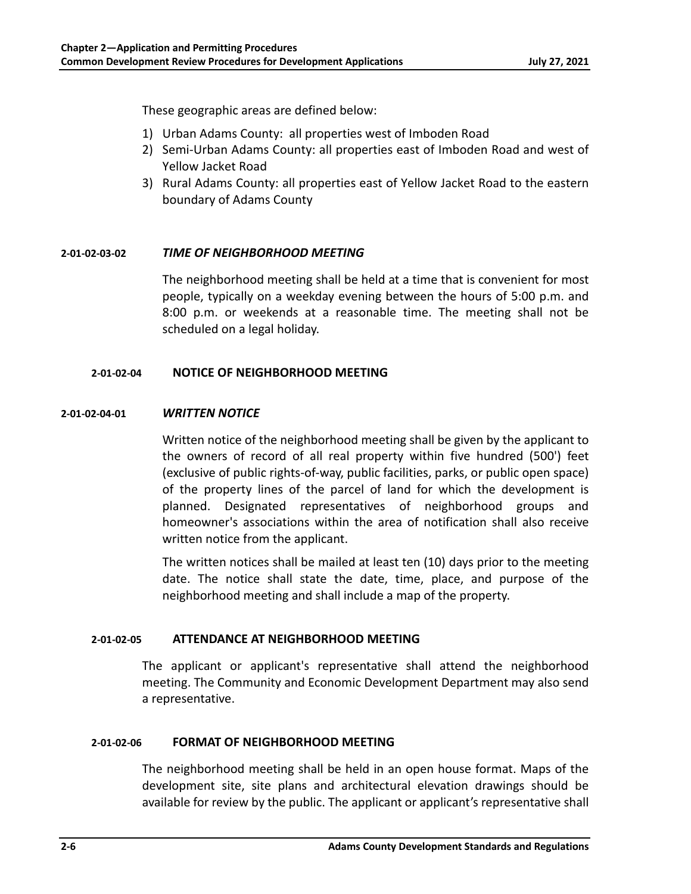These geographic areas are defined below:

1) Urban Adams County: all properties west of Imboden Road
2) Semi-Urban Adams County: all properties east of Imboden Road and west of Yellow Jacket Road
3) Rural Adams County: all properties east of Yellow Jacket Road to the eastern boundary of Adams County

#### 2-01-02-03-02 *TIME OF NEIGHBORHOOD MEETING*

The neighborhood meeting shall be held at a time that is convenient for most people, typically on a weekday evening between the hours of 5:00 p.m. and 8:00 p.m. or weekends at a reasonable time. The meeting shall not be scheduled on a legal holiday.

### 2-01-02-04 NOTICE OF NEIGHBORHOOD MEETING

#### 2-01-02-04-01 *WRITTEN NOTICE*

Written notice of the neighborhood meeting shall be given by the applicant to the owners of record of all real property within five hundred (500') feet (exclusive of public rights-of-way, public facilities, parks, or public open space) of the property lines of the parcel of land for which the development is planned. Designated representatives of neighborhood groups and homeowner's associations within the area of notification shall also receive written notice from the applicant.

The written notices shall be mailed at least ten (10) days prior to the meeting date. The notice shall state the date, time, place, and purpose of the neighborhood meeting and shall include a map of the property.

### 2-01-02-05 ATTENDANCE AT NEIGHBORHOOD MEETING

The applicant or applicant's representative shall attend the neighborhood meeting. The Community and Economic Development Department may also send a representative.

### 2-01-02-06 FORMAT OF NEIGHBORHOOD MEETING

The neighborhood meeting shall be held in an open house format. Maps of the development site, site plans and architectural elevation drawings should be available for review by the public. The applicant or applicant's representative shall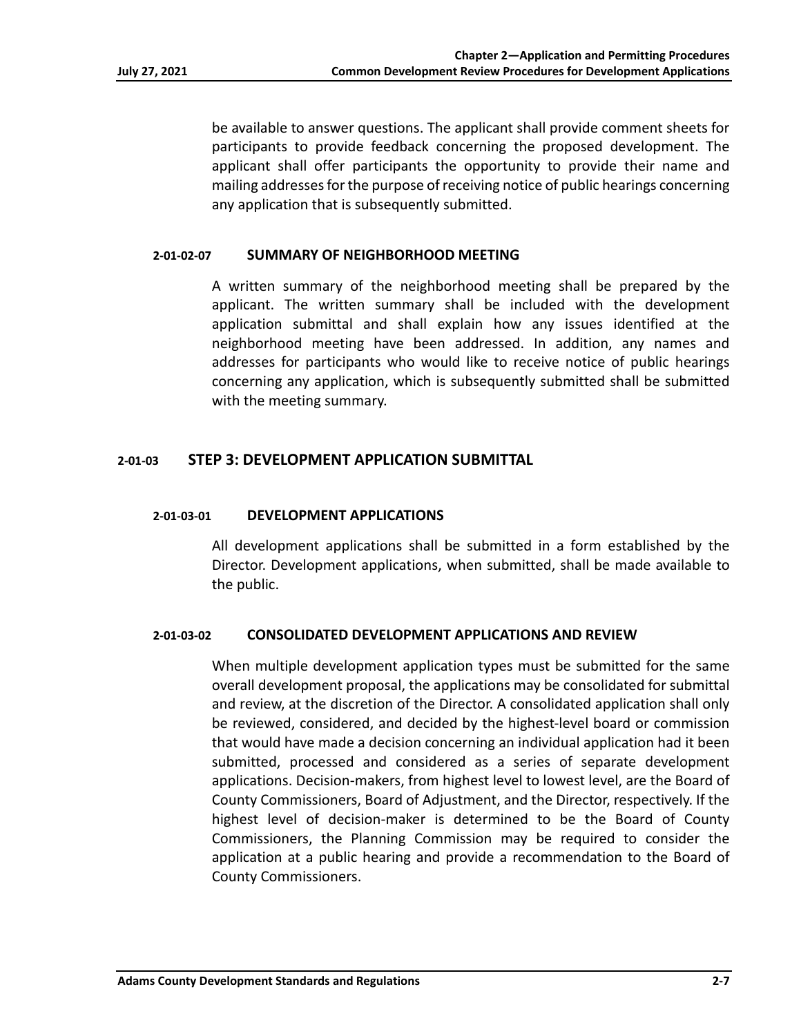be available to answer questions. The applicant shall provide comment sheets for participants to provide feedback concerning the proposed development. The applicant shall offer participants the opportunity to provide their name and mailing addresses for the purpose of receiving notice of public hearings concerning any application that is subsequently submitted.

#### 2-01-02-07 SUMMARY OF NEIGHBORHOOD MEETING

A written summary of the neighborhood meeting shall be prepared by the applicant. The written summary shall be included with the development application submittal and shall explain how any issues identified at the neighborhood meeting have been addressed. In addition, any names and addresses for participants who would like to receive notice of public hearings concerning any application, which is subsequently submitted shall be submitted with the meeting summary.

### 2-01-03 STEP 3: DEVELOPMENT APPLICATION SUBMITTAL

#### 2-01-03-01 DEVELOPMENT APPLICATIONS

All development applications shall be submitted in a form established by the Director. Development applications, when submitted, shall be made available to the public.

#### 2-01-03-02 CONSOLIDATED DEVELOPMENT APPLICATIONS AND REVIEW

When multiple development application types must be submitted for the same overall development proposal, the applications may be consolidated for submittal and review, at the discretion of the Director. A consolidated application shall only be reviewed, considered, and decided by the highest-level board or commission that would have made a decision concerning an individual application had it been submitted, processed and considered as a series of separate development applications. Decision-makers, from highest level to lowest level, are the Board of County Commissioners, Board of Adjustment, and the Director, respectively. If the highest level of decision-maker is determined to be the Board of County Commissioners, the Planning Commission may be required to consider the application at a public hearing and provide a recommendation to the Board of County Commissioners.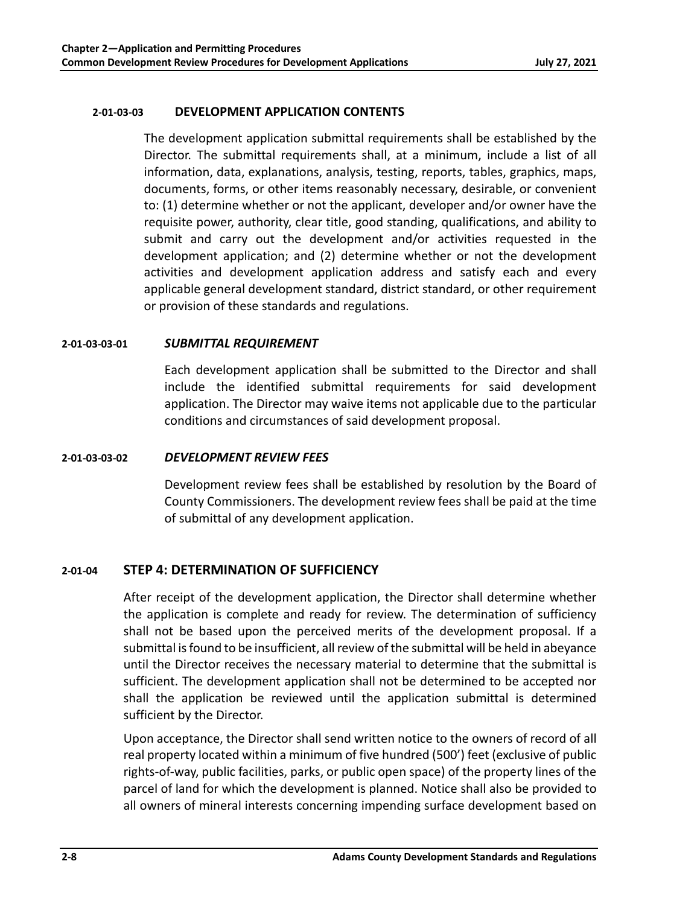#### 2-01-03-03 DEVELOPMENT APPLICATION CONTENTS

The development application submittal requirements shall be established by the Director. The submittal requirements shall, at a minimum, include a list of all information, data, explanations, analysis, testing, reports, tables, graphics, maps, documents, forms, or other items reasonably necessary, desirable, or convenient to: (1) determine whether or not the applicant, developer and/or owner have the requisite power, authority, clear title, good standing, qualifications, and ability to submit and carry out the development and/or activities requested in the development application; and (2) determine whether or not the development activities and development application address and satisfy each and every applicable general development standard, district standard, or other requirement or provision of these standards and regulations.

##### 2-01-03-03-01 *SUBMITTAL REQUIREMENT*

Each development application shall be submitted to the Director and shall include the identified submittal requirements for said development application. The Director may waive items not applicable due to the particular conditions and circumstances of said development proposal.

##### 2-01-03-03-02 *DEVELOPMENT REVIEW FEES*

Development review fees shall be established by resolution by the Board of County Commissioners. The development review fees shall be paid at the time of submittal of any development application.

### 2-01-04 STEP 4: DETERMINATION OF SUFFICIENCY

After receipt of the development application, the Director shall determine whether the application is complete and ready for review. The determination of sufficiency shall not be based upon the perceived merits of the development proposal. If a submittal is found to be insufficient, all review of the submittal will be held in abeyance until the Director receives the necessary material to determine that the submittal is sufficient. The development application shall not be determined to be accepted nor shall the application be reviewed until the application submittal is determined sufficient by the Director.

Upon acceptance, the Director shall send written notice to the owners of record of all real property located within a minimum of five hundred (500') feet (exclusive of public rights-of-way, public facilities, parks, or public open space) of the property lines of the parcel of land for which the development is planned. Notice shall also be provided to all owners of mineral interests concerning impending surface development based on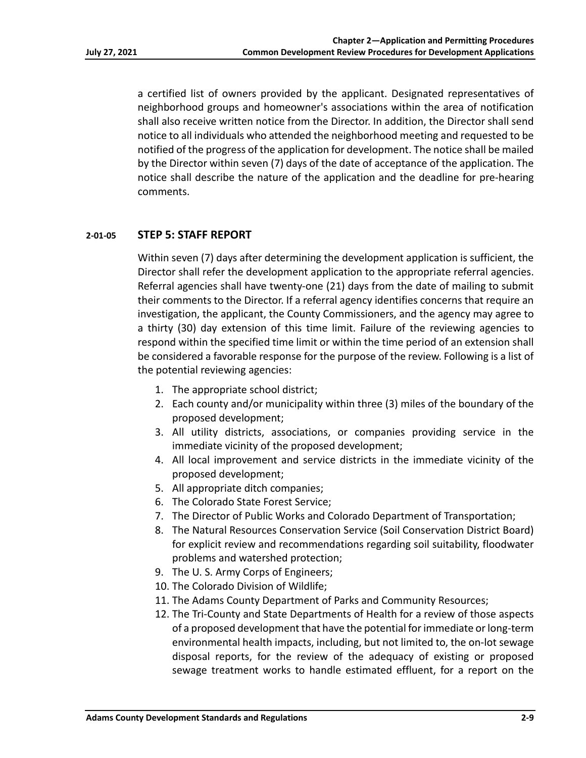a certified list of owners provided by the applicant. Designated representatives of neighborhood groups and homeowner's associations within the area of notification shall also receive written notice from the Director. In addition, the Director shall send notice to all individuals who attended the neighborhood meeting and requested to be notified of the progress of the application for development. The notice shall be mailed by the Director within seven (7) days of the date of acceptance of the application. The notice shall describe the nature of the application and the deadline for pre-hearing comments.

## 2-01-05 STEP 5: STAFF REPORT

Within seven (7) days after determining the development application is sufficient, the Director shall refer the development application to the appropriate referral agencies. Referral agencies shall have twenty-one (21) days from the date of mailing to submit their comments to the Director. If a referral agency identifies concerns that require an investigation, the applicant, the County Commissioners, and the agency may agree to a thirty (30) day extension of this time limit. Failure of the reviewing agencies to respond within the specified time limit or within the time period of an extension shall be considered a favorable response for the purpose of the review. Following is a list of the potential reviewing agencies:

1. The appropriate school district;
2. Each county and/or municipality within three (3) miles of the boundary of the proposed development;
3. All utility districts, associations, or companies providing service in the immediate vicinity of the proposed development;
4. All local improvement and service districts in the immediate vicinity of the proposed development;
5. All appropriate ditch companies;
6. The Colorado State Forest Service;
7. The Director of Public Works and Colorado Department of Transportation;
8. The Natural Resources Conservation Service (Soil Conservation District Board) for explicit review and recommendations regarding soil suitability, floodwater problems and watershed protection;
9. The U. S. Army Corps of Engineers;
10. The Colorado Division of Wildlife;
11. The Adams County Department of Parks and Community Resources;
12. The Tri-County and State Departments of Health for a review of those aspects of a proposed development that have the potential for immediate or long-term environmental health impacts, including, but not limited to, the on-lot sewage disposal reports, for the review of the adequacy of existing or proposed sewage treatment works to handle estimated effluent, for a report on the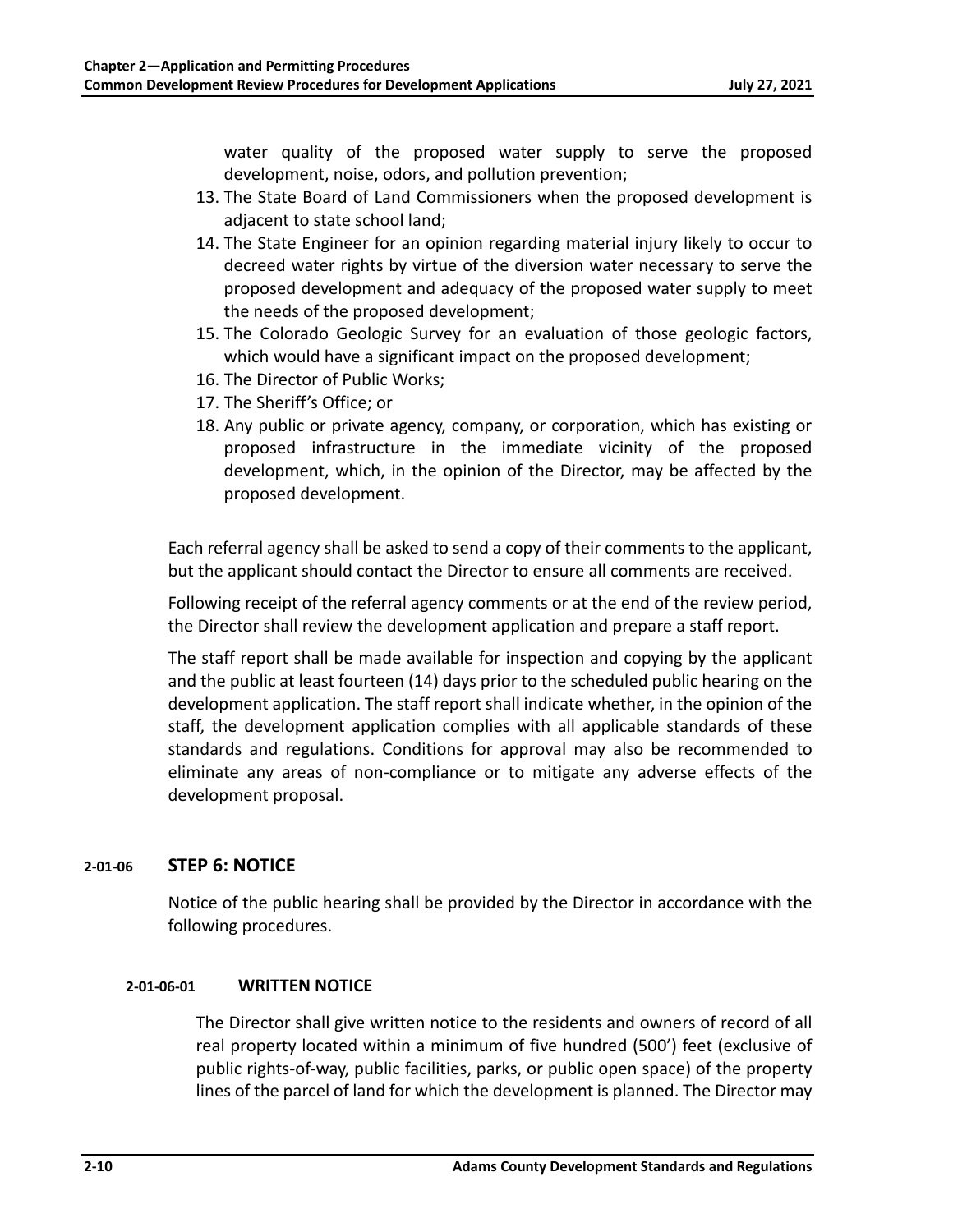water quality of the proposed water supply to serve the proposed development, noise, odors, and pollution prevention;

13. The State Board of Land Commissioners when the proposed development is adjacent to state school land;
14. The State Engineer for an opinion regarding material injury likely to occur to decreed water rights by virtue of the diversion water necessary to serve the proposed development and adequacy of the proposed water supply to meet the needs of the proposed development;
15. The Colorado Geologic Survey for an evaluation of those geologic factors, which would have a significant impact on the proposed development;
16. The Director of Public Works;
17. The Sheriff's Office; or
18. Any public or private agency, company, or corporation, which has existing or proposed infrastructure in the immediate vicinity of the proposed development, which, in the opinion of the Director, may be affected by the proposed development.

Each referral agency shall be asked to send a copy of their comments to the applicant, but the applicant should contact the Director to ensure all comments are received.

Following receipt of the referral agency comments or at the end of the review period, the Director shall review the development application and prepare a staff report.

The staff report shall be made available for inspection and copying by the applicant and the public at least fourteen (14) days prior to the scheduled public hearing on the development application. The staff report shall indicate whether, in the opinion of the staff, the development application complies with all applicable standards of these standards and regulations. Conditions for approval may also be recommended to eliminate any areas of non-compliance or to mitigate any adverse effects of the development proposal.

## 2-01-06 STEP 6: NOTICE

Notice of the public hearing shall be provided by the Director in accordance with the following procedures.

### 2-01-06-01 WRITTEN NOTICE

The Director shall give written notice to the residents and owners of record of all real property located within a minimum of five hundred (500') feet (exclusive of public rights-of-way, public facilities, parks, or public open space) of the property lines of the parcel of land for which the development is planned. The Director may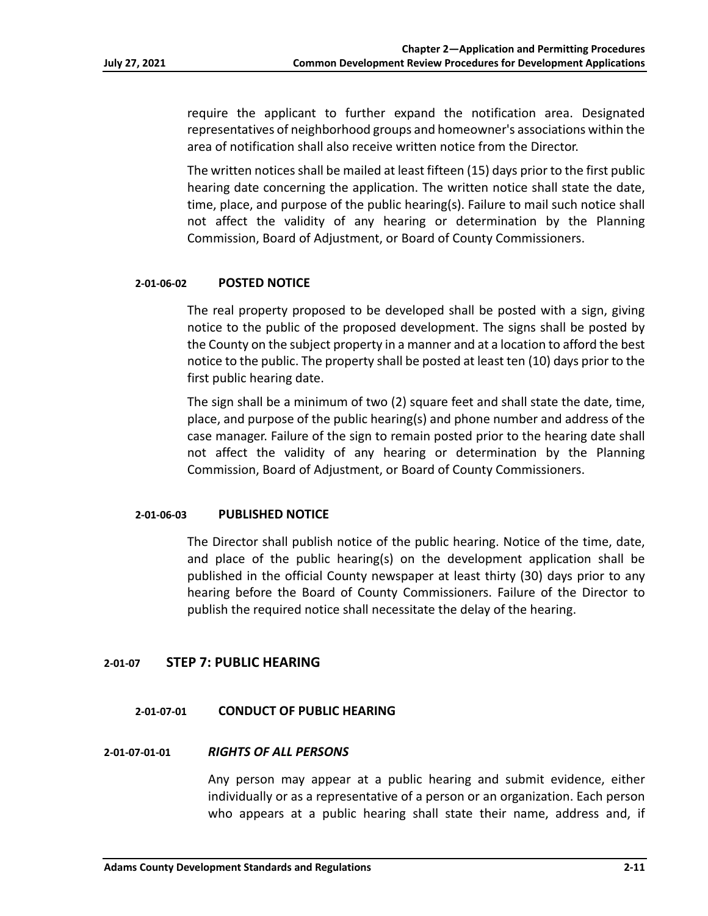require the applicant to further expand the notification area. Designated representatives of neighborhood groups and homeowner's associations within the area of notification shall also receive written notice from the Director.

The written notices shall be mailed at least fifteen (15) days prior to the first public hearing date concerning the application. The written notice shall state the date, time, place, and purpose of the public hearing(s). Failure to mail such notice shall not affect the validity of any hearing or determination by the Planning Commission, Board of Adjustment, or Board of County Commissioners.

#### 2-01-06-02 POSTED NOTICE

The real property proposed to be developed shall be posted with a sign, giving notice to the public of the proposed development. The signs shall be posted by the County on the subject property in a manner and at a location to afford the best notice to the public. The property shall be posted at least ten (10) days prior to the first public hearing date.

The sign shall be a minimum of two (2) square feet and shall state the date, time, place, and purpose of the public hearing(s) and phone number and address of the case manager. Failure of the sign to remain posted prior to the hearing date shall not affect the validity of any hearing or determination by the Planning Commission, Board of Adjustment, or Board of County Commissioners.

#### 2-01-06-03 PUBLISHED NOTICE

The Director shall publish notice of the public hearing. Notice of the time, date, and place of the public hearing(s) on the development application shall be published in the official County newspaper at least thirty (30) days prior to any hearing before the Board of County Commissioners. Failure of the Director to publish the required notice shall necessitate the delay of the hearing.

### 2-01-07 STEP 7: PUBLIC HEARING

#### 2-01-07-01 CONDUCT OF PUBLIC HEARING

##### 2-01-07-01-01 *RIGHTS OF ALL PERSONS*

Any person may appear at a public hearing and submit evidence, either individually or as a representative of a person or an organization. Each person who appears at a public hearing shall state their name, address and, if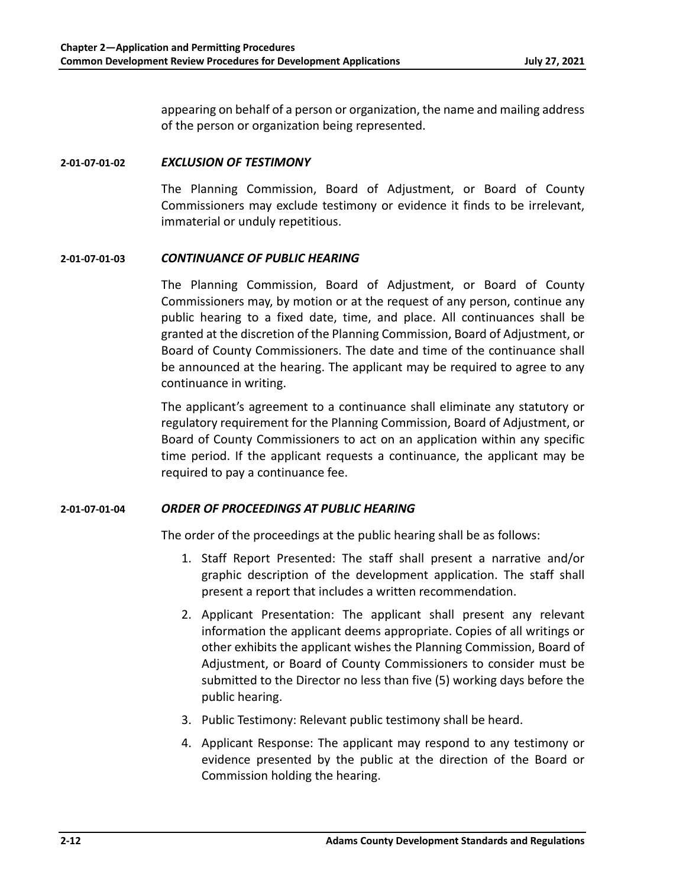appearing on behalf of a person or organization, the name and mailing address of the person or organization being represented.

#### 2-01-07-01-02 *EXCLUSION OF TESTIMONY*

The Planning Commission, Board of Adjustment, or Board of County Commissioners may exclude testimony or evidence it finds to be irrelevant, immaterial or unduly repetitious.

#### 2-01-07-01-03 *CONTINUANCE OF PUBLIC HEARING*

The Planning Commission, Board of Adjustment, or Board of County Commissioners may, by motion or at the request of any person, continue any public hearing to a fixed date, time, and place. All continuances shall be granted at the discretion of the Planning Commission, Board of Adjustment, or Board of County Commissioners. The date and time of the continuance shall be announced at the hearing. The applicant may be required to agree to any continuance in writing.

The applicant's agreement to a continuance shall eliminate any statutory or regulatory requirement for the Planning Commission, Board of Adjustment, or Board of County Commissioners to act on an application within any specific time period. If the applicant requests a continuance, the applicant may be required to pay a continuance fee.

#### 2-01-07-01-04 *ORDER OF PROCEEDINGS AT PUBLIC HEARING*

The order of the proceedings at the public hearing shall be as follows:

1. Staff Report Presented: The staff shall present a narrative and/or graphic description of the development application. The staff shall present a report that includes a written recommendation.
2. Applicant Presentation: The applicant shall present any relevant information the applicant deems appropriate. Copies of all writings or other exhibits the applicant wishes the Planning Commission, Board of Adjustment, or Board of County Commissioners to consider must be submitted to the Director no less than five (5) working days before the public hearing.
3. Public Testimony: Relevant public testimony shall be heard.
4. Applicant Response: The applicant may respond to any testimony or evidence presented by the public at the direction of the Board or Commission holding the hearing.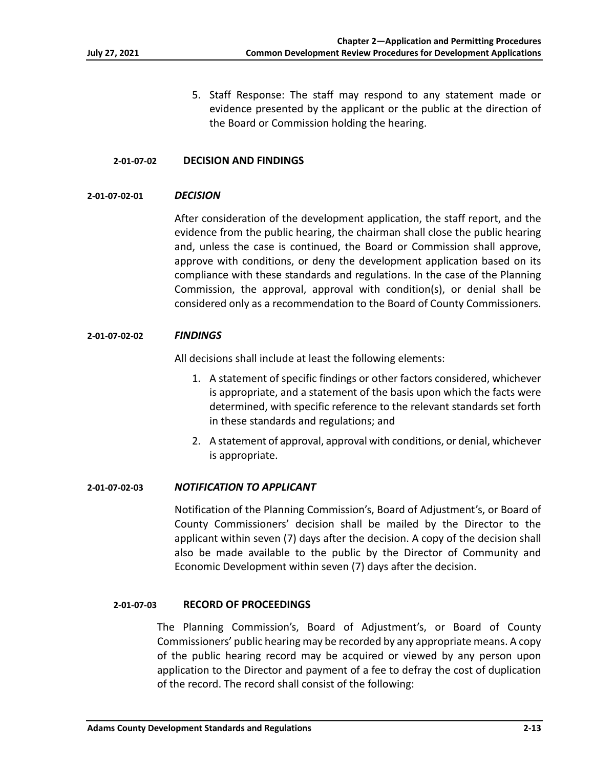5. Staff Response: The staff may respond to any statement made or evidence presented by the applicant or the public at the direction of the Board or Commission holding the hearing.

### 2-01-07-02 DECISION AND FINDINGS

#### 2-01-07-02-01 *DECISION*

After consideration of the development application, the staff report, and the evidence from the public hearing, the chairman shall close the public hearing and, unless the case is continued, the Board or Commission shall approve, approve with conditions, or deny the development application based on its compliance with these standards and regulations. In the case of the Planning Commission, the approval, approval with condition(s), or denial shall be considered only as a recommendation to the Board of County Commissioners.

#### 2-01-07-02-02 *FINDINGS*

All decisions shall include at least the following elements:

1. A statement of specific findings or other factors considered, whichever is appropriate, and a statement of the basis upon which the facts were determined, with specific reference to the relevant standards set forth in these standards and regulations; and
2. A statement of approval, approval with conditions, or denial, whichever is appropriate.

#### 2-01-07-02-03 *NOTIFICATION TO APPLICANT*

Notification of the Planning Commission's, Board of Adjustment's, or Board of County Commissioners' decision shall be mailed by the Director to the applicant within seven (7) days after the decision. A copy of the decision shall also be made available to the public by the Director of Community and Economic Development within seven (7) days after the decision.

### 2-01-07-03 RECORD OF PROCEEDINGS

The Planning Commission's, Board of Adjustment's, or Board of County Commissioners' public hearing may be recorded by any appropriate means. A copy of the public hearing record may be acquired or viewed by any person upon application to the Director and payment of a fee to defray the cost of duplication of the record. The record shall consist of the following: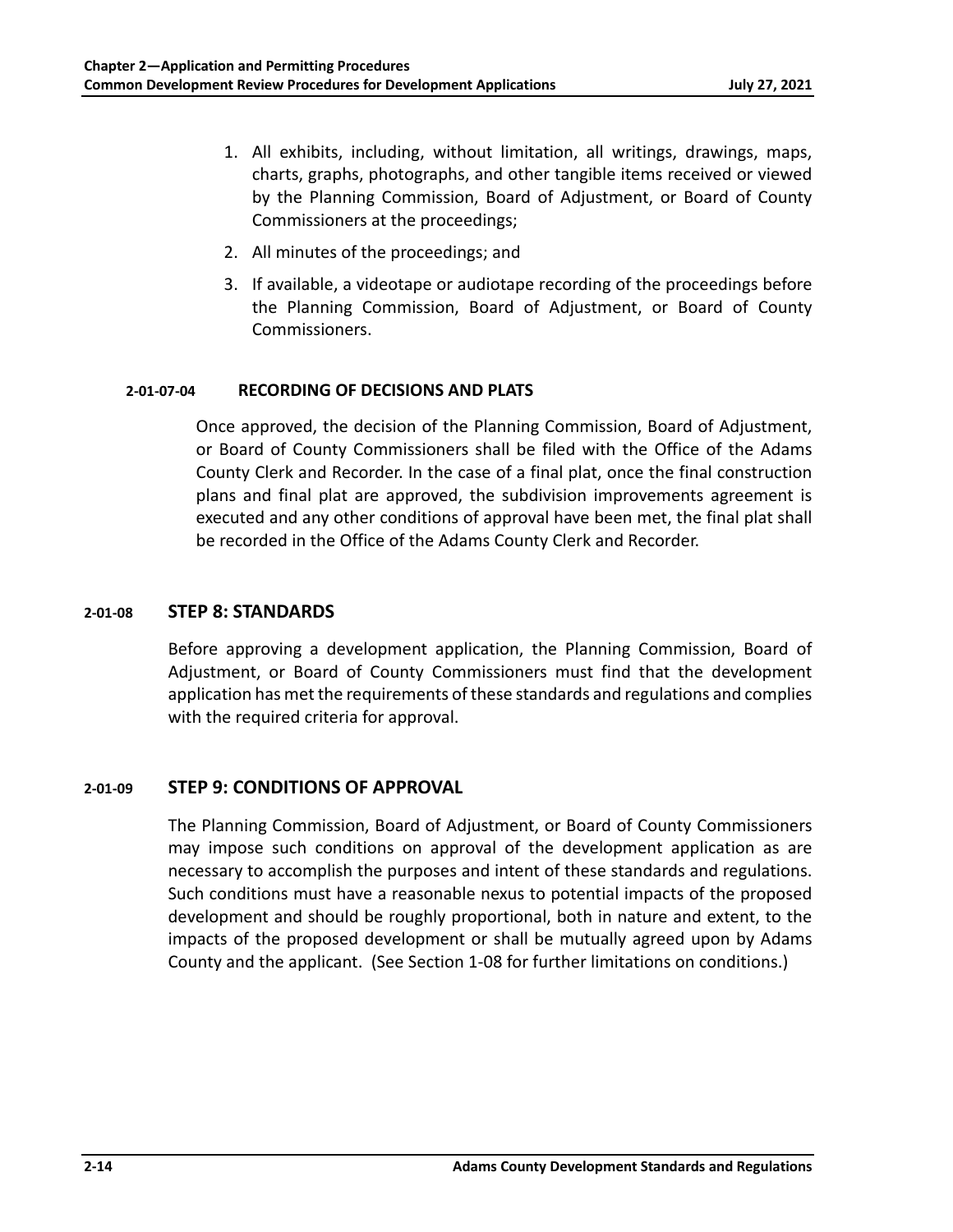1. All exhibits, including, without limitation, all writings, drawings, maps, charts, graphs, photographs, and other tangible items received or viewed by the Planning Commission, Board of Adjustment, or Board of County Commissioners at the proceedings;
2. All minutes of the proceedings; and
3. If available, a videotape or audiotape recording of the proceedings before the Planning Commission, Board of Adjustment, or Board of County Commissioners.

#### 2-01-07-04 RECORDING OF DECISIONS AND PLATS

Once approved, the decision of the Planning Commission, Board of Adjustment, or Board of County Commissioners shall be filed with the Office of the Adams County Clerk and Recorder. In the case of a final plat, once the final construction plans and final plat are approved, the subdivision improvements agreement is executed and any other conditions of approval have been met, the final plat shall be recorded in the Office of the Adams County Clerk and Recorder.

### 2-01-08 STEP 8: STANDARDS

Before approving a development application, the Planning Commission, Board of Adjustment, or Board of County Commissioners must find that the development application has met the requirements of these standards and regulations and complies with the required criteria for approval.

### 2-01-09 STEP 9: CONDITIONS OF APPROVAL

The Planning Commission, Board of Adjustment, or Board of County Commissioners may impose such conditions on approval of the development application as are necessary to accomplish the purposes and intent of these standards and regulations. Such conditions must have a reasonable nexus to potential impacts of the proposed development and should be roughly proportional, both in nature and extent, to the impacts of the proposed development or shall be mutually agreed upon by Adams County and the applicant. (See Section 1-08 for further limitations on conditions.)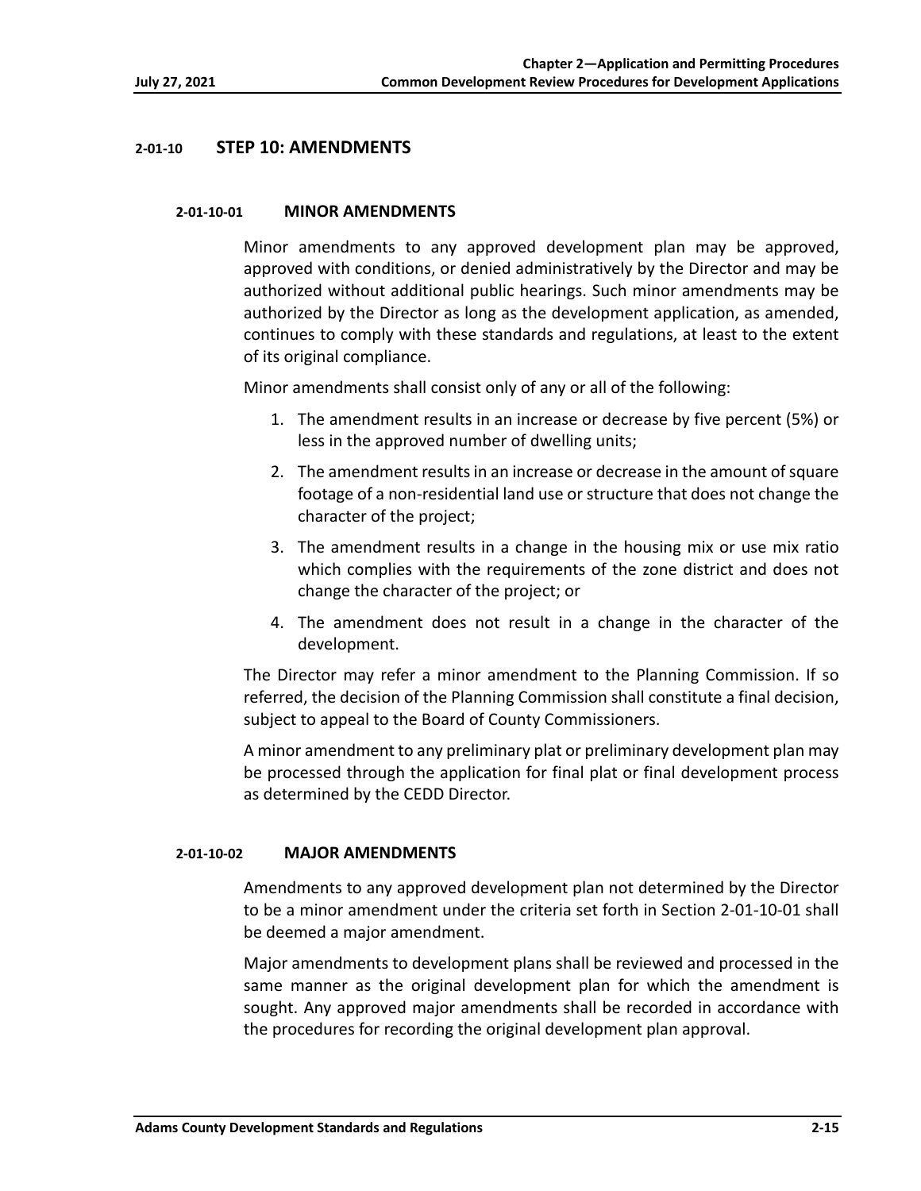## 2-01-10 STEP 10: AMENDMENTS

### 2-01-10-01 MINOR AMENDMENTS

Minor amendments to any approved development plan may be approved, approved with conditions, or denied administratively by the Director and may be authorized without additional public hearings. Such minor amendments may be authorized by the Director as long as the development application, as amended, continues to comply with these standards and regulations, at least to the extent of its original compliance.

Minor amendments shall consist only of any or all of the following:

1. The amendment results in an increase or decrease by five percent (5%) or less in the approved number of dwelling units;
2. The amendment results in an increase or decrease in the amount of square footage of a non-residential land use or structure that does not change the character of the project;
3. The amendment results in a change in the housing mix or use mix ratio which complies with the requirements of the zone district and does not change the character of the project; or
4. The amendment does not result in a change in the character of the development.

The Director may refer a minor amendment to the Planning Commission. If so referred, the decision of the Planning Commission shall constitute a final decision, subject to appeal to the Board of County Commissioners.

A minor amendment to any preliminary plat or preliminary development plan may be processed through the application for final plat or final development process as determined by the CEDD Director.

### 2-01-10-02 MAJOR AMENDMENTS

Amendments to any approved development plan not determined by the Director to be a minor amendment under the criteria set forth in Section 2-01-10-01 shall be deemed a major amendment.

Major amendments to development plans shall be reviewed and processed in the same manner as the original development plan for which the amendment is sought. Any approved major amendments shall be recorded in accordance with the procedures for recording the original development plan approval.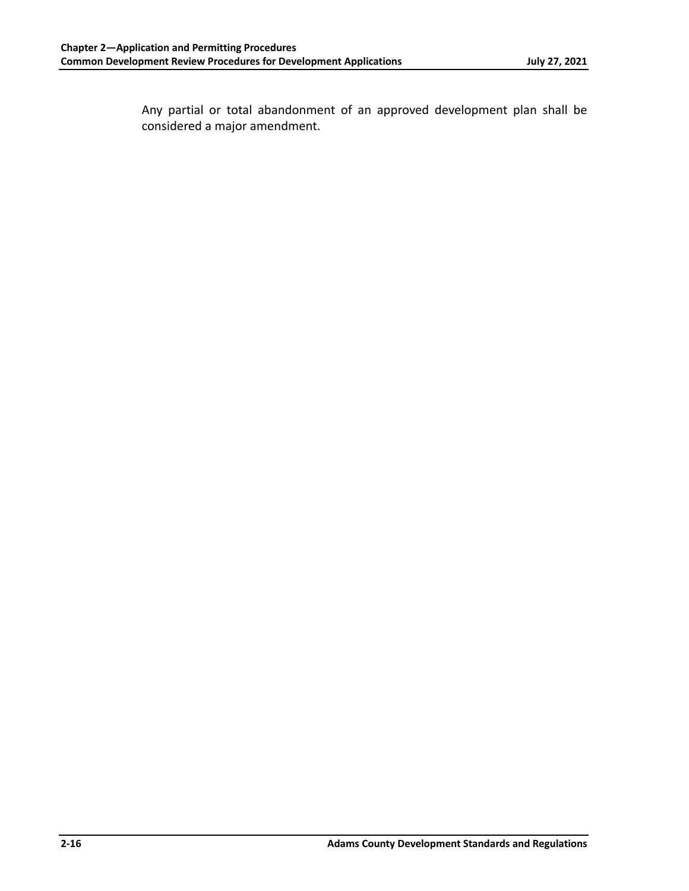Any partial or total abandonment of an approved development plan shall be considered a major amendment.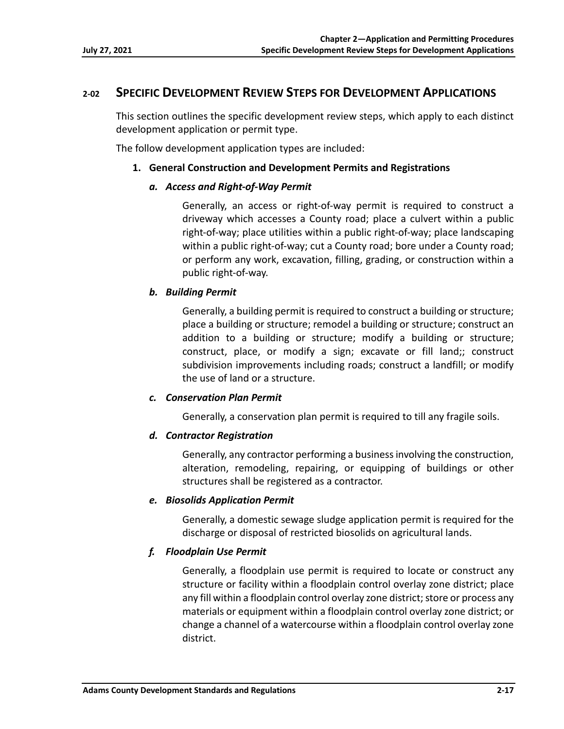## 2-02 SPECIFIC DEVELOPMENT REVIEW STEPS FOR DEVELOPMENT APPLICATIONS

This section outlines the specific development review steps, which apply to each distinct development application or permit type.

The follow development application types are included:

### 1. General Construction and Development Permits and Registrations

#### *a. Access and Right-of-Way Permit*

Generally, an access or right-of-way permit is required to construct a driveway which accesses a County road; place a culvert within a public right-of-way; place utilities within a public right-of-way; place landscaping within a public right-of-way; cut a County road; bore under a County road; or perform any work, excavation, filling, grading, or construction within a public right-of-way.

#### *b. Building Permit*

Generally, a building permit is required to construct a building or structure; place a building or structure; remodel a building or structure; construct an addition to a building or structure; modify a building or structure; construct, place, or modify a sign; excavate or fill land;; construct subdivision improvements including roads; construct a landfill; or modify the use of land or a structure.

#### *c. Conservation Plan Permit*

Generally, a conservation plan permit is required to till any fragile soils.

#### *d. Contractor Registration*

Generally, any contractor performing a business involving the construction, alteration, remodeling, repairing, or equipping of buildings or other structures shall be registered as a contractor.

#### *e. Biosolids Application Permit*

Generally, a domestic sewage sludge application permit is required for the discharge or disposal of restricted biosolids on agricultural lands.

#### *f. Floodplain Use Permit*

Generally, a floodplain use permit is required to locate or construct any structure or facility within a floodplain control overlay zone district; place any fill within a floodplain control overlay zone district; store or process any materials or equipment within a floodplain control overlay zone district; or change a channel of a watercourse within a floodplain control overlay zone district.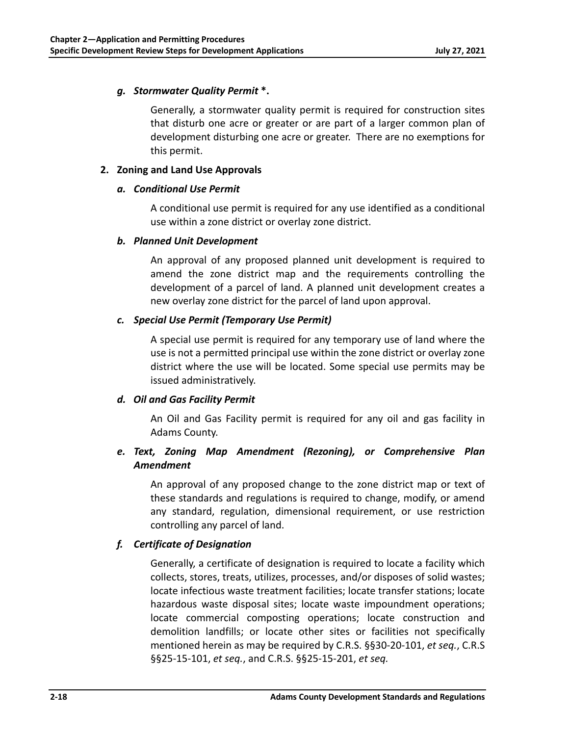#### *g. Stormwater Quality Permit* *.

Generally, a stormwater quality permit is required for construction sites that disturb one acre or greater or are part of a larger common plan of development disturbing one acre or greater. There are no exemptions for this permit.

### 2. Zoning and Land Use Approvals

#### *a. Conditional Use Permit*

A conditional use permit is required for any use identified as a conditional use within a zone district or overlay zone district.

#### *b. Planned Unit Development*

An approval of any proposed planned unit development is required to amend the zone district map and the requirements controlling the development of a parcel of land. A planned unit development creates a new overlay zone district for the parcel of land upon approval.

#### *c. Special Use Permit (Temporary Use Permit)*

A special use permit is required for any temporary use of land where the use is not a permitted principal use within the zone district or overlay zone district where the use will be located. Some special use permits may be issued administratively.

#### *d. Oil and Gas Facility Permit*

An Oil and Gas Facility permit is required for any oil and gas facility in Adams County.

#### *e. Text, Zoning Map Amendment (Rezoning), or Comprehensive Plan Amendment*

An approval of any proposed change to the zone district map or text of these standards and regulations is required to change, modify, or amend any standard, regulation, dimensional requirement, or use restriction controlling any parcel of land.

#### *f. Certificate of Designation*

Generally, a certificate of designation is required to locate a facility which collects, stores, treats, utilizes, processes, and/or disposes of solid wastes; locate infectious waste treatment facilities; locate transfer stations; locate hazardous waste disposal sites; locate waste impoundment operations; locate commercial composting operations; locate construction and demolition landfills; or locate other sites or facilities not specifically mentioned herein as may be required by C.R.S. §§30-20-101, *et seq.*, C.R.S §§25-15-101, *et seq.*, and C.R.S. §§25-15-201, *et seq.*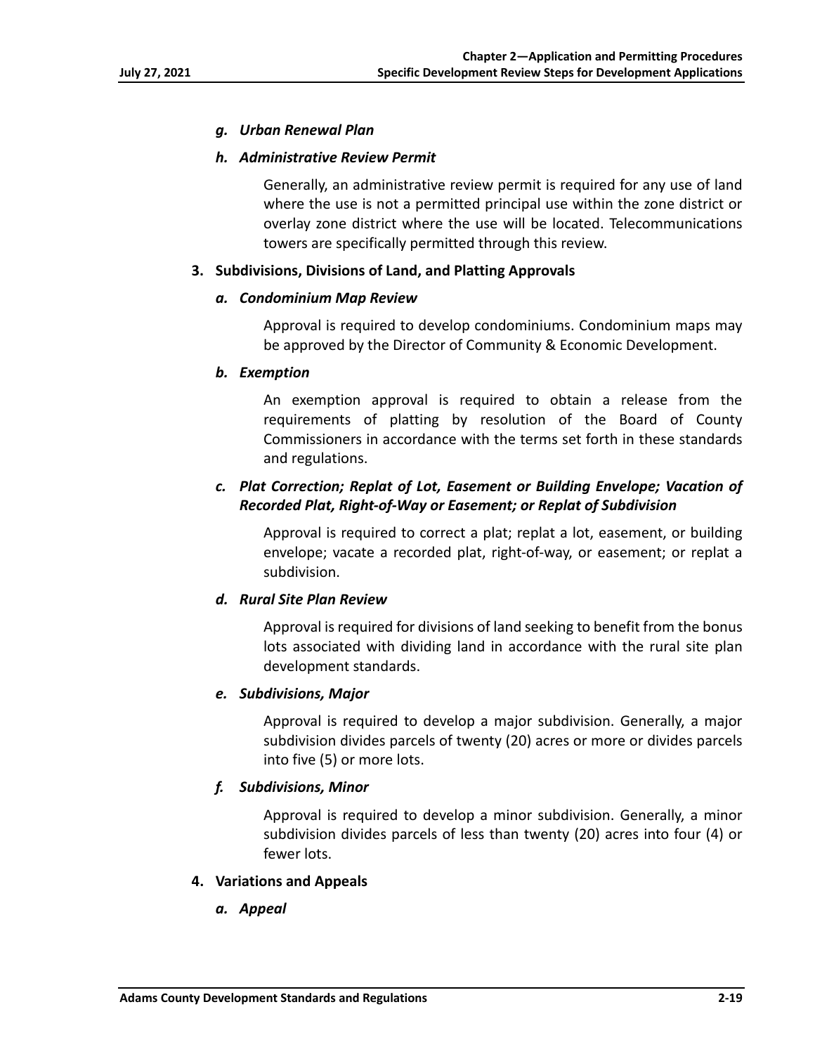#### *g. Urban Renewal Plan*

#### *h. Administrative Review Permit*

Generally, an administrative review permit is required for any use of land where the use is not a permitted principal use within the zone district or overlay zone district where the use will be located. Telecommunications towers are specifically permitted through this review.

### 3. Subdivisions, Divisions of Land, and Platting Approvals

#### *a. Condominium Map Review*

Approval is required to develop condominiums. Condominium maps may be approved by the Director of Community & Economic Development.

#### *b. Exemption*

An exemption approval is required to obtain a release from the requirements of platting by resolution of the Board of County Commissioners in accordance with the terms set forth in these standards and regulations.

#### *c. Plat Correction; Replat of Lot, Easement or Building Envelope; Vacation of Recorded Plat, Right-of-Way or Easement; or Replat of Subdivision*

Approval is required to correct a plat; replat a lot, easement, or building envelope; vacate a recorded plat, right-of-way, or easement; or replat a subdivision.

#### *d. Rural Site Plan Review*

Approval is required for divisions of land seeking to benefit from the bonus lots associated with dividing land in accordance with the rural site plan development standards.

#### *e. Subdivisions, Major*

Approval is required to develop a major subdivision. Generally, a major subdivision divides parcels of twenty (20) acres or more or divides parcels into five (5) or more lots.

#### *f. Subdivisions, Minor*

Approval is required to develop a minor subdivision. Generally, a minor subdivision divides parcels of less than twenty (20) acres into four (4) or fewer lots.

### 4. Variations and Appeals

#### *a. Appeal*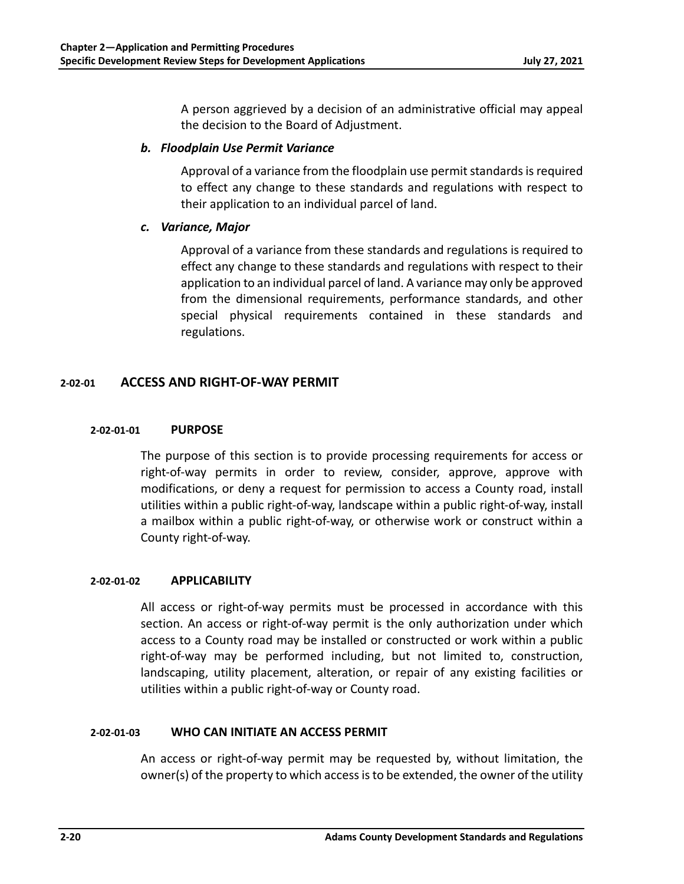A person aggrieved by a decision of an administrative official may appeal the decision to the Board of Adjustment.

***b. Floodplain Use Permit Variance***

Approval of a variance from the floodplain use permit standards is required to effect any change to these standards and regulations with respect to their application to an individual parcel of land.

***c. Variance, Major***

Approval of a variance from these standards and regulations is required to effect any change to these standards and regulations with respect to their application to an individual parcel of land. A variance may only be approved from the dimensional requirements, performance standards, and other special physical requirements contained in these standards and regulations.

## 2-02-01 ACCESS AND RIGHT-OF-WAY PERMIT

### 2-02-01-01 PURPOSE

The purpose of this section is to provide processing requirements for access or right-of-way permits in order to review, consider, approve, approve with modifications, or deny a request for permission to access a County road, install utilities within a public right-of-way, landscape within a public right-of-way, install a mailbox within a public right-of-way, or otherwise work or construct within a County right-of-way.

### 2-02-01-02 APPLICABILITY

All access or right-of-way permits must be processed in accordance with this section. An access or right-of-way permit is the only authorization under which access to a County road may be installed or constructed or work within a public right-of-way may be performed including, but not limited to, construction, landscaping, utility placement, alteration, or repair of any existing facilities or utilities within a public right-of-way or County road.

### 2-02-01-03 WHO CAN INITIATE AN ACCESS PERMIT

An access or right-of-way permit may be requested by, without limitation, the owner(s) of the property to which access is to be extended, the owner of the utility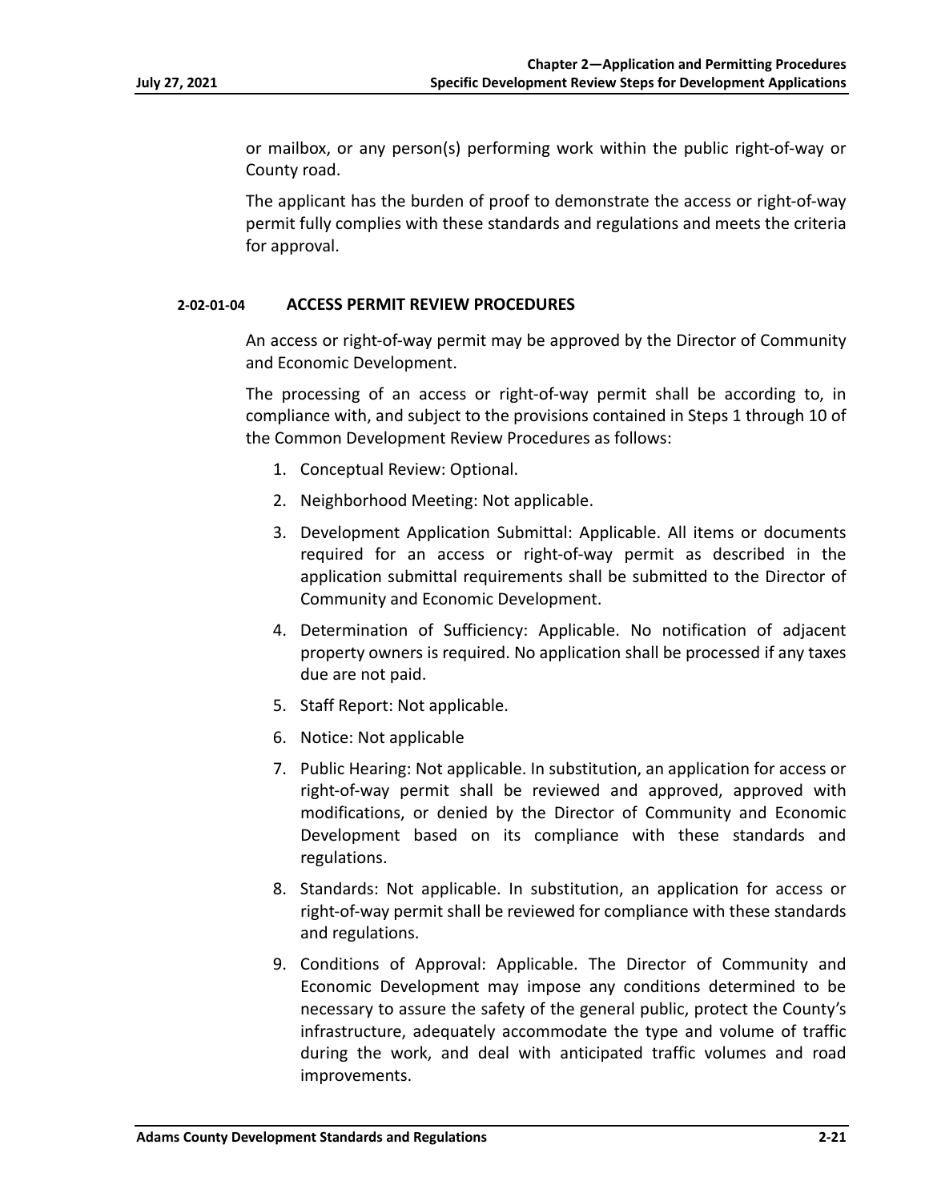or mailbox, or any person(s) performing work within the public right-of-way or County road.

The applicant has the burden of proof to demonstrate the access or right-of-way permit fully complies with these standards and regulations and meets the criteria for approval.

#### 2-02-01-04 ACCESS PERMIT REVIEW PROCEDURES

An access or right-of-way permit may be approved by the Director of Community and Economic Development.

The processing of an access or right-of-way permit shall be according to, in compliance with, and subject to the provisions contained in Steps 1 through 10 of the Common Development Review Procedures as follows:

1. Conceptual Review: Optional.
2. Neighborhood Meeting: Not applicable.
3. Development Application Submittal: Applicable. All items or documents required for an access or right-of-way permit as described in the application submittal requirements shall be submitted to the Director of Community and Economic Development.
4. Determination of Sufficiency: Applicable. No notification of adjacent property owners is required. No application shall be processed if any taxes due are not paid.
5. Staff Report: Not applicable.
6. Notice: Not applicable
7. Public Hearing: Not applicable. In substitution, an application for access or right-of-way permit shall be reviewed and approved, approved with modifications, or denied by the Director of Community and Economic Development based on its compliance with these standards and regulations.
8. Standards: Not applicable. In substitution, an application for access or right-of-way permit shall be reviewed for compliance with these standards and regulations.
9. Conditions of Approval: Applicable. The Director of Community and Economic Development may impose any conditions determined to be necessary to assure the safety of the general public, protect the County's infrastructure, adequately accommodate the type and volume of traffic during the work, and deal with anticipated traffic volumes and road improvements.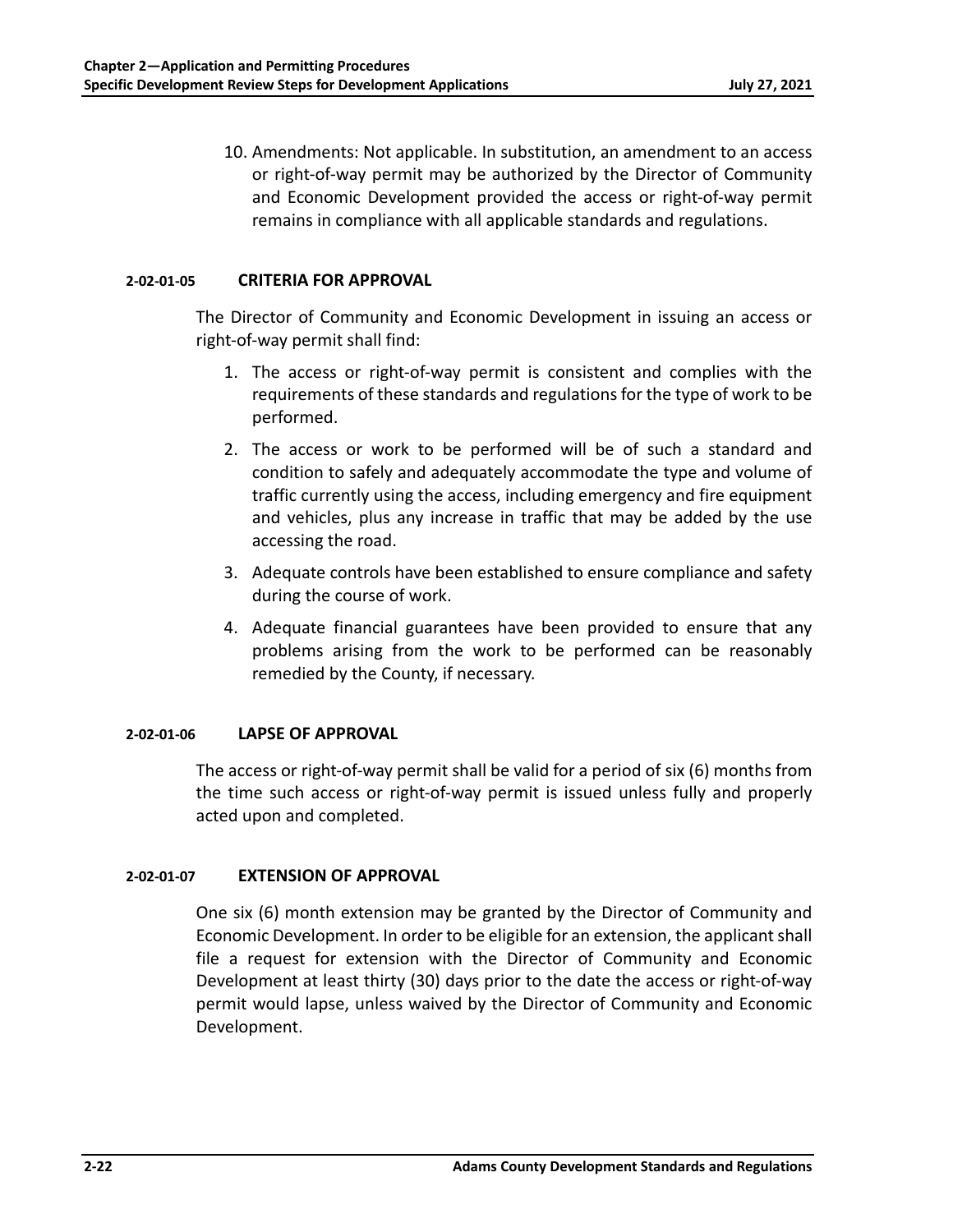10. Amendments: Not applicable. In substitution, an amendment to an access or right-of-way permit may be authorized by the Director of Community and Economic Development provided the access or right-of-way permit remains in compliance with all applicable standards and regulations.

### 2-02-01-05 CRITERIA FOR APPROVAL

The Director of Community and Economic Development in issuing an access or right-of-way permit shall find:

1. The access or right-of-way permit is consistent and complies with the requirements of these standards and regulations for the type of work to be performed.
2. The access or work to be performed will be of such a standard and condition to safely and adequately accommodate the type and volume of traffic currently using the access, including emergency and fire equipment and vehicles, plus any increase in traffic that may be added by the use accessing the road.
3. Adequate controls have been established to ensure compliance and safety during the course of work.
4. Adequate financial guarantees have been provided to ensure that any problems arising from the work to be performed can be reasonably remedied by the County, if necessary.

### 2-02-01-06 LAPSE OF APPROVAL

The access or right-of-way permit shall be valid for a period of six (6) months from the time such access or right-of-way permit is issued unless fully and properly acted upon and completed.

### 2-02-01-07 EXTENSION OF APPROVAL

One six (6) month extension may be granted by the Director of Community and Economic Development. In order to be eligible for an extension, the applicant shall file a request for extension with the Director of Community and Economic Development at least thirty (30) days prior to the date the access or right-of-way permit would lapse, unless waived by the Director of Community and Economic Development.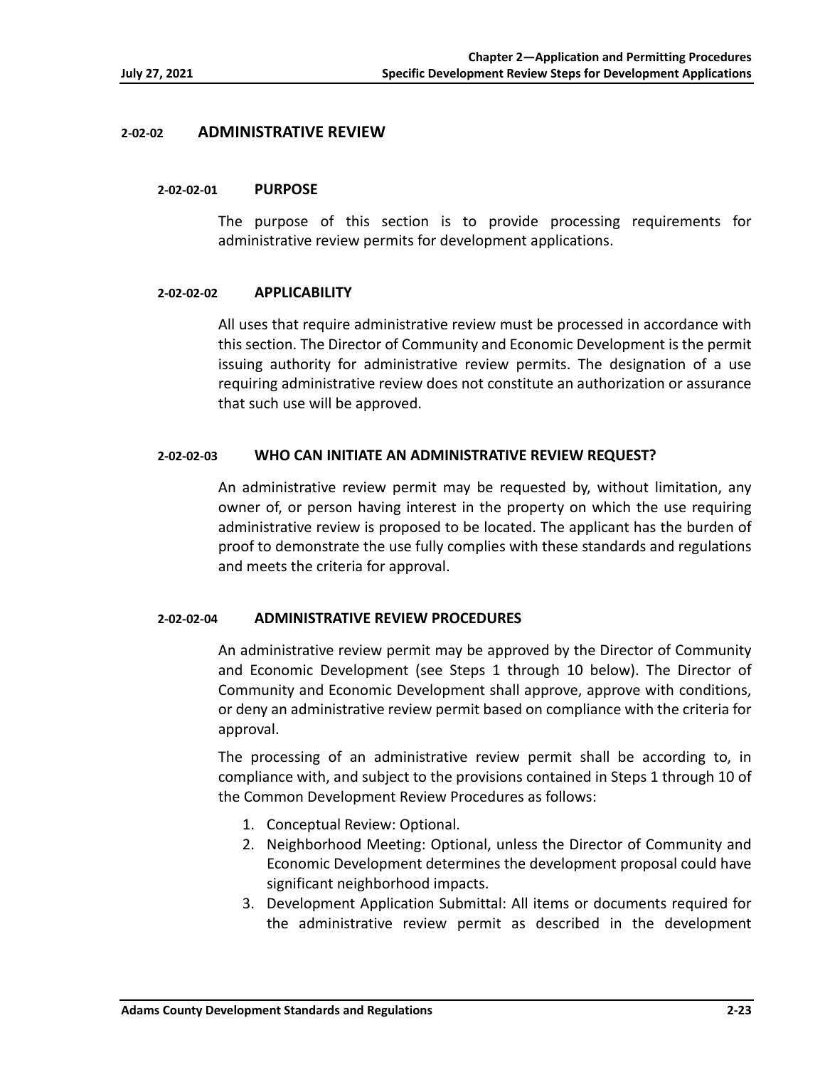## 2-02-02 ADMINISTRATIVE REVIEW

### 2-02-02-01 PURPOSE

The purpose of this section is to provide processing requirements for administrative review permits for development applications.

### 2-02-02-02 APPLICABILITY

All uses that require administrative review must be processed in accordance with this section. The Director of Community and Economic Development is the permit issuing authority for administrative review permits. The designation of a use requiring administrative review does not constitute an authorization or assurance that such use will be approved.

### 2-02-02-03 WHO CAN INITIATE AN ADMINISTRATIVE REVIEW REQUEST?

An administrative review permit may be requested by, without limitation, any owner of, or person having interest in the property on which the use requiring administrative review is proposed to be located. The applicant has the burden of proof to demonstrate the use fully complies with these standards and regulations and meets the criteria for approval.

### 2-02-02-04 ADMINISTRATIVE REVIEW PROCEDURES

An administrative review permit may be approved by the Director of Community and Economic Development (see Steps 1 through 10 below). The Director of Community and Economic Development shall approve, approve with conditions, or deny an administrative review permit based on compliance with the criteria for approval.

The processing of an administrative review permit shall be according to, in compliance with, and subject to the provisions contained in Steps 1 through 10 of the Common Development Review Procedures as follows:

1. Conceptual Review: Optional.
2. Neighborhood Meeting: Optional, unless the Director of Community and Economic Development determines the development proposal could have significant neighborhood impacts.
3. Development Application Submittal: All items or documents required for the administrative review permit as described in the development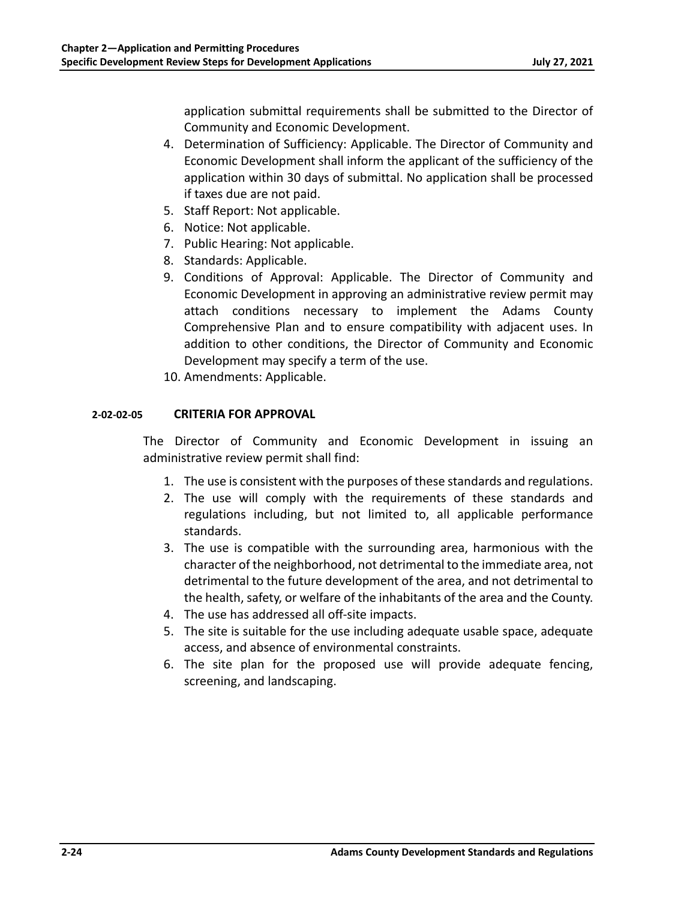application submittal requirements shall be submitted to the Director of Community and Economic Development.

4. Determination of Sufficiency: Applicable. The Director of Community and Economic Development shall inform the applicant of the sufficiency of the application within 30 days of submittal. No application shall be processed if taxes due are not paid.
5. Staff Report: Not applicable.
6. Notice: Not applicable.
7. Public Hearing: Not applicable.
8. Standards: Applicable.
9. Conditions of Approval: Applicable. The Director of Community and Economic Development in approving an administrative review permit may attach conditions necessary to implement the Adams County Comprehensive Plan and to ensure compatibility with adjacent uses. In addition to other conditions, the Director of Community and Economic Development may specify a term of the use.
10. Amendments: Applicable.

### 2-02-02-05 CRITERIA FOR APPROVAL

The Director of Community and Economic Development in issuing an administrative review permit shall find:

1. The use is consistent with the purposes of these standards and regulations.
2. The use will comply with the requirements of these standards and regulations including, but not limited to, all applicable performance standards.
3. The use is compatible with the surrounding area, harmonious with the character of the neighborhood, not detrimental to the immediate area, not detrimental to the future development of the area, and not detrimental to the health, safety, or welfare of the inhabitants of the area and the County.
4. The use has addressed all off-site impacts.
5. The site is suitable for the use including adequate usable space, adequate access, and absence of environmental constraints.
6. The site plan for the proposed use will provide adequate fencing, screening, and landscaping.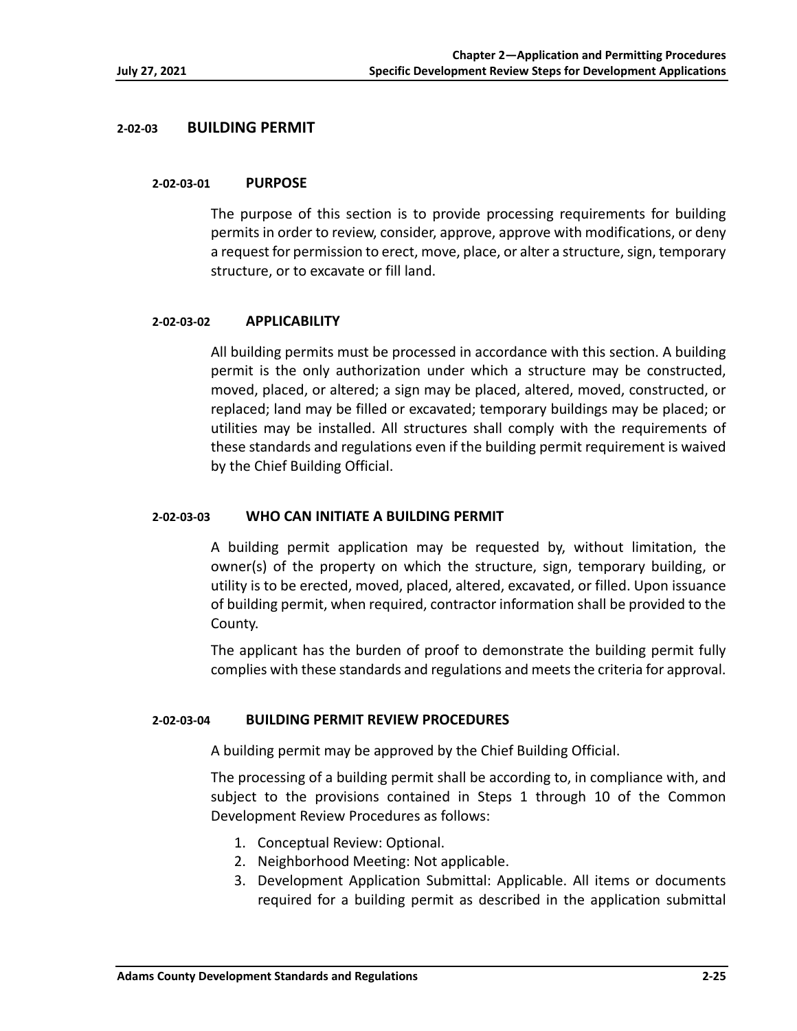## 2-02-03 BUILDING PERMIT

### 2-02-03-01 PURPOSE

The purpose of this section is to provide processing requirements for building permits in order to review, consider, approve, approve with modifications, or deny a request for permission to erect, move, place, or alter a structure, sign, temporary structure, or to excavate or fill land.

### 2-02-03-02 APPLICABILITY

All building permits must be processed in accordance with this section. A building permit is the only authorization under which a structure may be constructed, moved, placed, or altered; a sign may be placed, altered, moved, constructed, or replaced; land may be filled or excavated; temporary buildings may be placed; or utilities may be installed. All structures shall comply with the requirements of these standards and regulations even if the building permit requirement is waived by the Chief Building Official.

### 2-02-03-03 WHO CAN INITIATE A BUILDING PERMIT

A building permit application may be requested by, without limitation, the owner(s) of the property on which the structure, sign, temporary building, or utility is to be erected, moved, placed, altered, excavated, or filled. Upon issuance of building permit, when required, contractor information shall be provided to the County.

The applicant has the burden of proof to demonstrate the building permit fully complies with these standards and regulations and meets the criteria for approval.

### 2-02-03-04 BUILDING PERMIT REVIEW PROCEDURES

A building permit may be approved by the Chief Building Official.

The processing of a building permit shall be according to, in compliance with, and subject to the provisions contained in Steps 1 through 10 of the Common Development Review Procedures as follows:

1. Conceptual Review: Optional.
2. Neighborhood Meeting: Not applicable.
3. Development Application Submittal: Applicable. All items or documents required for a building permit as described in the application submittal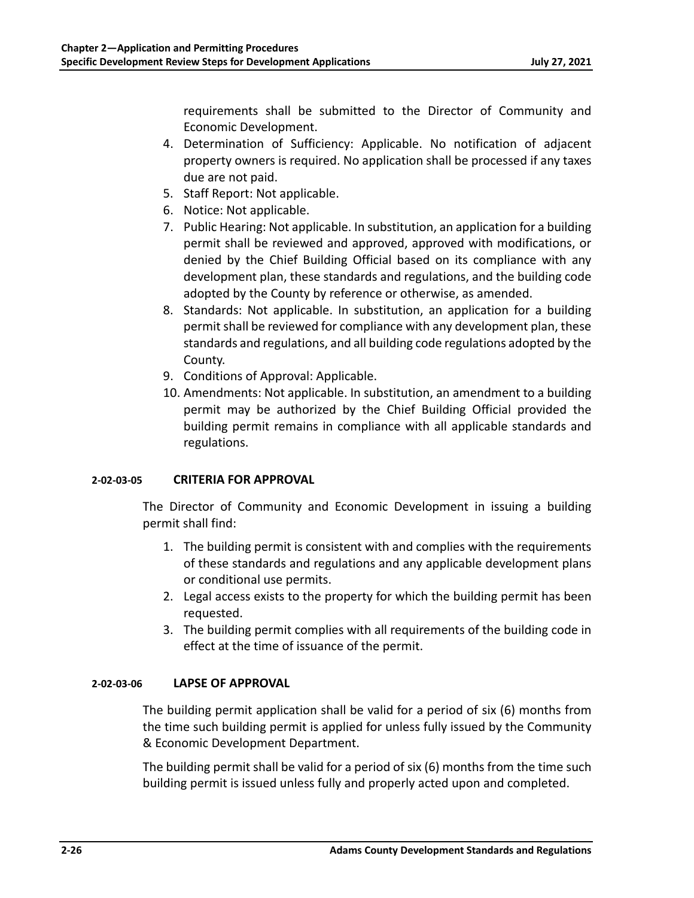requirements shall be submitted to the Director of Community and Economic Development.

4. Determination of Sufficiency: Applicable. No notification of adjacent property owners is required. No application shall be processed if any taxes due are not paid.
5. Staff Report: Not applicable.
6. Notice: Not applicable.
7. Public Hearing: Not applicable. In substitution, an application for a building permit shall be reviewed and approved, approved with modifications, or denied by the Chief Building Official based on its compliance with any development plan, these standards and regulations, and the building code adopted by the County by reference or otherwise, as amended.
8. Standards: Not applicable. In substitution, an application for a building permit shall be reviewed for compliance with any development plan, these standards and regulations, and all building code regulations adopted by the County.
9. Conditions of Approval: Applicable.
10. Amendments: Not applicable. In substitution, an amendment to a building permit may be authorized by the Chief Building Official provided the building permit remains in compliance with all applicable standards and regulations.

### 2-02-03-05 CRITERIA FOR APPROVAL

The Director of Community and Economic Development in issuing a building permit shall find:

1. The building permit is consistent with and complies with the requirements of these standards and regulations and any applicable development plans or conditional use permits.
2. Legal access exists to the property for which the building permit has been requested.
3. The building permit complies with all requirements of the building code in effect at the time of issuance of the permit.

### 2-02-03-06 LAPSE OF APPROVAL

The building permit application shall be valid for a period of six (6) months from the time such building permit is applied for unless fully issued by the Community & Economic Development Department.

The building permit shall be valid for a period of six (6) months from the time such building permit is issued unless fully and properly acted upon and completed.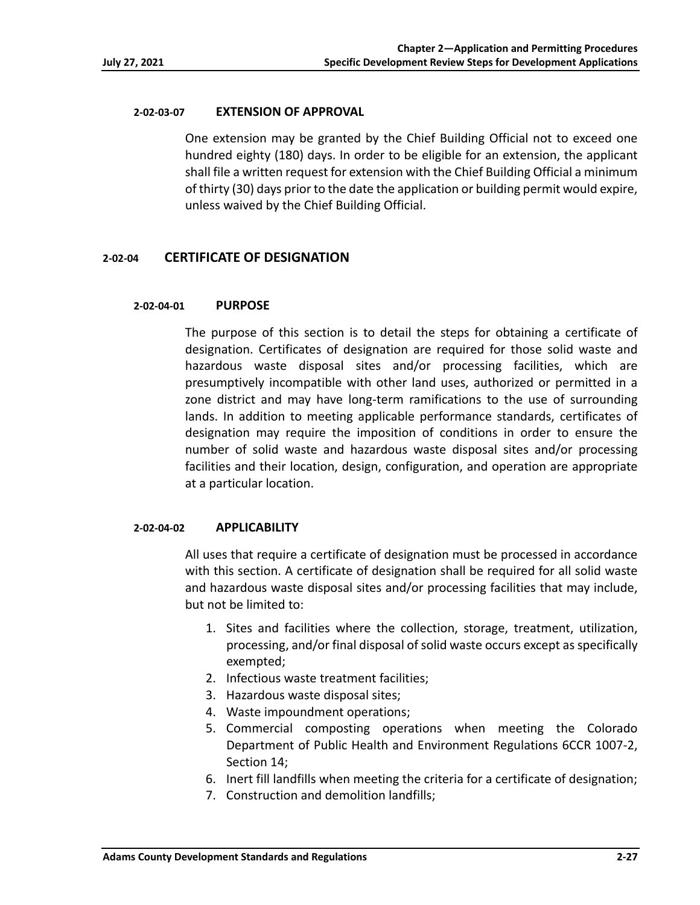#### 2-02-03-07 EXTENSION OF APPROVAL

One extension may be granted by the Chief Building Official not to exceed one hundred eighty (180) days. In order to be eligible for an extension, the applicant shall file a written request for extension with the Chief Building Official a minimum of thirty (30) days prior to the date the application or building permit would expire, unless waived by the Chief Building Official.

### 2-02-04 CERTIFICATE OF DESIGNATION

#### 2-02-04-01 PURPOSE

The purpose of this section is to detail the steps for obtaining a certificate of designation. Certificates of designation are required for those solid waste and hazardous waste disposal sites and/or processing facilities, which are presumptively incompatible with other land uses, authorized or permitted in a zone district and may have long-term ramifications to the use of surrounding lands. In addition to meeting applicable performance standards, certificates of designation may require the imposition of conditions in order to ensure the number of solid waste and hazardous waste disposal sites and/or processing facilities and their location, design, configuration, and operation are appropriate at a particular location.

#### 2-02-04-02 APPLICABILITY

All uses that require a certificate of designation must be processed in accordance with this section. A certificate of designation shall be required for all solid waste and hazardous waste disposal sites and/or processing facilities that may include, but not be limited to:

1. Sites and facilities where the collection, storage, treatment, utilization, processing, and/or final disposal of solid waste occurs except as specifically exempted;
2. Infectious waste treatment facilities;
3. Hazardous waste disposal sites;
4. Waste impoundment operations;
5. Commercial composting operations when meeting the Colorado Department of Public Health and Environment Regulations 6CCR 1007-2, Section 14;
6. Inert fill landfills when meeting the criteria for a certificate of designation;
7. Construction and demolition landfills;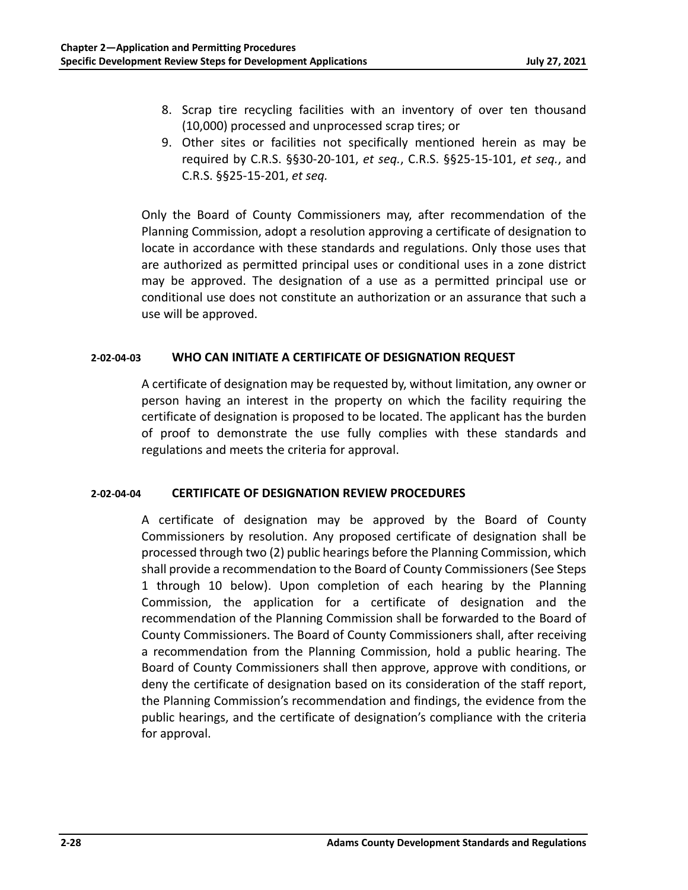8. Scrap tire recycling facilities with an inventory of over ten thousand (10,000) processed and unprocessed scrap tires; or
9. Other sites or facilities not specifically mentioned herein as may be required by C.R.S. §§30-20-101, *et seq.*, C.R.S. §§25-15-101, *et seq.*, and C.R.S. §§25-15-201, *et seq.*

Only the Board of County Commissioners may, after recommendation of the Planning Commission, adopt a resolution approving a certificate of designation to locate in accordance with these standards and regulations. Only those uses that are authorized as permitted principal uses or conditional uses in a zone district may be approved. The designation of a use as a permitted principal use or conditional use does not constitute an authorization or an assurance that such a use will be approved.

### 2-02-04-03 WHO CAN INITIATE A CERTIFICATE OF DESIGNATION REQUEST

A certificate of designation may be requested by, without limitation, any owner or person having an interest in the property on which the facility requiring the certificate of designation is proposed to be located. The applicant has the burden of proof to demonstrate the use fully complies with these standards and regulations and meets the criteria for approval.

### 2-02-04-04 CERTIFICATE OF DESIGNATION REVIEW PROCEDURES

A certificate of designation may be approved by the Board of County Commissioners by resolution. Any proposed certificate of designation shall be processed through two (2) public hearings before the Planning Commission, which shall provide a recommendation to the Board of County Commissioners (See Steps 1 through 10 below). Upon completion of each hearing by the Planning Commission, the application for a certificate of designation and the recommendation of the Planning Commission shall be forwarded to the Board of County Commissioners. The Board of County Commissioners shall, after receiving a recommendation from the Planning Commission, hold a public hearing. The Board of County Commissioners shall then approve, approve with conditions, or deny the certificate of designation based on its consideration of the staff report, the Planning Commission's recommendation and findings, the evidence from the public hearings, and the certificate of designation's compliance with the criteria for approval.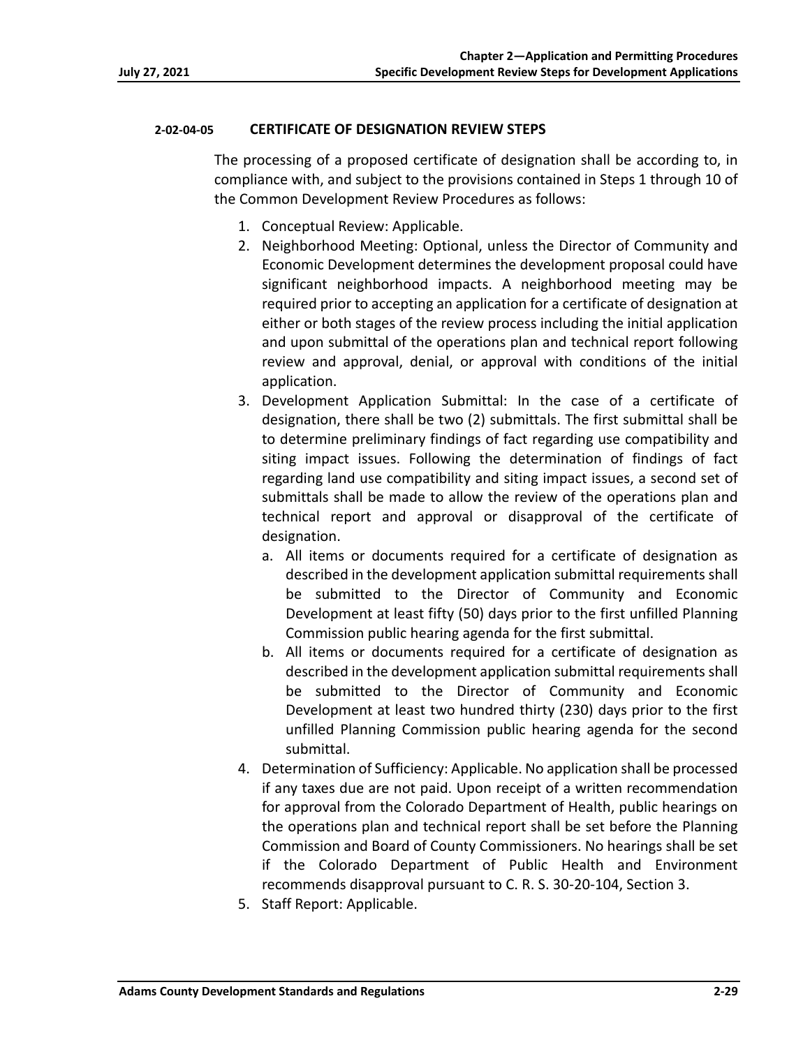#### 2-02-04-05 CERTIFICATE OF DESIGNATION REVIEW STEPS

The processing of a proposed certificate of designation shall be according to, in compliance with, and subject to the provisions contained in Steps 1 through 10 of the Common Development Review Procedures as follows:

1. Conceptual Review: Applicable.
2. Neighborhood Meeting: Optional, unless the Director of Community and Economic Development determines the development proposal could have significant neighborhood impacts. A neighborhood meeting may be required prior to accepting an application for a certificate of designation at either or both stages of the review process including the initial application and upon submittal of the operations plan and technical report following review and approval, denial, or approval with conditions of the initial application.
3. Development Application Submittal: In the case of a certificate of designation, there shall be two (2) submittals. The first submittal shall be to determine preliminary findings of fact regarding use compatibility and siting impact issues. Following the determination of findings of fact regarding land use compatibility and siting impact issues, a second set of submittals shall be made to allow the review of the operations plan and technical report and approval or disapproval of the certificate of designation.
   a. All items or documents required for a certificate of designation as described in the development application submittal requirements shall be submitted to the Director of Community and Economic Development at least fifty (50) days prior to the first unfilled Planning Commission public hearing agenda for the first submittal.
   b. All items or documents required for a certificate of designation as described in the development application submittal requirements shall be submitted to the Director of Community and Economic Development at least two hundred thirty (230) days prior to the first unfilled Planning Commission public hearing agenda for the second submittal.
4. Determination of Sufficiency: Applicable. No application shall be processed if any taxes due are not paid. Upon receipt of a written recommendation for approval from the Colorado Department of Health, public hearings on the operations plan and technical report shall be set before the Planning Commission and Board of County Commissioners. No hearings shall be set if the Colorado Department of Public Health and Environment recommends disapproval pursuant to C. R. S. 30-20-104, Section 3.
5. Staff Report: Applicable.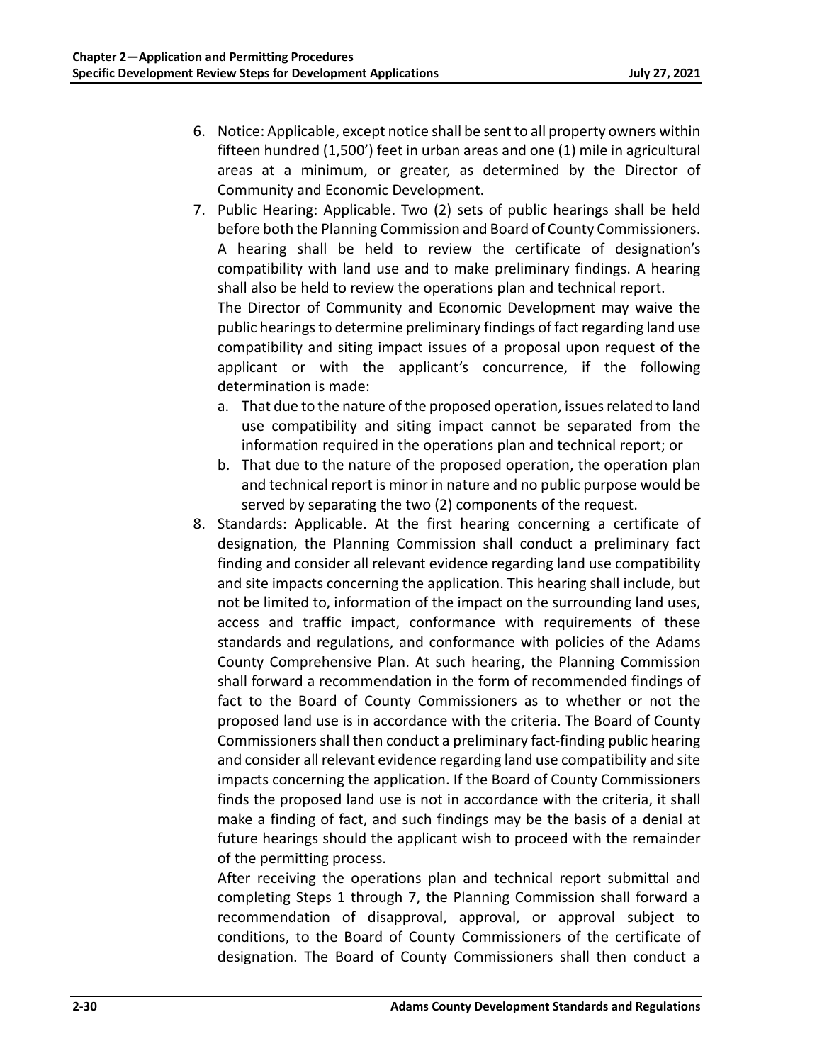6. Notice: Applicable, except notice shall be sent to all property owners within fifteen hundred (1,500') feet in urban areas and one (1) mile in agricultural areas at a minimum, or greater, as determined by the Director of Community and Economic Development.
7. Public Hearing: Applicable. Two (2) sets of public hearings shall be held before both the Planning Commission and Board of County Commissioners. A hearing shall be held to review the certificate of designation's compatibility with land use and to make preliminary findings. A hearing shall also be held to review the operations plan and technical report.

   The Director of Community and Economic Development may waive the public hearings to determine preliminary findings of fact regarding land use compatibility and siting impact issues of a proposal upon request of the applicant or with the applicant's concurrence, if the following determination is made:

   a. That due to the nature of the proposed operation, issues related to land use compatibility and siting impact cannot be separated from the information required in the operations plan and technical report; or
   b. That due to the nature of the proposed operation, the operation plan and technical report is minor in nature and no public purpose would be served by separating the two (2) components of the request.
8. Standards: Applicable. At the first hearing concerning a certificate of designation, the Planning Commission shall conduct a preliminary fact finding and consider all relevant evidence regarding land use compatibility and site impacts concerning the application. This hearing shall include, but not be limited to, information of the impact on the surrounding land uses, access and traffic impact, conformance with requirements of these standards and regulations, and conformance with policies of the Adams County Comprehensive Plan. At such hearing, the Planning Commission shall forward a recommendation in the form of recommended findings of fact to the Board of County Commissioners as to whether or not the proposed land use is in accordance with the criteria. The Board of County Commissioners shall then conduct a preliminary fact-finding public hearing and consider all relevant evidence regarding land use compatibility and site impacts concerning the application. If the Board of County Commissioners finds the proposed land use is not in accordance with the criteria, it shall make a finding of fact, and such findings may be the basis of a denial at future hearings should the applicant wish to proceed with the remainder of the permitting process.

   After receiving the operations plan and technical report submittal and completing Steps 1 through 7, the Planning Commission shall forward a recommendation of disapproval, approval, or approval subject to conditions, to the Board of County Commissioners of the certificate of designation. The Board of County Commissioners shall then conduct a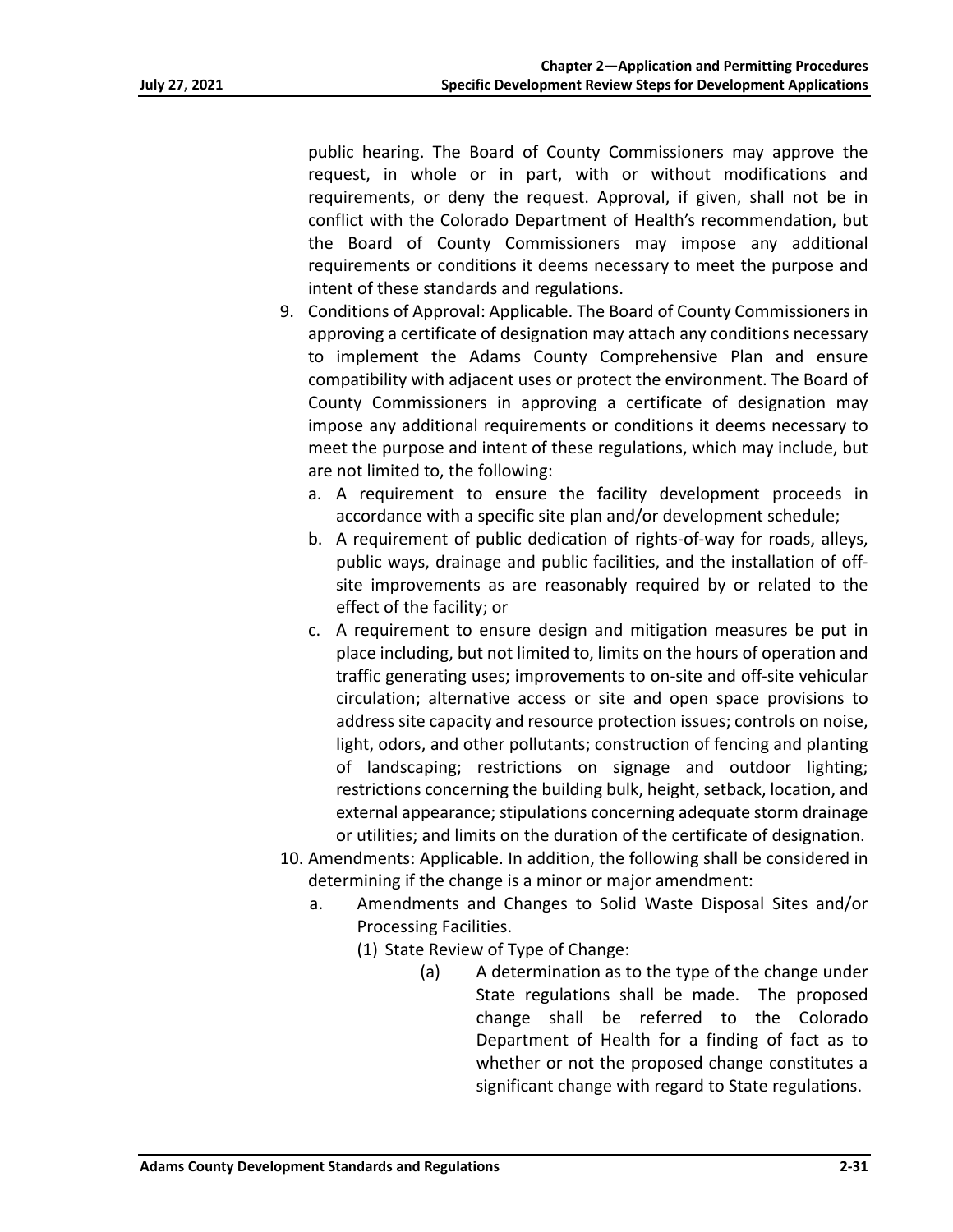public hearing. The Board of County Commissioners may approve the request, in whole or in part, with or without modifications and requirements, or deny the request. Approval, if given, shall not be in conflict with the Colorado Department of Health's recommendation, but the Board of County Commissioners may impose any additional requirements or conditions it deems necessary to meet the purpose and intent of these standards and regulations.

9. Conditions of Approval: Applicable. The Board of County Commissioners in approving a certificate of designation may attach any conditions necessary to implement the Adams County Comprehensive Plan and ensure compatibility with adjacent uses or protect the environment. The Board of County Commissioners in approving a certificate of designation may impose any additional requirements or conditions it deems necessary to meet the purpose and intent of these regulations, which may include, but are not limited to, the following:
   a. A requirement to ensure the facility development proceeds in accordance with a specific site plan and/or development schedule;
   b. A requirement of public dedication of rights-of-way for roads, alleys, public ways, drainage and public facilities, and the installation of off-site improvements as are reasonably required by or related to the effect of the facility; or
   c. A requirement to ensure design and mitigation measures be put in place including, but not limited to, limits on the hours of operation and traffic generating uses; improvements to on-site and off-site vehicular circulation; alternative access or site and open space provisions to address site capacity and resource protection issues; controls on noise, light, odors, and other pollutants; construction of fencing and planting of landscaping; restrictions on signage and outdoor lighting; restrictions concerning the building bulk, height, setback, location, and external appearance; stipulations concerning adequate storm drainage or utilities; and limits on the duration of the certificate of designation.
10. Amendments: Applicable. In addition, the following shall be considered in determining if the change is a minor or major amendment:
   a. Amendments and Changes to Solid Waste Disposal Sites and/or Processing Facilities.
      (1) State Review of Type of Change:
         (a) A determination as to the type of the change under State regulations shall be made. The proposed change shall be referred to the Colorado Department of Health for a finding of fact as to whether or not the proposed change constitutes a significant change with regard to State regulations.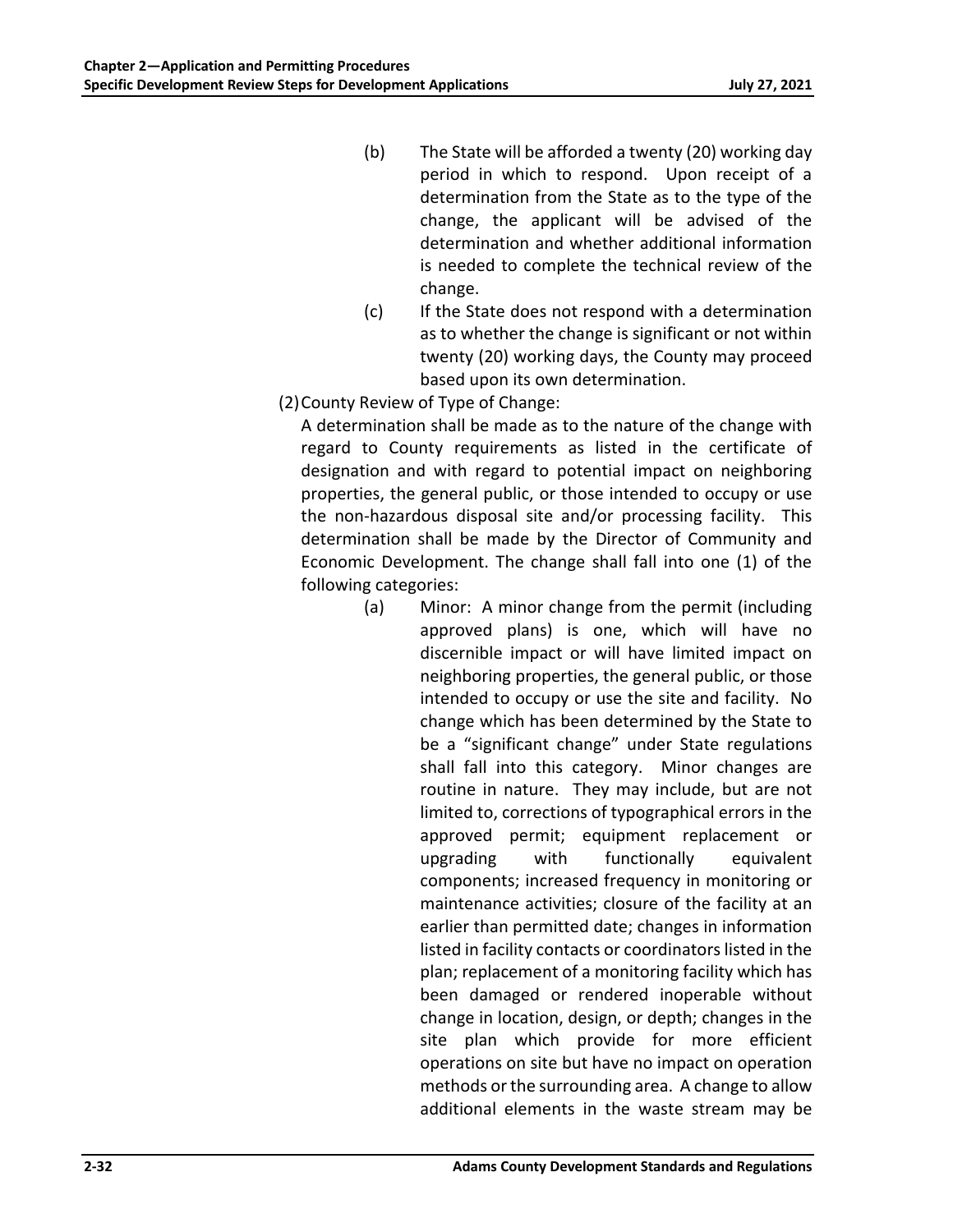(b) The State will be afforded a twenty (20) working day period in which to respond. Upon receipt of a determination from the State as to the type of the change, the applicant will be advised of the determination and whether additional information is needed to complete the technical review of the change.

(c) If the State does not respond with a determination as to whether the change is significant or not within twenty (20) working days, the County may proceed based upon its own determination.

(2) County Review of Type of Change:

A determination shall be made as to the nature of the change with regard to County requirements as listed in the certificate of designation and with regard to potential impact on neighboring properties, the general public, or those intended to occupy or use the non-hazardous disposal site and/or processing facility. This determination shall be made by the Director of Community and Economic Development. The change shall fall into one (1) of the following categories:

(a) Minor: A minor change from the permit (including approved plans) is one, which will have no discernible impact or will have limited impact on neighboring properties, the general public, or those intended to occupy or use the site and facility. No change which has been determined by the State to be a "significant change" under State regulations shall fall into this category. Minor changes are routine in nature. They may include, but are not limited to, corrections of typographical errors in the approved permit; equipment replacement or upgrading with functionally equivalent components; increased frequency in monitoring or maintenance activities; closure of the facility at an earlier than permitted date; changes in information listed in facility contacts or coordinators listed in the plan; replacement of a monitoring facility which has been damaged or rendered inoperable without change in location, design, or depth; changes in the site plan which provide for more efficient operations on site but have no impact on operation methods or the surrounding area. A change to allow additional elements in the waste stream may be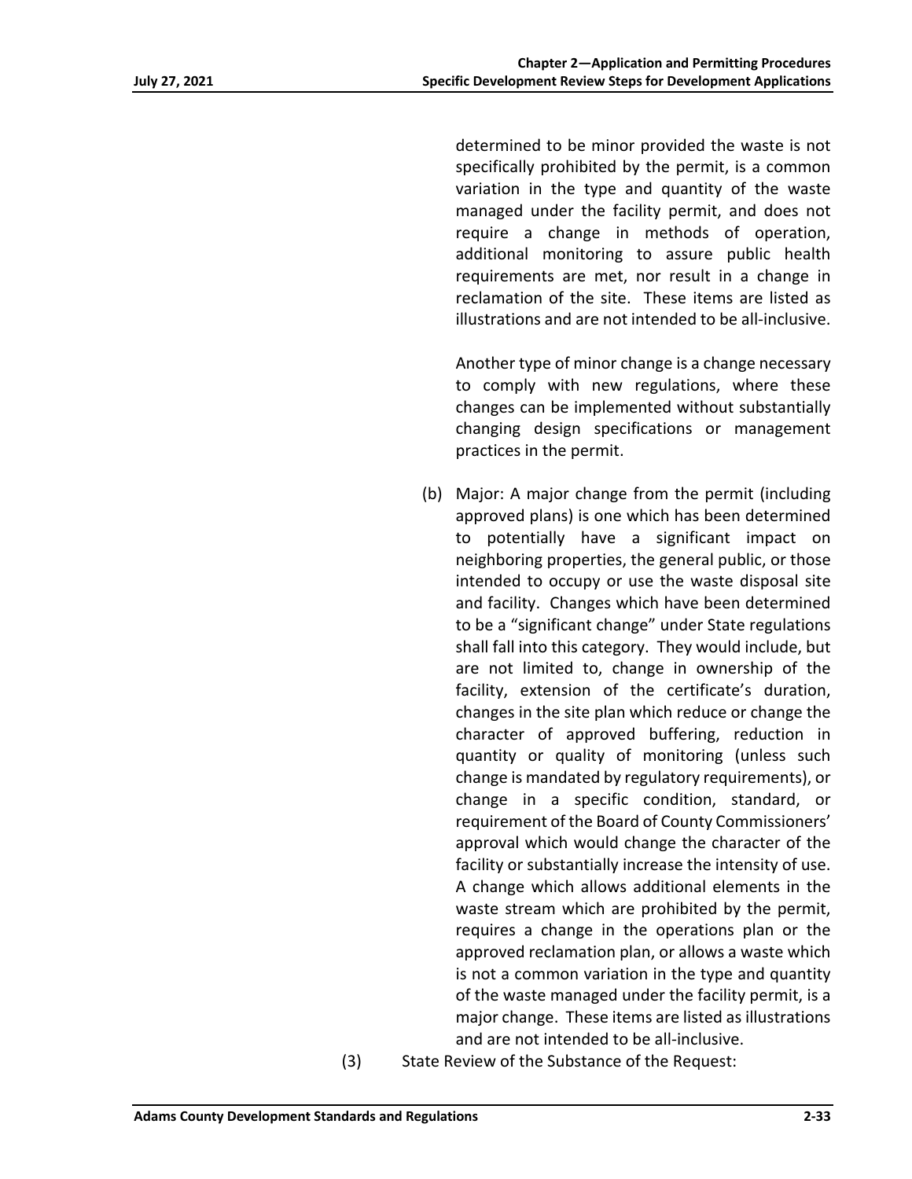determined to be minor provided the waste is not specifically prohibited by the permit, is a common variation in the type and quantity of the waste managed under the facility permit, and does not require a change in methods of operation, additional monitoring to assure public health requirements are met, nor result in a change in reclamation of the site. These items are listed as illustrations and are not intended to be all-inclusive.

Another type of minor change is a change necessary to comply with new regulations, where these changes can be implemented without substantially changing design specifications or management practices in the permit.

(b) Major: A major change from the permit (including approved plans) is one which has been determined to potentially have a significant impact on neighboring properties, the general public, or those intended to occupy or use the waste disposal site and facility. Changes which have been determined to be a "significant change" under State regulations shall fall into this category. They would include, but are not limited to, change in ownership of the facility, extension of the certificate's duration, changes in the site plan which reduce or change the character of approved buffering, reduction in quantity or quality of monitoring (unless such change is mandated by regulatory requirements), or change in a specific condition, standard, or requirement of the Board of County Commissioners' approval which would change the character of the facility or substantially increase the intensity of use. A change which allows additional elements in the waste stream which are prohibited by the permit, requires a change in the operations plan or the approved reclamation plan, or allows a waste which is not a common variation in the type and quantity of the waste managed under the facility permit, is a major change. These items are listed as illustrations and are not intended to be all-inclusive.

(3) State Review of the Substance of the Request: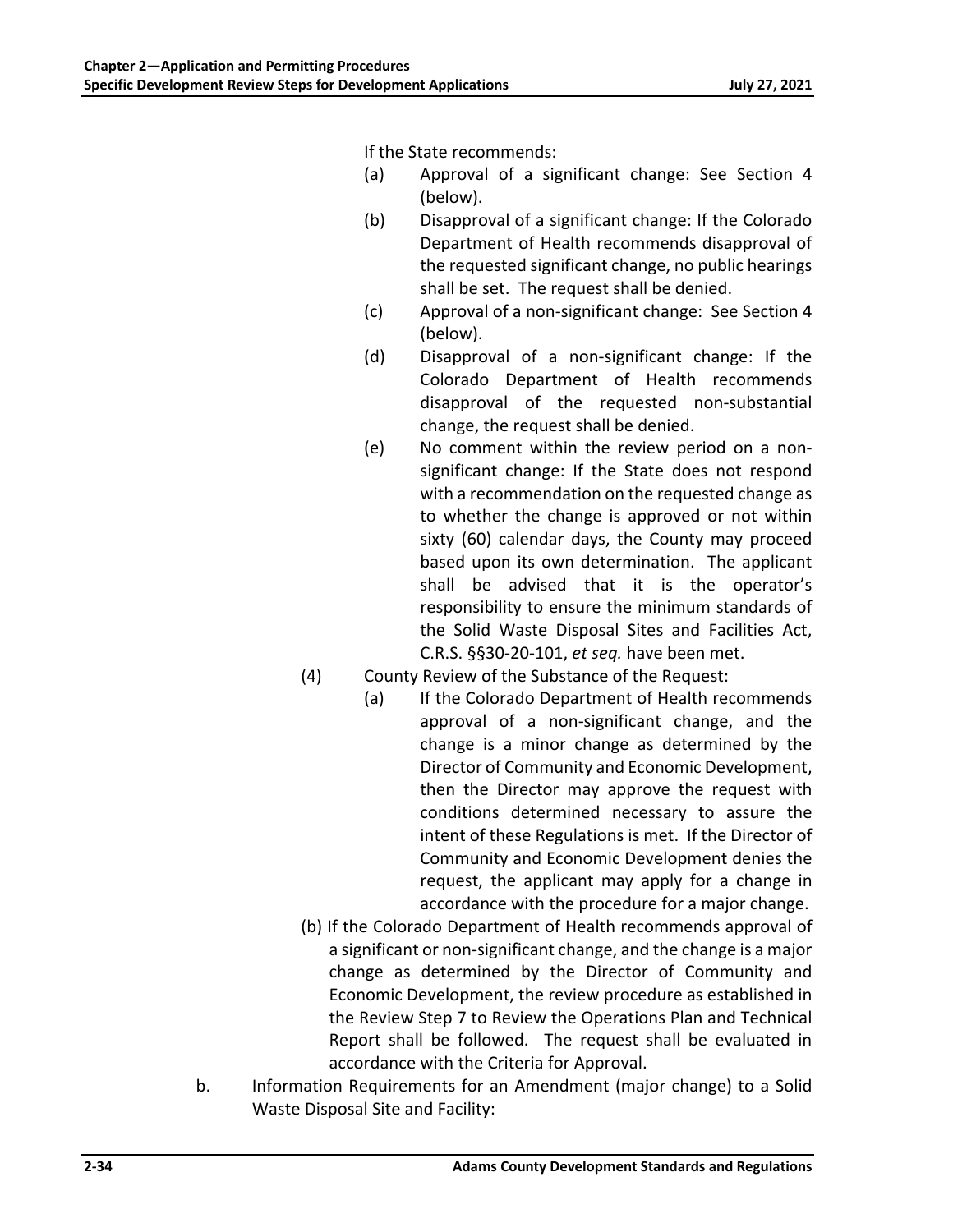If the State recommends:

(a) Approval of a significant change: See Section 4 (below).

(b) Disapproval of a significant change: If the Colorado Department of Health recommends disapproval of the requested significant change, no public hearings shall be set. The request shall be denied.

(c) Approval of a non-significant change: See Section 4 (below).

(d) Disapproval of a non-significant change: If the Colorado Department of Health recommends disapproval of the requested non-substantial change, the request shall be denied.

(e) No comment within the review period on a non-significant change: If the State does not respond with a recommendation on the requested change as to whether the change is approved or not within sixty (60) calendar days, the County may proceed based upon its own determination. The applicant shall be advised that it is the operator's responsibility to ensure the minimum standards of the Solid Waste Disposal Sites and Facilities Act, C.R.S. §§30-20-101, *et seq.* have been met.

(4) County Review of the Substance of the Request:

(a) If the Colorado Department of Health recommends approval of a non-significant change, and the change is a minor change as determined by the Director of Community and Economic Development, then the Director may approve the request with conditions determined necessary to assure the intent of these Regulations is met. If the Director of Community and Economic Development denies the request, the applicant may apply for a change in accordance with the procedure for a major change.

(b) If the Colorado Department of Health recommends approval of a significant or non-significant change, and the change is a major change as determined by the Director of Community and Economic Development, the review procedure as established in the Review Step 7 to Review the Operations Plan and Technical Report shall be followed. The request shall be evaluated in accordance with the Criteria for Approval.

b. Information Requirements for an Amendment (major change) to a Solid Waste Disposal Site and Facility: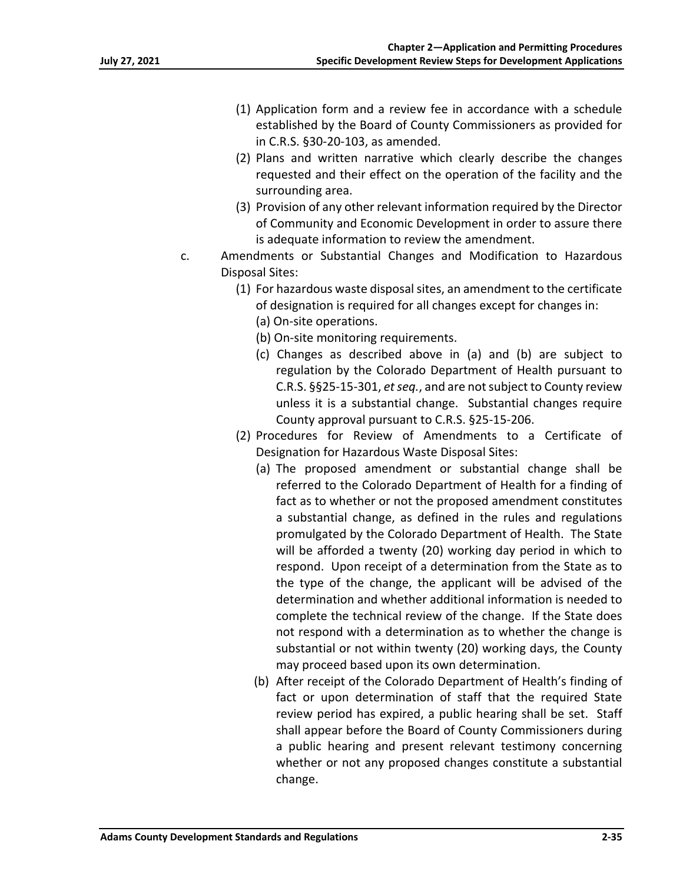(1) Application form and a review fee in accordance with a schedule established by the Board of County Commissioners as provided for in C.R.S. §30-20-103, as amended.

(2) Plans and written narrative which clearly describe the changes requested and their effect on the operation of the facility and the surrounding area.

(3) Provision of any other relevant information required by the Director of Community and Economic Development in order to assure there is adequate information to review the amendment.

c. Amendments or Substantial Changes and Modification to Hazardous Disposal Sites:

(1) For hazardous waste disposal sites, an amendment to the certificate of designation is required for all changes except for changes in:

(a) On-site operations.

(b) On-site monitoring requirements.

(c) Changes as described above in (a) and (b) are subject to regulation by the Colorado Department of Health pursuant to C.R.S. §§25-15-301, *et seq.*, and are not subject to County review unless it is a substantial change. Substantial changes require County approval pursuant to C.R.S. §25-15-206.

(2) Procedures for Review of Amendments to a Certificate of Designation for Hazardous Waste Disposal Sites:

(a) The proposed amendment or substantial change shall be referred to the Colorado Department of Health for a finding of fact as to whether or not the proposed amendment constitutes a substantial change, as defined in the rules and regulations promulgated by the Colorado Department of Health. The State will be afforded a twenty (20) working day period in which to respond. Upon receipt of a determination from the State as to the type of the change, the applicant will be advised of the determination and whether additional information is needed to complete the technical review of the change. If the State does not respond with a determination as to whether the change is substantial or not within twenty (20) working days, the County may proceed based upon its own determination.

(b) After receipt of the Colorado Department of Health's finding of fact or upon determination of staff that the required State review period has expired, a public hearing shall be set. Staff shall appear before the Board of County Commissioners during a public hearing and present relevant testimony concerning whether or not any proposed changes constitute a substantial change.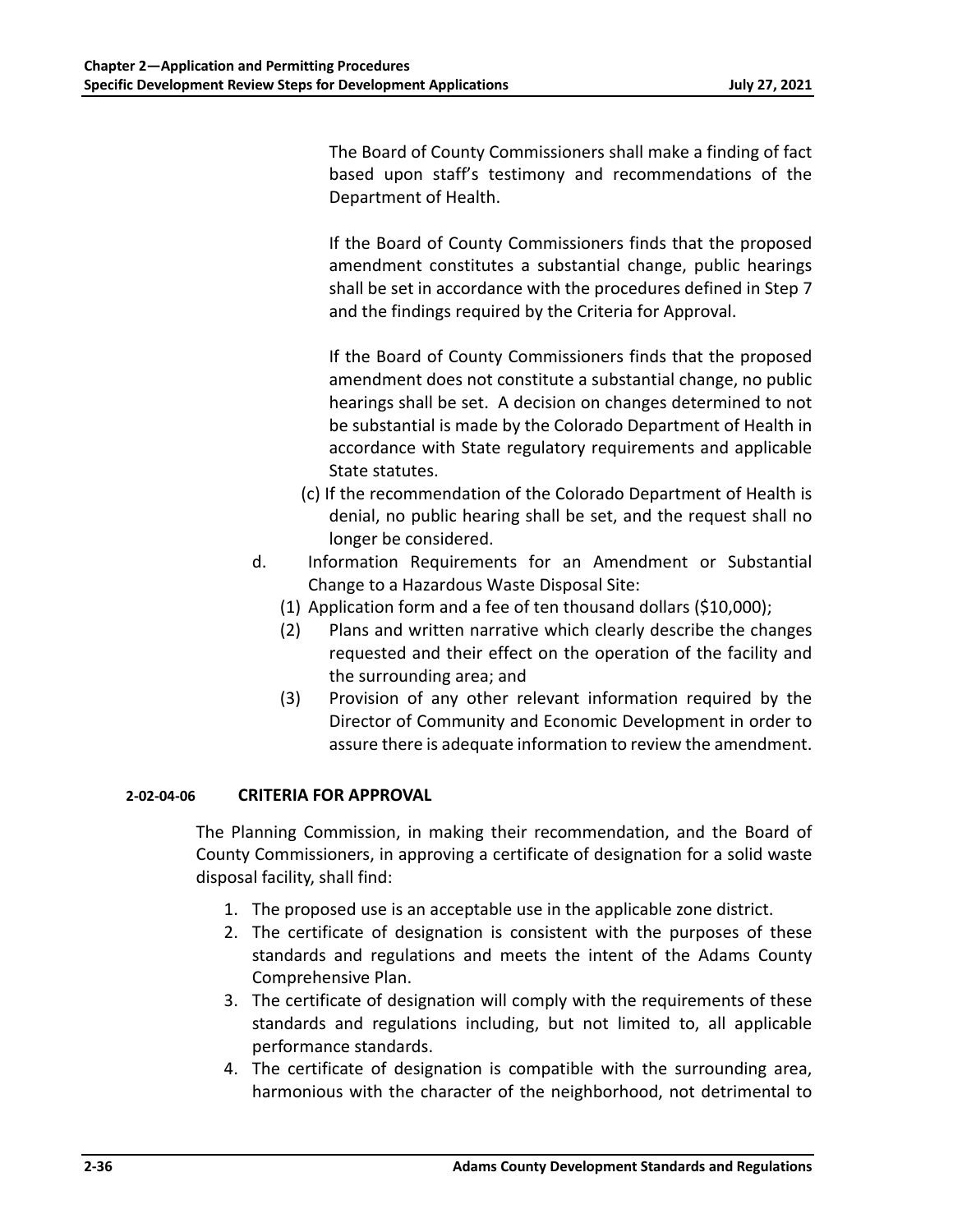The Board of County Commissioners shall make a finding of fact based upon staff's testimony and recommendations of the Department of Health.

If the Board of County Commissioners finds that the proposed amendment constitutes a substantial change, public hearings shall be set in accordance with the procedures defined in Step 7 and the findings required by the Criteria for Approval.

If the Board of County Commissioners finds that the proposed amendment does not constitute a substantial change, no public hearings shall be set. A decision on changes determined to not be substantial is made by the Colorado Department of Health in accordance with State regulatory requirements and applicable State statutes.

(c) If the recommendation of the Colorado Department of Health is denial, no public hearing shall be set, and the request shall no longer be considered.

d. Information Requirements for an Amendment or Substantial Change to a Hazardous Waste Disposal Site:

(1) Application form and a fee of ten thousand dollars ($10,000);

(2) Plans and written narrative which clearly describe the changes requested and their effect on the operation of the facility and the surrounding area; and

(3) Provision of any other relevant information required by the Director of Community and Economic Development in order to assure there is adequate information to review the amendment.

### 2-02-04-06 CRITERIA FOR APPROVAL

The Planning Commission, in making their recommendation, and the Board of County Commissioners, in approving a certificate of designation for a solid waste disposal facility, shall find:

1. The proposed use is an acceptable use in the applicable zone district.
2. The certificate of designation is consistent with the purposes of these standards and regulations and meets the intent of the Adams County Comprehensive Plan.
3. The certificate of designation will comply with the requirements of these standards and regulations including, but not limited to, all applicable performance standards.
4. The certificate of designation is compatible with the surrounding area, harmonious with the character of the neighborhood, not detrimental to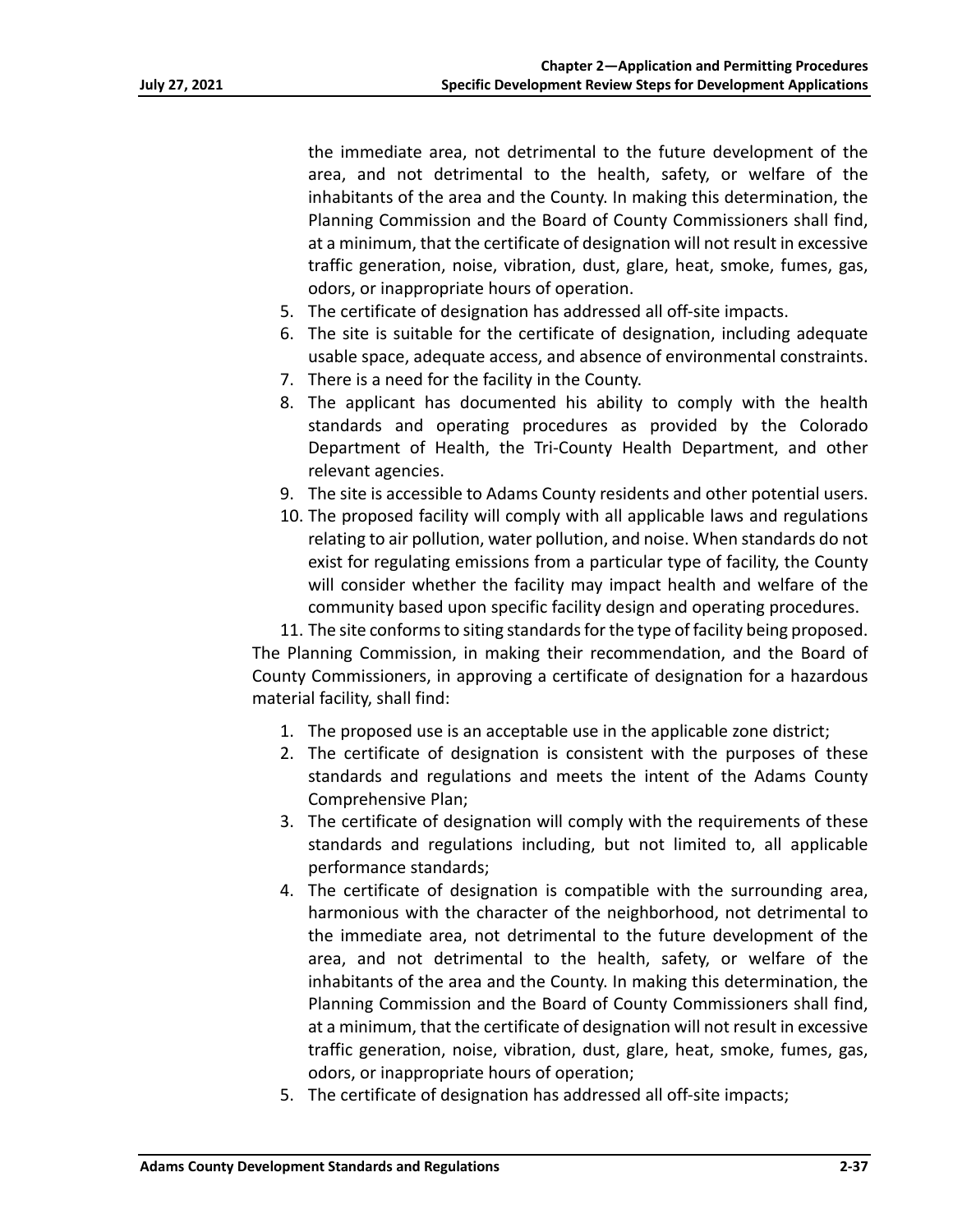the immediate area, not detrimental to the future development of the area, and not detrimental to the health, safety, or welfare of the inhabitants of the area and the County. In making this determination, the Planning Commission and the Board of County Commissioners shall find, at a minimum, that the certificate of designation will not result in excessive traffic generation, noise, vibration, dust, glare, heat, smoke, fumes, gas, odors, or inappropriate hours of operation.

5. The certificate of designation has addressed all off-site impacts.
6. The site is suitable for the certificate of designation, including adequate usable space, adequate access, and absence of environmental constraints.
7. There is a need for the facility in the County.
8. The applicant has documented his ability to comply with the health standards and operating procedures as provided by the Colorado Department of Health, the Tri-County Health Department, and other relevant agencies.
9. The site is accessible to Adams County residents and other potential users.
10. The proposed facility will comply with all applicable laws and regulations relating to air pollution, water pollution, and noise. When standards do not exist for regulating emissions from a particular type of facility, the County will consider whether the facility may impact health and welfare of the community based upon specific facility design and operating procedures.
11. The site conforms to siting standards for the type of facility being proposed.

The Planning Commission, in making their recommendation, and the Board of County Commissioners, in approving a certificate of designation for a hazardous material facility, shall find:

1. The proposed use is an acceptable use in the applicable zone district;
2. The certificate of designation is consistent with the purposes of these standards and regulations and meets the intent of the Adams County Comprehensive Plan;
3. The certificate of designation will comply with the requirements of these standards and regulations including, but not limited to, all applicable performance standards;
4. The certificate of designation is compatible with the surrounding area, harmonious with the character of the neighborhood, not detrimental to the immediate area, not detrimental to the future development of the area, and not detrimental to the health, safety, or welfare of the inhabitants of the area and the County. In making this determination, the Planning Commission and the Board of County Commissioners shall find, at a minimum, that the certificate of designation will not result in excessive traffic generation, noise, vibration, dust, glare, heat, smoke, fumes, gas, odors, or inappropriate hours of operation;
5. The certificate of designation has addressed all off-site impacts;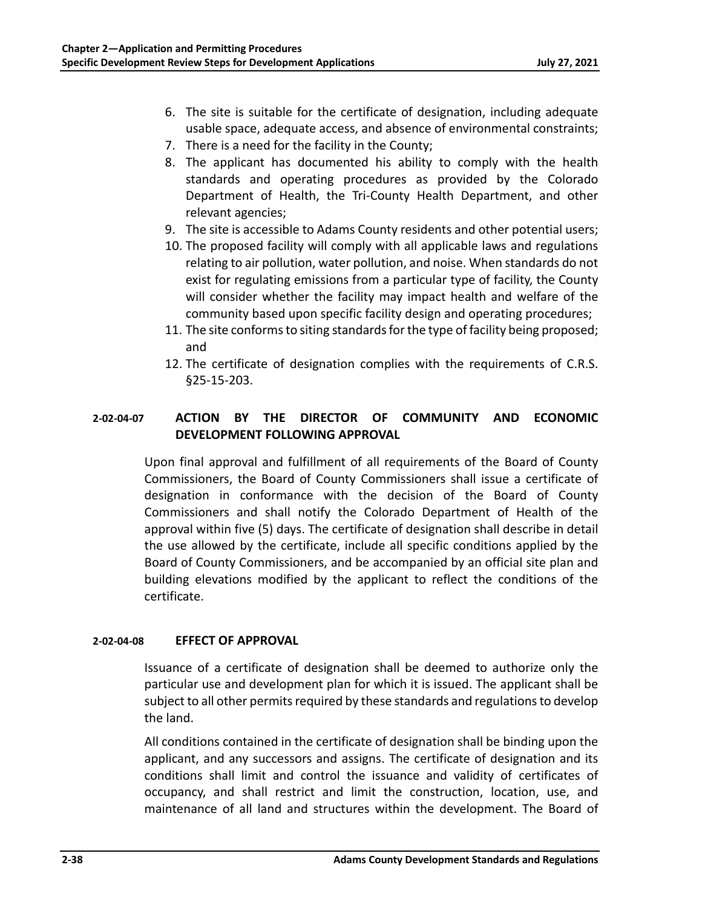6. The site is suitable for the certificate of designation, including adequate usable space, adequate access, and absence of environmental constraints;
7. There is a need for the facility in the County;
8. The applicant has documented his ability to comply with the health standards and operating procedures as provided by the Colorado Department of Health, the Tri-County Health Department, and other relevant agencies;
9. The site is accessible to Adams County residents and other potential users;
10. The proposed facility will comply with all applicable laws and regulations relating to air pollution, water pollution, and noise. When standards do not exist for regulating emissions from a particular type of facility, the County will consider whether the facility may impact health and welfare of the community based upon specific facility design and operating procedures;
11. The site conforms to siting standards for the type of facility being proposed; and
12. The certificate of designation complies with the requirements of C.R.S. §25-15-203.

## 2-02-04-07 ACTION BY THE DIRECTOR OF COMMUNITY AND ECONOMIC DEVELOPMENT FOLLOWING APPROVAL

Upon final approval and fulfillment of all requirements of the Board of County Commissioners, the Board of County Commissioners shall issue a certificate of designation in conformance with the decision of the Board of County Commissioners and shall notify the Colorado Department of Health of the approval within five (5) days. The certificate of designation shall describe in detail the use allowed by the certificate, include all specific conditions applied by the Board of County Commissioners, and be accompanied by an official site plan and building elevations modified by the applicant to reflect the conditions of the certificate.

## 2-02-04-08 EFFECT OF APPROVAL

Issuance of a certificate of designation shall be deemed to authorize only the particular use and development plan for which it is issued. The applicant shall be subject to all other permits required by these standards and regulations to develop the land.

All conditions contained in the certificate of designation shall be binding upon the applicant, and any successors and assigns. The certificate of designation and its conditions shall limit and control the issuance and validity of certificates of occupancy, and shall restrict and limit the construction, location, use, and maintenance of all land and structures within the development. The Board of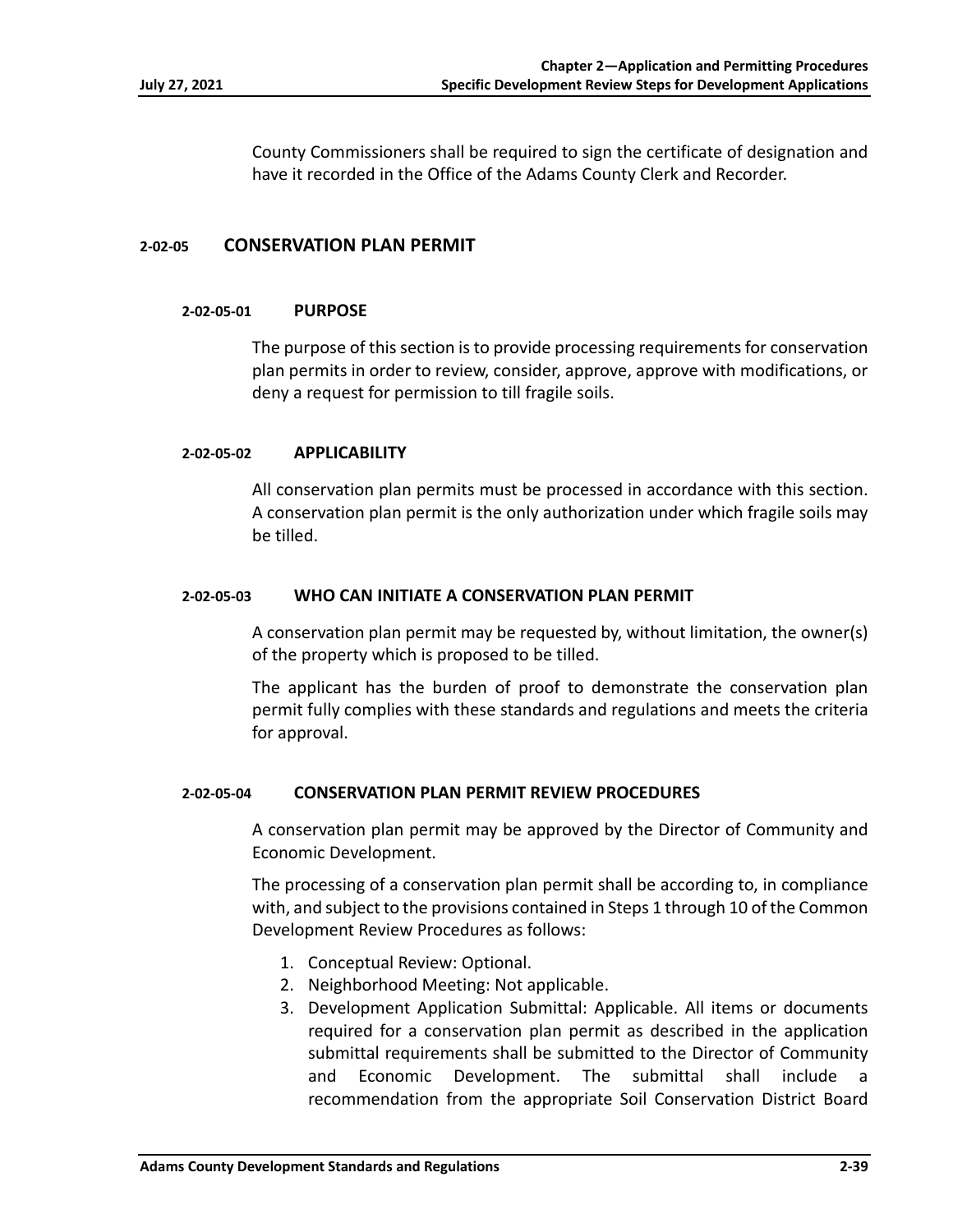County Commissioners shall be required to sign the certificate of designation and have it recorded in the Office of the Adams County Clerk and Recorder.

## 2-02-05 CONSERVATION PLAN PERMIT

### 2-02-05-01 PURPOSE

The purpose of this section is to provide processing requirements for conservation plan permits in order to review, consider, approve, approve with modifications, or deny a request for permission to till fragile soils.

### 2-02-05-02 APPLICABILITY

All conservation plan permits must be processed in accordance with this section. A conservation plan permit is the only authorization under which fragile soils may be tilled.

### 2-02-05-03 WHO CAN INITIATE A CONSERVATION PLAN PERMIT

A conservation plan permit may be requested by, without limitation, the owner(s) of the property which is proposed to be tilled.

The applicant has the burden of proof to demonstrate the conservation plan permit fully complies with these standards and regulations and meets the criteria for approval.

### 2-02-05-04 CONSERVATION PLAN PERMIT REVIEW PROCEDURES

A conservation plan permit may be approved by the Director of Community and Economic Development.

The processing of a conservation plan permit shall be according to, in compliance with, and subject to the provisions contained in Steps 1 through 10 of the Common Development Review Procedures as follows:

1. Conceptual Review: Optional.
2. Neighborhood Meeting: Not applicable.
3. Development Application Submittal: Applicable. All items or documents required for a conservation plan permit as described in the application submittal requirements shall be submitted to the Director of Community and Economic Development. The submittal shall include a recommendation from the appropriate Soil Conservation District Board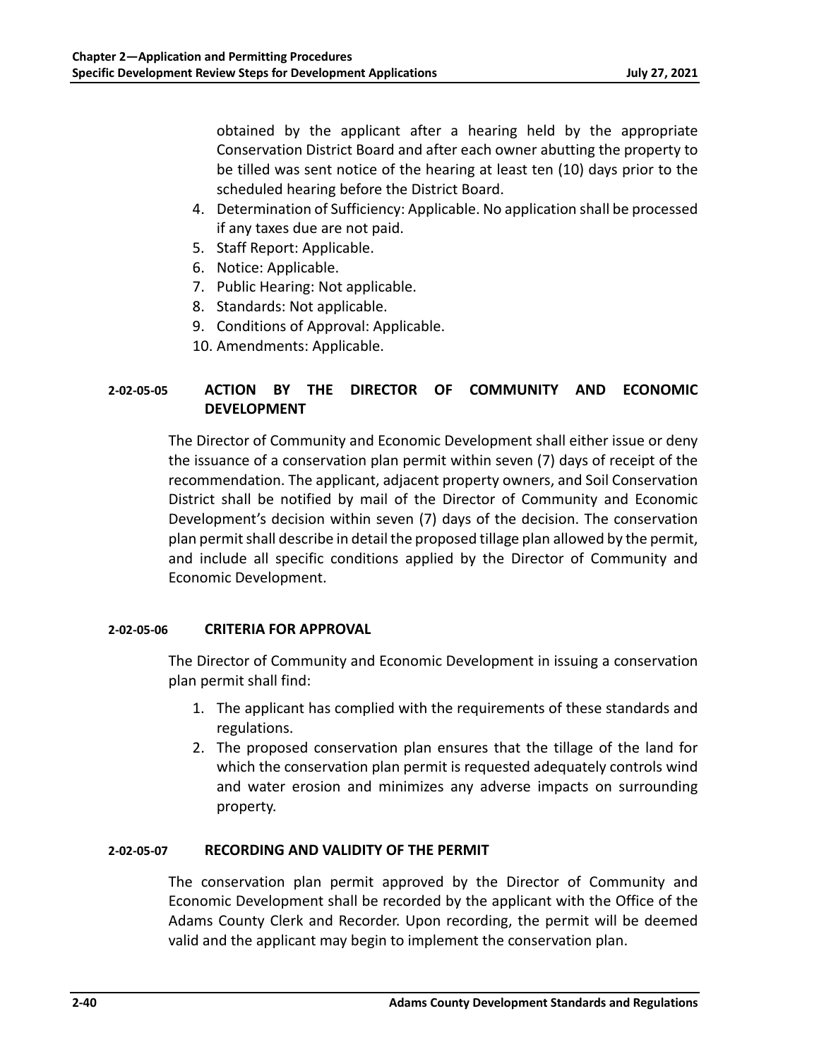obtained by the applicant after a hearing held by the appropriate Conservation District Board and after each owner abutting the property to be tilled was sent notice of the hearing at least ten (10) days prior to the scheduled hearing before the District Board.

4. Determination of Sufficiency: Applicable. No application shall be processed if any taxes due are not paid.
5. Staff Report: Applicable.
6. Notice: Applicable.
7. Public Hearing: Not applicable.
8. Standards: Not applicable.
9. Conditions of Approval: Applicable.
10. Amendments: Applicable.

### 2-02-05-05 ACTION BY THE DIRECTOR OF COMMUNITY AND ECONOMIC DEVELOPMENT

The Director of Community and Economic Development shall either issue or deny the issuance of a conservation plan permit within seven (7) days of receipt of the recommendation. The applicant, adjacent property owners, and Soil Conservation District shall be notified by mail of the Director of Community and Economic Development's decision within seven (7) days of the decision. The conservation plan permit shall describe in detail the proposed tillage plan allowed by the permit, and include all specific conditions applied by the Director of Community and Economic Development.

### 2-02-05-06 CRITERIA FOR APPROVAL

The Director of Community and Economic Development in issuing a conservation plan permit shall find:

1. The applicant has complied with the requirements of these standards and regulations.
2. The proposed conservation plan ensures that the tillage of the land for which the conservation plan permit is requested adequately controls wind and water erosion and minimizes any adverse impacts on surrounding property.

### 2-02-05-07 RECORDING AND VALIDITY OF THE PERMIT

The conservation plan permit approved by the Director of Community and Economic Development shall be recorded by the applicant with the Office of the Adams County Clerk and Recorder. Upon recording, the permit will be deemed valid and the applicant may begin to implement the conservation plan.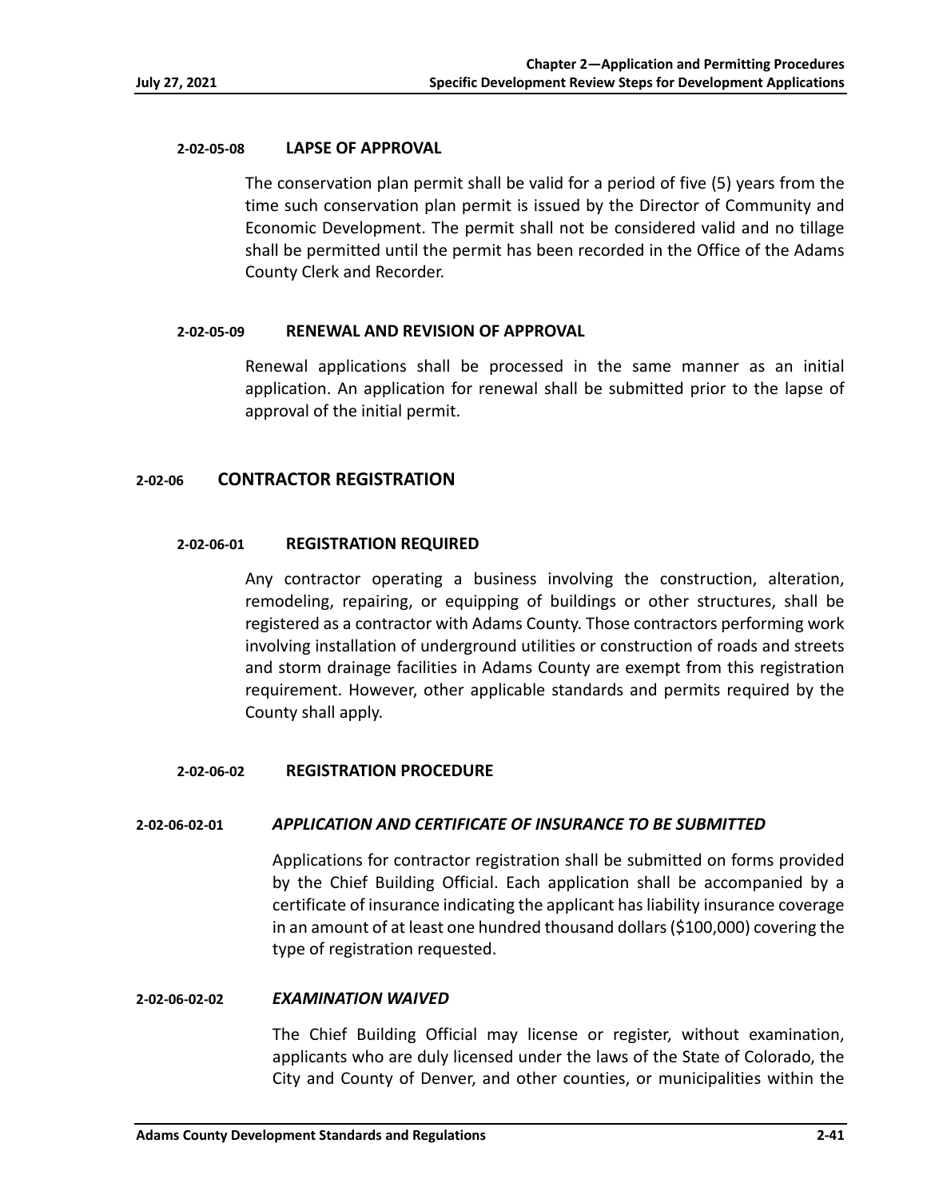#### 2-02-05-08 LAPSE OF APPROVAL

The conservation plan permit shall be valid for a period of five (5) years from the time such conservation plan permit is issued by the Director of Community and Economic Development. The permit shall not be considered valid and no tillage shall be permitted until the permit has been recorded in the Office of the Adams County Clerk and Recorder.

#### 2-02-05-09 RENEWAL AND REVISION OF APPROVAL

Renewal applications shall be processed in the same manner as an initial application. An application for renewal shall be submitted prior to the lapse of approval of the initial permit.

### 2-02-06 CONTRACTOR REGISTRATION

#### 2-02-06-01 REGISTRATION REQUIRED

Any contractor operating a business involving the construction, alteration, remodeling, repairing, or equipping of buildings or other structures, shall be registered as a contractor with Adams County. Those contractors performing work involving installation of underground utilities or construction of roads and streets and storm drainage facilities in Adams County are exempt from this registration requirement. However, other applicable standards and permits required by the County shall apply.

#### 2-02-06-02 REGISTRATION PROCEDURE

##### 2-02-06-02-01 *APPLICATION AND CERTIFICATE OF INSURANCE TO BE SUBMITTED*

Applications for contractor registration shall be submitted on forms provided by the Chief Building Official. Each application shall be accompanied by a certificate of insurance indicating the applicant has liability insurance coverage in an amount of at least one hundred thousand dollars ($100,000) covering the type of registration requested.

##### 2-02-06-02-02 *EXAMINATION WAIVED*

The Chief Building Official may license or register, without examination, applicants who are duly licensed under the laws of the State of Colorado, the City and County of Denver, and other counties, or municipalities within the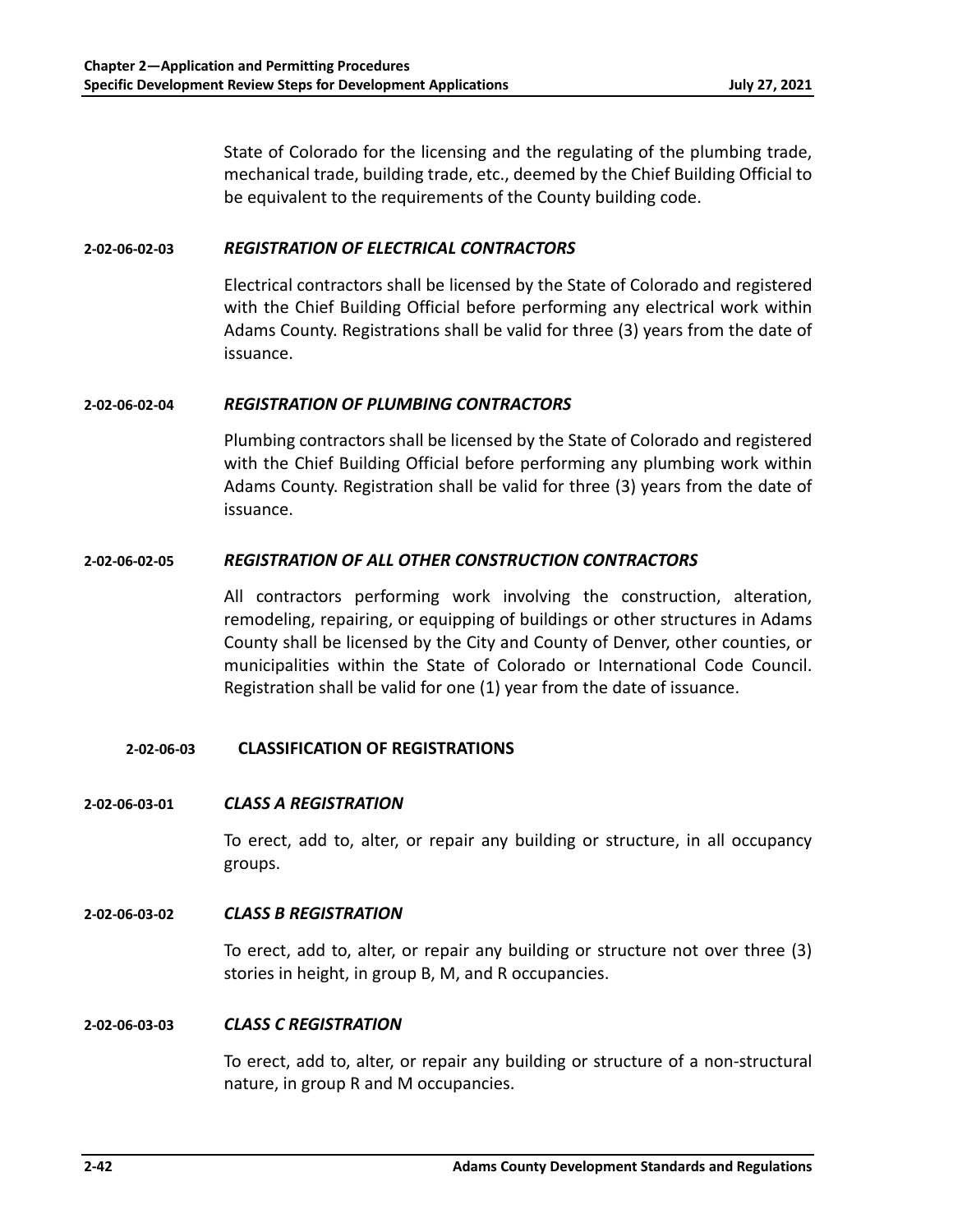State of Colorado for the licensing and the regulating of the plumbing trade, mechanical trade, building trade, etc., deemed by the Chief Building Official to be equivalent to the requirements of the County building code.

#### 2-02-06-02-03 *REGISTRATION OF ELECTRICAL CONTRACTORS*

Electrical contractors shall be licensed by the State of Colorado and registered with the Chief Building Official before performing any electrical work within Adams County. Registrations shall be valid for three (3) years from the date of issuance.

#### 2-02-06-02-04 *REGISTRATION OF PLUMBING CONTRACTORS*

Plumbing contractors shall be licensed by the State of Colorado and registered with the Chief Building Official before performing any plumbing work within Adams County. Registration shall be valid for three (3) years from the date of issuance.

#### 2-02-06-02-05 *REGISTRATION OF ALL OTHER CONSTRUCTION CONTRACTORS*

All contractors performing work involving the construction, alteration, remodeling, repairing, or equipping of buildings or other structures in Adams County shall be licensed by the City and County of Denver, other counties, or municipalities within the State of Colorado or International Code Council. Registration shall be valid for one (1) year from the date of issuance.

### 2-02-06-03 CLASSIFICATION OF REGISTRATIONS

#### 2-02-06-03-01 *CLASS A REGISTRATION*

To erect, add to, alter, or repair any building or structure, in all occupancy groups.

#### 2-02-06-03-02 *CLASS B REGISTRATION*

To erect, add to, alter, or repair any building or structure not over three (3) stories in height, in group B, M, and R occupancies.

#### 2-02-06-03-03 *CLASS C REGISTRATION*

To erect, add to, alter, or repair any building or structure of a non-structural nature, in group R and M occupancies.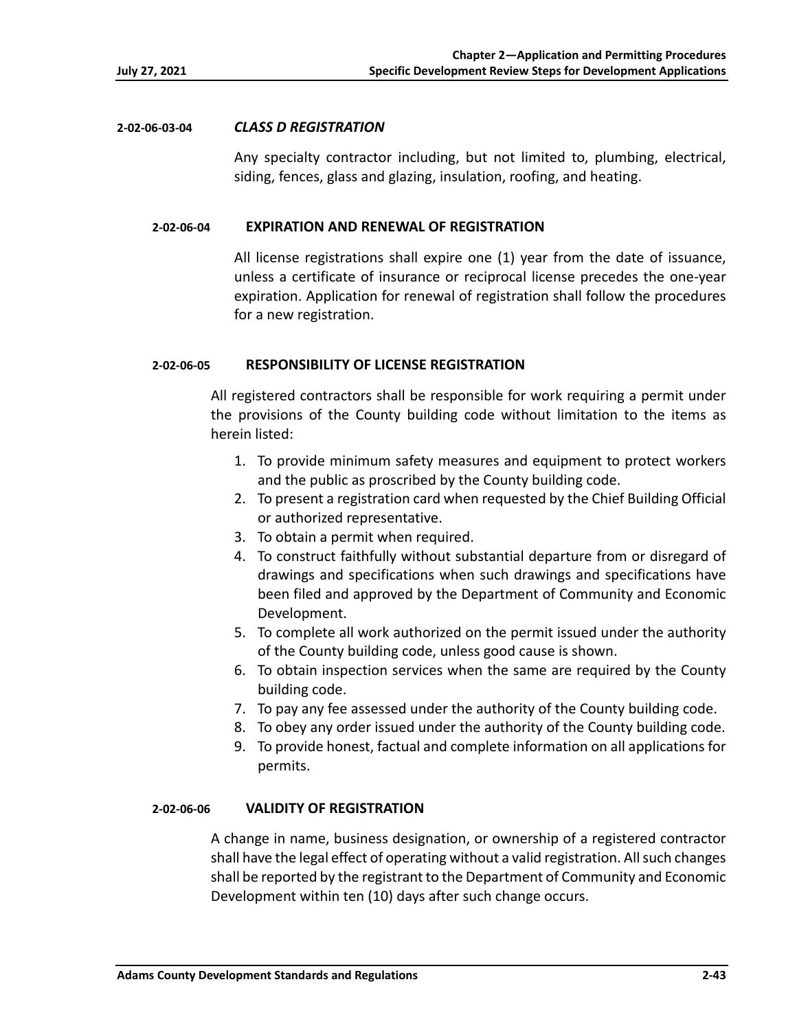#### 2-02-06-03-04 *CLASS D REGISTRATION*

Any specialty contractor including, but not limited to, plumbing, electrical, siding, fences, glass and glazing, insulation, roofing, and heating.

### 2-02-06-04 EXPIRATION AND RENEWAL OF REGISTRATION

All license registrations shall expire one (1) year from the date of issuance, unless a certificate of insurance or reciprocal license precedes the one-year expiration. Application for renewal of registration shall follow the procedures for a new registration.

### 2-02-06-05 RESPONSIBILITY OF LICENSE REGISTRATION

All registered contractors shall be responsible for work requiring a permit under the provisions of the County building code without limitation to the items as herein listed:

1. To provide minimum safety measures and equipment to protect workers and the public as proscribed by the County building code.
2. To present a registration card when requested by the Chief Building Official or authorized representative.
3. To obtain a permit when required.
4. To construct faithfully without substantial departure from or disregard of drawings and specifications when such drawings and specifications have been filed and approved by the Department of Community and Economic Development.
5. To complete all work authorized on the permit issued under the authority of the County building code, unless good cause is shown.
6. To obtain inspection services when the same are required by the County building code.
7. To pay any fee assessed under the authority of the County building code.
8. To obey any order issued under the authority of the County building code.
9. To provide honest, factual and complete information on all applications for permits.

### 2-02-06-06 VALIDITY OF REGISTRATION

A change in name, business designation, or ownership of a registered contractor shall have the legal effect of operating without a valid registration. All such changes shall be reported by the registrant to the Department of Community and Economic Development within ten (10) days after such change occurs.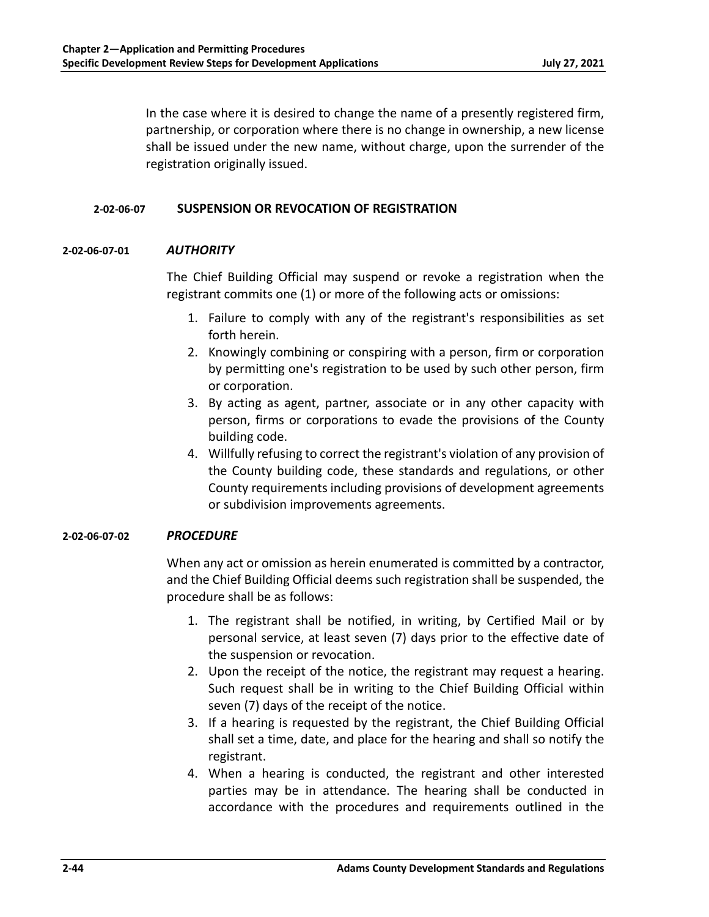In the case where it is desired to change the name of a presently registered firm, partnership, or corporation where there is no change in ownership, a new license shall be issued under the new name, without charge, upon the surrender of the registration originally issued.

### 2-02-06-07 SUSPENSION OR REVOCATION OF REGISTRATION

#### 2-02-06-07-01 *AUTHORITY*

The Chief Building Official may suspend or revoke a registration when the registrant commits one (1) or more of the following acts or omissions:

1. Failure to comply with any of the registrant's responsibilities as set forth herein.
2. Knowingly combining or conspiring with a person, firm or corporation by permitting one's registration to be used by such other person, firm or corporation.
3. By acting as agent, partner, associate or in any other capacity with person, firms or corporations to evade the provisions of the County building code.
4. Willfully refusing to correct the registrant's violation of any provision of the County building code, these standards and regulations, or other County requirements including provisions of development agreements or subdivision improvements agreements.

#### 2-02-06-07-02 *PROCEDURE*

When any act or omission as herein enumerated is committed by a contractor, and the Chief Building Official deems such registration shall be suspended, the procedure shall be as follows:

1. The registrant shall be notified, in writing, by Certified Mail or by personal service, at least seven (7) days prior to the effective date of the suspension or revocation.
2. Upon the receipt of the notice, the registrant may request a hearing. Such request shall be in writing to the Chief Building Official within seven (7) days of the receipt of the notice.
3. If a hearing is requested by the registrant, the Chief Building Official shall set a time, date, and place for the hearing and shall so notify the registrant.
4. When a hearing is conducted, the registrant and other interested parties may be in attendance. The hearing shall be conducted in accordance with the procedures and requirements outlined in the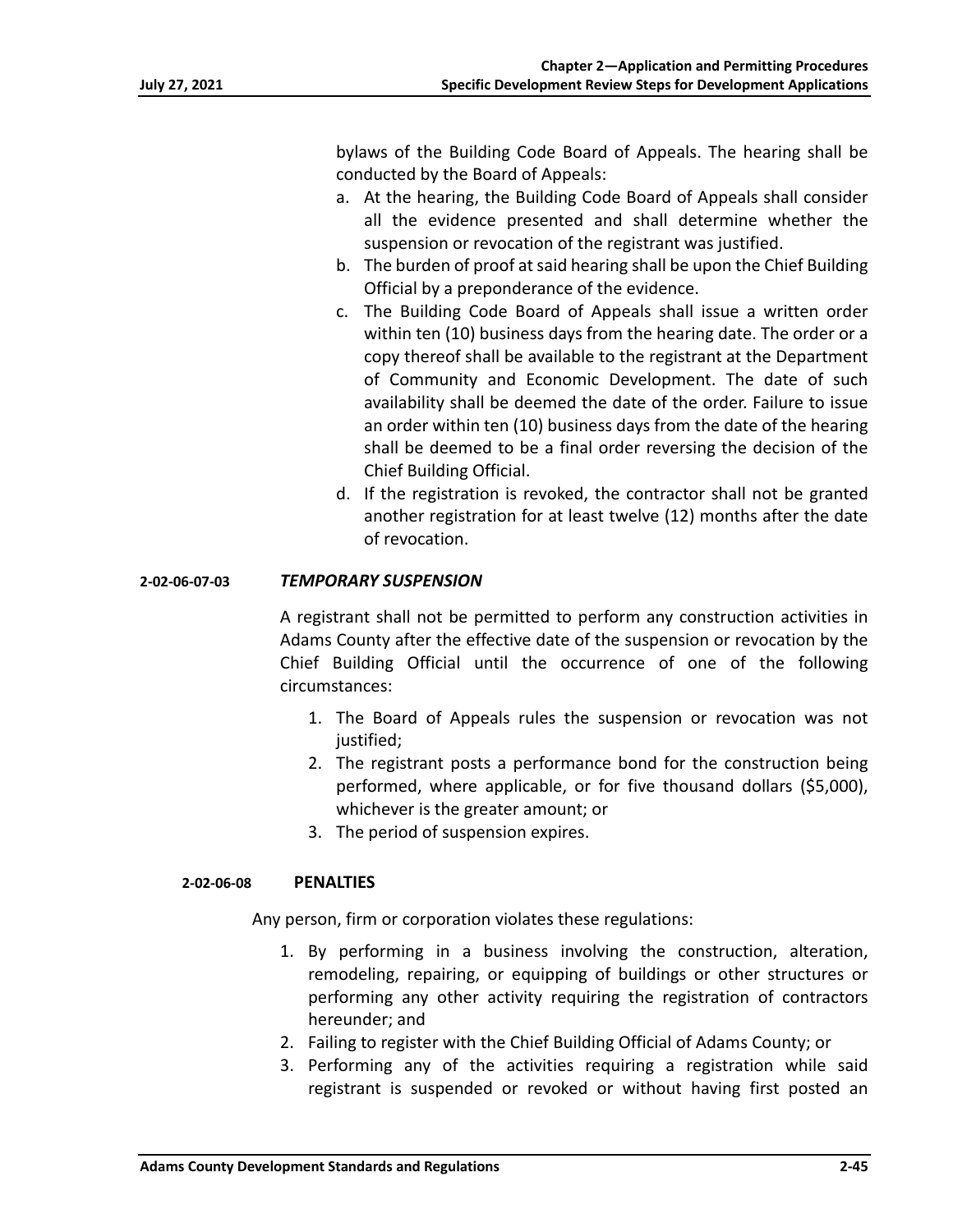bylaws of the Building Code Board of Appeals. The hearing shall be conducted by the Board of Appeals:

a. At the hearing, the Building Code Board of Appeals shall consider all the evidence presented and shall determine whether the suspension or revocation of the registrant was justified.
b. The burden of proof at said hearing shall be upon the Chief Building Official by a preponderance of the evidence.
c. The Building Code Board of Appeals shall issue a written order within ten (10) business days from the hearing date. The order or a copy thereof shall be available to the registrant at the Department of Community and Economic Development. The date of such availability shall be deemed the date of the order. Failure to issue an order within ten (10) business days from the date of the hearing shall be deemed to be a final order reversing the decision of the Chief Building Official.
d. If the registration is revoked, the contractor shall not be granted another registration for at least twelve (12) months after the date of revocation.

#### 2-02-06-07-03 *TEMPORARY SUSPENSION*

A registrant shall not be permitted to perform any construction activities in Adams County after the effective date of the suspension or revocation by the Chief Building Official until the occurrence of one of the following circumstances:

1. The Board of Appeals rules the suspension or revocation was not justified;
2. The registrant posts a performance bond for the construction being performed, where applicable, or for five thousand dollars ($5,000), whichever is the greater amount; or
3. The period of suspension expires.

### 2-02-06-08 PENALTIES

Any person, firm or corporation violates these regulations:

1. By performing in a business involving the construction, alteration, remodeling, repairing, or equipping of buildings or other structures or performing any other activity requiring the registration of contractors hereunder; and
2. Failing to register with the Chief Building Official of Adams County; or
3. Performing any of the activities requiring a registration while said registrant is suspended or revoked or without having first posted an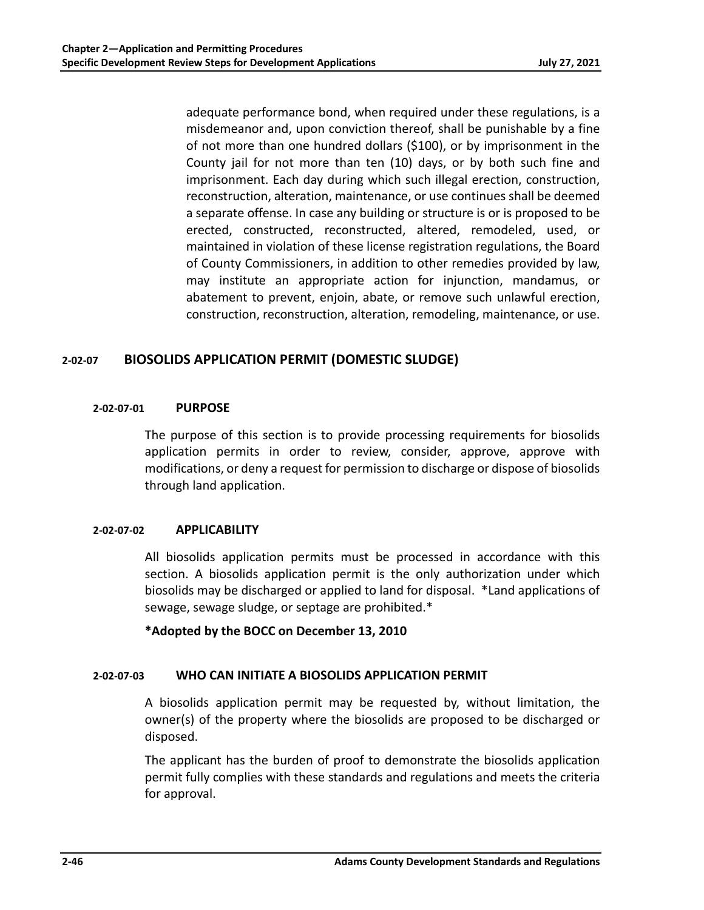adequate performance bond, when required under these regulations, is a misdemeanor and, upon conviction thereof, shall be punishable by a fine of not more than one hundred dollars ($100), or by imprisonment in the County jail for not more than ten (10) days, or by both such fine and imprisonment. Each day during which such illegal erection, construction, reconstruction, alteration, maintenance, or use continues shall be deemed a separate offense. In case any building or structure is or is proposed to be erected, constructed, reconstructed, altered, remodeled, used, or maintained in violation of these license registration regulations, the Board of County Commissioners, in addition to other remedies provided by law, may institute an appropriate action for injunction, mandamus, or abatement to prevent, enjoin, abate, or remove such unlawful erection, construction, reconstruction, alteration, remodeling, maintenance, or use.

## 2-02-07 BIOSOLIDS APPLICATION PERMIT (DOMESTIC SLUDGE)

### 2-02-07-01 PURPOSE

The purpose of this section is to provide processing requirements for biosolids application permits in order to review, consider, approve, approve with modifications, or deny a request for permission to discharge or dispose of biosolids through land application.

### 2-02-07-02 APPLICABILITY

All biosolids application permits must be processed in accordance with this section. A biosolids application permit is the only authorization under which biosolids may be discharged or applied to land for disposal. *Land applications of sewage, sewage sludge, or septage are prohibited.*

**\*Adopted by the BOCC on December 13, 2010**

### 2-02-07-03 WHO CAN INITIATE A BIOSOLIDS APPLICATION PERMIT

A biosolids application permit may be requested by, without limitation, the owner(s) of the property where the biosolids are proposed to be discharged or disposed.

The applicant has the burden of proof to demonstrate the biosolids application permit fully complies with these standards and regulations and meets the criteria for approval.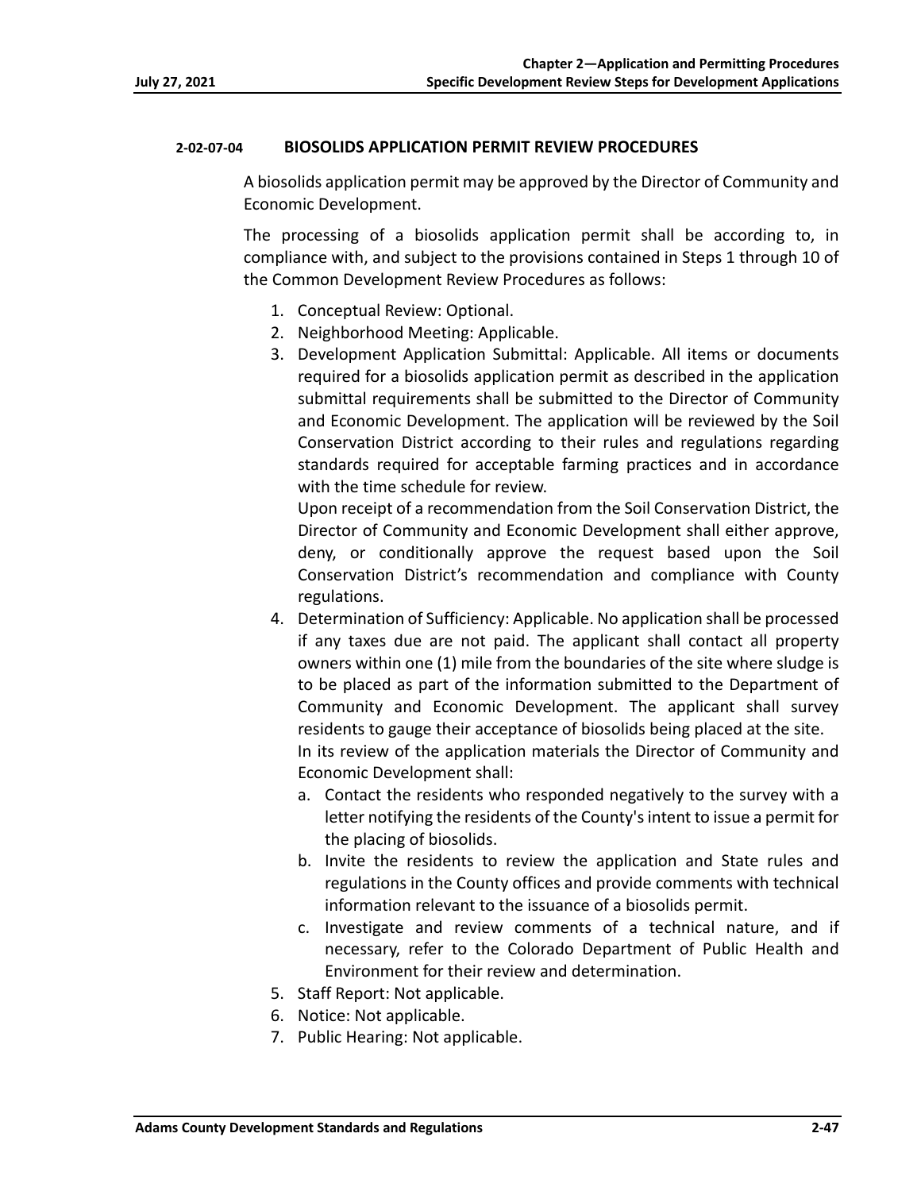#### 2-02-07-04 BIOSOLIDS APPLICATION PERMIT REVIEW PROCEDURES

A biosolids application permit may be approved by the Director of Community and Economic Development.

The processing of a biosolids application permit shall be according to, in compliance with, and subject to the provisions contained in Steps 1 through 10 of the Common Development Review Procedures as follows:

1. Conceptual Review: Optional.
2. Neighborhood Meeting: Applicable.
3. Development Application Submittal: Applicable. All items or documents required for a biosolids application permit as described in the application submittal requirements shall be submitted to the Director of Community and Economic Development. The application will be reviewed by the Soil Conservation District according to their rules and regulations regarding standards required for acceptable farming practices and in accordance with the time schedule for review.
   Upon receipt of a recommendation from the Soil Conservation District, the Director of Community and Economic Development shall either approve, deny, or conditionally approve the request based upon the Soil Conservation District's recommendation and compliance with County regulations.
4. Determination of Sufficiency: Applicable. No application shall be processed if any taxes due are not paid. The applicant shall contact all property owners within one (1) mile from the boundaries of the site where sludge is to be placed as part of the information submitted to the Department of Community and Economic Development. The applicant shall survey residents to gauge their acceptance of biosolids being placed at the site.
   In its review of the application materials the Director of Community and Economic Development shall:
   a. Contact the residents who responded negatively to the survey with a letter notifying the residents of the County's intent to issue a permit for the placing of biosolids.
   b. Invite the residents to review the application and State rules and regulations in the County offices and provide comments with technical information relevant to the issuance of a biosolids permit.
   c. Investigate and review comments of a technical nature, and if necessary, refer to the Colorado Department of Public Health and Environment for their review and determination.
5. Staff Report: Not applicable.
6. Notice: Not applicable.
7. Public Hearing: Not applicable.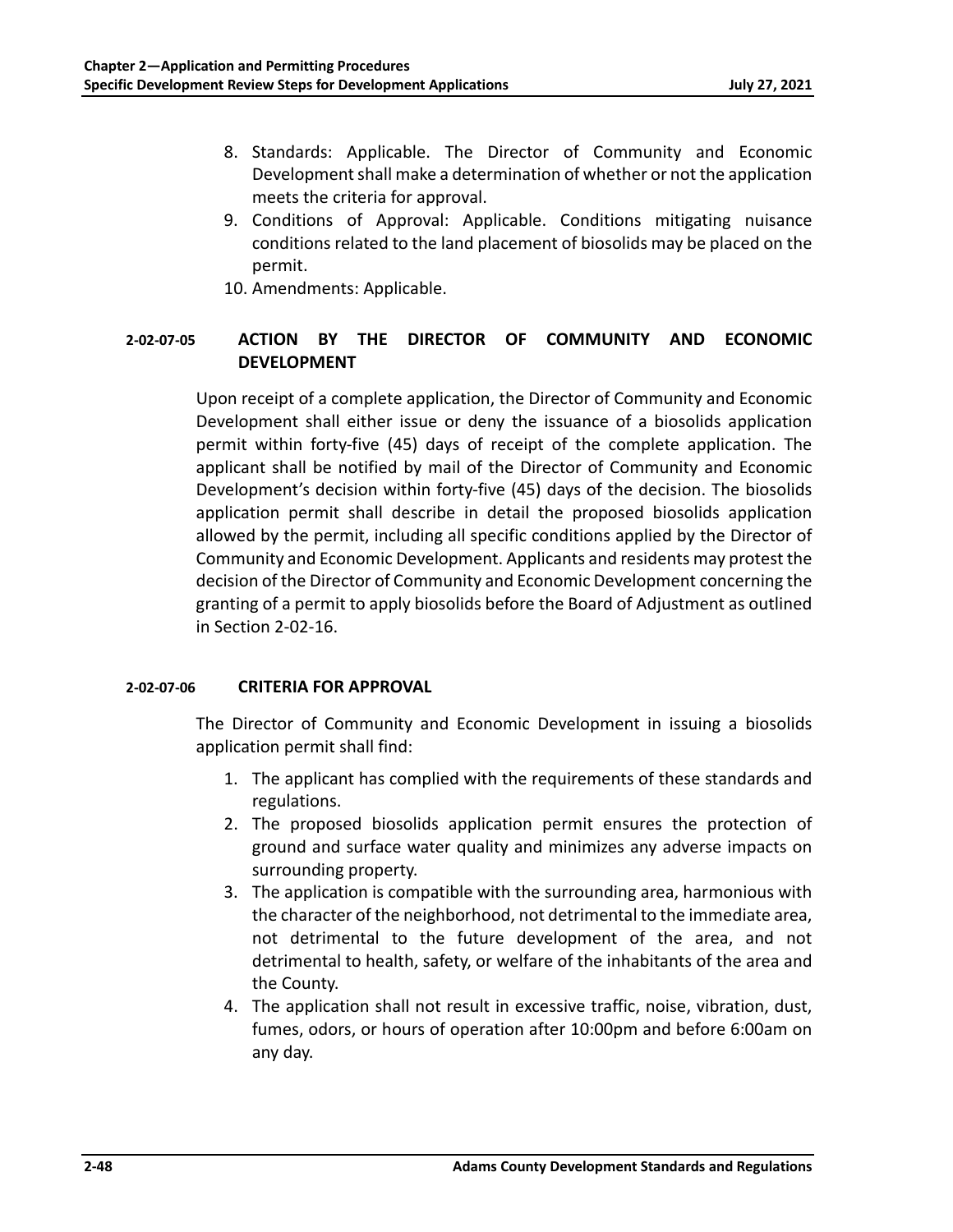8. Standards: Applicable. The Director of Community and Economic Development shall make a determination of whether or not the application meets the criteria for approval.
9. Conditions of Approval: Applicable. Conditions mitigating nuisance conditions related to the land placement of biosolids may be placed on the permit.
10. Amendments: Applicable.

### 2-02-07-05 ACTION BY THE DIRECTOR OF COMMUNITY AND ECONOMIC DEVELOPMENT

Upon receipt of a complete application, the Director of Community and Economic Development shall either issue or deny the issuance of a biosolids application permit within forty-five (45) days of receipt of the complete application. The applicant shall be notified by mail of the Director of Community and Economic Development's decision within forty-five (45) days of the decision. The biosolids application permit shall describe in detail the proposed biosolids application allowed by the permit, including all specific conditions applied by the Director of Community and Economic Development. Applicants and residents may protest the decision of the Director of Community and Economic Development concerning the granting of a permit to apply biosolids before the Board of Adjustment as outlined in Section 2-02-16.

### 2-02-07-06 CRITERIA FOR APPROVAL

The Director of Community and Economic Development in issuing a biosolids application permit shall find:

1. The applicant has complied with the requirements of these standards and regulations.
2. The proposed biosolids application permit ensures the protection of ground and surface water quality and minimizes any adverse impacts on surrounding property.
3. The application is compatible with the surrounding area, harmonious with the character of the neighborhood, not detrimental to the immediate area, not detrimental to the future development of the area, and not detrimental to health, safety, or welfare of the inhabitants of the area and the County.
4. The application shall not result in excessive traffic, noise, vibration, dust, fumes, odors, or hours of operation after 10:00pm and before 6:00am on any day.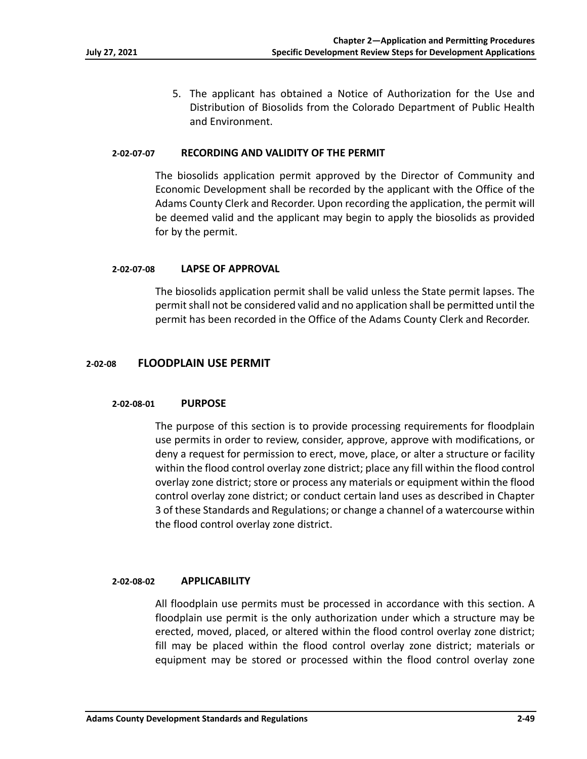5. The applicant has obtained a Notice of Authorization for the Use and Distribution of Biosolids from the Colorado Department of Public Health and Environment.

#### 2-02-07-07 RECORDING AND VALIDITY OF THE PERMIT

The biosolids application permit approved by the Director of Community and Economic Development shall be recorded by the applicant with the Office of the Adams County Clerk and Recorder. Upon recording the application, the permit will be deemed valid and the applicant may begin to apply the biosolids as provided for by the permit.

#### 2-02-07-08 LAPSE OF APPROVAL

The biosolids application permit shall be valid unless the State permit lapses. The permit shall not be considered valid and no application shall be permitted until the permit has been recorded in the Office of the Adams County Clerk and Recorder.

### 2-02-08 FLOODPLAIN USE PERMIT

#### 2-02-08-01 PURPOSE

The purpose of this section is to provide processing requirements for floodplain use permits in order to review, consider, approve, approve with modifications, or deny a request for permission to erect, move, place, or alter a structure or facility within the flood control overlay zone district; place any fill within the flood control overlay zone district; store or process any materials or equipment within the flood control overlay zone district; or conduct certain land uses as described in Chapter 3 of these Standards and Regulations; or change a channel of a watercourse within the flood control overlay zone district.

#### 2-02-08-02 APPLICABILITY

All floodplain use permits must be processed in accordance with this section. A floodplain use permit is the only authorization under which a structure may be erected, moved, placed, or altered within the flood control overlay zone district; fill may be placed within the flood control overlay zone district; materials or equipment may be stored or processed within the flood control overlay zone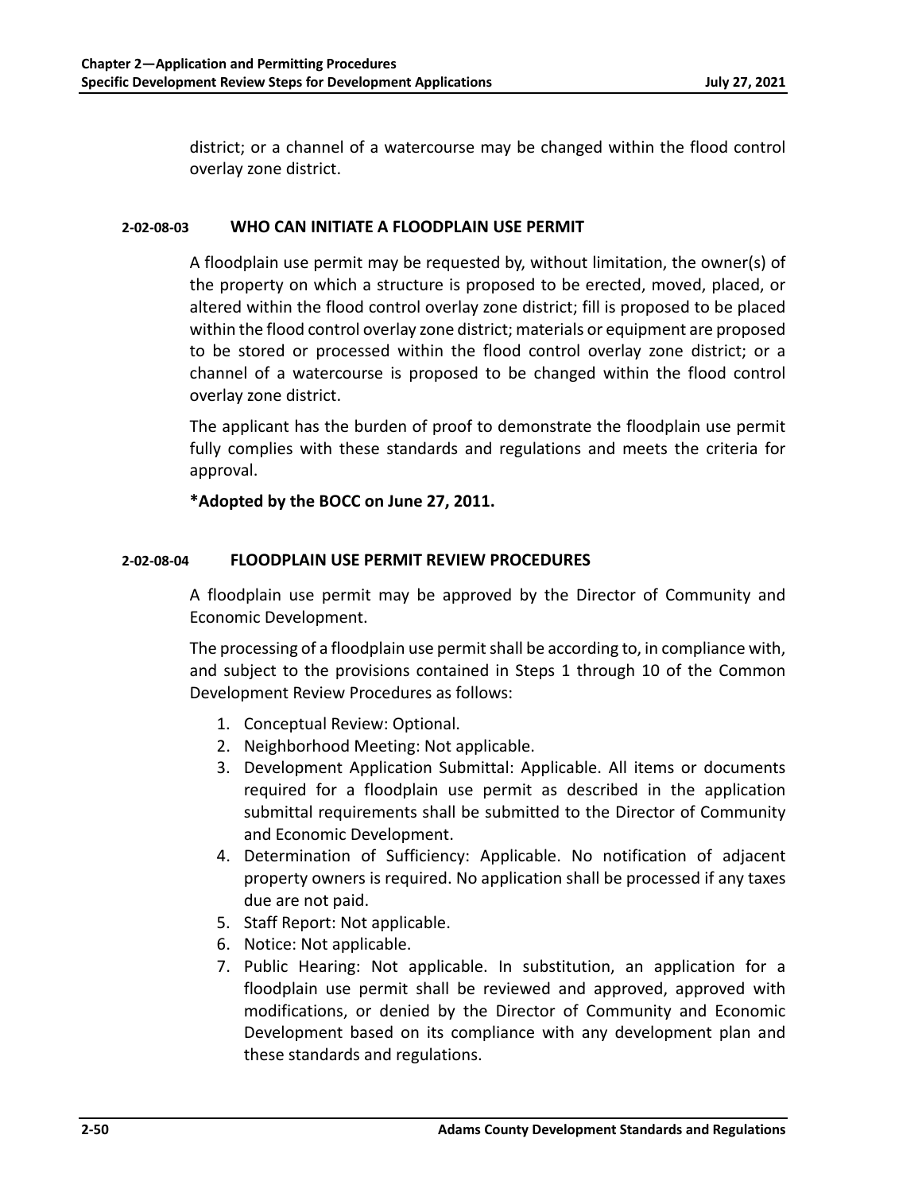district; or a channel of a watercourse may be changed within the flood control overlay zone district.

### 2-02-08-03 WHO CAN INITIATE A FLOODPLAIN USE PERMIT

A floodplain use permit may be requested by, without limitation, the owner(s) of the property on which a structure is proposed to be erected, moved, placed, or altered within the flood control overlay zone district; fill is proposed to be placed within the flood control overlay zone district; materials or equipment are proposed to be stored or processed within the flood control overlay zone district; or a channel of a watercourse is proposed to be changed within the flood control overlay zone district.

The applicant has the burden of proof to demonstrate the floodplain use permit fully complies with these standards and regulations and meets the criteria for approval.

**\*Adopted by the BOCC on June 27, 2011.**

### 2-02-08-04 FLOODPLAIN USE PERMIT REVIEW PROCEDURES

A floodplain use permit may be approved by the Director of Community and Economic Development.

The processing of a floodplain use permit shall be according to, in compliance with, and subject to the provisions contained in Steps 1 through 10 of the Common Development Review Procedures as follows:

1. Conceptual Review: Optional.
2. Neighborhood Meeting: Not applicable.
3. Development Application Submittal: Applicable. All items or documents required for a floodplain use permit as described in the application submittal requirements shall be submitted to the Director of Community and Economic Development.
4. Determination of Sufficiency: Applicable. No notification of adjacent property owners is required. No application shall be processed if any taxes due are not paid.
5. Staff Report: Not applicable.
6. Notice: Not applicable.
7. Public Hearing: Not applicable. In substitution, an application for a floodplain use permit shall be reviewed and approved, approved with modifications, or denied by the Director of Community and Economic Development based on its compliance with any development plan and these standards and regulations.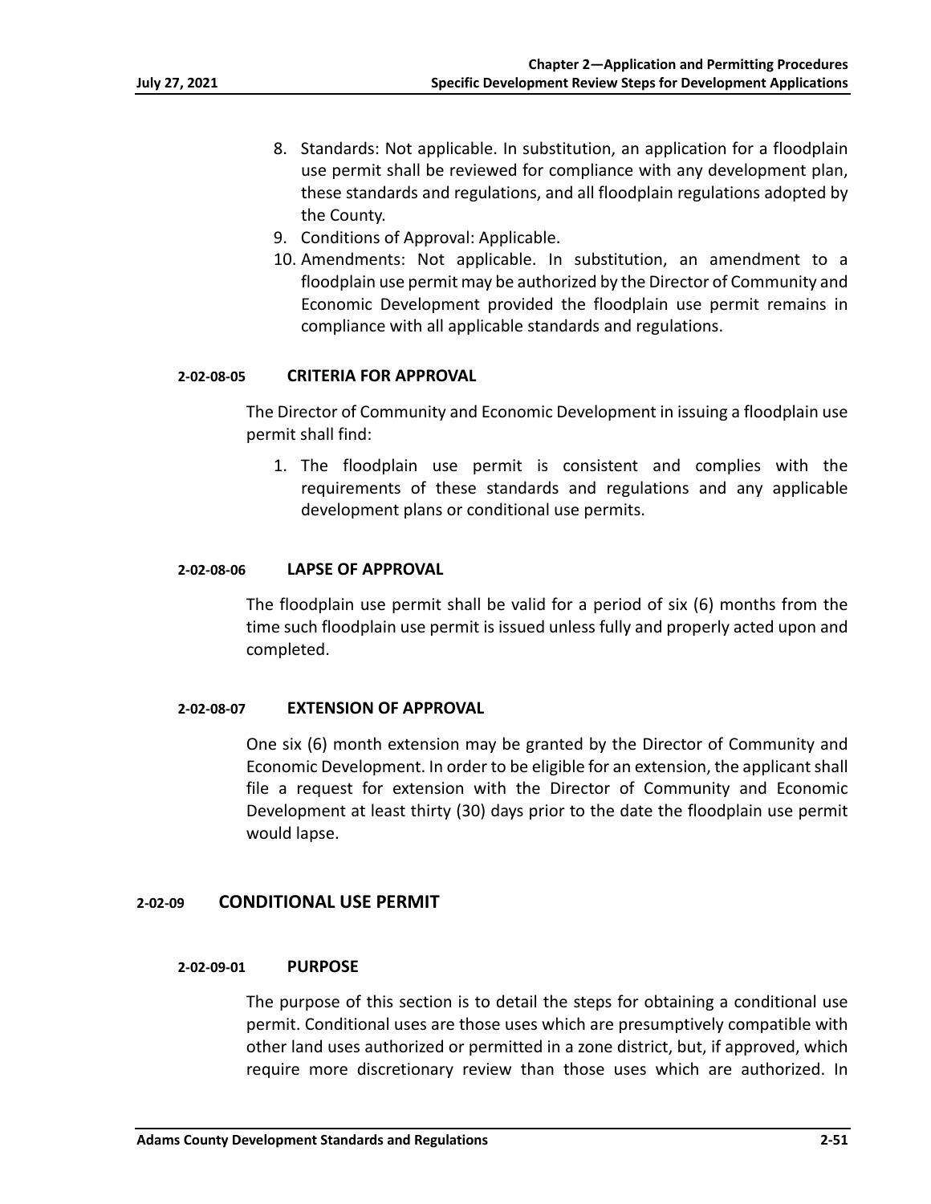8. Standards: Not applicable. In substitution, an application for a floodplain use permit shall be reviewed for compliance with any development plan, these standards and regulations, and all floodplain regulations adopted by the County.
9. Conditions of Approval: Applicable.
10. Amendments: Not applicable. In substitution, an amendment to a floodplain use permit may be authorized by the Director of Community and Economic Development provided the floodplain use permit remains in compliance with all applicable standards and regulations.

#### 2-02-08-05 CRITERIA FOR APPROVAL

The Director of Community and Economic Development in issuing a floodplain use permit shall find:

1. The floodplain use permit is consistent and complies with the requirements of these standards and regulations and any applicable development plans or conditional use permits.

#### 2-02-08-06 LAPSE OF APPROVAL

The floodplain use permit shall be valid for a period of six (6) months from the time such floodplain use permit is issued unless fully and properly acted upon and completed.

#### 2-02-08-07 EXTENSION OF APPROVAL

One six (6) month extension may be granted by the Director of Community and Economic Development. In order to be eligible for an extension, the applicant shall file a request for extension with the Director of Community and Economic Development at least thirty (30) days prior to the date the floodplain use permit would lapse.

### 2-02-09 CONDITIONAL USE PERMIT

#### 2-02-09-01 PURPOSE

The purpose of this section is to detail the steps for obtaining a conditional use permit. Conditional uses are those uses which are presumptively compatible with other land uses authorized or permitted in a zone district, but, if approved, which require more discretionary review than those uses which are authorized. In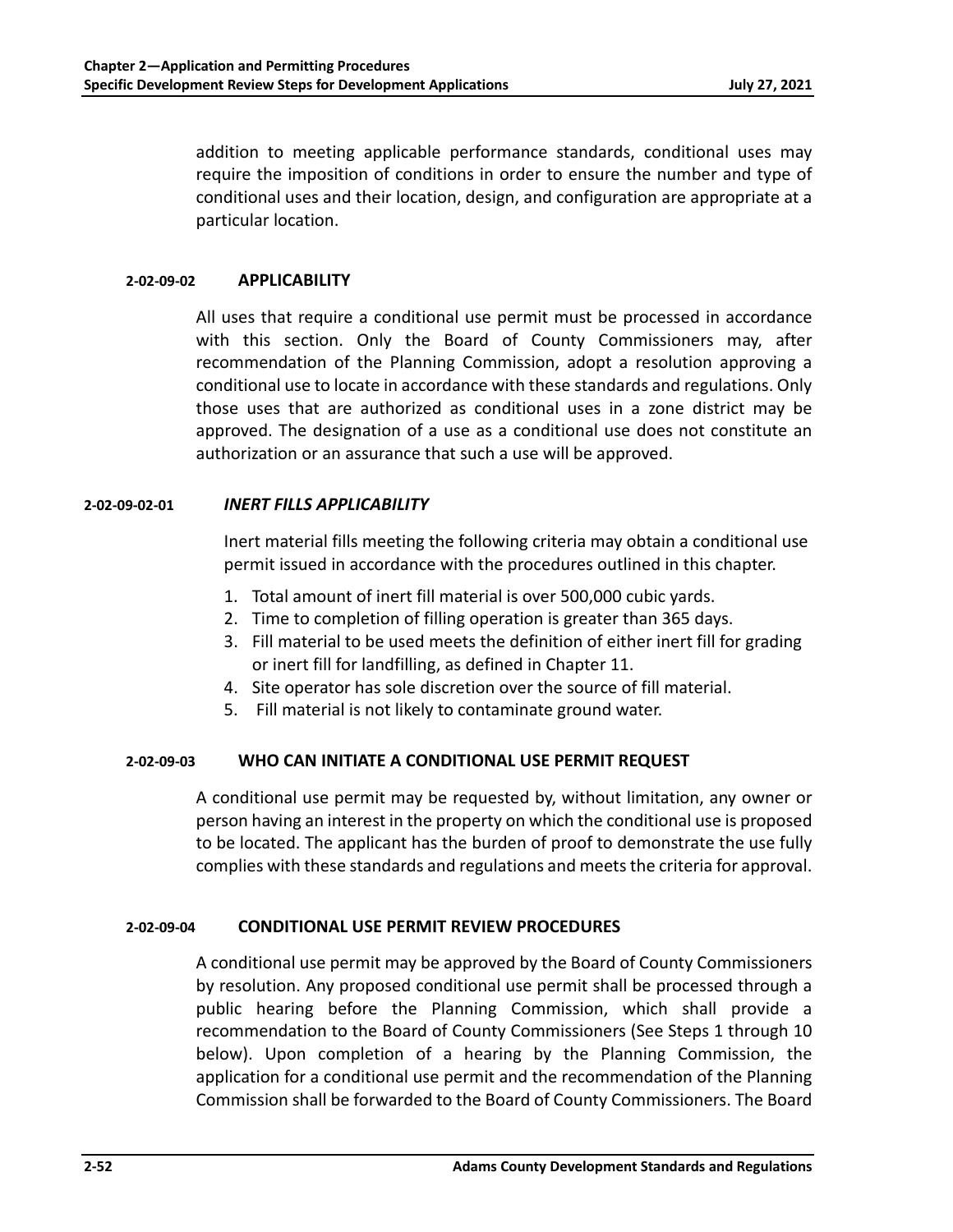addition to meeting applicable performance standards, conditional uses may require the imposition of conditions in order to ensure the number and type of conditional uses and their location, design, and configuration are appropriate at a particular location.

### 2-02-09-02 APPLICABILITY

All uses that require a conditional use permit must be processed in accordance with this section. Only the Board of County Commissioners may, after recommendation of the Planning Commission, adopt a resolution approving a conditional use to locate in accordance with these standards and regulations. Only those uses that are authorized as conditional uses in a zone district may be approved. The designation of a use as a conditional use does not constitute an authorization or an assurance that such a use will be approved.

#### 2-02-09-02-01 *INERT FILLS APPLICABILITY*

Inert material fills meeting the following criteria may obtain a conditional use permit issued in accordance with the procedures outlined in this chapter.

1. Total amount of inert fill material is over 500,000 cubic yards.
2. Time to completion of filling operation is greater than 365 days.
3. Fill material to be used meets the definition of either inert fill for grading or inert fill for landfilling, as defined in Chapter 11.
4. Site operator has sole discretion over the source of fill material.
5. Fill material is not likely to contaminate ground water.

### 2-02-09-03 WHO CAN INITIATE A CONDITIONAL USE PERMIT REQUEST

A conditional use permit may be requested by, without limitation, any owner or person having an interest in the property on which the conditional use is proposed to be located. The applicant has the burden of proof to demonstrate the use fully complies with these standards and regulations and meets the criteria for approval.

### 2-02-09-04 CONDITIONAL USE PERMIT REVIEW PROCEDURES

A conditional use permit may be approved by the Board of County Commissioners by resolution. Any proposed conditional use permit shall be processed through a public hearing before the Planning Commission, which shall provide a recommendation to the Board of County Commissioners (See Steps 1 through 10 below). Upon completion of a hearing by the Planning Commission, the application for a conditional use permit and the recommendation of the Planning Commission shall be forwarded to the Board of County Commissioners. The Board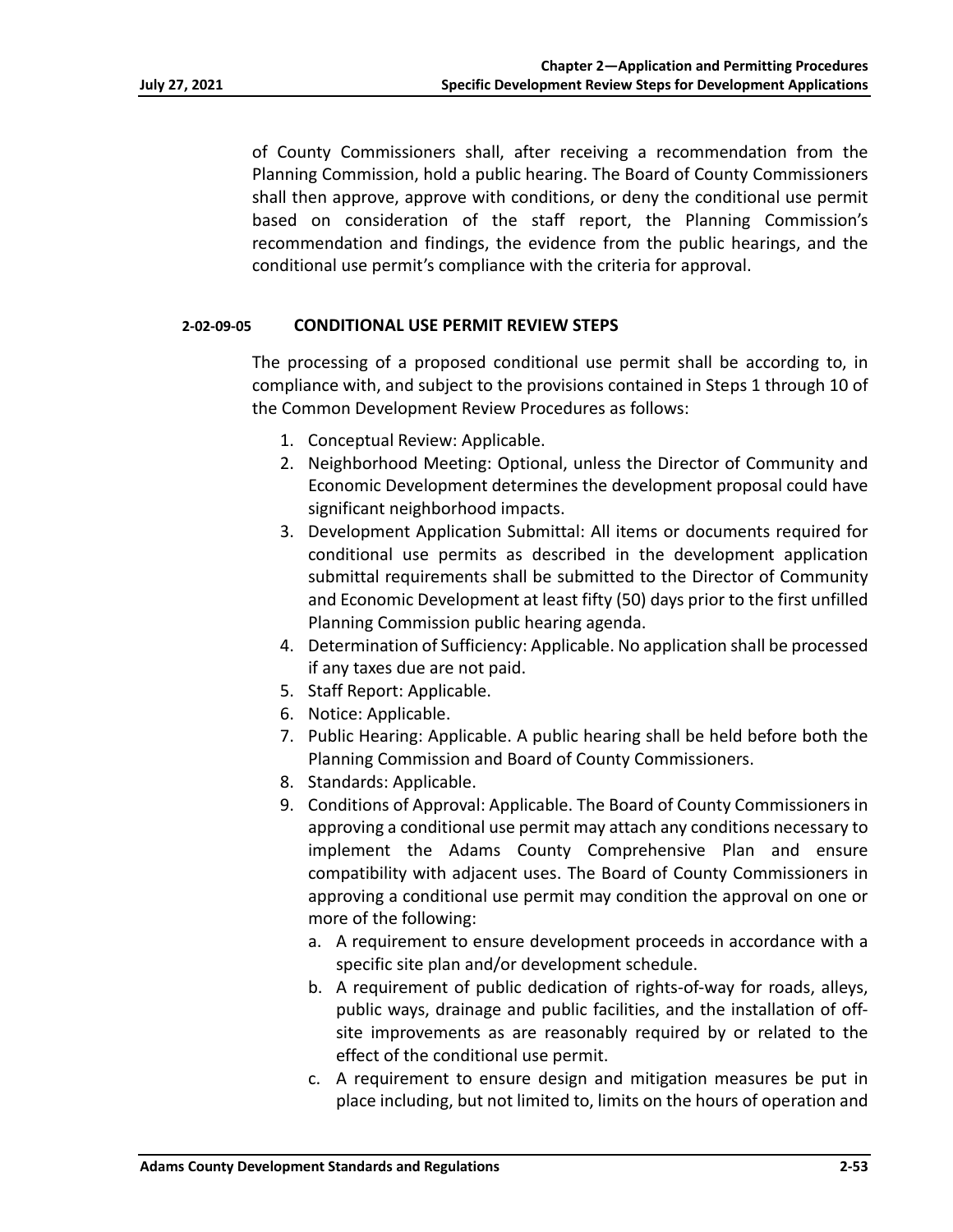of County Commissioners shall, after receiving a recommendation from the Planning Commission, hold a public hearing. The Board of County Commissioners shall then approve, approve with conditions, or deny the conditional use permit based on consideration of the staff report, the Planning Commission's recommendation and findings, the evidence from the public hearings, and the conditional use permit's compliance with the criteria for approval.

#### 2-02-09-05 CONDITIONAL USE PERMIT REVIEW STEPS

The processing of a proposed conditional use permit shall be according to, in compliance with, and subject to the provisions contained in Steps 1 through 10 of the Common Development Review Procedures as follows:

1. Conceptual Review: Applicable.
2. Neighborhood Meeting: Optional, unless the Director of Community and Economic Development determines the development proposal could have significant neighborhood impacts.
3. Development Application Submittal: All items or documents required for conditional use permits as described in the development application submittal requirements shall be submitted to the Director of Community and Economic Development at least fifty (50) days prior to the first unfilled Planning Commission public hearing agenda.
4. Determination of Sufficiency: Applicable. No application shall be processed if any taxes due are not paid.
5. Staff Report: Applicable.
6. Notice: Applicable.
7. Public Hearing: Applicable. A public hearing shall be held before both the Planning Commission and Board of County Commissioners.
8. Standards: Applicable.
9. Conditions of Approval: Applicable. The Board of County Commissioners in approving a conditional use permit may attach any conditions necessary to implement the Adams County Comprehensive Plan and ensure compatibility with adjacent uses. The Board of County Commissioners in approving a conditional use permit may condition the approval on one or more of the following:
   a. A requirement to ensure development proceeds in accordance with a specific site plan and/or development schedule.
   b. A requirement of public dedication of rights-of-way for roads, alleys, public ways, drainage and public facilities, and the installation of off-site improvements as are reasonably required by or related to the effect of the conditional use permit.
   c. A requirement to ensure design and mitigation measures be put in place including, but not limited to, limits on the hours of operation and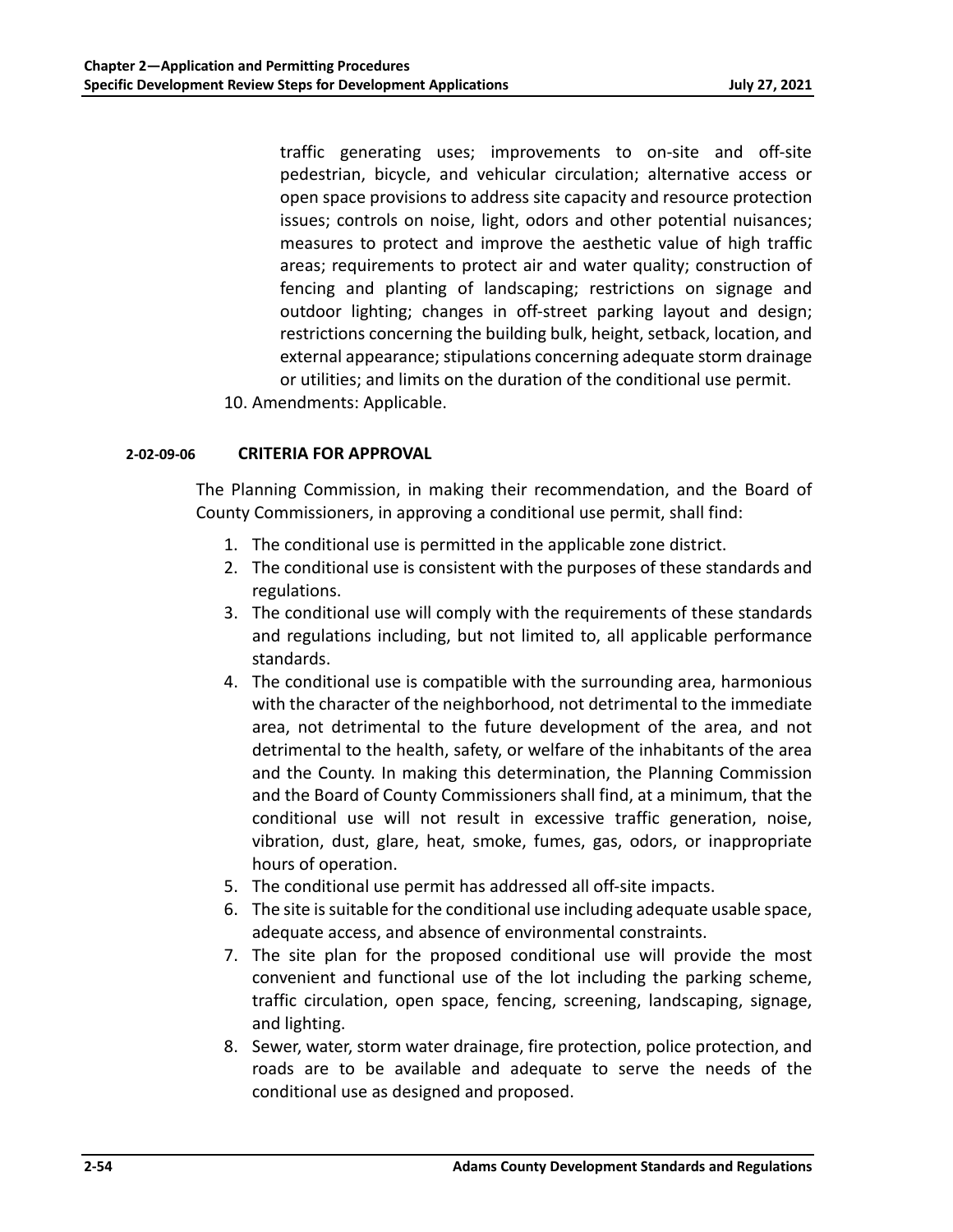traffic generating uses; improvements to on-site and off-site pedestrian, bicycle, and vehicular circulation; alternative access or open space provisions to address site capacity and resource protection issues; controls on noise, light, odors and other potential nuisances; measures to protect and improve the aesthetic value of high traffic areas; requirements to protect air and water quality; construction of fencing and planting of landscaping; restrictions on signage and outdoor lighting; changes in off-street parking layout and design; restrictions concerning the building bulk, height, setback, location, and external appearance; stipulations concerning adequate storm drainage or utilities; and limits on the duration of the conditional use permit.

10. Amendments: Applicable.

### 2-02-09-06 CRITERIA FOR APPROVAL

The Planning Commission, in making their recommendation, and the Board of County Commissioners, in approving a conditional use permit, shall find:

1. The conditional use is permitted in the applicable zone district.
2. The conditional use is consistent with the purposes of these standards and regulations.
3. The conditional use will comply with the requirements of these standards and regulations including, but not limited to, all applicable performance standards.
4. The conditional use is compatible with the surrounding area, harmonious with the character of the neighborhood, not detrimental to the immediate area, not detrimental to the future development of the area, and not detrimental to the health, safety, or welfare of the inhabitants of the area and the County. In making this determination, the Planning Commission and the Board of County Commissioners shall find, at a minimum, that the conditional use will not result in excessive traffic generation, noise, vibration, dust, glare, heat, smoke, fumes, gas, odors, or inappropriate hours of operation.
5. The conditional use permit has addressed all off-site impacts.
6. The site is suitable for the conditional use including adequate usable space, adequate access, and absence of environmental constraints.
7. The site plan for the proposed conditional use will provide the most convenient and functional use of the lot including the parking scheme, traffic circulation, open space, fencing, screening, landscaping, signage, and lighting.
8. Sewer, water, storm water drainage, fire protection, police protection, and roads are to be available and adequate to serve the needs of the conditional use as designed and proposed.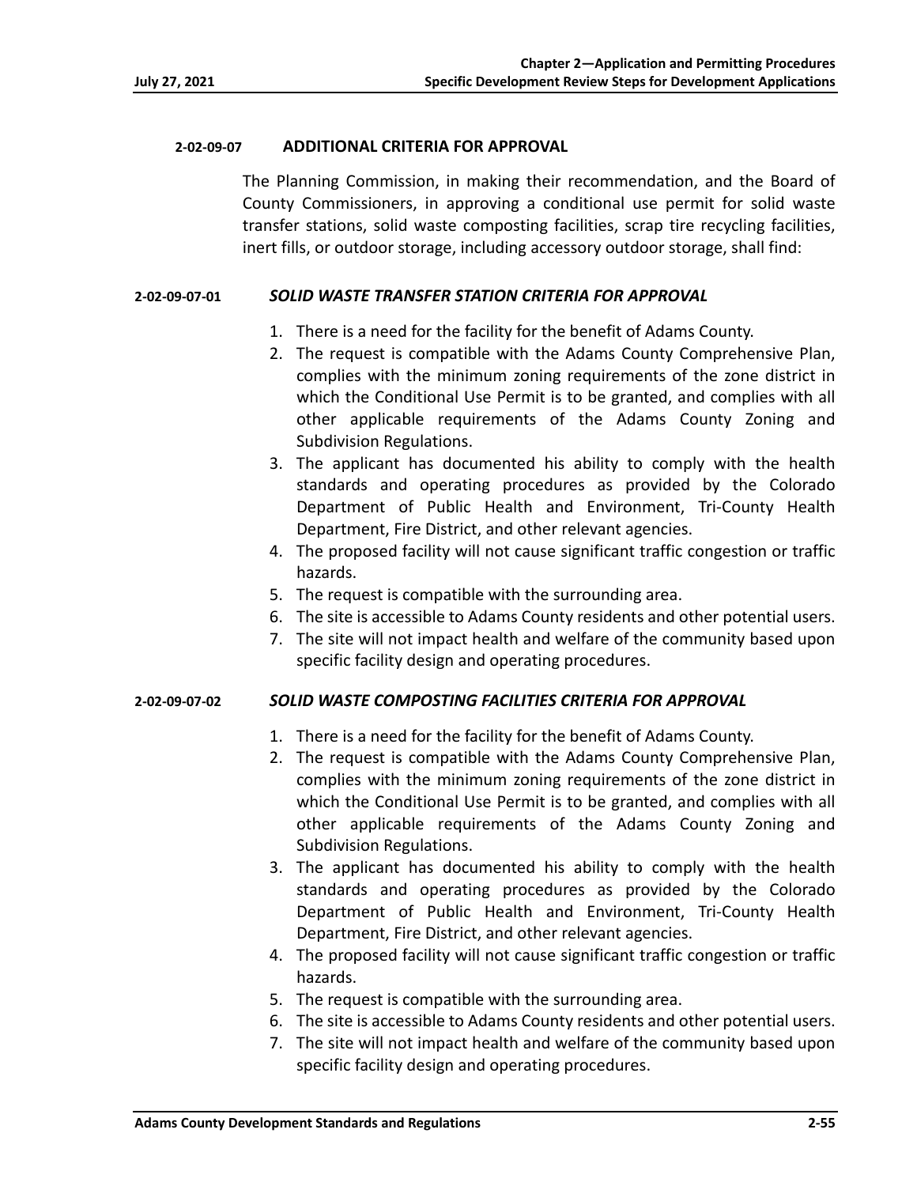#### 2-02-09-07 ADDITIONAL CRITERIA FOR APPROVAL

The Planning Commission, in making their recommendation, and the Board of County Commissioners, in approving a conditional use permit for solid waste transfer stations, solid waste composting facilities, scrap tire recycling facilities, inert fills, or outdoor storage, including accessory outdoor storage, shall find:

##### 2-02-09-07-01 *SOLID WASTE TRANSFER STATION CRITERIA FOR APPROVAL*

1. There is a need for the facility for the benefit of Adams County.
2. The request is compatible with the Adams County Comprehensive Plan, complies with the minimum zoning requirements of the zone district in which the Conditional Use Permit is to be granted, and complies with all other applicable requirements of the Adams County Zoning and Subdivision Regulations.
3. The applicant has documented his ability to comply with the health standards and operating procedures as provided by the Colorado Department of Public Health and Environment, Tri-County Health Department, Fire District, and other relevant agencies.
4. The proposed facility will not cause significant traffic congestion or traffic hazards.
5. The request is compatible with the surrounding area.
6. The site is accessible to Adams County residents and other potential users.
7. The site will not impact health and welfare of the community based upon specific facility design and operating procedures.

##### 2-02-09-07-02 *SOLID WASTE COMPOSTING FACILITIES CRITERIA FOR APPROVAL*

1. There is a need for the facility for the benefit of Adams County.
2. The request is compatible with the Adams County Comprehensive Plan, complies with the minimum zoning requirements of the zone district in which the Conditional Use Permit is to be granted, and complies with all other applicable requirements of the Adams County Zoning and Subdivision Regulations.
3. The applicant has documented his ability to comply with the health standards and operating procedures as provided by the Colorado Department of Public Health and Environment, Tri-County Health Department, Fire District, and other relevant agencies.
4. The proposed facility will not cause significant traffic congestion or traffic hazards.
5. The request is compatible with the surrounding area.
6. The site is accessible to Adams County residents and other potential users.
7. The site will not impact health and welfare of the community based upon specific facility design and operating procedures.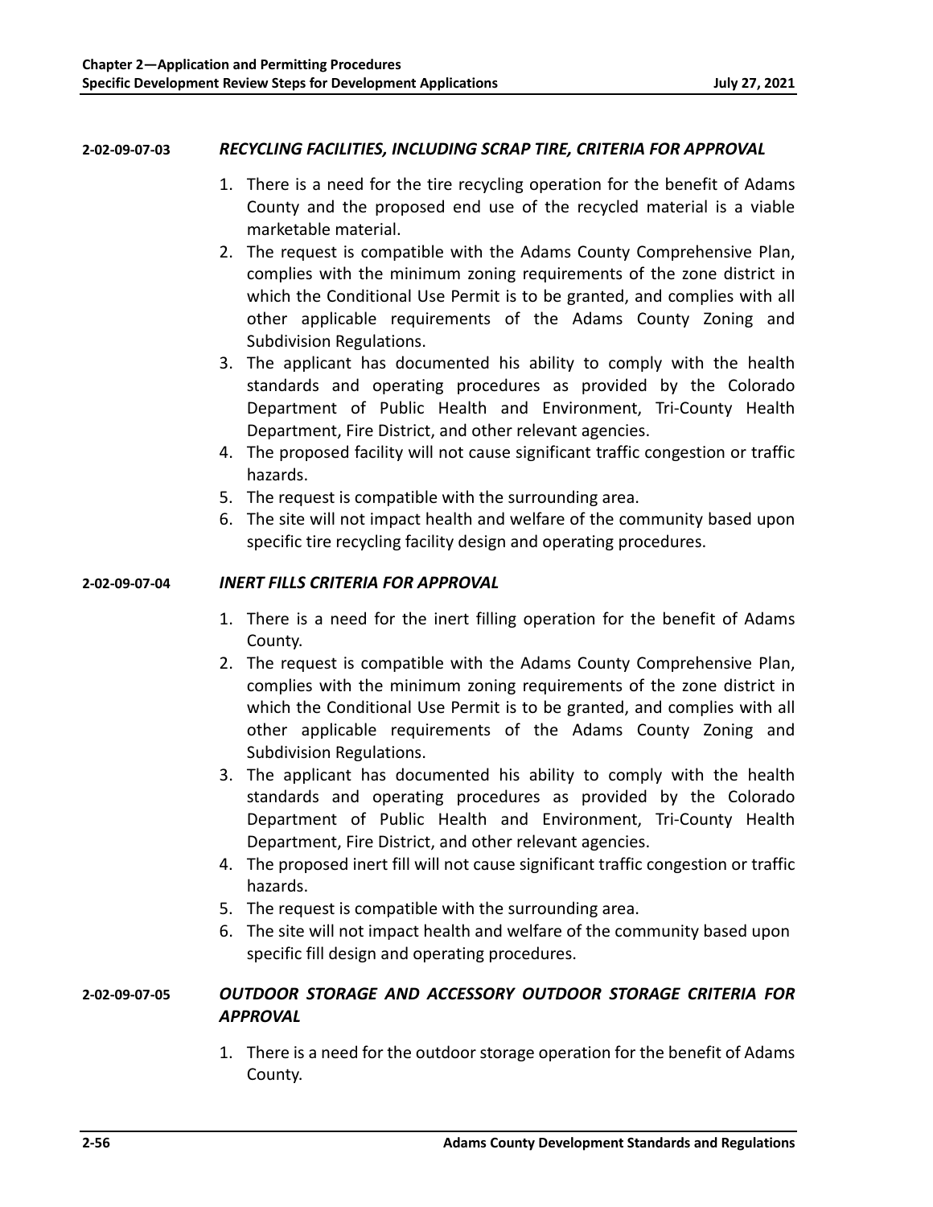#### 2-02-09-07-03 *RECYCLING FACILITIES, INCLUDING SCRAP TIRE, CRITERIA FOR APPROVAL*

1. There is a need for the tire recycling operation for the benefit of Adams County and the proposed end use of the recycled material is a viable marketable material.
2. The request is compatible with the Adams County Comprehensive Plan, complies with the minimum zoning requirements of the zone district in which the Conditional Use Permit is to be granted, and complies with all other applicable requirements of the Adams County Zoning and Subdivision Regulations.
3. The applicant has documented his ability to comply with the health standards and operating procedures as provided by the Colorado Department of Public Health and Environment, Tri-County Health Department, Fire District, and other relevant agencies.
4. The proposed facility will not cause significant traffic congestion or traffic hazards.
5. The request is compatible with the surrounding area.
6. The site will not impact health and welfare of the community based upon specific tire recycling facility design and operating procedures.

#### 2-02-09-07-04 *INERT FILLS CRITERIA FOR APPROVAL*

1. There is a need for the inert filling operation for the benefit of Adams County.
2. The request is compatible with the Adams County Comprehensive Plan, complies with the minimum zoning requirements of the zone district in which the Conditional Use Permit is to be granted, and complies with all other applicable requirements of the Adams County Zoning and Subdivision Regulations.
3. The applicant has documented his ability to comply with the health standards and operating procedures as provided by the Colorado Department of Public Health and Environment, Tri-County Health Department, Fire District, and other relevant agencies.
4. The proposed inert fill will not cause significant traffic congestion or traffic hazards.
5. The request is compatible with the surrounding area.
6. The site will not impact health and welfare of the community based upon specific fill design and operating procedures.

#### 2-02-09-07-05 *OUTDOOR STORAGE AND ACCESSORY OUTDOOR STORAGE CRITERIA FOR APPROVAL*

1. There is a need for the outdoor storage operation for the benefit of Adams County.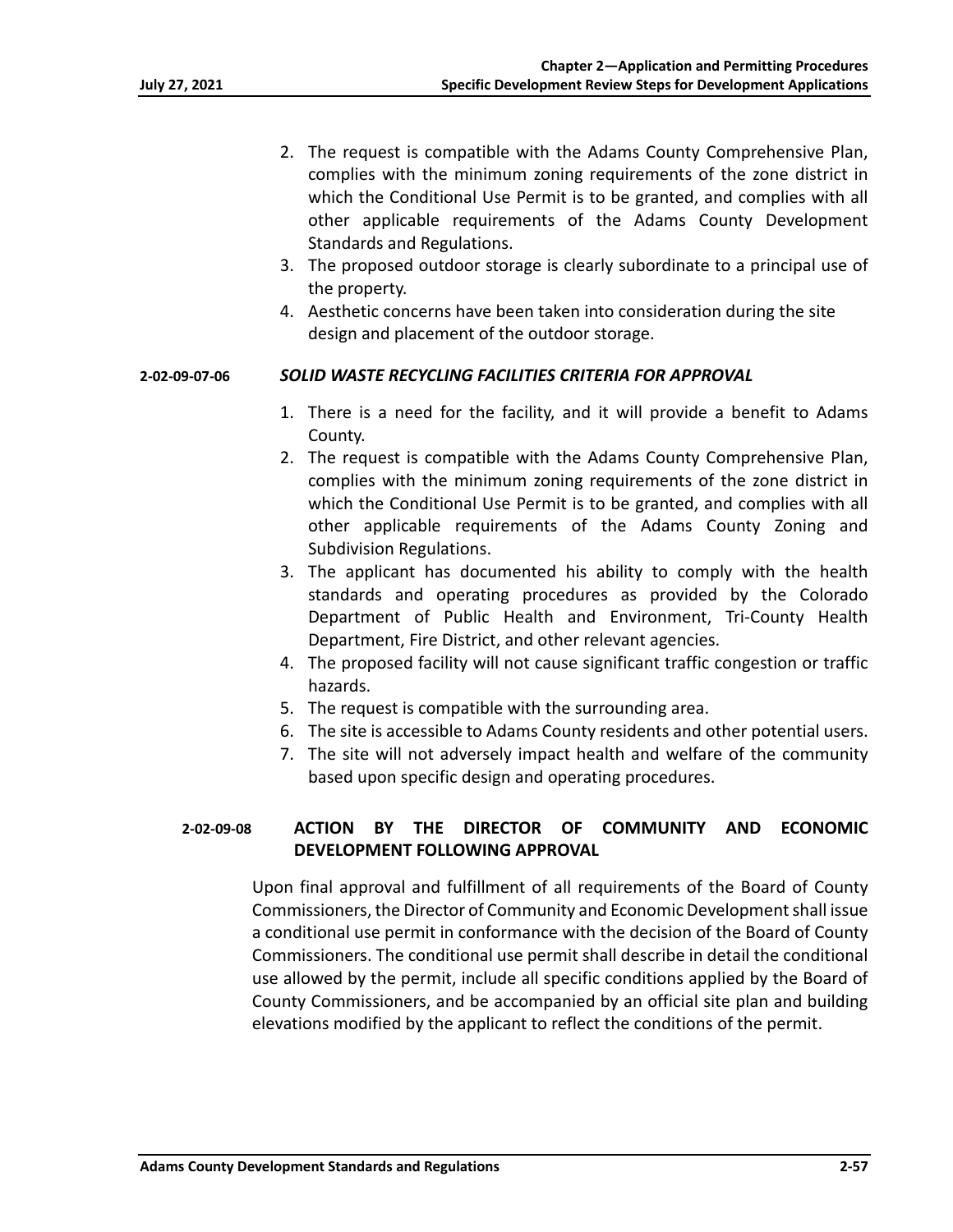2. The request is compatible with the Adams County Comprehensive Plan, complies with the minimum zoning requirements of the zone district in which the Conditional Use Permit is to be granted, and complies with all other applicable requirements of the Adams County Development Standards and Regulations.
3. The proposed outdoor storage is clearly subordinate to a principal use of the property.
4. Aesthetic concerns have been taken into consideration during the site design and placement of the outdoor storage.

#### 2-02-09-07-06 *SOLID WASTE RECYCLING FACILITIES CRITERIA FOR APPROVAL*

1. There is a need for the facility, and it will provide a benefit to Adams County.
2. The request is compatible with the Adams County Comprehensive Plan, complies with the minimum zoning requirements of the zone district in which the Conditional Use Permit is to be granted, and complies with all other applicable requirements of the Adams County Zoning and Subdivision Regulations.
3. The applicant has documented his ability to comply with the health standards and operating procedures as provided by the Colorado Department of Public Health and Environment, Tri-County Health Department, Fire District, and other relevant agencies.
4. The proposed facility will not cause significant traffic congestion or traffic hazards.
5. The request is compatible with the surrounding area.
6. The site is accessible to Adams County residents and other potential users.
7. The site will not adversely impact health and welfare of the community based upon specific design and operating procedures.

### 2-02-09-08 ACTION BY THE DIRECTOR OF COMMUNITY AND ECONOMIC DEVELOPMENT FOLLOWING APPROVAL

Upon final approval and fulfillment of all requirements of the Board of County Commissioners, the Director of Community and Economic Development shall issue a conditional use permit in conformance with the decision of the Board of County Commissioners. The conditional use permit shall describe in detail the conditional use allowed by the permit, include all specific conditions applied by the Board of County Commissioners, and be accompanied by an official site plan and building elevations modified by the applicant to reflect the conditions of the permit.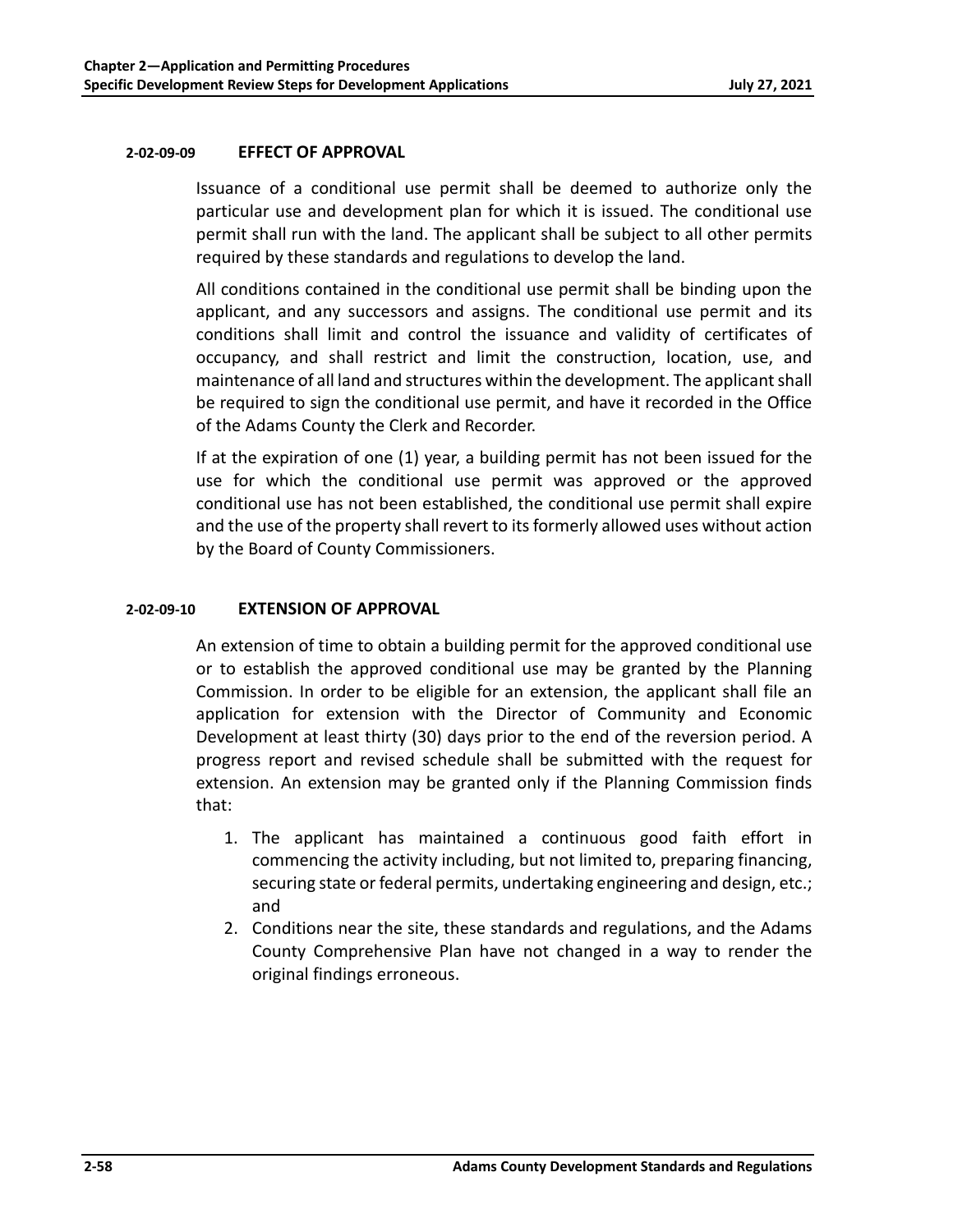#### 2-02-09-09 EFFECT OF APPROVAL

Issuance of a conditional use permit shall be deemed to authorize only the particular use and development plan for which it is issued. The conditional use permit shall run with the land. The applicant shall be subject to all other permits required by these standards and regulations to develop the land.

All conditions contained in the conditional use permit shall be binding upon the applicant, and any successors and assigns. The conditional use permit and its conditions shall limit and control the issuance and validity of certificates of occupancy, and shall restrict and limit the construction, location, use, and maintenance of all land and structures within the development. The applicant shall be required to sign the conditional use permit, and have it recorded in the Office of the Adams County the Clerk and Recorder.

If at the expiration of one (1) year, a building permit has not been issued for the use for which the conditional use permit was approved or the approved conditional use has not been established, the conditional use permit shall expire and the use of the property shall revert to its formerly allowed uses without action by the Board of County Commissioners.

#### 2-02-09-10 EXTENSION OF APPROVAL

An extension of time to obtain a building permit for the approved conditional use or to establish the approved conditional use may be granted by the Planning Commission. In order to be eligible for an extension, the applicant shall file an application for extension with the Director of Community and Economic Development at least thirty (30) days prior to the end of the reversion period. A progress report and revised schedule shall be submitted with the request for extension. An extension may be granted only if the Planning Commission finds that:

1. The applicant has maintained a continuous good faith effort in commencing the activity including, but not limited to, preparing financing, securing state or federal permits, undertaking engineering and design, etc.; and
2. Conditions near the site, these standards and regulations, and the Adams County Comprehensive Plan have not changed in a way to render the original findings erroneous.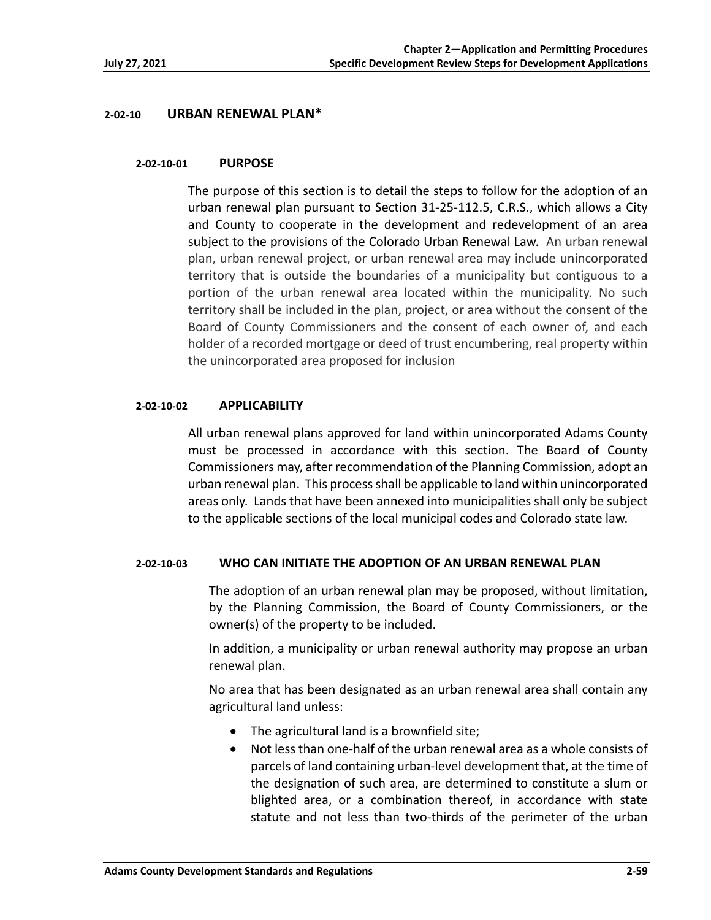## 2-02-10 URBAN RENEWAL PLAN*

### 2-02-10-01 PURPOSE

The purpose of this section is to detail the steps to follow for the adoption of an urban renewal plan pursuant to Section 31-25-112.5, C.R.S., which allows a City and County to cooperate in the development and redevelopment of an area subject to the provisions of the Colorado Urban Renewal Law. An urban renewal plan, urban renewal project, or urban renewal area may include unincorporated territory that is outside the boundaries of a municipality but contiguous to a portion of the urban renewal area located within the municipality. No such territory shall be included in the plan, project, or area without the consent of the Board of County Commissioners and the consent of each owner of, and each holder of a recorded mortgage or deed of trust encumbering, real property within the unincorporated area proposed for inclusion

### 2-02-10-02 APPLICABILITY

All urban renewal plans approved for land within unincorporated Adams County must be processed in accordance with this section. The Board of County Commissioners may, after recommendation of the Planning Commission, adopt an urban renewal plan. This process shall be applicable to land within unincorporated areas only. Lands that have been annexed into municipalities shall only be subject to the applicable sections of the local municipal codes and Colorado state law.

### 2-02-10-03 WHO CAN INITIATE THE ADOPTION OF AN URBAN RENEWAL PLAN

The adoption of an urban renewal plan may be proposed, without limitation, by the Planning Commission, the Board of County Commissioners, or the owner(s) of the property to be included.

In addition, a municipality or urban renewal authority may propose an urban renewal plan.

No area that has been designated as an urban renewal area shall contain any agricultural land unless:

- The agricultural land is a brownfield site;
- Not less than one-half of the urban renewal area as a whole consists of parcels of land containing urban-level development that, at the time of the designation of such area, are determined to constitute a slum or blighted area, or a combination thereof, in accordance with state statute and not less than two-thirds of the perimeter of the urban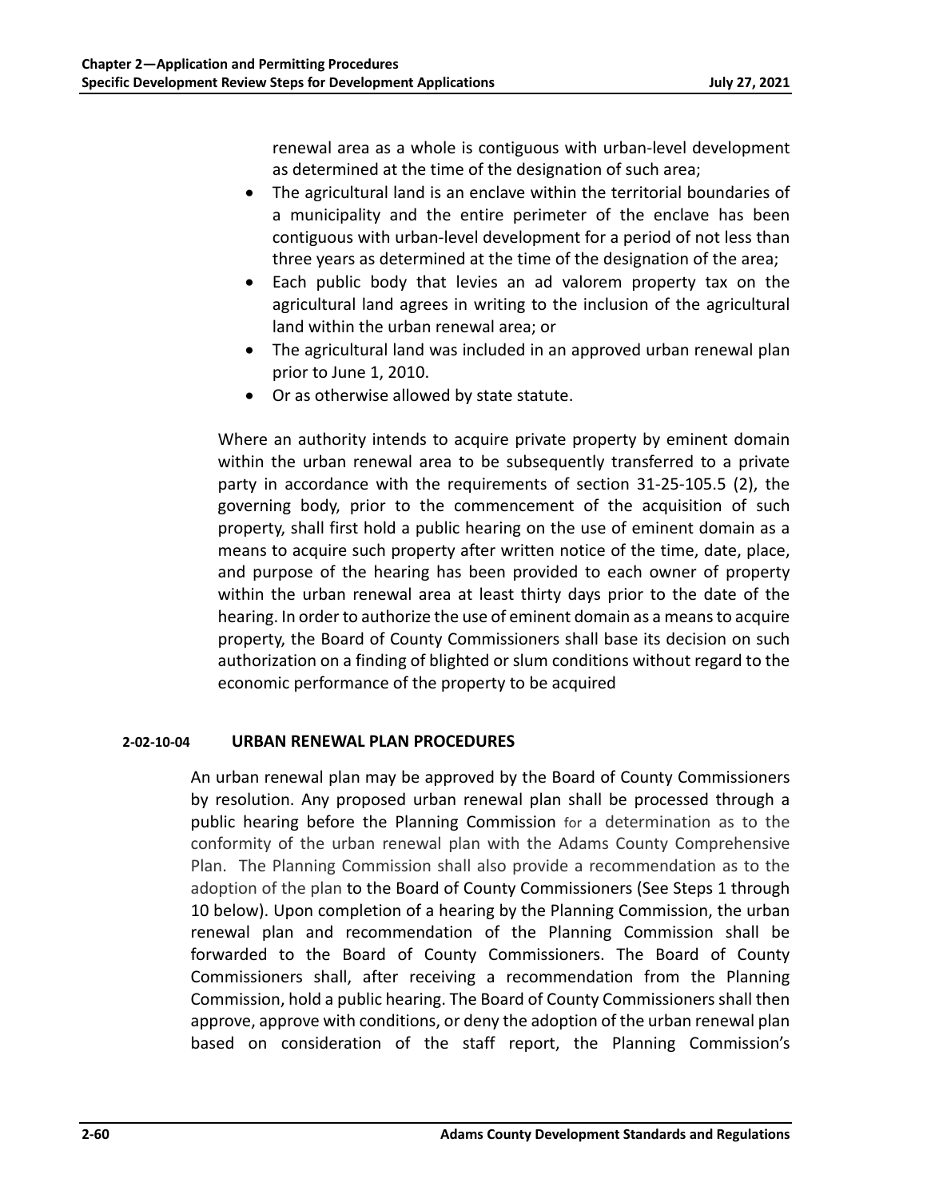renewal area as a whole is contiguous with urban-level development as determined at the time of the designation of such area;

- The agricultural land is an enclave within the territorial boundaries of a municipality and the entire perimeter of the enclave has been contiguous with urban-level development for a period of not less than three years as determined at the time of the designation of the area;
- Each public body that levies an ad valorem property tax on the agricultural land agrees in writing to the inclusion of the agricultural land within the urban renewal area; or
- The agricultural land was included in an approved urban renewal plan prior to June 1, 2010.
- Or as otherwise allowed by state statute.

Where an authority intends to acquire private property by eminent domain within the urban renewal area to be subsequently transferred to a private party in accordance with the requirements of section 31-25-105.5 (2), the governing body, prior to the commencement of the acquisition of such property, shall first hold a public hearing on the use of eminent domain as a means to acquire such property after written notice of the time, date, place, and purpose of the hearing has been provided to each owner of property within the urban renewal area at least thirty days prior to the date of the hearing. In order to authorize the use of eminent domain as a means to acquire property, the Board of County Commissioners shall base its decision on such authorization on a finding of blighted or slum conditions without regard to the economic performance of the property to be acquired

### 2-02-10-04 URBAN RENEWAL PLAN PROCEDURES

An urban renewal plan may be approved by the Board of County Commissioners by resolution. Any proposed urban renewal plan shall be processed through a public hearing before the Planning Commission for a determination as to the conformity of the urban renewal plan with the Adams County Comprehensive Plan. The Planning Commission shall also provide a recommendation as to the adoption of the plan to the Board of County Commissioners (See Steps 1 through 10 below). Upon completion of a hearing by the Planning Commission, the urban renewal plan and recommendation of the Planning Commission shall be forwarded to the Board of County Commissioners. The Board of County Commissioners shall, after receiving a recommendation from the Planning Commission, hold a public hearing. The Board of County Commissioners shall then approve, approve with conditions, or deny the adoption of the urban renewal plan based on consideration of the staff report, the Planning Commission's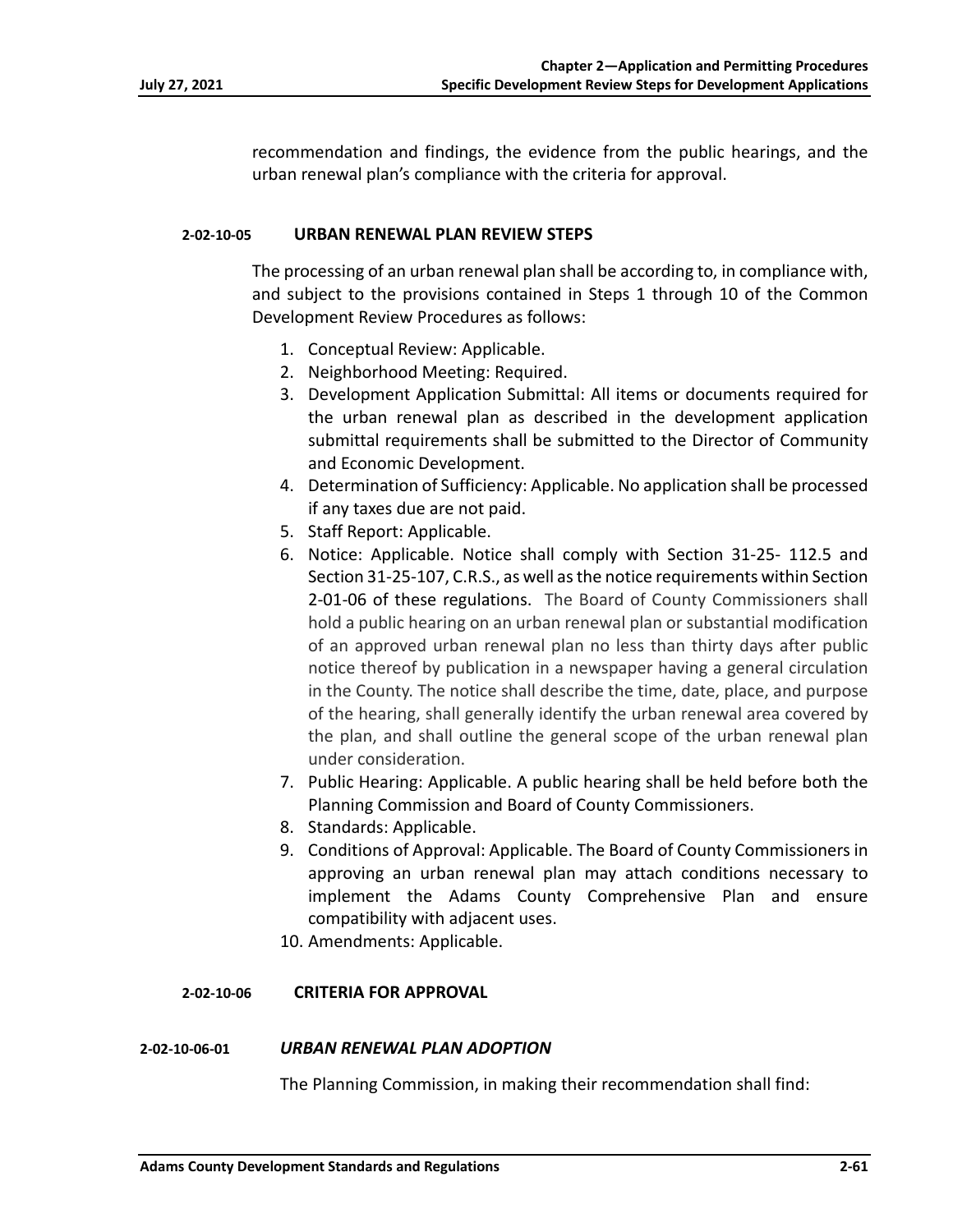recommendation and findings, the evidence from the public hearings, and the urban renewal plan's compliance with the criteria for approval.

### 2-02-10-05 URBAN RENEWAL PLAN REVIEW STEPS

The processing of an urban renewal plan shall be according to, in compliance with, and subject to the provisions contained in Steps 1 through 10 of the Common Development Review Procedures as follows:

1. Conceptual Review: Applicable.
2. Neighborhood Meeting: Required.
3. Development Application Submittal: All items or documents required for the urban renewal plan as described in the development application submittal requirements shall be submitted to the Director of Community and Economic Development.
4. Determination of Sufficiency: Applicable. No application shall be processed if any taxes due are not paid.
5. Staff Report: Applicable.
6. Notice: Applicable. Notice shall comply with Section 31-25- 112.5 and Section 31-25-107, C.R.S., as well as the notice requirements within Section 2-01-06 of these regulations. The Board of County Commissioners shall hold a public hearing on an urban renewal plan or substantial modification of an approved urban renewal plan no less than thirty days after public notice thereof by publication in a newspaper having a general circulation in the County. The notice shall describe the time, date, place, and purpose of the hearing, shall generally identify the urban renewal area covered by the plan, and shall outline the general scope of the urban renewal plan under consideration.
7. Public Hearing: Applicable. A public hearing shall be held before both the Planning Commission and Board of County Commissioners.
8. Standards: Applicable.
9. Conditions of Approval: Applicable. The Board of County Commissioners in approving an urban renewal plan may attach conditions necessary to implement the Adams County Comprehensive Plan and ensure compatibility with adjacent uses.
10. Amendments: Applicable.

### 2-02-10-06 CRITERIA FOR APPROVAL

#### 2-02-10-06-01 *URBAN RENEWAL PLAN ADOPTION*

The Planning Commission, in making their recommendation shall find: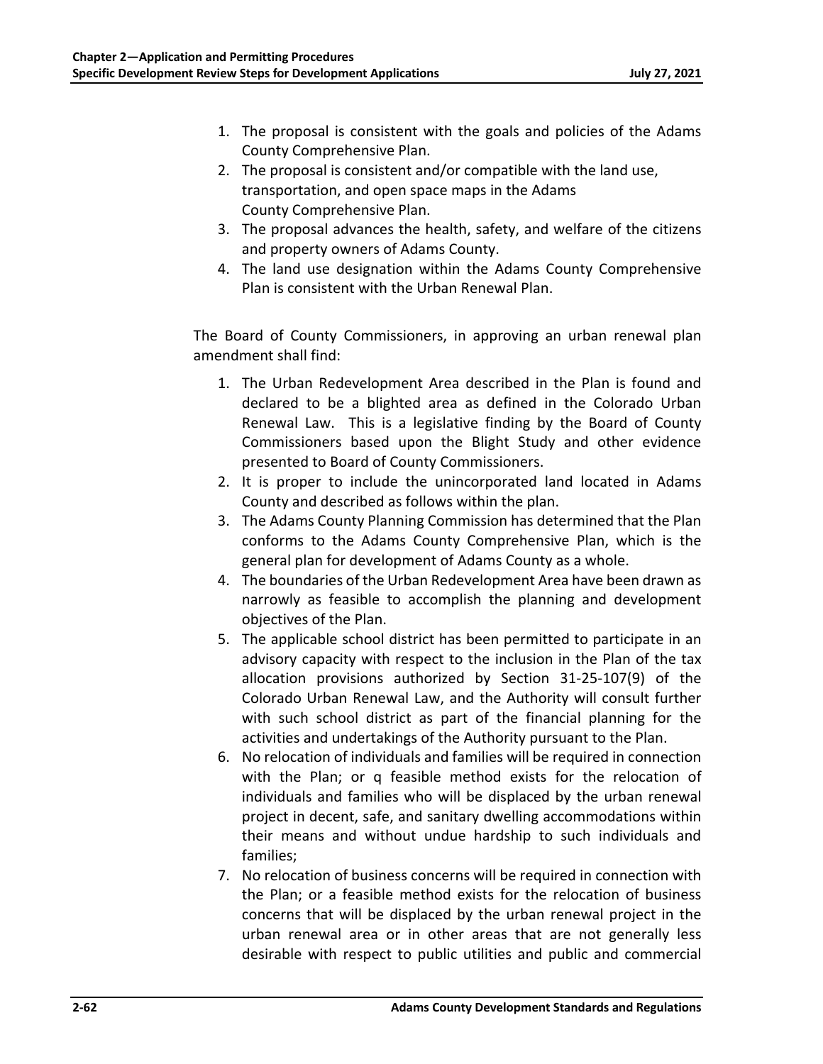1. The proposal is consistent with the goals and policies of the Adams County Comprehensive Plan.
2. The proposal is consistent and/or compatible with the land use, transportation, and open space maps in the Adams County Comprehensive Plan.
3. The proposal advances the health, safety, and welfare of the citizens and property owners of Adams County.
4. The land use designation within the Adams County Comprehensive Plan is consistent with the Urban Renewal Plan.

The Board of County Commissioners, in approving an urban renewal plan amendment shall find:

1. The Urban Redevelopment Area described in the Plan is found and declared to be a blighted area as defined in the Colorado Urban Renewal Law. This is a legislative finding by the Board of County Commissioners based upon the Blight Study and other evidence presented to Board of County Commissioners.
2. It is proper to include the unincorporated land located in Adams County and described as follows within the plan.
3. The Adams County Planning Commission has determined that the Plan conforms to the Adams County Comprehensive Plan, which is the general plan for development of Adams County as a whole.
4. The boundaries of the Urban Redevelopment Area have been drawn as narrowly as feasible to accomplish the planning and development objectives of the Plan.
5. The applicable school district has been permitted to participate in an advisory capacity with respect to the inclusion in the Plan of the tax allocation provisions authorized by Section 31-25-107(9) of the Colorado Urban Renewal Law, and the Authority will consult further with such school district as part of the financial planning for the activities and undertakings of the Authority pursuant to the Plan.
6. No relocation of individuals and families will be required in connection with the Plan; or q feasible method exists for the relocation of individuals and families who will be displaced by the urban renewal project in decent, safe, and sanitary dwelling accommodations within their means and without undue hardship to such individuals and families;
7. No relocation of business concerns will be required in connection with the Plan; or a feasible method exists for the relocation of business concerns that will be displaced by the urban renewal project in the urban renewal area or in other areas that are not generally less desirable with respect to public utilities and public and commercial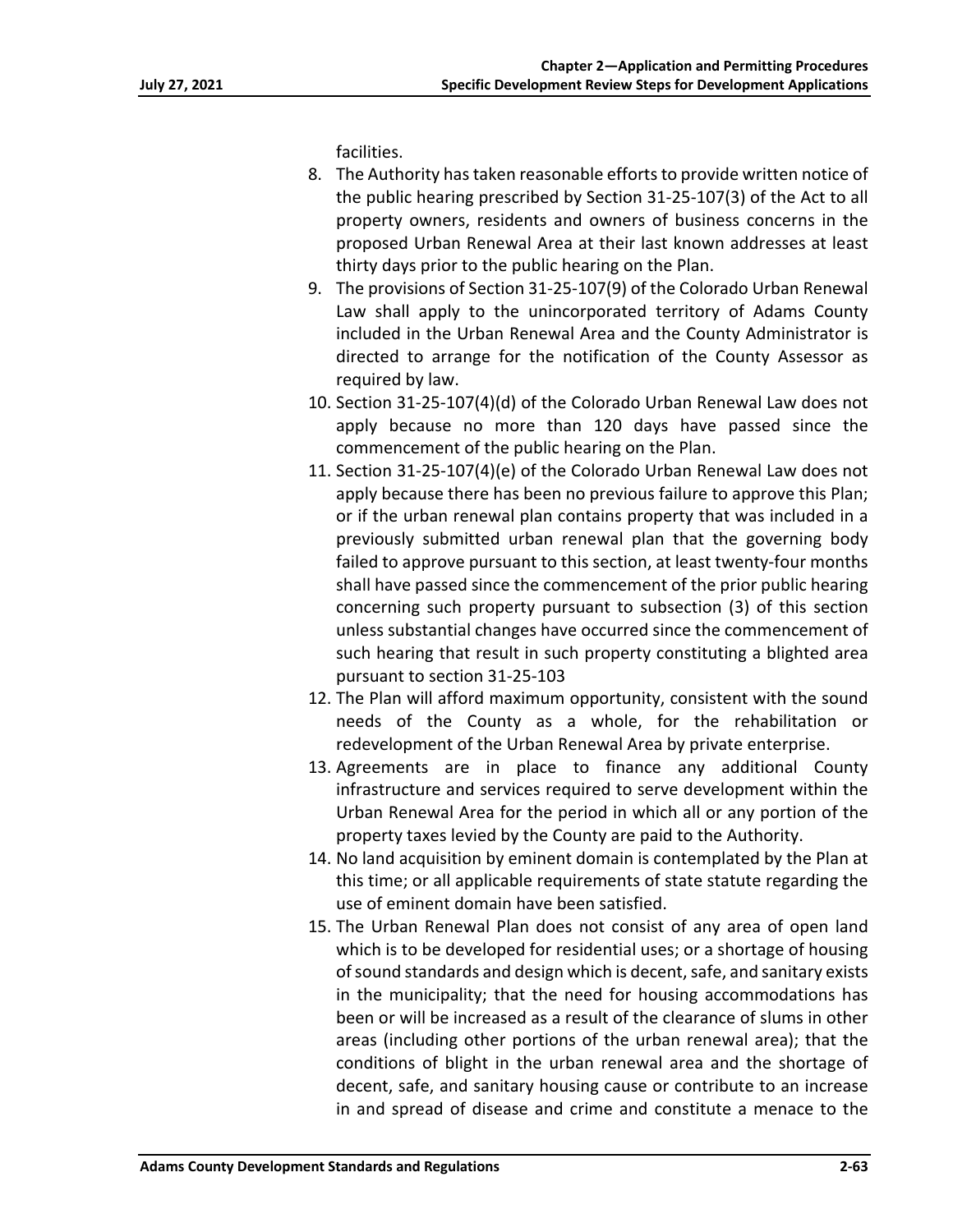facilities.

8. The Authority has taken reasonable efforts to provide written notice of the public hearing prescribed by Section 31-25-107(3) of the Act to all property owners, residents and owners of business concerns in the proposed Urban Renewal Area at their last known addresses at least thirty days prior to the public hearing on the Plan.
9. The provisions of Section 31-25-107(9) of the Colorado Urban Renewal Law shall apply to the unincorporated territory of Adams County included in the Urban Renewal Area and the County Administrator is directed to arrange for the notification of the County Assessor as required by law.
10. Section 31-25-107(4)(d) of the Colorado Urban Renewal Law does not apply because no more than 120 days have passed since the commencement of the public hearing on the Plan.
11. Section 31-25-107(4)(e) of the Colorado Urban Renewal Law does not apply because there has been no previous failure to approve this Plan; or if the urban renewal plan contains property that was included in a previously submitted urban renewal plan that the governing body failed to approve pursuant to this section, at least twenty-four months shall have passed since the commencement of the prior public hearing concerning such property pursuant to subsection (3) of this section unless substantial changes have occurred since the commencement of such hearing that result in such property constituting a blighted area pursuant to section 31-25-103
12. The Plan will afford maximum opportunity, consistent with the sound needs of the County as a whole, for the rehabilitation or redevelopment of the Urban Renewal Area by private enterprise.
13. Agreements are in place to finance any additional County infrastructure and services required to serve development within the Urban Renewal Area for the period in which all or any portion of the property taxes levied by the County are paid to the Authority.
14. No land acquisition by eminent domain is contemplated by the Plan at this time; or all applicable requirements of state statute regarding the use of eminent domain have been satisfied.
15. The Urban Renewal Plan does not consist of any area of open land which is to be developed for residential uses; or a shortage of housing of sound standards and design which is decent, safe, and sanitary exists in the municipality; that the need for housing accommodations has been or will be increased as a result of the clearance of slums in other areas (including other portions of the urban renewal area); that the conditions of blight in the urban renewal area and the shortage of decent, safe, and sanitary housing cause or contribute to an increase in and spread of disease and crime and constitute a menace to the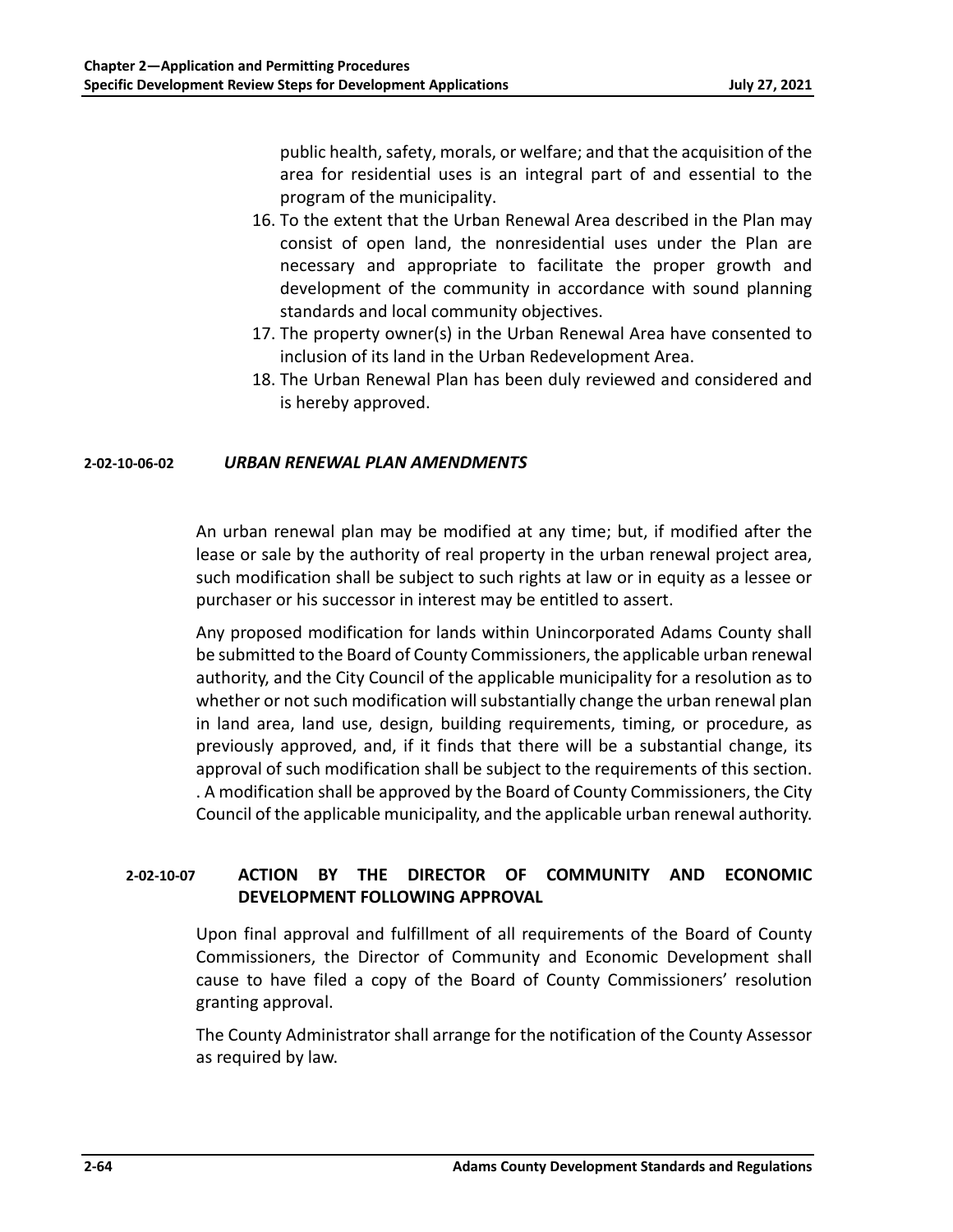public health, safety, morals, or welfare; and that the acquisition of the area for residential uses is an integral part of and essential to the program of the municipality.

16. To the extent that the Urban Renewal Area described in the Plan may consist of open land, the nonresidential uses under the Plan are necessary and appropriate to facilitate the proper growth and development of the community in accordance with sound planning standards and local community objectives.
17. The property owner(s) in the Urban Renewal Area have consented to inclusion of its land in the Urban Redevelopment Area.
18. The Urban Renewal Plan has been duly reviewed and considered and is hereby approved.

#### 2-02-10-06-02 *URBAN RENEWAL PLAN AMENDMENTS*

An urban renewal plan may be modified at any time; but, if modified after the lease or sale by the authority of real property in the urban renewal project area, such modification shall be subject to such rights at law or in equity as a lessee or purchaser or his successor in interest may be entitled to assert.

Any proposed modification for lands within Unincorporated Adams County shall be submitted to the Board of County Commissioners, the applicable urban renewal authority, and the City Council of the applicable municipality for a resolution as to whether or not such modification will substantially change the urban renewal plan in land area, land use, design, building requirements, timing, or procedure, as previously approved, and, if it finds that there will be a substantial change, its approval of such modification shall be subject to the requirements of this section. . A modification shall be approved by the Board of County Commissioners, the City Council of the applicable municipality, and the applicable urban renewal authority.

### 2-02-10-07 ACTION BY THE DIRECTOR OF COMMUNITY AND ECONOMIC DEVELOPMENT FOLLOWING APPROVAL

Upon final approval and fulfillment of all requirements of the Board of County Commissioners, the Director of Community and Economic Development shall cause to have filed a copy of the Board of County Commissioners' resolution granting approval.

The County Administrator shall arrange for the notification of the County Assessor as required by law.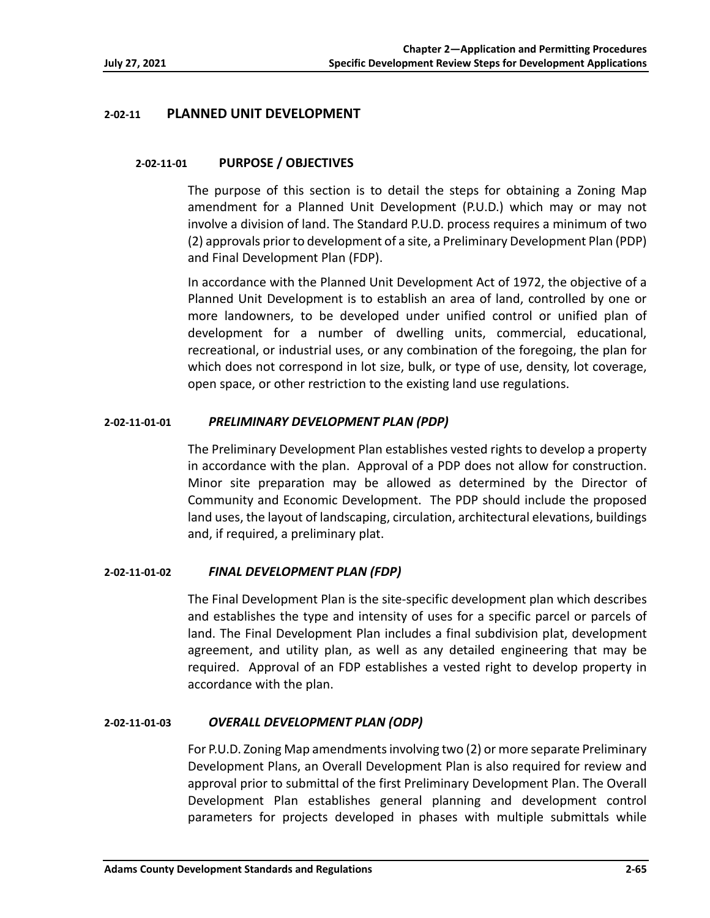## 2-02-11 PLANNED UNIT DEVELOPMENT

### 2-02-11-01 PURPOSE / OBJECTIVES

The purpose of this section is to detail the steps for obtaining a Zoning Map amendment for a Planned Unit Development (P.U.D.) which may or may not involve a division of land. The Standard P.U.D. process requires a minimum of two (2) approvals prior to development of a site, a Preliminary Development Plan (PDP) and Final Development Plan (FDP).

In accordance with the Planned Unit Development Act of 1972, the objective of a Planned Unit Development is to establish an area of land, controlled by one or more landowners, to be developed under unified control or unified plan of development for a number of dwelling units, commercial, educational, recreational, or industrial uses, or any combination of the foregoing, the plan for which does not correspond in lot size, bulk, or type of use, density, lot coverage, open space, or other restriction to the existing land use regulations.

#### 2-02-11-01-01 *PRELIMINARY DEVELOPMENT PLAN (PDP)*

The Preliminary Development Plan establishes vested rights to develop a property in accordance with the plan. Approval of a PDP does not allow for construction. Minor site preparation may be allowed as determined by the Director of Community and Economic Development. The PDP should include the proposed land uses, the layout of landscaping, circulation, architectural elevations, buildings and, if required, a preliminary plat.

#### 2-02-11-01-02 *FINAL DEVELOPMENT PLAN (FDP)*

The Final Development Plan is the site-specific development plan which describes and establishes the type and intensity of uses for a specific parcel or parcels of land. The Final Development Plan includes a final subdivision plat, development agreement, and utility plan, as well as any detailed engineering that may be required. Approval of an FDP establishes a vested right to develop property in accordance with the plan.

#### 2-02-11-01-03 *OVERALL DEVELOPMENT PLAN (ODP)*

For P.U.D. Zoning Map amendments involving two (2) or more separate Preliminary Development Plans, an Overall Development Plan is also required for review and approval prior to submittal of the first Preliminary Development Plan. The Overall Development Plan establishes general planning and development control parameters for projects developed in phases with multiple submittals while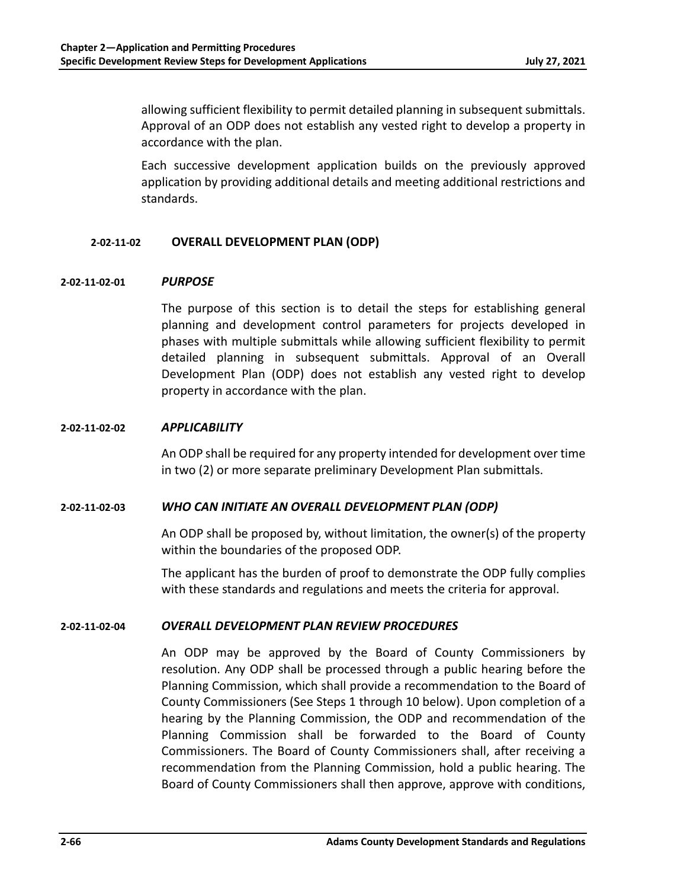allowing sufficient flexibility to permit detailed planning in subsequent submittals. Approval of an ODP does not establish any vested right to develop a property in accordance with the plan.

Each successive development application builds on the previously approved application by providing additional details and meeting additional restrictions and standards.

### 2-02-11-02 OVERALL DEVELOPMENT PLAN (ODP)

#### 2-02-11-02-01 *PURPOSE*

The purpose of this section is to detail the steps for establishing general planning and development control parameters for projects developed in phases with multiple submittals while allowing sufficient flexibility to permit detailed planning in subsequent submittals. Approval of an Overall Development Plan (ODP) does not establish any vested right to develop property in accordance with the plan.

#### 2-02-11-02-02 *APPLICABILITY*

An ODP shall be required for any property intended for development over time in two (2) or more separate preliminary Development Plan submittals.

#### 2-02-11-02-03 *WHO CAN INITIATE AN OVERALL DEVELOPMENT PLAN (ODP)*

An ODP shall be proposed by, without limitation, the owner(s) of the property within the boundaries of the proposed ODP.

The applicant has the burden of proof to demonstrate the ODP fully complies with these standards and regulations and meets the criteria for approval.

#### 2-02-11-02-04 *OVERALL DEVELOPMENT PLAN REVIEW PROCEDURES*

An ODP may be approved by the Board of County Commissioners by resolution. Any ODP shall be processed through a public hearing before the Planning Commission, which shall provide a recommendation to the Board of County Commissioners (See Steps 1 through 10 below). Upon completion of a hearing by the Planning Commission, the ODP and recommendation of the Planning Commission shall be forwarded to the Board of County Commissioners. The Board of County Commissioners shall, after receiving a recommendation from the Planning Commission, hold a public hearing. The Board of County Commissioners shall then approve, approve with conditions,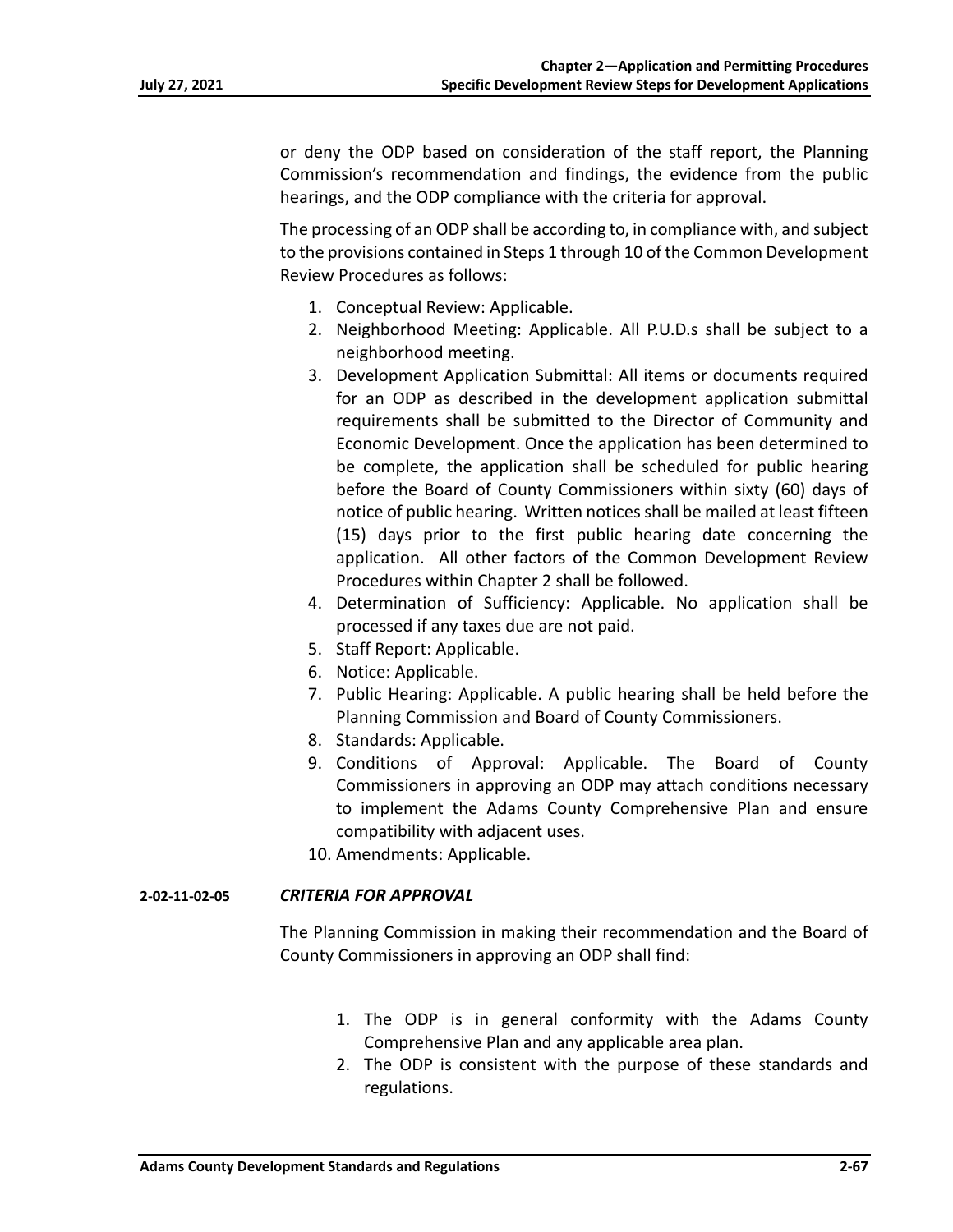or deny the ODP based on consideration of the staff report, the Planning Commission's recommendation and findings, the evidence from the public hearings, and the ODP compliance with the criteria for approval.

The processing of an ODP shall be according to, in compliance with, and subject to the provisions contained in Steps 1 through 10 of the Common Development Review Procedures as follows:

1. Conceptual Review: Applicable.
2. Neighborhood Meeting: Applicable. All P.U.D.s shall be subject to a neighborhood meeting.
3. Development Application Submittal: All items or documents required for an ODP as described in the development application submittal requirements shall be submitted to the Director of Community and Economic Development. Once the application has been determined to be complete, the application shall be scheduled for public hearing before the Board of County Commissioners within sixty (60) days of notice of public hearing. Written notices shall be mailed at least fifteen (15) days prior to the first public hearing date concerning the application. All other factors of the Common Development Review Procedures within Chapter 2 shall be followed.
4. Determination of Sufficiency: Applicable. No application shall be processed if any taxes due are not paid.
5. Staff Report: Applicable.
6. Notice: Applicable.
7. Public Hearing: Applicable. A public hearing shall be held before the Planning Commission and Board of County Commissioners.
8. Standards: Applicable.
9. Conditions of Approval: Applicable. The Board of County Commissioners in approving an ODP may attach conditions necessary to implement the Adams County Comprehensive Plan and ensure compatibility with adjacent uses.
10. Amendments: Applicable.

**2-02-11-02-05** ***CRITERIA FOR APPROVAL***

The Planning Commission in making their recommendation and the Board of County Commissioners in approving an ODP shall find:

1. The ODP is in general conformity with the Adams County Comprehensive Plan and any applicable area plan.
2. The ODP is consistent with the purpose of these standards and regulations.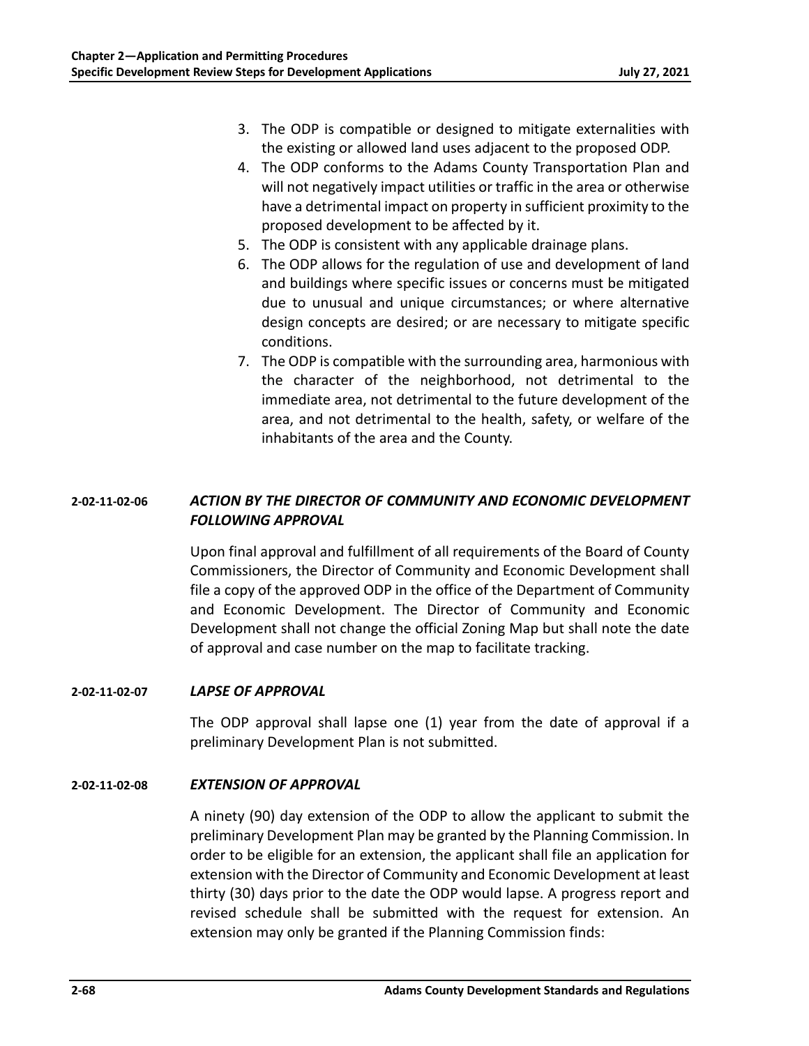3. The ODP is compatible or designed to mitigate externalities with the existing or allowed land uses adjacent to the proposed ODP.
4. The ODP conforms to the Adams County Transportation Plan and will not negatively impact utilities or traffic in the area or otherwise have a detrimental impact on property in sufficient proximity to the proposed development to be affected by it.
5. The ODP is consistent with any applicable drainage plans.
6. The ODP allows for the regulation of use and development of land and buildings where specific issues or concerns must be mitigated due to unusual and unique circumstances; or where alternative design concepts are desired; or are necessary to mitigate specific conditions.
7. The ODP is compatible with the surrounding area, harmonious with the character of the neighborhood, not detrimental to the immediate area, not detrimental to the future development of the area, and not detrimental to the health, safety, or welfare of the inhabitants of the area and the County.

### 2-02-11-02-06 *ACTION BY THE DIRECTOR OF COMMUNITY AND ECONOMIC DEVELOPMENT FOLLOWING APPROVAL*

Upon final approval and fulfillment of all requirements of the Board of County Commissioners, the Director of Community and Economic Development shall file a copy of the approved ODP in the office of the Department of Community and Economic Development. The Director of Community and Economic Development shall not change the official Zoning Map but shall note the date of approval and case number on the map to facilitate tracking.

### 2-02-11-02-07 *LAPSE OF APPROVAL*

The ODP approval shall lapse one (1) year from the date of approval if a preliminary Development Plan is not submitted.

### 2-02-11-02-08 *EXTENSION OF APPROVAL*

A ninety (90) day extension of the ODP to allow the applicant to submit the preliminary Development Plan may be granted by the Planning Commission. In order to be eligible for an extension, the applicant shall file an application for extension with the Director of Community and Economic Development at least thirty (30) days prior to the date the ODP would lapse. A progress report and revised schedule shall be submitted with the request for extension. An extension may only be granted if the Planning Commission finds: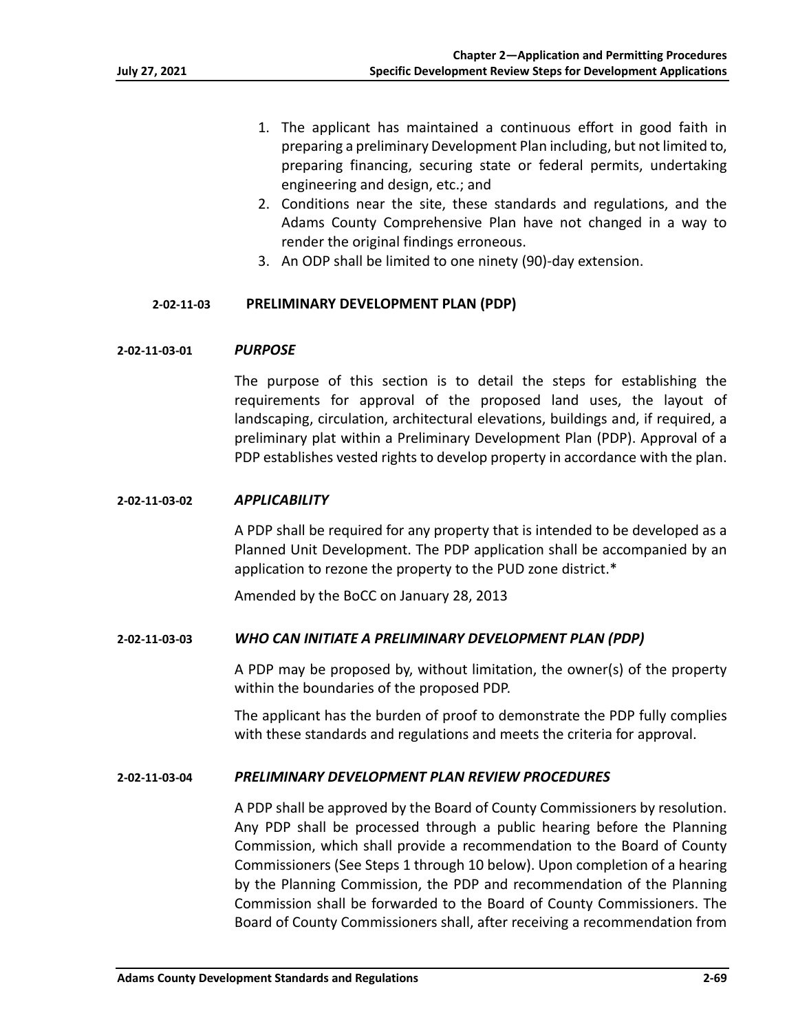1. The applicant has maintained a continuous effort in good faith in preparing a preliminary Development Plan including, but not limited to, preparing financing, securing state or federal permits, undertaking engineering and design, etc.; and
2. Conditions near the site, these standards and regulations, and the Adams County Comprehensive Plan have not changed in a way to render the original findings erroneous.
3. An ODP shall be limited to one ninety (90)-day extension.

### 2-02-11-03 PRELIMINARY DEVELOPMENT PLAN (PDP)

#### 2-02-11-03-01 *PURPOSE*

The purpose of this section is to detail the steps for establishing the requirements for approval of the proposed land uses, the layout of landscaping, circulation, architectural elevations, buildings and, if required, a preliminary plat within a Preliminary Development Plan (PDP). Approval of a PDP establishes vested rights to develop property in accordance with the plan.

#### 2-02-11-03-02 *APPLICABILITY*

A PDP shall be required for any property that is intended to be developed as a Planned Unit Development. The PDP application shall be accompanied by an application to rezone the property to the PUD zone district.*

Amended by the BoCC on January 28, 2013

#### 2-02-11-03-03 *WHO CAN INITIATE A PRELIMINARY DEVELOPMENT PLAN (PDP)*

A PDP may be proposed by, without limitation, the owner(s) of the property within the boundaries of the proposed PDP.

The applicant has the burden of proof to demonstrate the PDP fully complies with these standards and regulations and meets the criteria for approval.

#### 2-02-11-03-04 *PRELIMINARY DEVELOPMENT PLAN REVIEW PROCEDURES*

A PDP shall be approved by the Board of County Commissioners by resolution. Any PDP shall be processed through a public hearing before the Planning Commission, which shall provide a recommendation to the Board of County Commissioners (See Steps 1 through 10 below). Upon completion of a hearing by the Planning Commission, the PDP and recommendation of the Planning Commission shall be forwarded to the Board of County Commissioners. The Board of County Commissioners shall, after receiving a recommendation from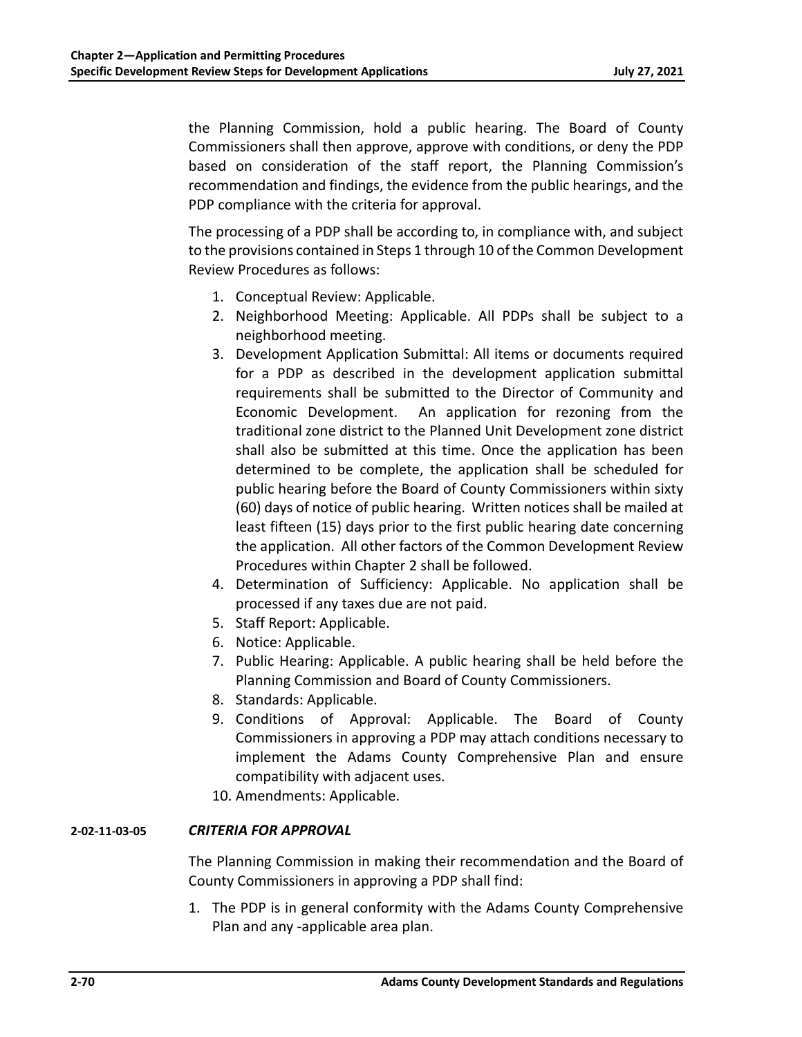the Planning Commission, hold a public hearing. The Board of County Commissioners shall then approve, approve with conditions, or deny the PDP based on consideration of the staff report, the Planning Commission's recommendation and findings, the evidence from the public hearings, and the PDP compliance with the criteria for approval.

The processing of a PDP shall be according to, in compliance with, and subject to the provisions contained in Steps 1 through 10 of the Common Development Review Procedures as follows:

1. Conceptual Review: Applicable.
2. Neighborhood Meeting: Applicable. All PDPs shall be subject to a neighborhood meeting.
3. Development Application Submittal: All items or documents required for a PDP as described in the development application submittal requirements shall be submitted to the Director of Community and Economic Development. An application for rezoning from the traditional zone district to the Planned Unit Development zone district shall also be submitted at this time. Once the application has been determined to be complete, the application shall be scheduled for public hearing before the Board of County Commissioners within sixty (60) days of notice of public hearing. Written notices shall be mailed at least fifteen (15) days prior to the first public hearing date concerning the application. All other factors of the Common Development Review Procedures within Chapter 2 shall be followed.
4. Determination of Sufficiency: Applicable. No application shall be processed if any taxes due are not paid.
5. Staff Report: Applicable.
6. Notice: Applicable.
7. Public Hearing: Applicable. A public hearing shall be held before the Planning Commission and Board of County Commissioners.
8. Standards: Applicable.
9. Conditions of Approval: Applicable. The Board of County Commissioners in approving a PDP may attach conditions necessary to implement the Adams County Comprehensive Plan and ensure compatibility with adjacent uses.
10. Amendments: Applicable.

**2-02-11-03-05** ***CRITERIA FOR APPROVAL***

The Planning Commission in making their recommendation and the Board of County Commissioners in approving a PDP shall find:

1. The PDP is in general conformity with the Adams County Comprehensive Plan and any -applicable area plan.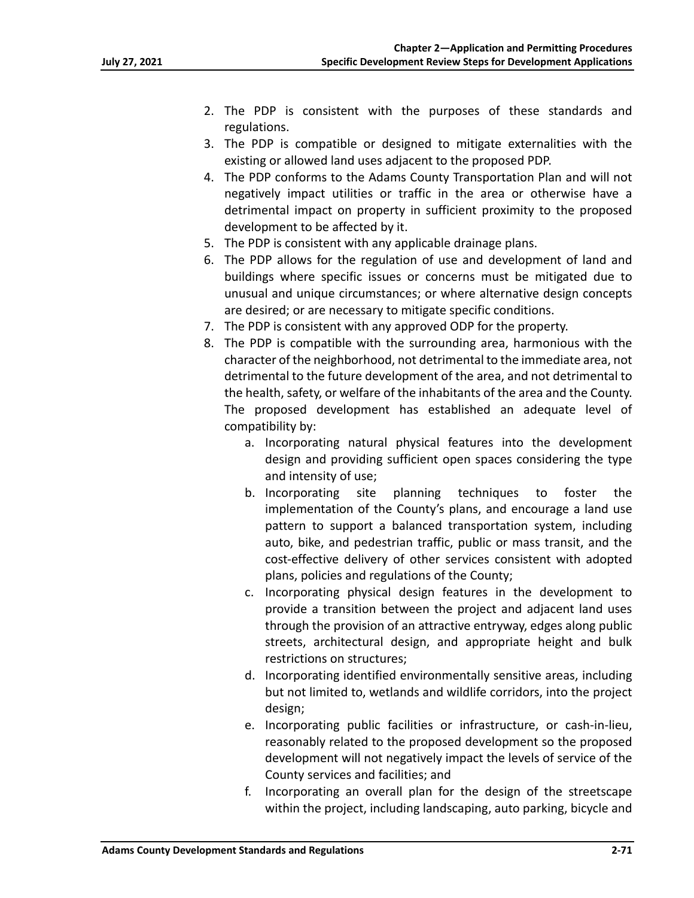2. The PDP is consistent with the purposes of these standards and regulations.
3. The PDP is compatible or designed to mitigate externalities with the existing or allowed land uses adjacent to the proposed PDP.
4. The PDP conforms to the Adams County Transportation Plan and will not negatively impact utilities or traffic in the area or otherwise have a detrimental impact on property in sufficient proximity to the proposed development to be affected by it.
5. The PDP is consistent with any applicable drainage plans.
6. The PDP allows for the regulation of use and development of land and buildings where specific issues or concerns must be mitigated due to unusual and unique circumstances; or where alternative design concepts are desired; or are necessary to mitigate specific conditions.
7. The PDP is consistent with any approved ODP for the property.
8. The PDP is compatible with the surrounding area, harmonious with the character of the neighborhood, not detrimental to the immediate area, not detrimental to the future development of the area, and not detrimental to the health, safety, or welfare of the inhabitants of the area and the County. The proposed development has established an adequate level of compatibility by:
    a. Incorporating natural physical features into the development design and providing sufficient open spaces considering the type and intensity of use;
    b. Incorporating site planning techniques to foster the implementation of the County's plans, and encourage a land use pattern to support a balanced transportation system, including auto, bike, and pedestrian traffic, public or mass transit, and the cost-effective delivery of other services consistent with adopted plans, policies and regulations of the County;
    c. Incorporating physical design features in the development to provide a transition between the project and adjacent land uses through the provision of an attractive entryway, edges along public streets, architectural design, and appropriate height and bulk restrictions on structures;
    d. Incorporating identified environmentally sensitive areas, including but not limited to, wetlands and wildlife corridors, into the project design;
    e. Incorporating public facilities or infrastructure, or cash-in-lieu, reasonably related to the proposed development so the proposed development will not negatively impact the levels of service of the County services and facilities; and
    f. Incorporating an overall plan for the design of the streetscape within the project, including landscaping, auto parking, bicycle and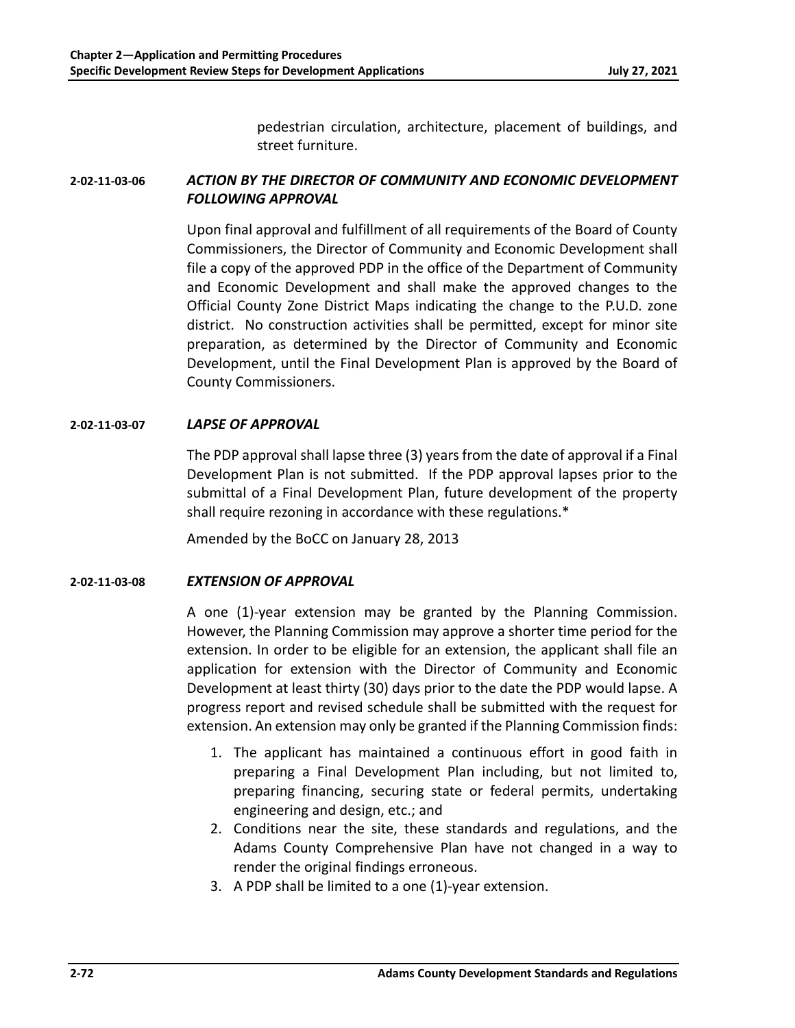pedestrian circulation, architecture, placement of buildings, and street furniture.

### 2-02-11-03-06 *ACTION BY THE DIRECTOR OF COMMUNITY AND ECONOMIC DEVELOPMENT FOLLOWING APPROVAL*

Upon final approval and fulfillment of all requirements of the Board of County Commissioners, the Director of Community and Economic Development shall file a copy of the approved PDP in the office of the Department of Community and Economic Development and shall make the approved changes to the Official County Zone District Maps indicating the change to the P.U.D. zone district. No construction activities shall be permitted, except for minor site preparation, as determined by the Director of Community and Economic Development, until the Final Development Plan is approved by the Board of County Commissioners.

### 2-02-11-03-07 *LAPSE OF APPROVAL*

The PDP approval shall lapse three (3) years from the date of approval if a Final Development Plan is not submitted. If the PDP approval lapses prior to the submittal of a Final Development Plan, future development of the property shall require rezoning in accordance with these regulations.*

Amended by the BoCC on January 28, 2013

### 2-02-11-03-08 *EXTENSION OF APPROVAL*

A one (1)-year extension may be granted by the Planning Commission. However, the Planning Commission may approve a shorter time period for the extension. In order to be eligible for an extension, the applicant shall file an application for extension with the Director of Community and Economic Development at least thirty (30) days prior to the date the PDP would lapse. A progress report and revised schedule shall be submitted with the request for extension. An extension may only be granted if the Planning Commission finds:

1. The applicant has maintained a continuous effort in good faith in preparing a Final Development Plan including, but not limited to, preparing financing, securing state or federal permits, undertaking engineering and design, etc.; and
2. Conditions near the site, these standards and regulations, and the Adams County Comprehensive Plan have not changed in a way to render the original findings erroneous.
3. A PDP shall be limited to a one (1)-year extension.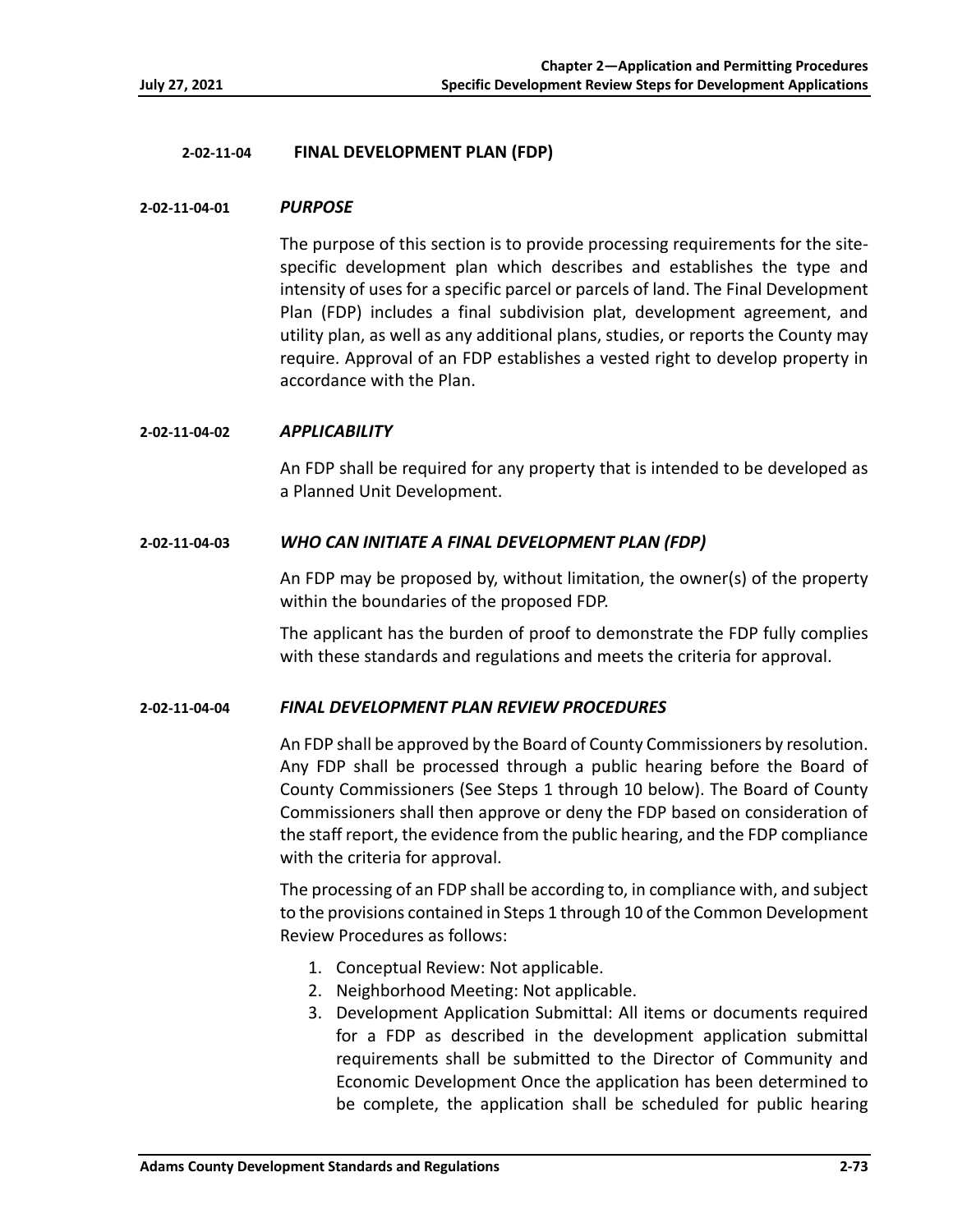## 2-02-11-04 FINAL DEVELOPMENT PLAN (FDP)

### 2-02-11-04-01 *PURPOSE*

The purpose of this section is to provide processing requirements for the site-specific development plan which describes and establishes the type and intensity of uses for a specific parcel or parcels of land. The Final Development Plan (FDP) includes a final subdivision plat, development agreement, and utility plan, as well as any additional plans, studies, or reports the County may require. Approval of an FDP establishes a vested right to develop property in accordance with the Plan.

### 2-02-11-04-02 *APPLICABILITY*

An FDP shall be required for any property that is intended to be developed as a Planned Unit Development.

### 2-02-11-04-03 *WHO CAN INITIATE A FINAL DEVELOPMENT PLAN (FDP)*

An FDP may be proposed by, without limitation, the owner(s) of the property within the boundaries of the proposed FDP.

The applicant has the burden of proof to demonstrate the FDP fully complies with these standards and regulations and meets the criteria for approval.

### 2-02-11-04-04 *FINAL DEVELOPMENT PLAN REVIEW PROCEDURES*

An FDP shall be approved by the Board of County Commissioners by resolution. Any FDP shall be processed through a public hearing before the Board of County Commissioners (See Steps 1 through 10 below). The Board of County Commissioners shall then approve or deny the FDP based on consideration of the staff report, the evidence from the public hearing, and the FDP compliance with the criteria for approval.

The processing of an FDP shall be according to, in compliance with, and subject to the provisions contained in Steps 1 through 10 of the Common Development Review Procedures as follows:

1. Conceptual Review: Not applicable.
2. Neighborhood Meeting: Not applicable.
3. Development Application Submittal: All items or documents required for a FDP as described in the development application submittal requirements shall be submitted to the Director of Community and Economic Development Once the application has been determined to be complete, the application shall be scheduled for public hearing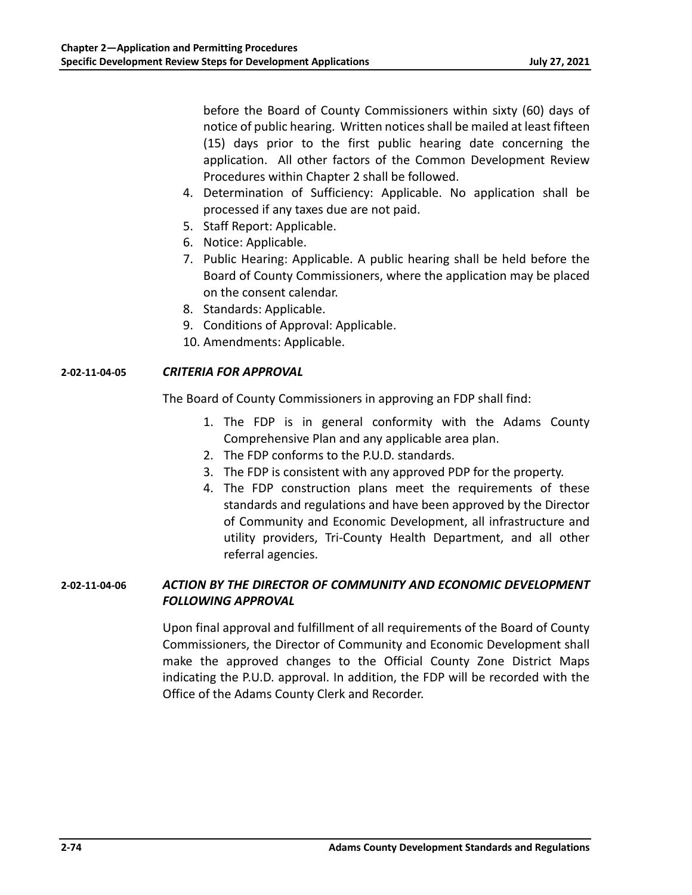before the Board of County Commissioners within sixty (60) days of notice of public hearing. Written notices shall be mailed at least fifteen (15) days prior to the first public hearing date concerning the application. All other factors of the Common Development Review Procedures within Chapter 2 shall be followed.

4. Determination of Sufficiency: Applicable. No application shall be processed if any taxes due are not paid.
5. Staff Report: Applicable.
6. Notice: Applicable.
7. Public Hearing: Applicable. A public hearing shall be held before the Board of County Commissioners, where the application may be placed on the consent calendar.
8. Standards: Applicable.
9. Conditions of Approval: Applicable.
10. Amendments: Applicable.

**2-02-11-04-05** ***CRITERIA FOR APPROVAL***

The Board of County Commissioners in approving an FDP shall find:

1. The FDP is in general conformity with the Adams County Comprehensive Plan and any applicable area plan.
2. The FDP conforms to the P.U.D. standards.
3. The FDP is consistent with any approved PDP for the property.
4. The FDP construction plans meet the requirements of these standards and regulations and have been approved by the Director of Community and Economic Development, all infrastructure and utility providers, Tri-County Health Department, and all other referral agencies.

**2-02-11-04-06** ***ACTION BY THE DIRECTOR OF COMMUNITY AND ECONOMIC DEVELOPMENT FOLLOWING APPROVAL***

Upon final approval and fulfillment of all requirements of the Board of County Commissioners, the Director of Community and Economic Development shall make the approved changes to the Official County Zone District Maps indicating the P.U.D. approval. In addition, the FDP will be recorded with the Office of the Adams County Clerk and Recorder.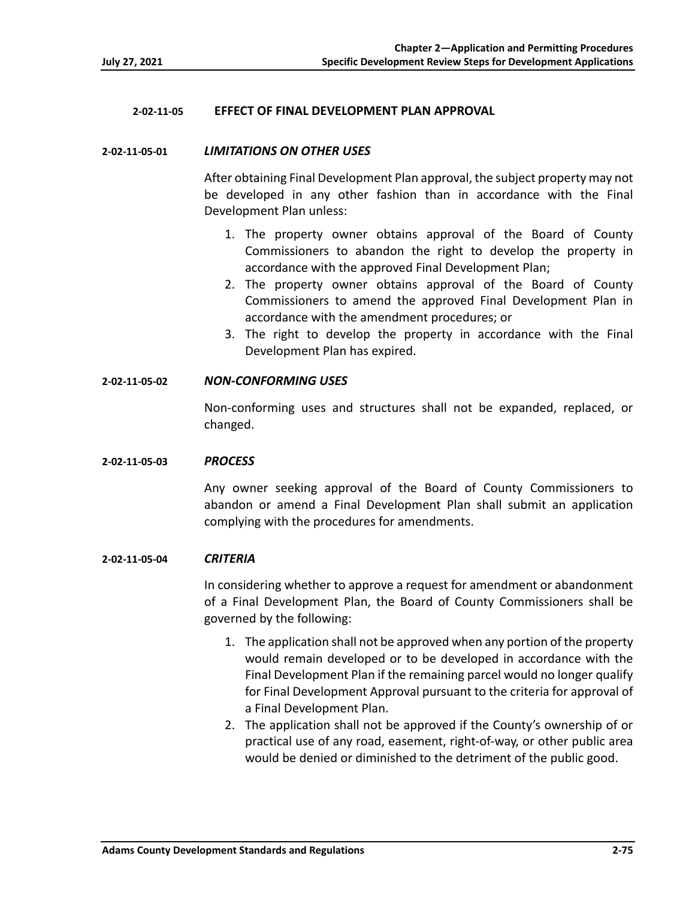## 2-02-11-05 EFFECT OF FINAL DEVELOPMENT PLAN APPROVAL

### 2-02-11-05-01 *LIMITATIONS ON OTHER USES*

After obtaining Final Development Plan approval, the subject property may not be developed in any other fashion than in accordance with the Final Development Plan unless:

1. The property owner obtains approval of the Board of County Commissioners to abandon the right to develop the property in accordance with the approved Final Development Plan;
2. The property owner obtains approval of the Board of County Commissioners to amend the approved Final Development Plan in accordance with the amendment procedures; or
3. The right to develop the property in accordance with the Final Development Plan has expired.

### 2-02-11-05-02 *NON-CONFORMING USES*

Non-conforming uses and structures shall not be expanded, replaced, or changed.

### 2-02-11-05-03 *PROCESS*

Any owner seeking approval of the Board of County Commissioners to abandon or amend a Final Development Plan shall submit an application complying with the procedures for amendments.

### 2-02-11-05-04 *CRITERIA*

In considering whether to approve a request for amendment or abandonment of a Final Development Plan, the Board of County Commissioners shall be governed by the following:

1. The application shall not be approved when any portion of the property would remain developed or to be developed in accordance with the Final Development Plan if the remaining parcel would no longer qualify for Final Development Approval pursuant to the criteria for approval of a Final Development Plan.
2. The application shall not be approved if the County's ownership of or practical use of any road, easement, right-of-way, or other public area would be denied or diminished to the detriment of the public good.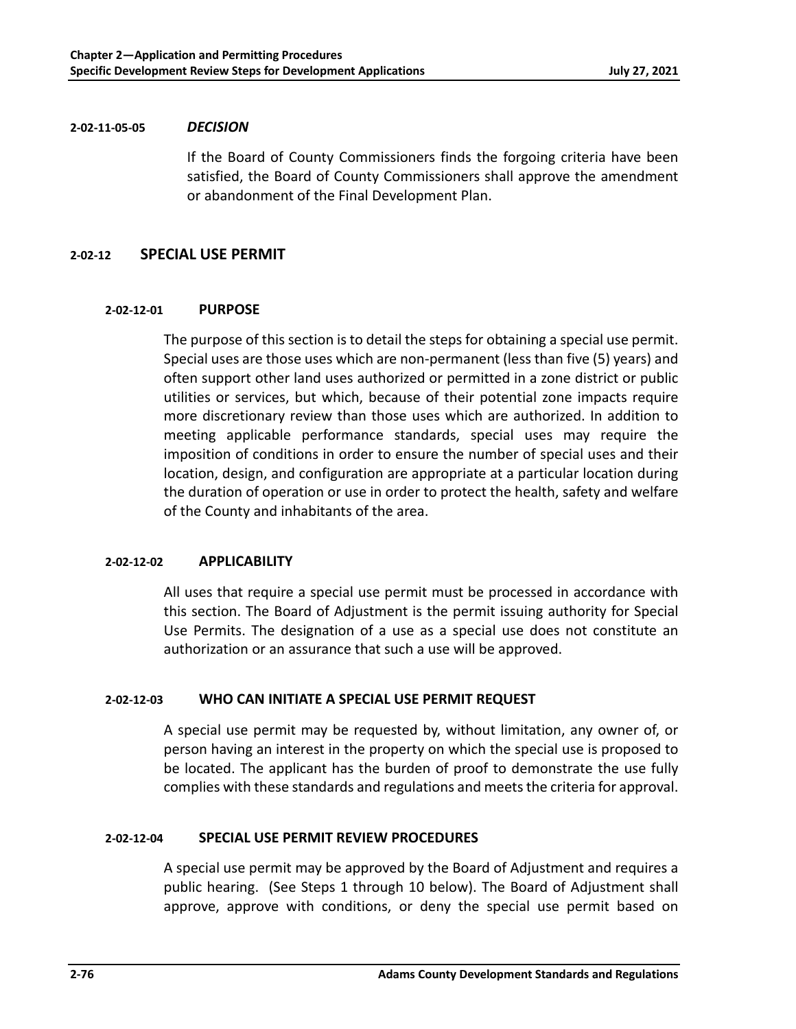#### 2-02-11-05-05 *DECISION*

If the Board of County Commissioners finds the forgoing criteria have been satisfied, the Board of County Commissioners shall approve the amendment or abandonment of the Final Development Plan.

## 2-02-12 SPECIAL USE PERMIT

### 2-02-12-01 PURPOSE

The purpose of this section is to detail the steps for obtaining a special use permit. Special uses are those uses which are non-permanent (less than five (5) years) and often support other land uses authorized or permitted in a zone district or public utilities or services, but which, because of their potential zone impacts require more discretionary review than those uses which are authorized. In addition to meeting applicable performance standards, special uses may require the imposition of conditions in order to ensure the number of special uses and their location, design, and configuration are appropriate at a particular location during the duration of operation or use in order to protect the health, safety and welfare of the County and inhabitants of the area.

### 2-02-12-02 APPLICABILITY

All uses that require a special use permit must be processed in accordance with this section. The Board of Adjustment is the permit issuing authority for Special Use Permits. The designation of a use as a special use does not constitute an authorization or an assurance that such a use will be approved.

### 2-02-12-03 WHO CAN INITIATE A SPECIAL USE PERMIT REQUEST

A special use permit may be requested by, without limitation, any owner of, or person having an interest in the property on which the special use is proposed to be located. The applicant has the burden of proof to demonstrate the use fully complies with these standards and regulations and meets the criteria for approval.

### 2-02-12-04 SPECIAL USE PERMIT REVIEW PROCEDURES

A special use permit may be approved by the Board of Adjustment and requires a public hearing. (See Steps 1 through 10 below). The Board of Adjustment shall approve, approve with conditions, or deny the special use permit based on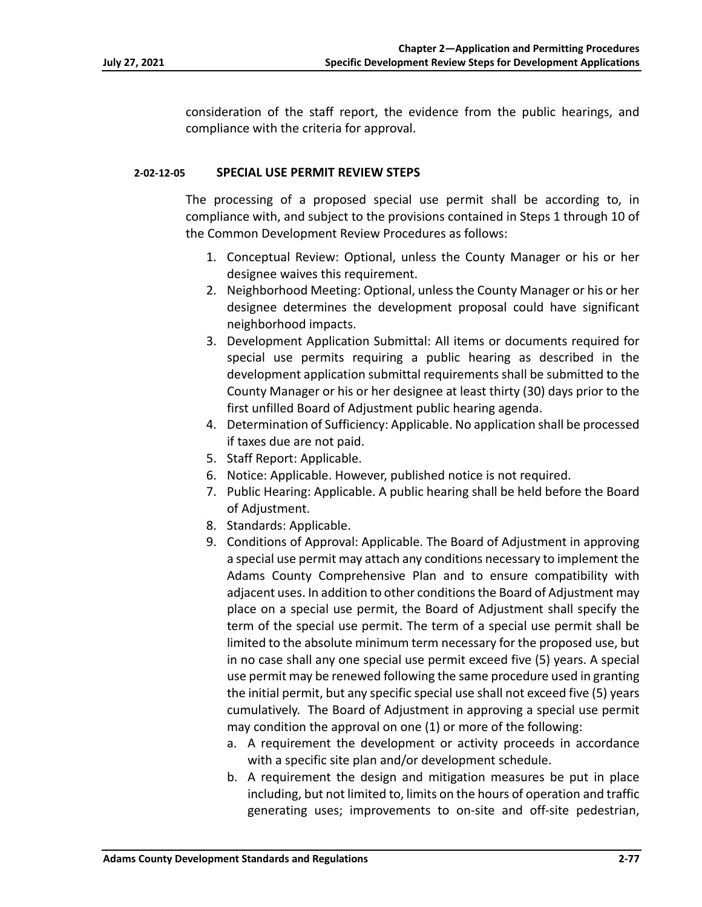consideration of the staff report, the evidence from the public hearings, and compliance with the criteria for approval.

### 2-02-12-05 SPECIAL USE PERMIT REVIEW STEPS

The processing of a proposed special use permit shall be according to, in compliance with, and subject to the provisions contained in Steps 1 through 10 of the Common Development Review Procedures as follows:

1. Conceptual Review: Optional, unless the County Manager or his or her designee waives this requirement.
2. Neighborhood Meeting: Optional, unless the County Manager or his or her designee determines the development proposal could have significant neighborhood impacts.
3. Development Application Submittal: All items or documents required for special use permits requiring a public hearing as described in the development application submittal requirements shall be submitted to the County Manager or his or her designee at least thirty (30) days prior to the first unfilled Board of Adjustment public hearing agenda.
4. Determination of Sufficiency: Applicable. No application shall be processed if taxes due are not paid.
5. Staff Report: Applicable.
6. Notice: Applicable. However, published notice is not required.
7. Public Hearing: Applicable. A public hearing shall be held before the Board of Adjustment.
8. Standards: Applicable.
9. Conditions of Approval: Applicable. The Board of Adjustment in approving a special use permit may attach any conditions necessary to implement the Adams County Comprehensive Plan and to ensure compatibility with adjacent uses. In addition to other conditions the Board of Adjustment may place on a special use permit, the Board of Adjustment shall specify the term of the special use permit. The term of a special use permit shall be limited to the absolute minimum term necessary for the proposed use, but in no case shall any one special use permit exceed five (5) years. A special use permit may be renewed following the same procedure used in granting the initial permit, but any specific special use shall not exceed five (5) years cumulatively. The Board of Adjustment in approving a special use permit may condition the approval on one (1) or more of the following:
   a. A requirement the development or activity proceeds in accordance with a specific site plan and/or development schedule.
   b. A requirement the design and mitigation measures be put in place including, but not limited to, limits on the hours of operation and traffic generating uses; improvements to on-site and off-site pedestrian,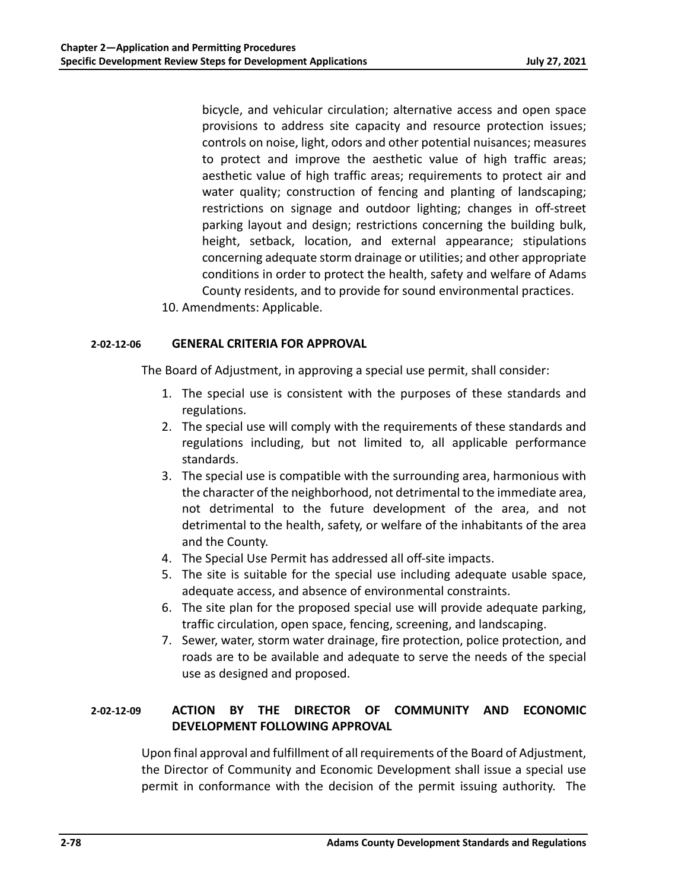bicycle, and vehicular circulation; alternative access and open space provisions to address site capacity and resource protection issues; controls on noise, light, odors and other potential nuisances; measures to protect and improve the aesthetic value of high traffic areas; aesthetic value of high traffic areas; requirements to protect air and water quality; construction of fencing and planting of landscaping; restrictions on signage and outdoor lighting; changes in off-street parking layout and design; restrictions concerning the building bulk, height, setback, location, and external appearance; stipulations concerning adequate storm drainage or utilities; and other appropriate conditions in order to protect the health, safety and welfare of Adams County residents, and to provide for sound environmental practices.

10. Amendments: Applicable.

### 2-02-12-06 GENERAL CRITERIA FOR APPROVAL

The Board of Adjustment, in approving a special use permit, shall consider:

1. The special use is consistent with the purposes of these standards and regulations.
2. The special use will comply with the requirements of these standards and regulations including, but not limited to, all applicable performance standards.
3. The special use is compatible with the surrounding area, harmonious with the character of the neighborhood, not detrimental to the immediate area, not detrimental to the future development of the area, and not detrimental to the health, safety, or welfare of the inhabitants of the area and the County.
4. The Special Use Permit has addressed all off-site impacts.
5. The site is suitable for the special use including adequate usable space, adequate access, and absence of environmental constraints.
6. The site plan for the proposed special use will provide adequate parking, traffic circulation, open space, fencing, screening, and landscaping.
7. Sewer, water, storm water drainage, fire protection, police protection, and roads are to be available and adequate to serve the needs of the special use as designed and proposed.

### 2-02-12-09 ACTION BY THE DIRECTOR OF COMMUNITY AND ECONOMIC DEVELOPMENT FOLLOWING APPROVAL

Upon final approval and fulfillment of all requirements of the Board of Adjustment, the Director of Community and Economic Development shall issue a special use permit in conformance with the decision of the permit issuing authority. The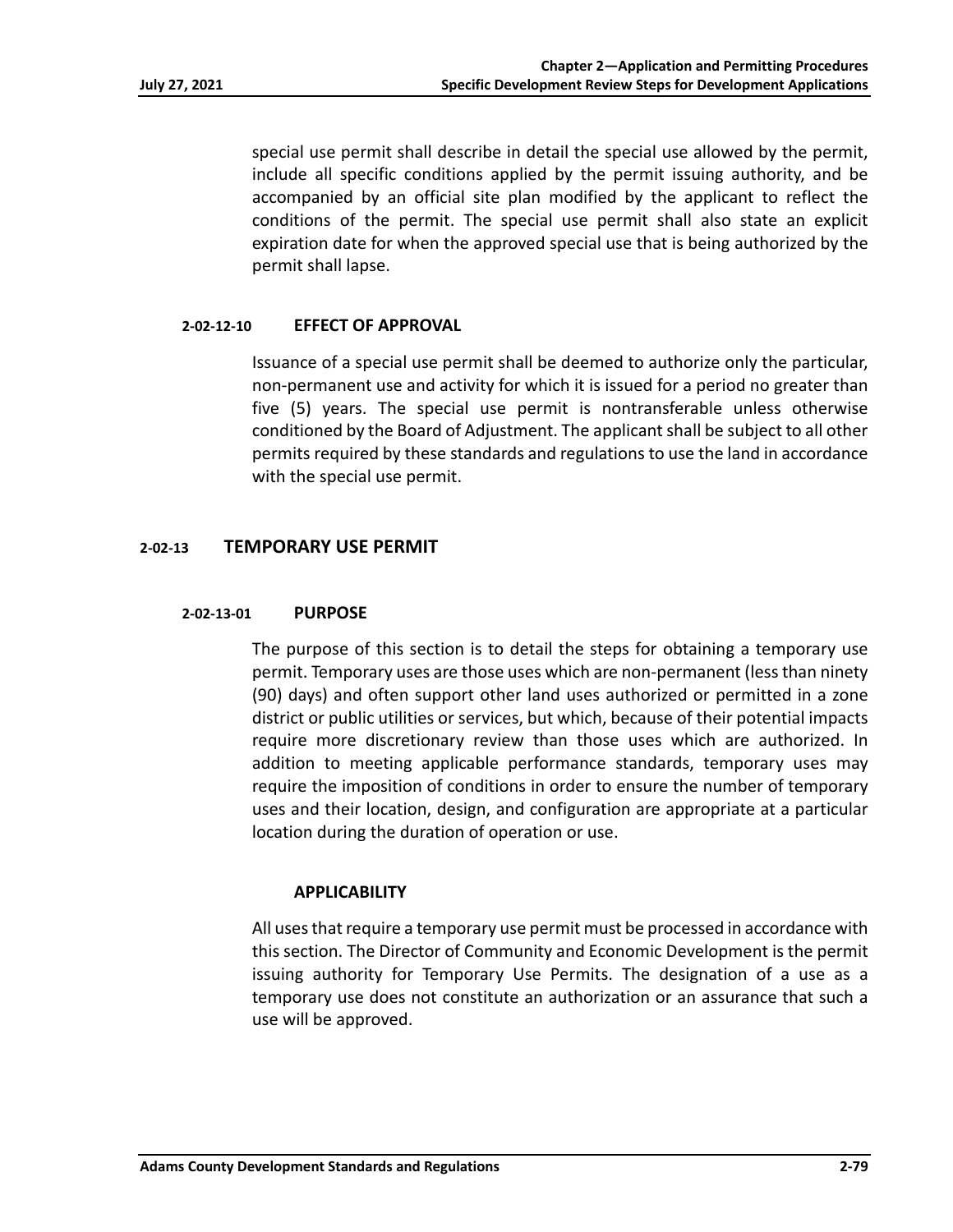special use permit shall describe in detail the special use allowed by the permit, include all specific conditions applied by the permit issuing authority, and be accompanied by an official site plan modified by the applicant to reflect the conditions of the permit. The special use permit shall also state an explicit expiration date for when the approved special use that is being authorized by the permit shall lapse.

### 2-02-12-10 EFFECT OF APPROVAL

Issuance of a special use permit shall be deemed to authorize only the particular, non-permanent use and activity for which it is issued for a period no greater than five (5) years. The special use permit is nontransferable unless otherwise conditioned by the Board of Adjustment. The applicant shall be subject to all other permits required by these standards and regulations to use the land in accordance with the special use permit.

## 2-02-13 TEMPORARY USE PERMIT

### 2-02-13-01 PURPOSE

The purpose of this section is to detail the steps for obtaining a temporary use permit. Temporary uses are those uses which are non-permanent (less than ninety (90) days) and often support other land uses authorized or permitted in a zone district or public utilities or services, but which, because of their potential impacts require more discretionary review than those uses which are authorized. In addition to meeting applicable performance standards, temporary uses may require the imposition of conditions in order to ensure the number of temporary uses and their location, design, and configuration are appropriate at a particular location during the duration of operation or use.

### APPLICABILITY

All uses that require a temporary use permit must be processed in accordance with this section. The Director of Community and Economic Development is the permit issuing authority for Temporary Use Permits. The designation of a use as a temporary use does not constitute an authorization or an assurance that such a use will be approved.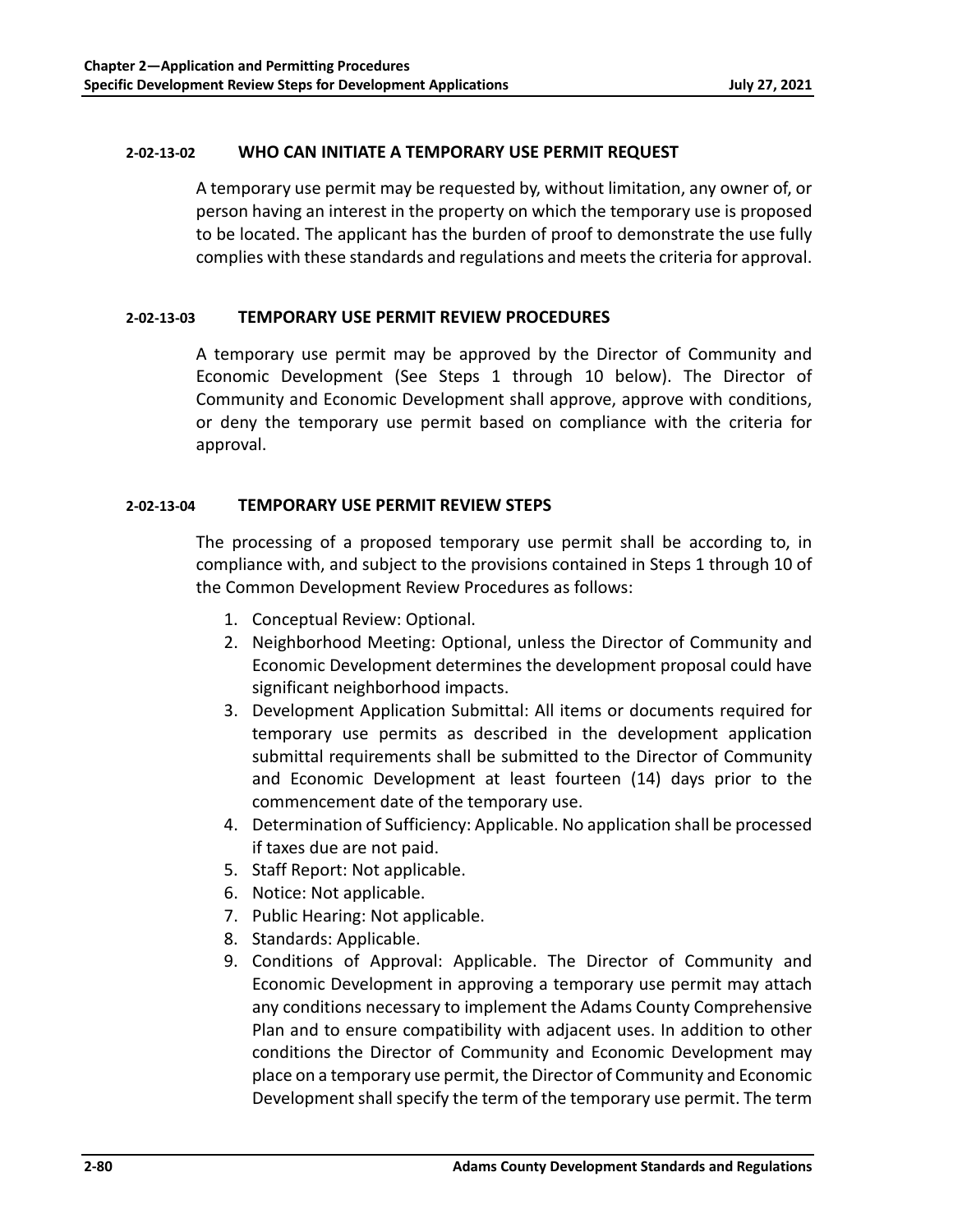### 2-02-13-02 WHO CAN INITIATE A TEMPORARY USE PERMIT REQUEST

A temporary use permit may be requested by, without limitation, any owner of, or person having an interest in the property on which the temporary use is proposed to be located. The applicant has the burden of proof to demonstrate the use fully complies with these standards and regulations and meets the criteria for approval.

### 2-02-13-03 TEMPORARY USE PERMIT REVIEW PROCEDURES

A temporary use permit may be approved by the Director of Community and Economic Development (See Steps 1 through 10 below). The Director of Community and Economic Development shall approve, approve with conditions, or deny the temporary use permit based on compliance with the criteria for approval.

### 2-02-13-04 TEMPORARY USE PERMIT REVIEW STEPS

The processing of a proposed temporary use permit shall be according to, in compliance with, and subject to the provisions contained in Steps 1 through 10 of the Common Development Review Procedures as follows:

1. Conceptual Review: Optional.
2. Neighborhood Meeting: Optional, unless the Director of Community and Economic Development determines the development proposal could have significant neighborhood impacts.
3. Development Application Submittal: All items or documents required for temporary use permits as described in the development application submittal requirements shall be submitted to the Director of Community and Economic Development at least fourteen (14) days prior to the commencement date of the temporary use.
4. Determination of Sufficiency: Applicable. No application shall be processed if taxes due are not paid.
5. Staff Report: Not applicable.
6. Notice: Not applicable.
7. Public Hearing: Not applicable.
8. Standards: Applicable.
9. Conditions of Approval: Applicable. The Director of Community and Economic Development in approving a temporary use permit may attach any conditions necessary to implement the Adams County Comprehensive Plan and to ensure compatibility with adjacent uses. In addition to other conditions the Director of Community and Economic Development may place on a temporary use permit, the Director of Community and Economic Development shall specify the term of the temporary use permit. The term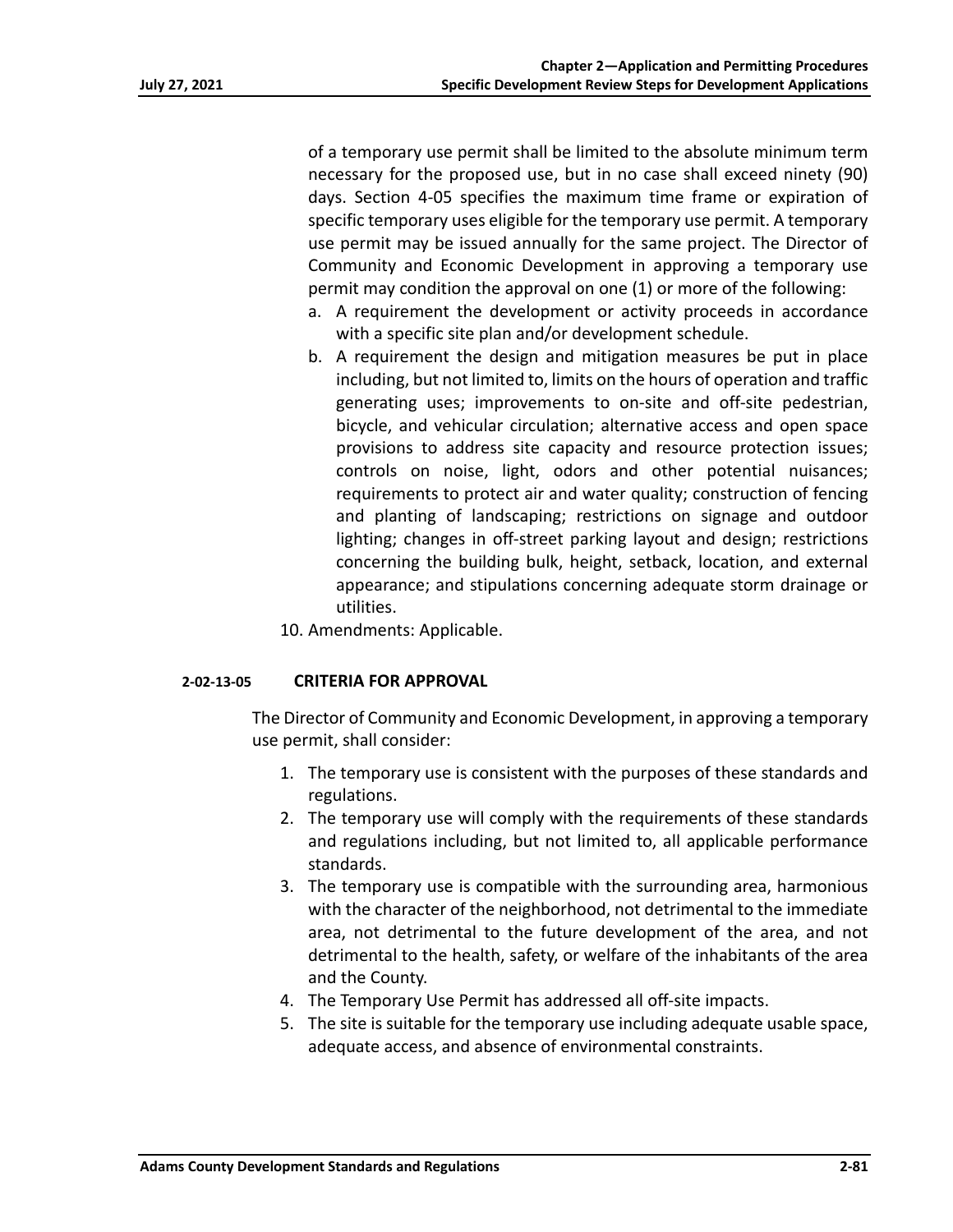of a temporary use permit shall be limited to the absolute minimum term necessary for the proposed use, but in no case shall exceed ninety (90) days. Section 4-05 specifies the maximum time frame or expiration of specific temporary uses eligible for the temporary use permit. A temporary use permit may be issued annually for the same project. The Director of Community and Economic Development in approving a temporary use permit may condition the approval on one (1) or more of the following:

a. A requirement the development or activity proceeds in accordance with a specific site plan and/or development schedule.
b. A requirement the design and mitigation measures be put in place including, but not limited to, limits on the hours of operation and traffic generating uses; improvements to on-site and off-site pedestrian, bicycle, and vehicular circulation; alternative access and open space provisions to address site capacity and resource protection issues; controls on noise, light, odors and other potential nuisances; requirements to protect air and water quality; construction of fencing and planting of landscaping; restrictions on signage and outdoor lighting; changes in off-street parking layout and design; restrictions concerning the building bulk, height, setback, location, and external appearance; and stipulations concerning adequate storm drainage or utilities.

10. Amendments: Applicable.

### 2-02-13-05 CRITERIA FOR APPROVAL

The Director of Community and Economic Development, in approving a temporary use permit, shall consider:

1. The temporary use is consistent with the purposes of these standards and regulations.
2. The temporary use will comply with the requirements of these standards and regulations including, but not limited to, all applicable performance standards.
3. The temporary use is compatible with the surrounding area, harmonious with the character of the neighborhood, not detrimental to the immediate area, not detrimental to the future development of the area, and not detrimental to the health, safety, or welfare of the inhabitants of the area and the County.
4. The Temporary Use Permit has addressed all off-site impacts.
5. The site is suitable for the temporary use including adequate usable space, adequate access, and absence of environmental constraints.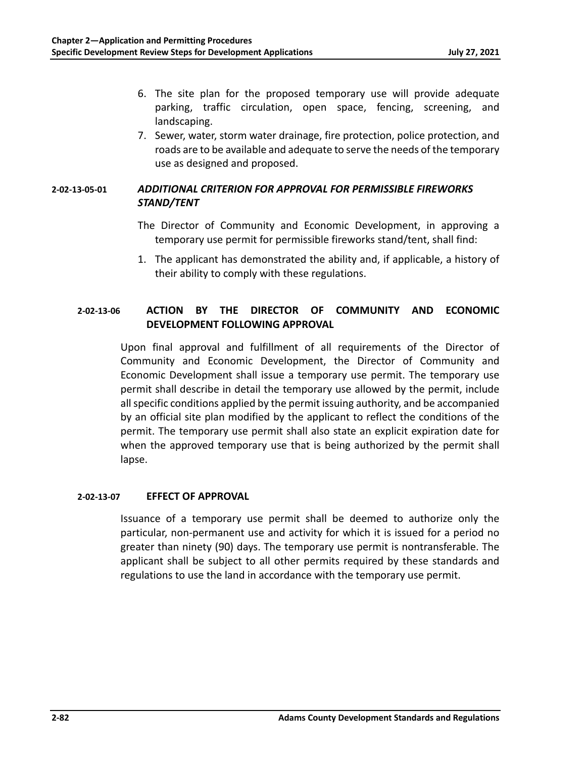6. The site plan for the proposed temporary use will provide adequate parking, traffic circulation, open space, fencing, screening, and landscaping.
7. Sewer, water, storm water drainage, fire protection, police protection, and roads are to be available and adequate to serve the needs of the temporary use as designed and proposed.

#### 2-02-13-05-01 *ADDITIONAL CRITERION FOR APPROVAL FOR PERMISSIBLE FIREWORKS STAND/TENT*

The Director of Community and Economic Development, in approving a temporary use permit for permissible fireworks stand/tent, shall find:

1. The applicant has demonstrated the ability and, if applicable, a history of their ability to comply with these regulations.

### 2-02-13-06 ACTION BY THE DIRECTOR OF COMMUNITY AND ECONOMIC DEVELOPMENT FOLLOWING APPROVAL

Upon final approval and fulfillment of all requirements of the Director of Community and Economic Development, the Director of Community and Economic Development shall issue a temporary use permit. The temporary use permit shall describe in detail the temporary use allowed by the permit, include all specific conditions applied by the permit issuing authority, and be accompanied by an official site plan modified by the applicant to reflect the conditions of the permit. The temporary use permit shall also state an explicit expiration date for when the approved temporary use that is being authorized by the permit shall lapse.

### 2-02-13-07 EFFECT OF APPROVAL

Issuance of a temporary use permit shall be deemed to authorize only the particular, non-permanent use and activity for which it is issued for a period no greater than ninety (90) days. The temporary use permit is nontransferable. The applicant shall be subject to all other permits required by these standards and regulations to use the land in accordance with the temporary use permit.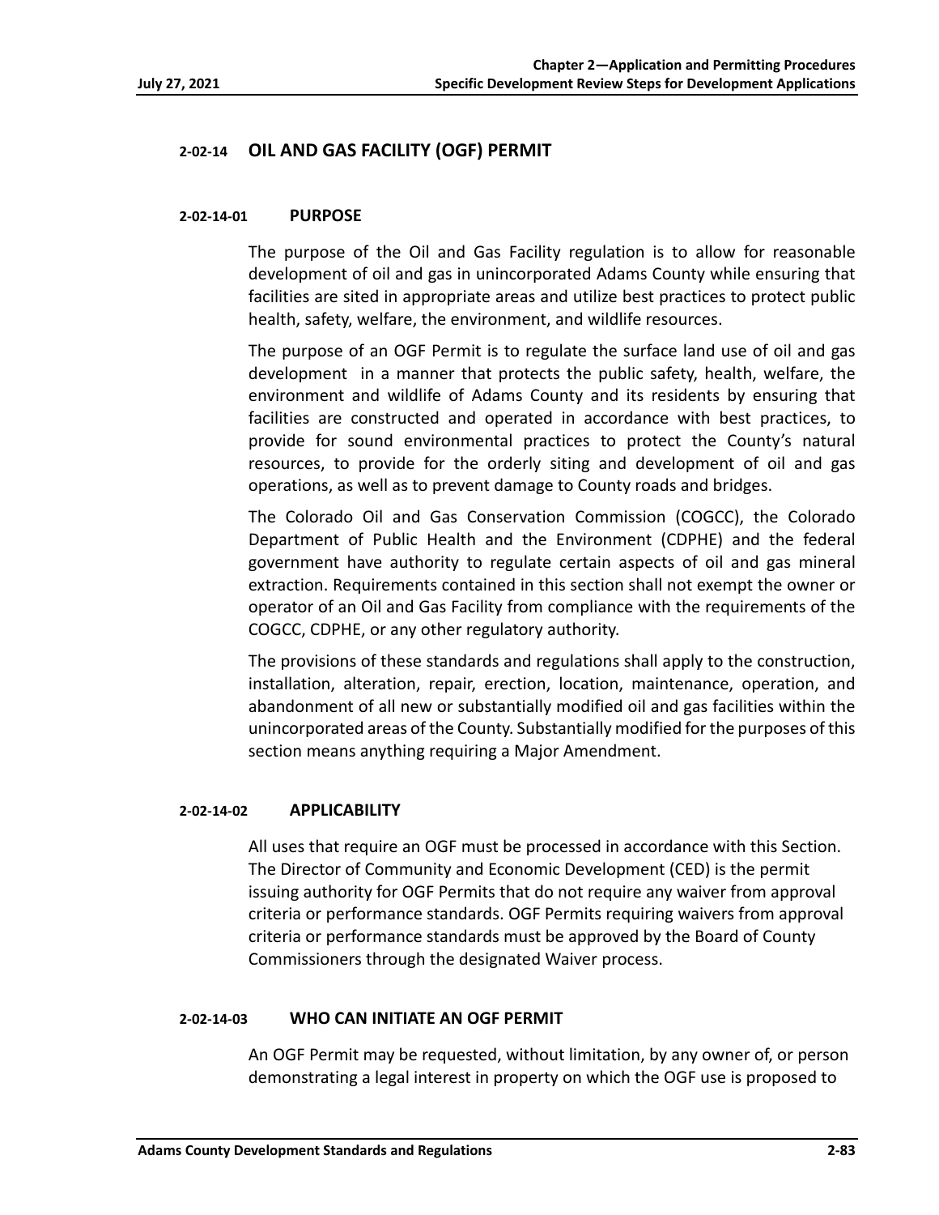## 2-02-14 OIL AND GAS FACILITY (OGF) PERMIT

### 2-02-14-01 PURPOSE

The purpose of the Oil and Gas Facility regulation is to allow for reasonable development of oil and gas in unincorporated Adams County while ensuring that facilities are sited in appropriate areas and utilize best practices to protect public health, safety, welfare, the environment, and wildlife resources.

The purpose of an OGF Permit is to regulate the surface land use of oil and gas development in a manner that protects the public safety, health, welfare, the environment and wildlife of Adams County and its residents by ensuring that facilities are constructed and operated in accordance with best practices, to provide for sound environmental practices to protect the County's natural resources, to provide for the orderly siting and development of oil and gas operations, as well as to prevent damage to County roads and bridges.

The Colorado Oil and Gas Conservation Commission (COGCC), the Colorado Department of Public Health and the Environment (CDPHE) and the federal government have authority to regulate certain aspects of oil and gas mineral extraction. Requirements contained in this section shall not exempt the owner or operator of an Oil and Gas Facility from compliance with the requirements of the COGCC, CDPHE, or any other regulatory authority.

The provisions of these standards and regulations shall apply to the construction, installation, alteration, repair, erection, location, maintenance, operation, and abandonment of all new or substantially modified oil and gas facilities within the unincorporated areas of the County. Substantially modified for the purposes of this section means anything requiring a Major Amendment.

### 2-02-14-02 APPLICABILITY

All uses that require an OGF must be processed in accordance with this Section. The Director of Community and Economic Development (CED) is the permit issuing authority for OGF Permits that do not require any waiver from approval criteria or performance standards. OGF Permits requiring waivers from approval criteria or performance standards must be approved by the Board of County Commissioners through the designated Waiver process.

### 2-02-14-03 WHO CAN INITIATE AN OGF PERMIT

An OGF Permit may be requested, without limitation, by any owner of, or person demonstrating a legal interest in property on which the OGF use is proposed to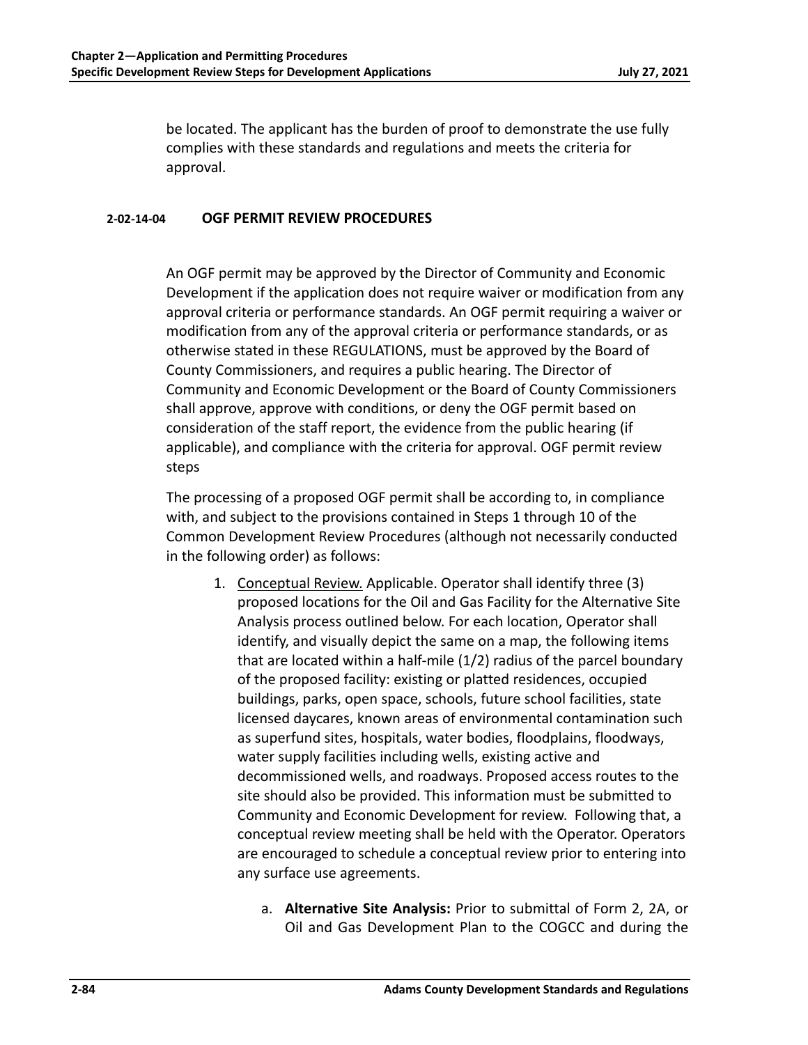be located. The applicant has the burden of proof to demonstrate the use fully complies with these standards and regulations and meets the criteria for approval.

#### 2-02-14-04 OGF PERMIT REVIEW PROCEDURES

An OGF permit may be approved by the Director of Community and Economic Development if the application does not require waiver or modification from any approval criteria or performance standards. An OGF permit requiring a waiver or modification from any of the approval criteria or performance standards, or as otherwise stated in these REGULATIONS, must be approved by the Board of County Commissioners, and requires a public hearing. The Director of Community and Economic Development or the Board of County Commissioners shall approve, approve with conditions, or deny the OGF permit based on consideration of the staff report, the evidence from the public hearing (if applicable), and compliance with the criteria for approval. OGF permit review steps

The processing of a proposed OGF permit shall be according to, in compliance with, and subject to the provisions contained in Steps 1 through 10 of the Common Development Review Procedures (although not necessarily conducted in the following order) as follows:

1. Conceptual Review. Applicable. Operator shall identify three (3) proposed locations for the Oil and Gas Facility for the Alternative Site Analysis process outlined below. For each location, Operator shall identify, and visually depict the same on a map, the following items that are located within a half-mile (1/2) radius of the parcel boundary of the proposed facility: existing or platted residences, occupied buildings, parks, open space, schools, future school facilities, state licensed daycares, known areas of environmental contamination such as superfund sites, hospitals, water bodies, floodplains, floodways, water supply facilities including wells, existing active and decommissioned wells, and roadways. Proposed access routes to the site should also be provided. This information must be submitted to Community and Economic Development for review. Following that, a conceptual review meeting shall be held with the Operator. Operators are encouraged to schedule a conceptual review prior to entering into any surface use agreements.

    a. **Alternative Site Analysis:** Prior to submittal of Form 2, 2A, or Oil and Gas Development Plan to the COGCC and during the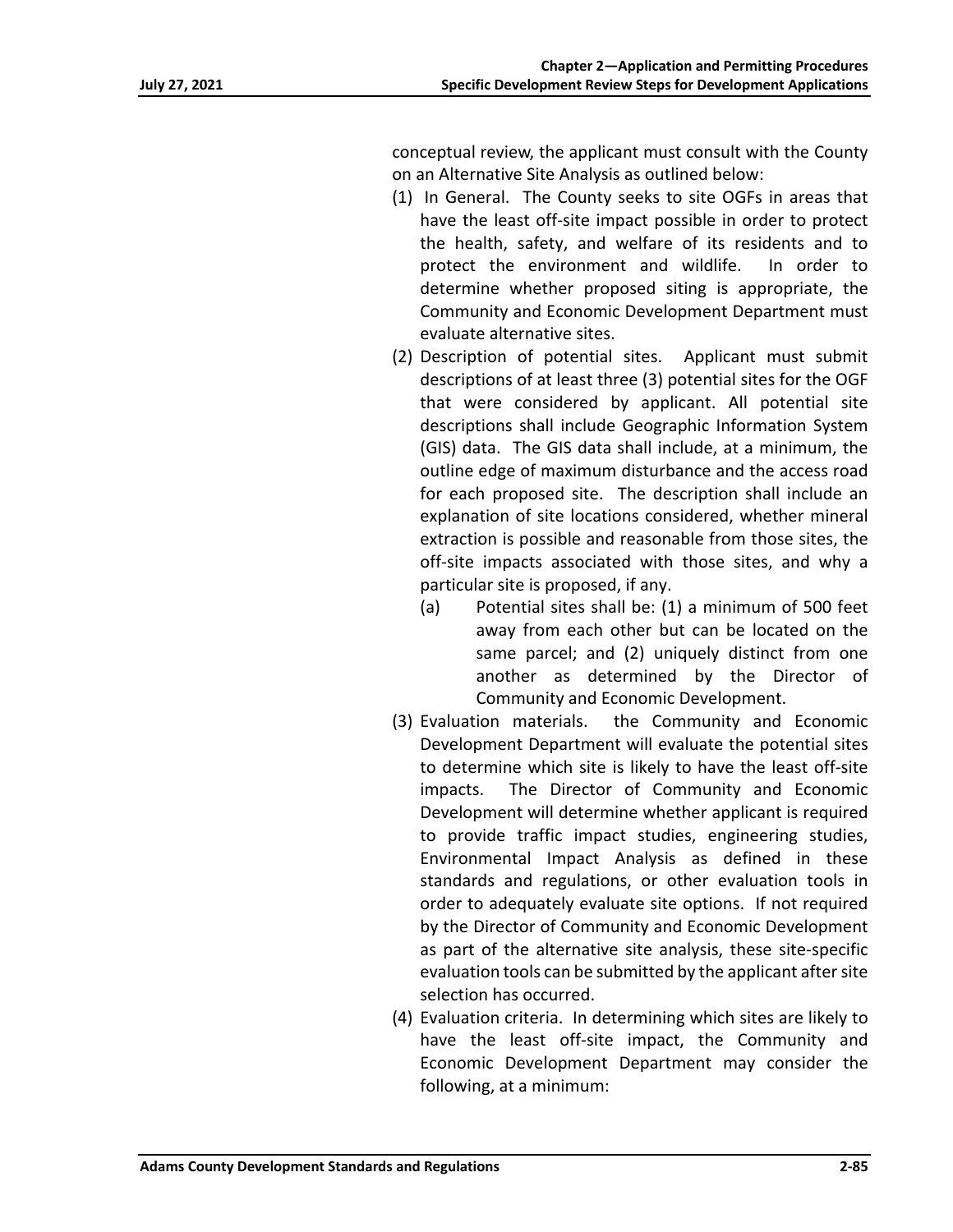conceptual review, the applicant must consult with the County on an Alternative Site Analysis as outlined below:

(1) In General. The County seeks to site OGFs in areas that have the least off-site impact possible in order to protect the health, safety, and welfare of its residents and to protect the environment and wildlife. In order to determine whether proposed siting is appropriate, the Community and Economic Development Department must evaluate alternative sites.

(2) Description of potential sites. Applicant must submit descriptions of at least three (3) potential sites for the OGF that were considered by applicant. All potential site descriptions shall include Geographic Information System (GIS) data. The GIS data shall include, at a minimum, the outline edge of maximum disturbance and the access road for each proposed site. The description shall include an explanation of site locations considered, whether mineral extraction is possible and reasonable from those sites, the off-site impacts associated with those sites, and why a particular site is proposed, if any.

   (a) Potential sites shall be: (1) a minimum of 500 feet away from each other but can be located on the same parcel; and (2) uniquely distinct from one another as determined by the Director of Community and Economic Development.

(3) Evaluation materials. the Community and Economic Development Department will evaluate the potential sites to determine which site is likely to have the least off-site impacts. The Director of Community and Economic Development will determine whether applicant is required to provide traffic impact studies, engineering studies, Environmental Impact Analysis as defined in these standards and regulations, or other evaluation tools in order to adequately evaluate site options. If not required by the Director of Community and Economic Development as part of the alternative site analysis, these site-specific evaluation tools can be submitted by the applicant after site selection has occurred.

(4) Evaluation criteria. In determining which sites are likely to have the least off-site impact, the Community and Economic Development Department may consider the following, at a minimum: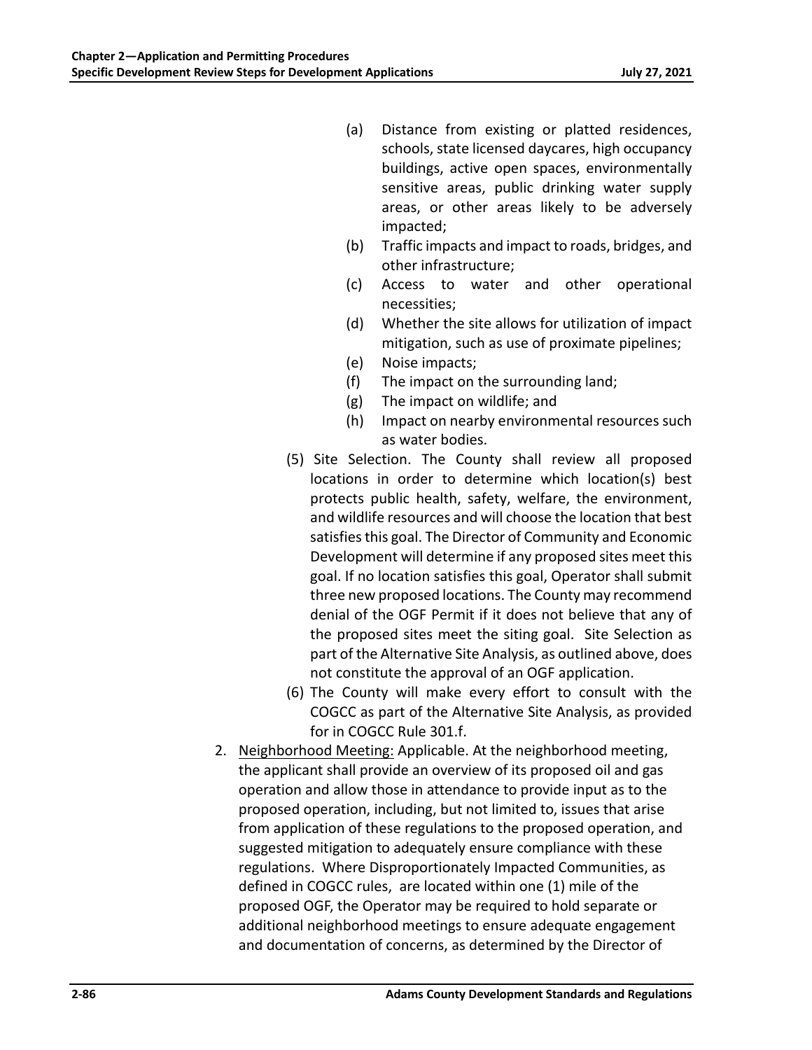- (a) Distance from existing or platted residences, schools, state licensed daycares, high occupancy buildings, active open spaces, environmentally sensitive areas, public drinking water supply areas, or other areas likely to be adversely impacted;
- (b) Traffic impacts and impact to roads, bridges, and other infrastructure;
- (c) Access to water and other operational necessities;
- (d) Whether the site allows for utilization of impact mitigation, such as use of proximate pipelines;
- (e) Noise impacts;
- (f) The impact on the surrounding land;
- (g) The impact on wildlife; and
- (h) Impact on nearby environmental resources such as water bodies.

(5) Site Selection. The County shall review all proposed locations in order to determine which location(s) best protects public health, safety, welfare, the environment, and wildlife resources and will choose the location that best satisfies this goal. The Director of Community and Economic Development will determine if any proposed sites meet this goal. If no location satisfies this goal, Operator shall submit three new proposed locations. The County may recommend denial of the OGF Permit if it does not believe that any of the proposed sites meet the siting goal. Site Selection as part of the Alternative Site Analysis, as outlined above, does not constitute the approval of an OGF application.

(6) The County will make every effort to consult with the COGCC as part of the Alternative Site Analysis, as provided for in COGCC Rule 301.f.

2. Neighborhood Meeting: Applicable. At the neighborhood meeting, the applicant shall provide an overview of its proposed oil and gas operation and allow those in attendance to provide input as to the proposed operation, including, but not limited to, issues that arise from application of these regulations to the proposed operation, and suggested mitigation to adequately ensure compliance with these regulations. Where Disproportionately Impacted Communities, as defined in COGCC rules, are located within one (1) mile of the proposed OGF, the Operator may be required to hold separate or additional neighborhood meetings to ensure adequate engagement and documentation of concerns, as determined by the Director of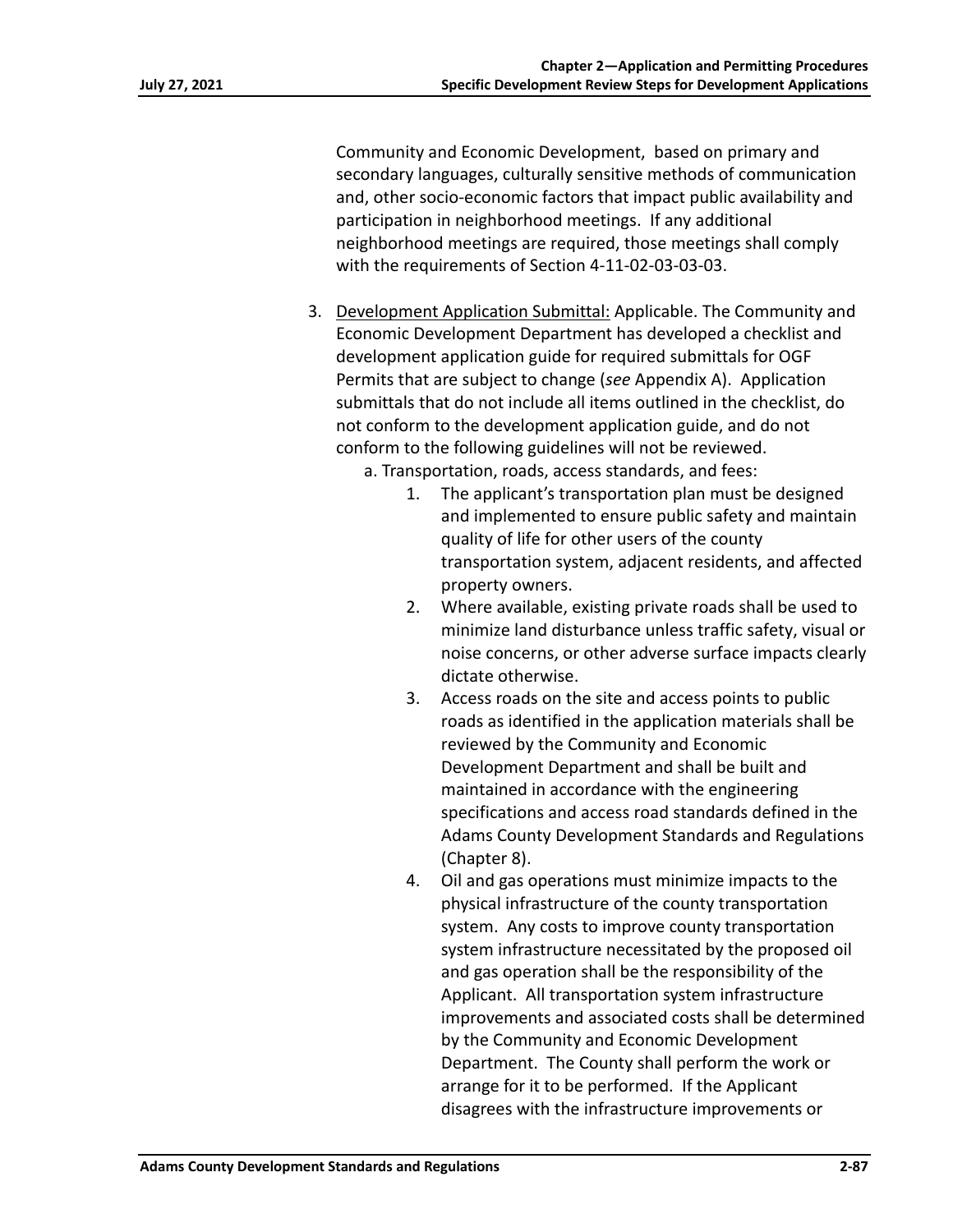Community and Economic Development, based on primary and secondary languages, culturally sensitive methods of communication and, other socio-economic factors that impact public availability and participation in neighborhood meetings. If any additional neighborhood meetings are required, those meetings shall comply with the requirements of Section 4-11-02-03-03-03.

3. Development Application Submittal: Applicable. The Community and Economic Development Department has developed a checklist and development application guide for required submittals for OGF Permits that are subject to change (*see* Appendix A). Application submittals that do not include all items outlined in the checklist, do not conform to the development application guide, and do not conform to the following guidelines will not be reviewed.

   a. Transportation, roads, access standards, and fees:

      1. The applicant's transportation plan must be designed and implemented to ensure public safety and maintain quality of life for other users of the county transportation system, adjacent residents, and affected property owners.
      2. Where available, existing private roads shall be used to minimize land disturbance unless traffic safety, visual or noise concerns, or other adverse surface impacts clearly dictate otherwise.
      3. Access roads on the site and access points to public roads as identified in the application materials shall be reviewed by the Community and Economic Development Department and shall be built and maintained in accordance with the engineering specifications and access road standards defined in the Adams County Development Standards and Regulations (Chapter 8).
      4. Oil and gas operations must minimize impacts to the physical infrastructure of the county transportation system. Any costs to improve county transportation system infrastructure necessitated by the proposed oil and gas operation shall be the responsibility of the Applicant. All transportation system infrastructure improvements and associated costs shall be determined by the Community and Economic Development Department. The County shall perform the work or arrange for it to be performed. If the Applicant disagrees with the infrastructure improvements or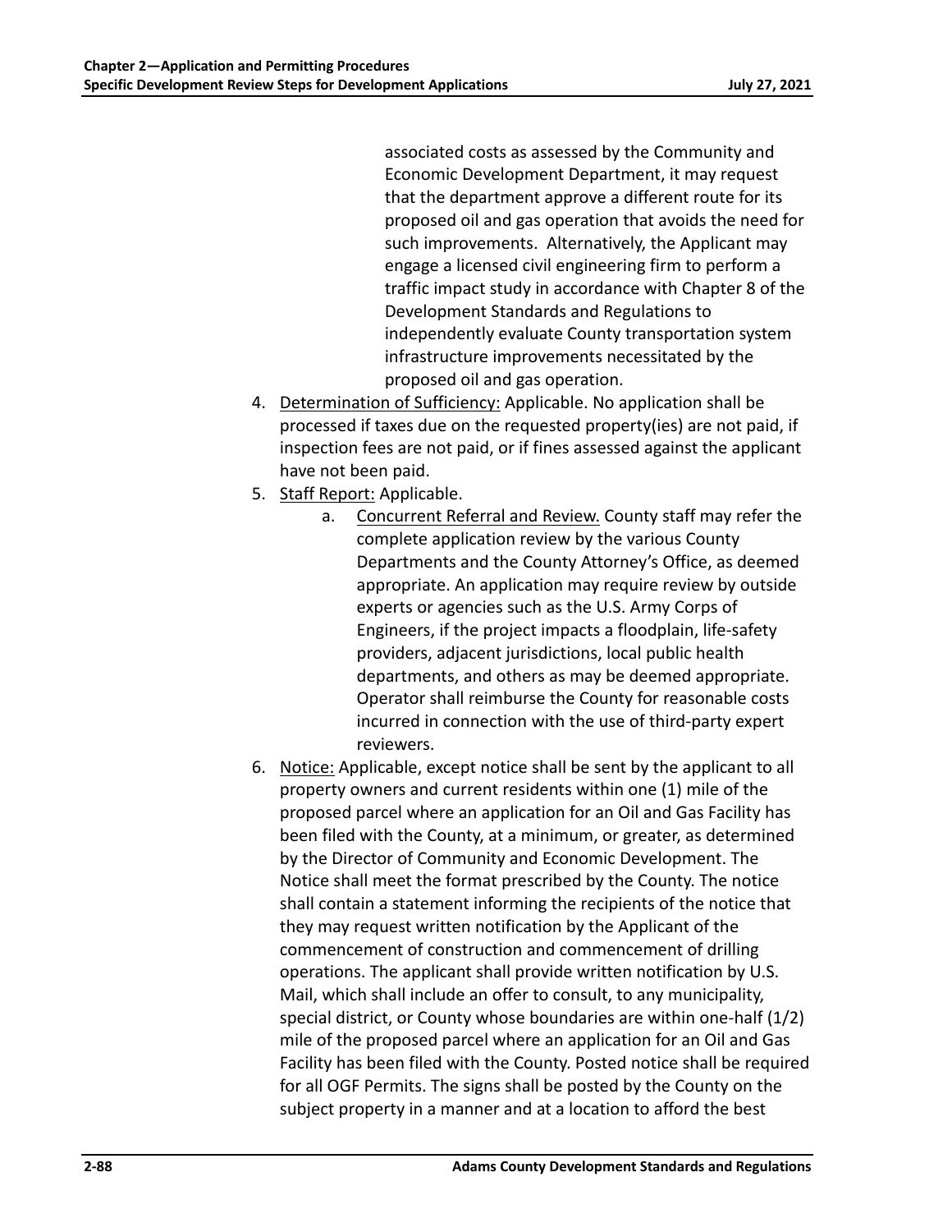associated costs as assessed by the Community and Economic Development Department, it may request that the department approve a different route for its proposed oil and gas operation that avoids the need for such improvements. Alternatively, the Applicant may engage a licensed civil engineering firm to perform a traffic impact study in accordance with Chapter 8 of the Development Standards and Regulations to independently evaluate County transportation system infrastructure improvements necessitated by the proposed oil and gas operation.

4. Determination of Sufficiency: Applicable. No application shall be processed if taxes due on the requested property(ies) are not paid, if inspection fees are not paid, or if fines assessed against the applicant have not been paid.
5. Staff Report: Applicable.
    a. Concurrent Referral and Review. County staff may refer the complete application review by the various County Departments and the County Attorney's Office, as deemed appropriate. An application may require review by outside experts or agencies such as the U.S. Army Corps of Engineers, if the project impacts a floodplain, life-safety providers, adjacent jurisdictions, local public health departments, and others as may be deemed appropriate. Operator shall reimburse the County for reasonable costs incurred in connection with the use of third-party expert reviewers.
6. Notice: Applicable, except notice shall be sent by the applicant to all property owners and current residents within one (1) mile of the proposed parcel where an application for an Oil and Gas Facility has been filed with the County, at a minimum, or greater, as determined by the Director of Community and Economic Development. The Notice shall meet the format prescribed by the County. The notice shall contain a statement informing the recipients of the notice that they may request written notification by the Applicant of the commencement of construction and commencement of drilling operations. The applicant shall provide written notification by U.S. Mail, which shall include an offer to consult, to any municipality, special district, or County whose boundaries are within one-half (1/2) mile of the proposed parcel where an application for an Oil and Gas Facility has been filed with the County. Posted notice shall be required for all OGF Permits. The signs shall be posted by the County on the subject property in a manner and at a location to afford the best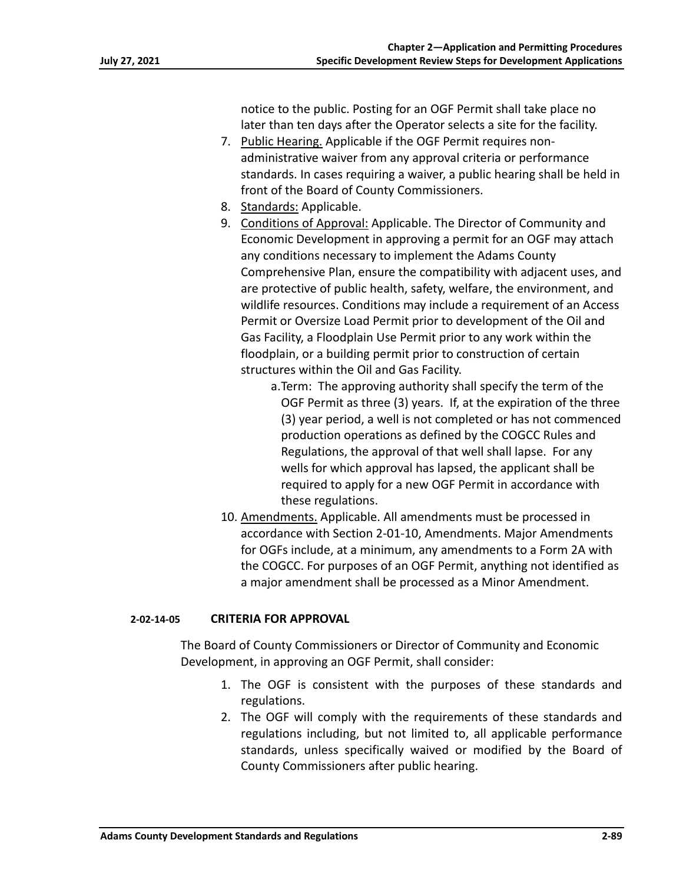notice to the public. Posting for an OGF Permit shall take place no later than ten days after the Operator selects a site for the facility.

7. Public Hearing. Applicable if the OGF Permit requires non-administrative waiver from any approval criteria or performance standards. In cases requiring a waiver, a public hearing shall be held in front of the Board of County Commissioners.
8. Standards: Applicable.
9. Conditions of Approval: Applicable. The Director of Community and Economic Development in approving a permit for an OGF may attach any conditions necessary to implement the Adams County Comprehensive Plan, ensure the compatibility with adjacent uses, and are protective of public health, safety, welfare, the environment, and wildlife resources. Conditions may include a requirement of an Access Permit or Oversize Load Permit prior to development of the Oil and Gas Facility, a Floodplain Use Permit prior to any work within the floodplain, or a building permit prior to construction of certain structures within the Oil and Gas Facility.
    a. Term: The approving authority shall specify the term of the OGF Permit as three (3) years. If, at the expiration of the three (3) year period, a well is not completed or has not commenced production operations as defined by the COGCC Rules and Regulations, the approval of that well shall lapse. For any wells for which approval has lapsed, the applicant shall be required to apply for a new OGF Permit in accordance with these regulations.
10. Amendments. Applicable. All amendments must be processed in accordance with Section 2-01-10, Amendments. Major Amendments for OGFs include, at a minimum, any amendments to a Form 2A with the COGCC. For purposes of an OGF Permit, anything not identified as a major amendment shall be processed as a Minor Amendment.

### 2-02-14-05 CRITERIA FOR APPROVAL

The Board of County Commissioners or Director of Community and Economic Development, in approving an OGF Permit, shall consider:

1. The OGF is consistent with the purposes of these standards and regulations.
2. The OGF will comply with the requirements of these standards and regulations including, but not limited to, all applicable performance standards, unless specifically waived or modified by the Board of County Commissioners after public hearing.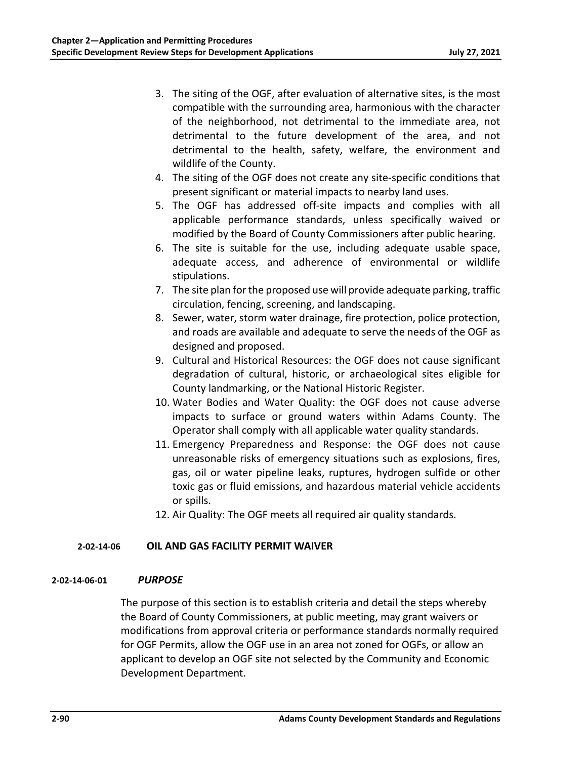3. The siting of the OGF, after evaluation of alternative sites, is the most compatible with the surrounding area, harmonious with the character of the neighborhood, not detrimental to the immediate area, not detrimental to the future development of the area, and not detrimental to the health, safety, welfare, the environment and wildlife of the County.
4. The siting of the OGF does not create any site-specific conditions that present significant or material impacts to nearby land uses.
5. The OGF has addressed off-site impacts and complies with all applicable performance standards, unless specifically waived or modified by the Board of County Commissioners after public hearing.
6. The site is suitable for the use, including adequate usable space, adequate access, and adherence of environmental or wildlife stipulations.
7. The site plan for the proposed use will provide adequate parking, traffic circulation, fencing, screening, and landscaping.
8. Sewer, water, storm water drainage, fire protection, police protection, and roads are available and adequate to serve the needs of the OGF as designed and proposed.
9. Cultural and Historical Resources: the OGF does not cause significant degradation of cultural, historic, or archaeological sites eligible for County landmarking, or the National Historic Register.
10. Water Bodies and Water Quality: the OGF does not cause adverse impacts to surface or ground waters within Adams County. The Operator shall comply with all applicable water quality standards.
11. Emergency Preparedness and Response: the OGF does not cause unreasonable risks of emergency situations such as explosions, fires, gas, oil or water pipeline leaks, ruptures, hydrogen sulfide or other toxic gas or fluid emissions, and hazardous material vehicle accidents or spills.
12. Air Quality: The OGF meets all required air quality standards.

### 2-02-14-06 OIL AND GAS FACILITY PERMIT WAIVER

#### 2-02-14-06-01 *PURPOSE*

The purpose of this section is to establish criteria and detail the steps whereby the Board of County Commissioners, at public meeting, may grant waivers or modifications from approval criteria or performance standards normally required for OGF Permits, allow the OGF use in an area not zoned for OGFs, or allow an applicant to develop an OGF site not selected by the Community and Economic Development Department.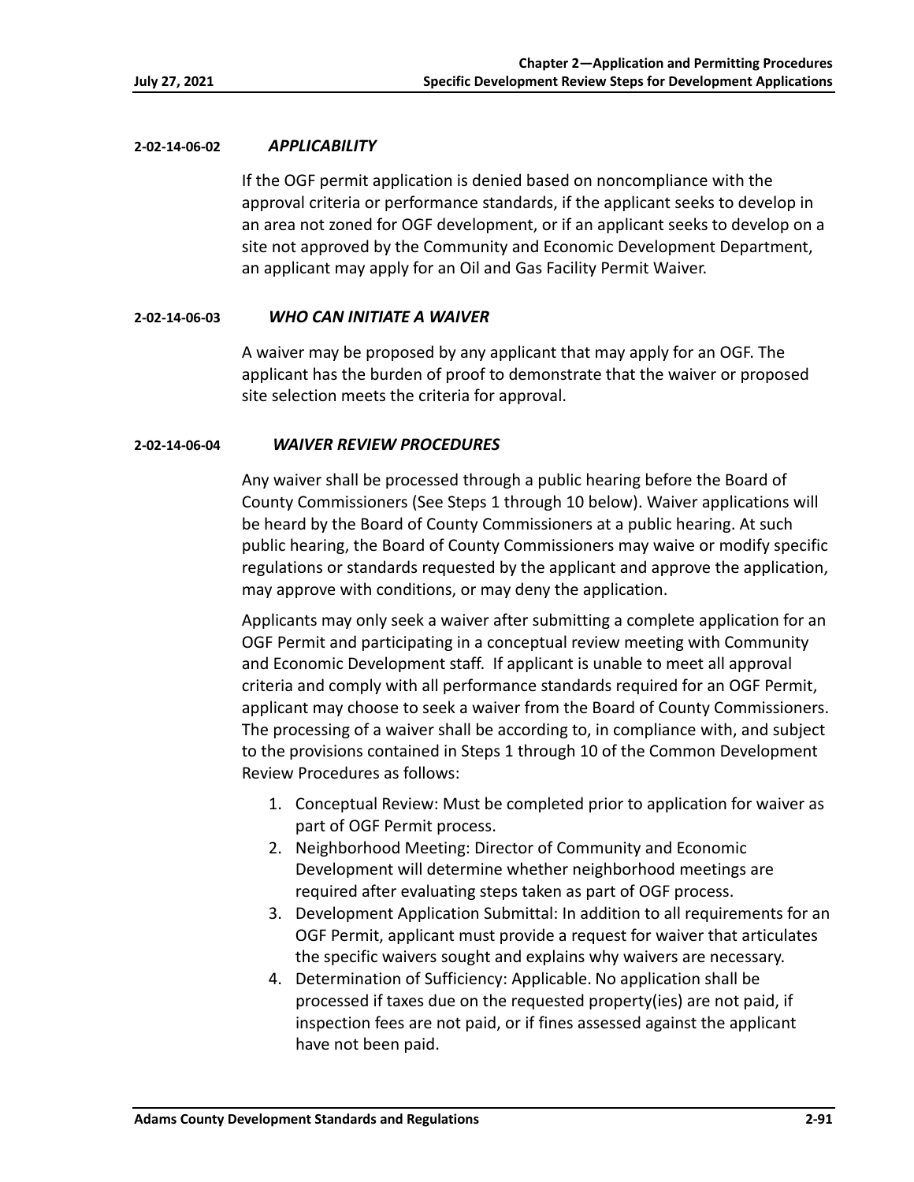### 2-02-14-06-02 *APPLICABILITY*

If the OGF permit application is denied based on noncompliance with the approval criteria or performance standards, if the applicant seeks to develop in an area not zoned for OGF development, or if an applicant seeks to develop on a site not approved by the Community and Economic Development Department, an applicant may apply for an Oil and Gas Facility Permit Waiver.

### 2-02-14-06-03 *WHO CAN INITIATE A WAIVER*

A waiver may be proposed by any applicant that may apply for an OGF. The applicant has the burden of proof to demonstrate that the waiver or proposed site selection meets the criteria for approval.

### 2-02-14-06-04 *WAIVER REVIEW PROCEDURES*

Any waiver shall be processed through a public hearing before the Board of County Commissioners (See Steps 1 through 10 below). Waiver applications will be heard by the Board of County Commissioners at a public hearing. At such public hearing, the Board of County Commissioners may waive or modify specific regulations or standards requested by the applicant and approve the application, may approve with conditions, or may deny the application.

Applicants may only seek a waiver after submitting a complete application for an OGF Permit and participating in a conceptual review meeting with Community and Economic Development staff. If applicant is unable to meet all approval criteria and comply with all performance standards required for an OGF Permit, applicant may choose to seek a waiver from the Board of County Commissioners. The processing of a waiver shall be according to, in compliance with, and subject to the provisions contained in Steps 1 through 10 of the Common Development Review Procedures as follows:

1. Conceptual Review: Must be completed prior to application for waiver as part of OGF Permit process.
2. Neighborhood Meeting: Director of Community and Economic Development will determine whether neighborhood meetings are required after evaluating steps taken as part of OGF process.
3. Development Application Submittal: In addition to all requirements for an OGF Permit, applicant must provide a request for waiver that articulates the specific waivers sought and explains why waivers are necessary.
4. Determination of Sufficiency: Applicable. No application shall be processed if taxes due on the requested property(ies) are not paid, if inspection fees are not paid, or if fines assessed against the applicant have not been paid.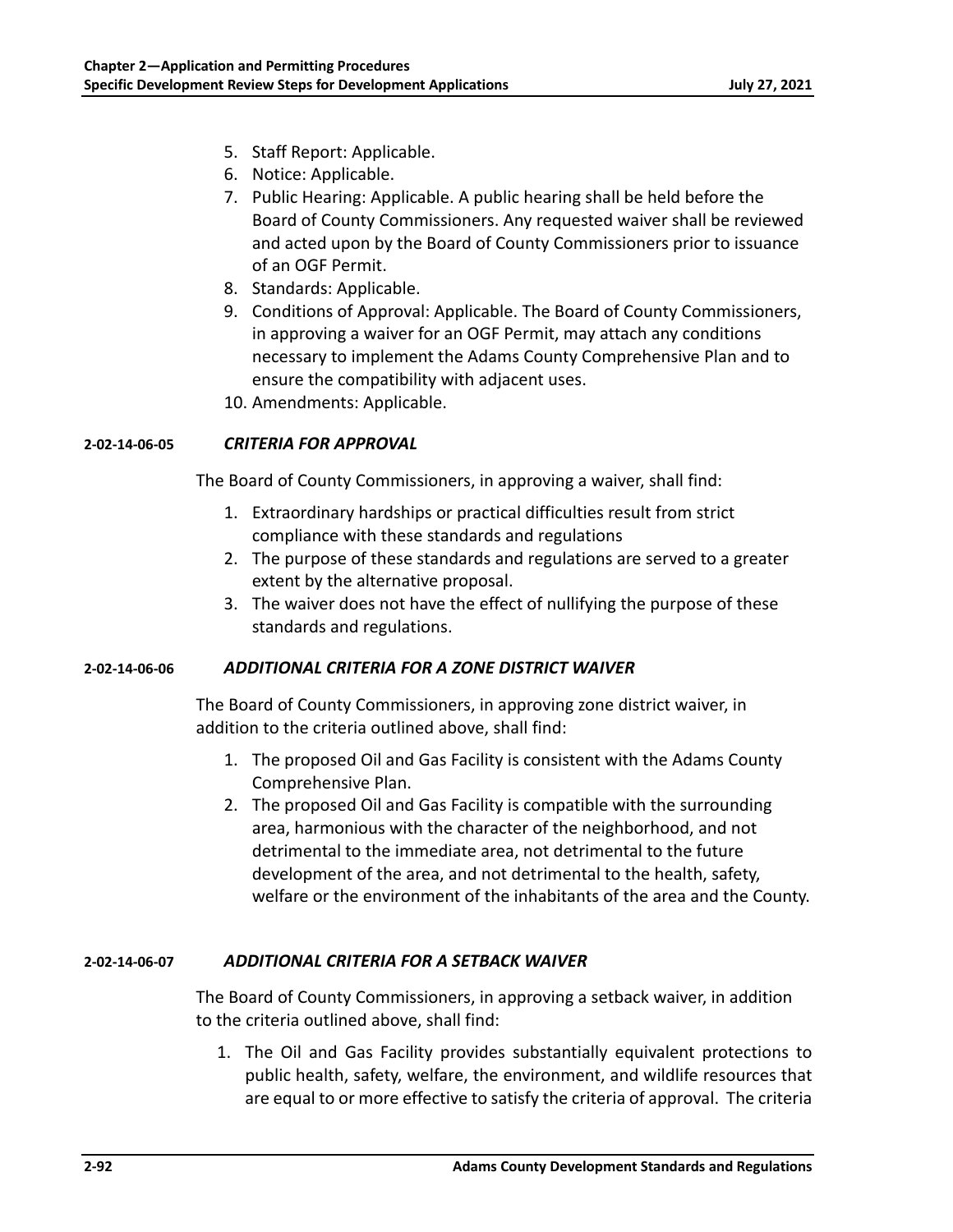5. Staff Report: Applicable.
6. Notice: Applicable.
7. Public Hearing: Applicable. A public hearing shall be held before the Board of County Commissioners. Any requested waiver shall be reviewed and acted upon by the Board of County Commissioners prior to issuance of an OGF Permit.
8. Standards: Applicable.
9. Conditions of Approval: Applicable. The Board of County Commissioners, in approving a waiver for an OGF Permit, may attach any conditions necessary to implement the Adams County Comprehensive Plan and to ensure the compatibility with adjacent uses.
10. Amendments: Applicable.

**2-02-14-06-05** ***CRITERIA FOR APPROVAL***

The Board of County Commissioners, in approving a waiver, shall find:

1. Extraordinary hardships or practical difficulties result from strict compliance with these standards and regulations
2. The purpose of these standards and regulations are served to a greater extent by the alternative proposal.
3. The waiver does not have the effect of nullifying the purpose of these standards and regulations.

**2-02-14-06-06** ***ADDITIONAL CRITERIA FOR A ZONE DISTRICT WAIVER***

The Board of County Commissioners, in approving zone district waiver, in addition to the criteria outlined above, shall find:

1. The proposed Oil and Gas Facility is consistent with the Adams County Comprehensive Plan.
2. The proposed Oil and Gas Facility is compatible with the surrounding area, harmonious with the character of the neighborhood, and not detrimental to the immediate area, not detrimental to the future development of the area, and not detrimental to the health, safety, welfare or the environment of the inhabitants of the area and the County.

**2-02-14-06-07** ***ADDITIONAL CRITERIA FOR A SETBACK WAIVER***

The Board of County Commissioners, in approving a setback waiver, in addition to the criteria outlined above, shall find:

1. The Oil and Gas Facility provides substantially equivalent protections to public health, safety, welfare, the environment, and wildlife resources that are equal to or more effective to satisfy the criteria of approval. The criteria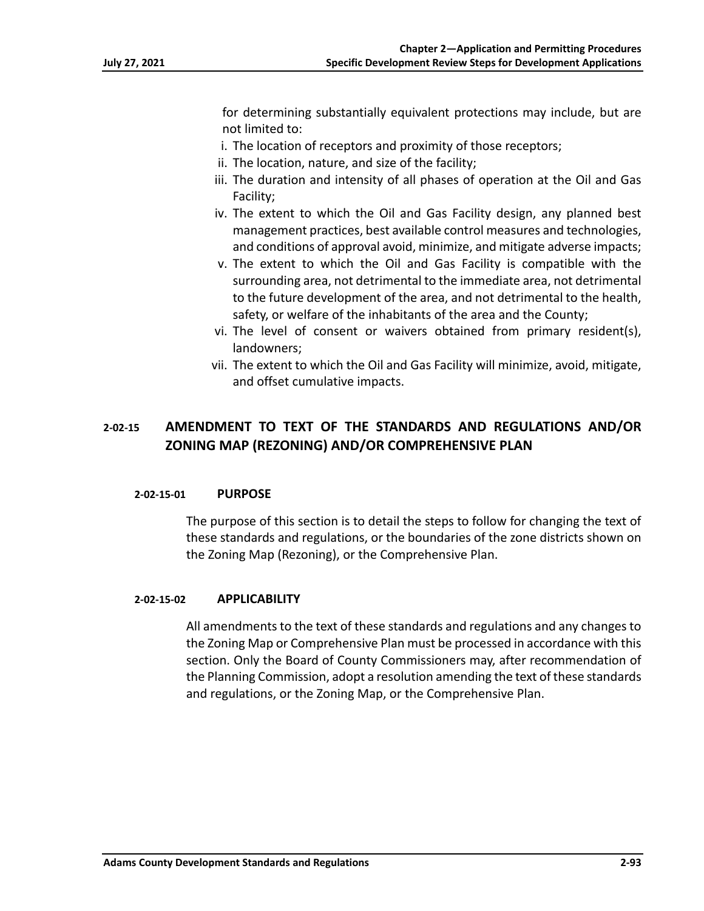for determining substantially equivalent protections may include, but are not limited to:

i. The location of receptors and proximity of those receptors;
ii. The location, nature, and size of the facility;
iii. The duration and intensity of all phases of operation at the Oil and Gas Facility;
iv. The extent to which the Oil and Gas Facility design, any planned best management practices, best available control measures and technologies, and conditions of approval avoid, minimize, and mitigate adverse impacts;
v. The extent to which the Oil and Gas Facility is compatible with the surrounding area, not detrimental to the immediate area, not detrimental to the future development of the area, and not detrimental to the health, safety, or welfare of the inhabitants of the area and the County;
vi. The level of consent or waivers obtained from primary resident(s), landowners;
vii. The extent to which the Oil and Gas Facility will minimize, avoid, mitigate, and offset cumulative impacts.

## 2-02-15 AMENDMENT TO TEXT OF THE STANDARDS AND REGULATIONS AND/OR ZONING MAP (REZONING) AND/OR COMPREHENSIVE PLAN

### 2-02-15-01 PURPOSE

The purpose of this section is to detail the steps to follow for changing the text of these standards and regulations, or the boundaries of the zone districts shown on the Zoning Map (Rezoning), or the Comprehensive Plan.

### 2-02-15-02 APPLICABILITY

All amendments to the text of these standards and regulations and any changes to the Zoning Map or Comprehensive Plan must be processed in accordance with this section. Only the Board of County Commissioners may, after recommendation of the Planning Commission, adopt a resolution amending the text of these standards and regulations, or the Zoning Map, or the Comprehensive Plan.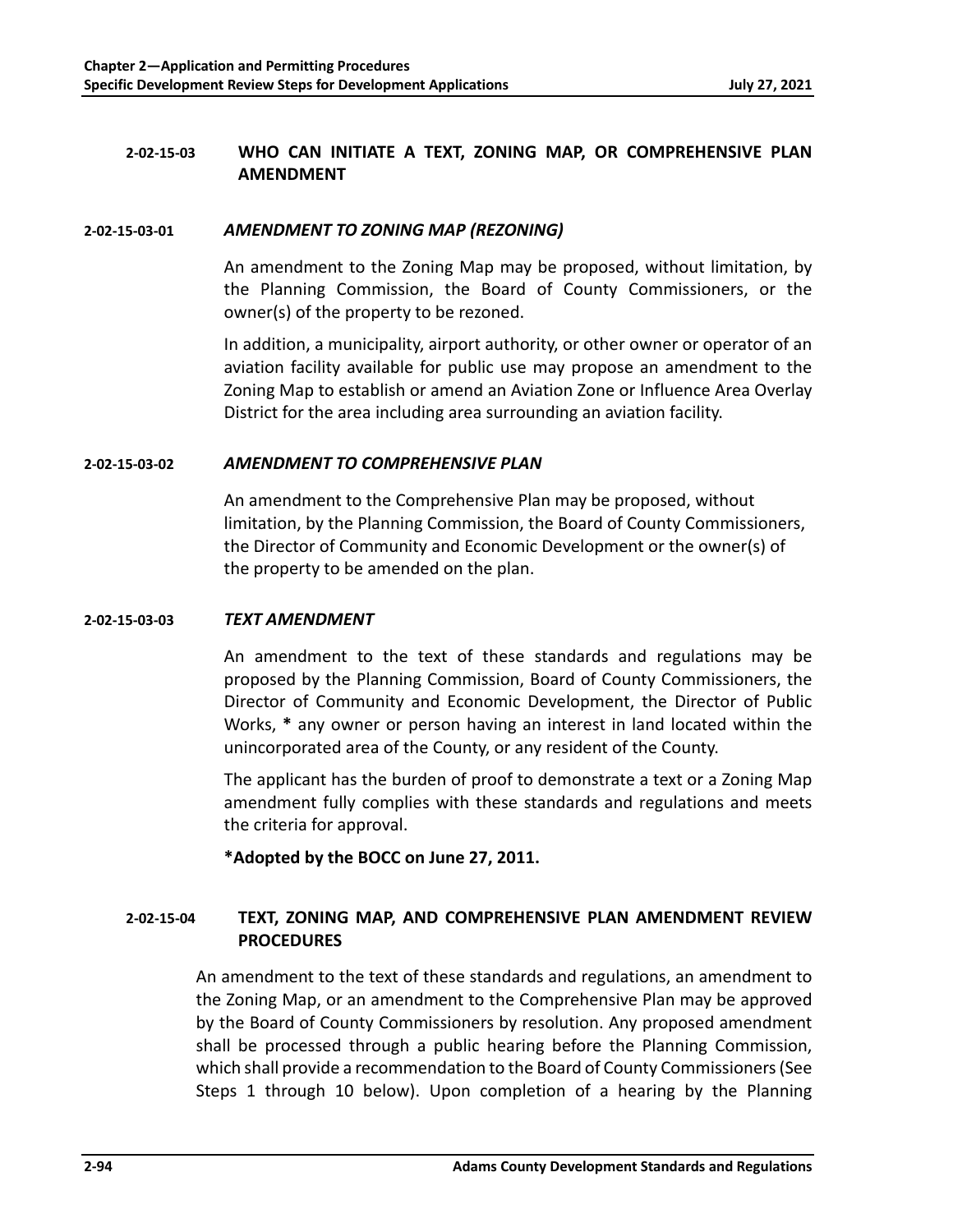### 2-02-15-03 WHO CAN INITIATE A TEXT, ZONING MAP, OR COMPREHENSIVE PLAN AMENDMENT

#### 2-02-15-03-01 *AMENDMENT TO ZONING MAP (REZONING)*

An amendment to the Zoning Map may be proposed, without limitation, by the Planning Commission, the Board of County Commissioners, or the owner(s) of the property to be rezoned.

In addition, a municipality, airport authority, or other owner or operator of an aviation facility available for public use may propose an amendment to the Zoning Map to establish or amend an Aviation Zone or Influence Area Overlay District for the area including area surrounding an aviation facility.

#### 2-02-15-03-02 *AMENDMENT TO COMPREHENSIVE PLAN*

An amendment to the Comprehensive Plan may be proposed, without limitation, by the Planning Commission, the Board of County Commissioners, the Director of Community and Economic Development or the owner(s) of the property to be amended on the plan.

#### 2-02-15-03-03 *TEXT AMENDMENT*

An amendment to the text of these standards and regulations may be proposed by the Planning Commission, Board of County Commissioners, the Director of Community and Economic Development, the Director of Public Works, **\*** any owner or person having an interest in land located within the unincorporated area of the County, or any resident of the County.

The applicant has the burden of proof to demonstrate a text or a Zoning Map amendment fully complies with these standards and regulations and meets the criteria for approval.

**\*Adopted by the BOCC on June 27, 2011.**

### 2-02-15-04 TEXT, ZONING MAP, AND COMPREHENSIVE PLAN AMENDMENT REVIEW PROCEDURES

An amendment to the text of these standards and regulations, an amendment to the Zoning Map, or an amendment to the Comprehensive Plan may be approved by the Board of County Commissioners by resolution. Any proposed amendment shall be processed through a public hearing before the Planning Commission, which shall provide a recommendation to the Board of County Commissioners (See Steps 1 through 10 below). Upon completion of a hearing by the Planning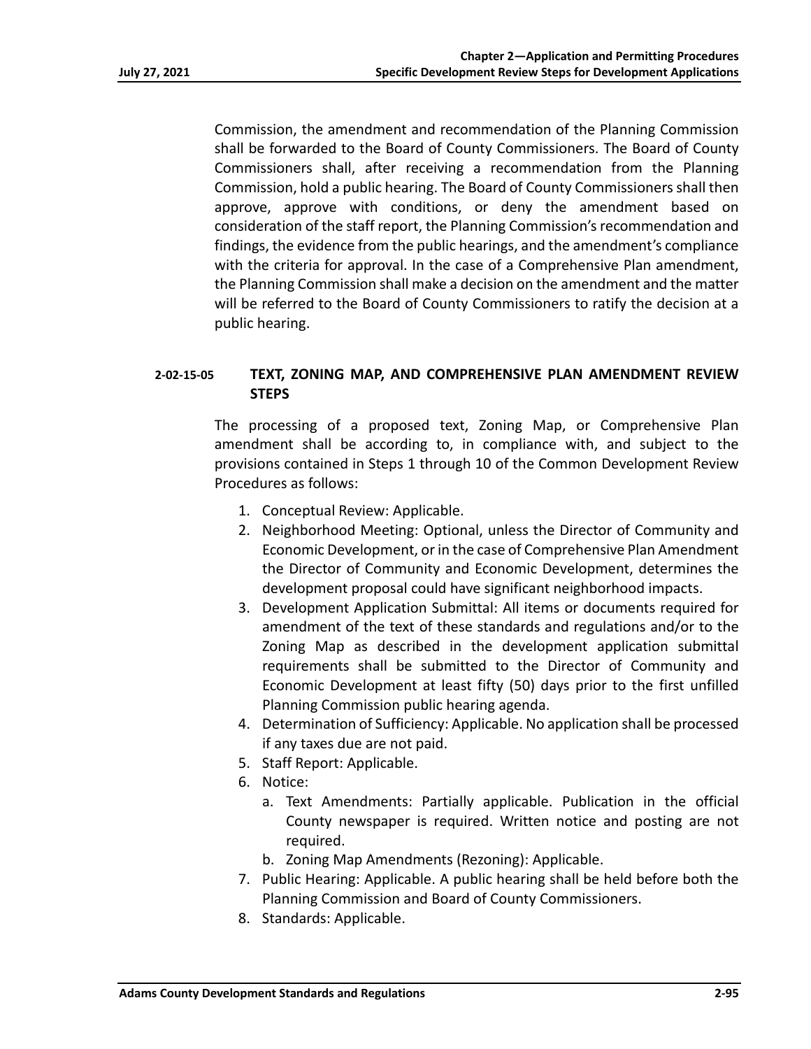Commission, the amendment and recommendation of the Planning Commission shall be forwarded to the Board of County Commissioners. The Board of County Commissioners shall, after receiving a recommendation from the Planning Commission, hold a public hearing. The Board of County Commissioners shall then approve, approve with conditions, or deny the amendment based on consideration of the staff report, the Planning Commission's recommendation and findings, the evidence from the public hearings, and the amendment's compliance with the criteria for approval. In the case of a Comprehensive Plan amendment, the Planning Commission shall make a decision on the amendment and the matter will be referred to the Board of County Commissioners to ratify the decision at a public hearing.

### 2-02-15-05 TEXT, ZONING MAP, AND COMPREHENSIVE PLAN AMENDMENT REVIEW STEPS

The processing of a proposed text, Zoning Map, or Comprehensive Plan amendment shall be according to, in compliance with, and subject to the provisions contained in Steps 1 through 10 of the Common Development Review Procedures as follows:

1. Conceptual Review: Applicable.
2. Neighborhood Meeting: Optional, unless the Director of Community and Economic Development, or in the case of Comprehensive Plan Amendment the Director of Community and Economic Development, determines the development proposal could have significant neighborhood impacts.
3. Development Application Submittal: All items or documents required for amendment of the text of these standards and regulations and/or to the Zoning Map as described in the development application submittal requirements shall be submitted to the Director of Community and Economic Development at least fifty (50) days prior to the first unfilled Planning Commission public hearing agenda.
4. Determination of Sufficiency: Applicable. No application shall be processed if any taxes due are not paid.
5. Staff Report: Applicable.
6. Notice:
   a. Text Amendments: Partially applicable. Publication in the official County newspaper is required. Written notice and posting are not required.
   b. Zoning Map Amendments (Rezoning): Applicable.
7. Public Hearing: Applicable. A public hearing shall be held before both the Planning Commission and Board of County Commissioners.
8. Standards: Applicable.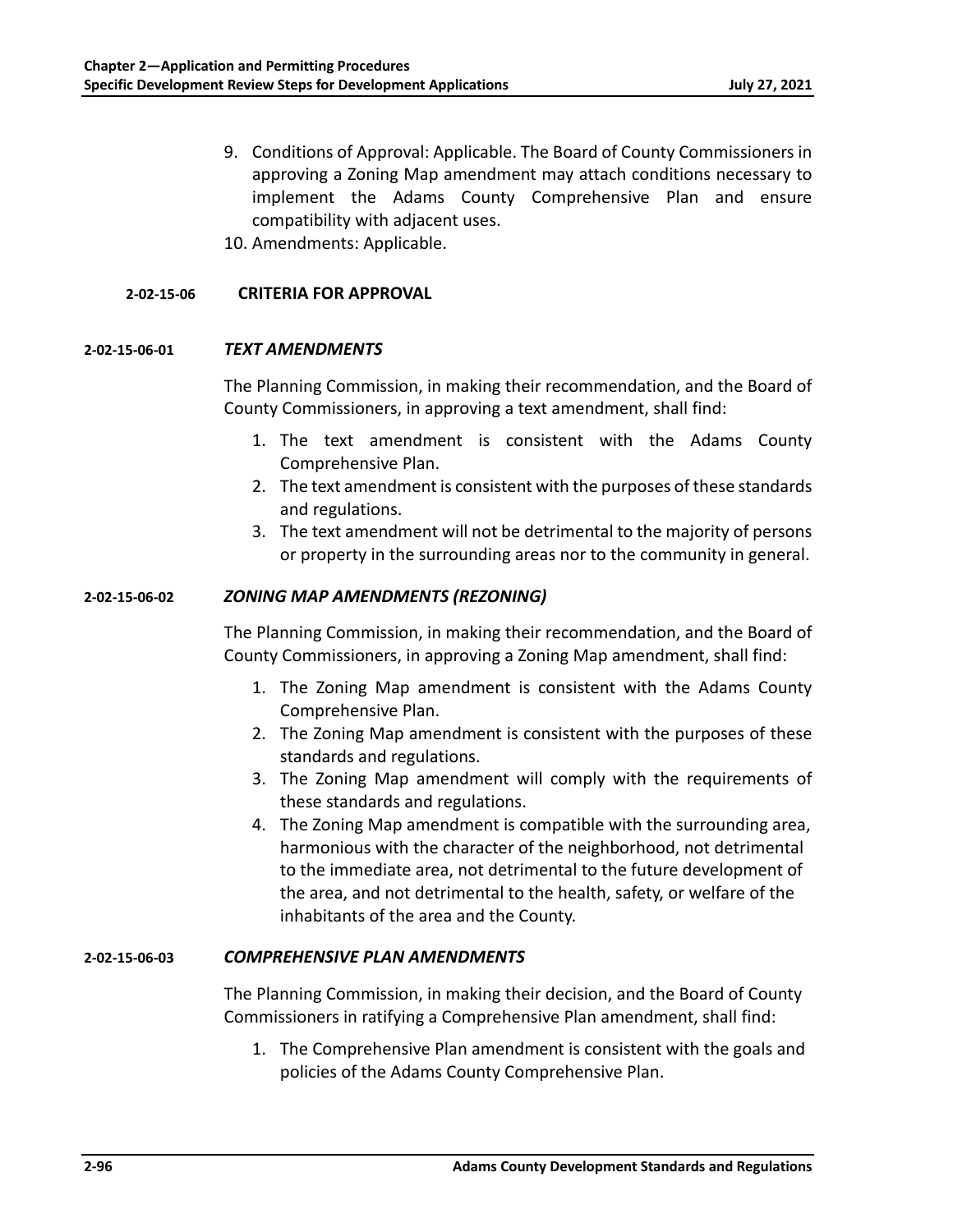9. Conditions of Approval: Applicable. The Board of County Commissioners in approving a Zoning Map amendment may attach conditions necessary to implement the Adams County Comprehensive Plan and ensure compatibility with adjacent uses.
10. Amendments: Applicable.

### 2-02-15-06 CRITERIA FOR APPROVAL

#### 2-02-15-06-01 *TEXT AMENDMENTS*

The Planning Commission, in making their recommendation, and the Board of County Commissioners, in approving a text amendment, shall find:

1. The text amendment is consistent with the Adams County Comprehensive Plan.
2. The text amendment is consistent with the purposes of these standards and regulations.
3. The text amendment will not be detrimental to the majority of persons or property in the surrounding areas nor to the community in general.

#### 2-02-15-06-02 *ZONING MAP AMENDMENTS (REZONING)*

The Planning Commission, in making their recommendation, and the Board of County Commissioners, in approving a Zoning Map amendment, shall find:

1. The Zoning Map amendment is consistent with the Adams County Comprehensive Plan.
2. The Zoning Map amendment is consistent with the purposes of these standards and regulations.
3. The Zoning Map amendment will comply with the requirements of these standards and regulations.
4. The Zoning Map amendment is compatible with the surrounding area, harmonious with the character of the neighborhood, not detrimental to the immediate area, not detrimental to the future development of the area, and not detrimental to the health, safety, or welfare of the inhabitants of the area and the County.

#### 2-02-15-06-03 *COMPREHENSIVE PLAN AMENDMENTS*

The Planning Commission, in making their decision, and the Board of County Commissioners in ratifying a Comprehensive Plan amendment, shall find:

1. The Comprehensive Plan amendment is consistent with the goals and policies of the Adams County Comprehensive Plan.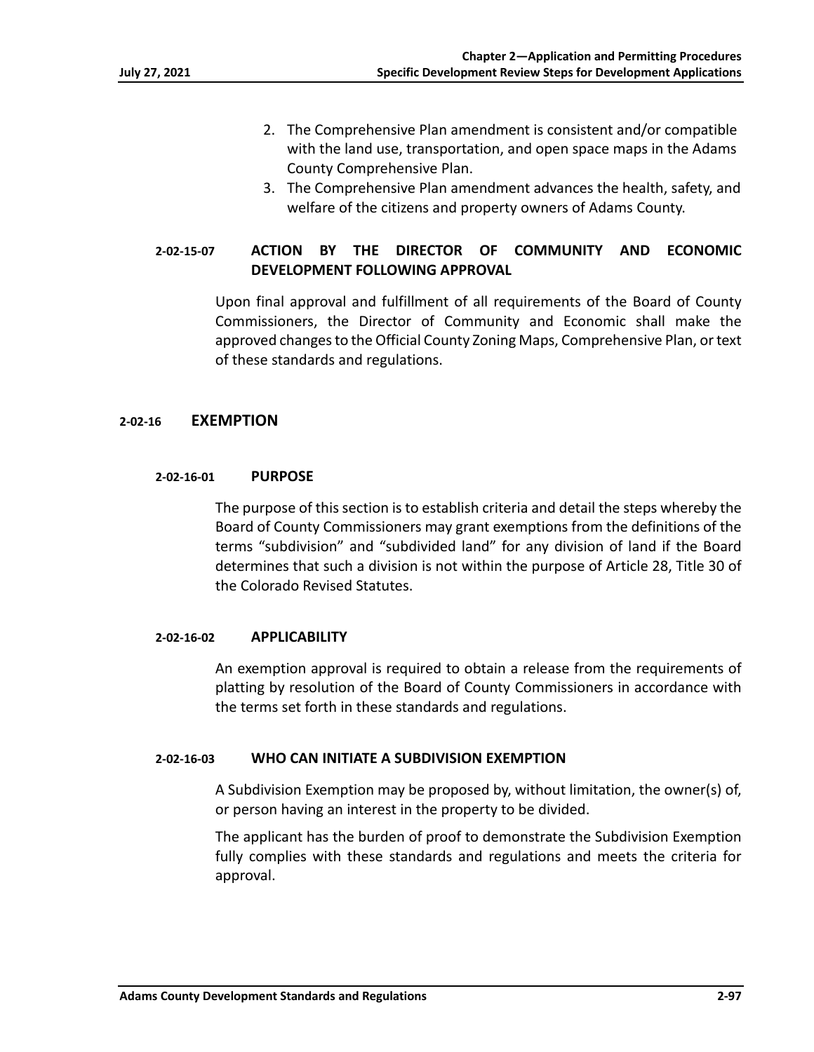2. The Comprehensive Plan amendment is consistent and/or compatible with the land use, transportation, and open space maps in the Adams County Comprehensive Plan.
3. The Comprehensive Plan amendment advances the health, safety, and welfare of the citizens and property owners of Adams County.

### 2-02-15-07 ACTION BY THE DIRECTOR OF COMMUNITY AND ECONOMIC DEVELOPMENT FOLLOWING APPROVAL

Upon final approval and fulfillment of all requirements of the Board of County Commissioners, the Director of Community and Economic shall make the approved changes to the Official County Zoning Maps, Comprehensive Plan, or text of these standards and regulations.

## 2-02-16 EXEMPTION

### 2-02-16-01 PURPOSE

The purpose of this section is to establish criteria and detail the steps whereby the Board of County Commissioners may grant exemptions from the definitions of the terms "subdivision" and "subdivided land" for any division of land if the Board determines that such a division is not within the purpose of Article 28, Title 30 of the Colorado Revised Statutes.

### 2-02-16-02 APPLICABILITY

An exemption approval is required to obtain a release from the requirements of platting by resolution of the Board of County Commissioners in accordance with the terms set forth in these standards and regulations.

### 2-02-16-03 WHO CAN INITIATE A SUBDIVISION EXEMPTION

A Subdivision Exemption may be proposed by, without limitation, the owner(s) of, or person having an interest in the property to be divided.

The applicant has the burden of proof to demonstrate the Subdivision Exemption fully complies with these standards and regulations and meets the criteria for approval.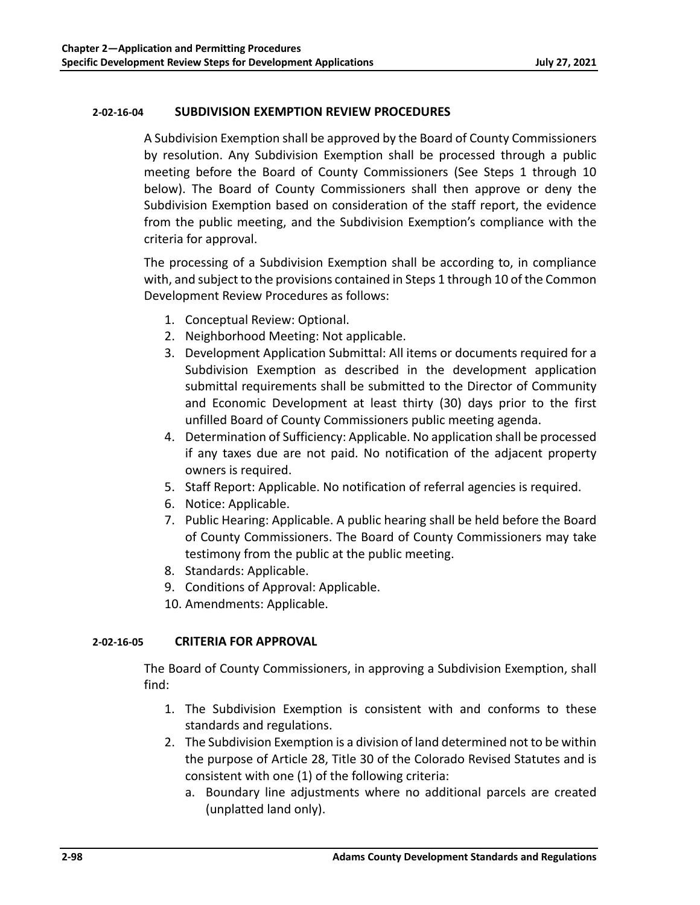#### 2-02-16-04 SUBDIVISION EXEMPTION REVIEW PROCEDURES

A Subdivision Exemption shall be approved by the Board of County Commissioners by resolution. Any Subdivision Exemption shall be processed through a public meeting before the Board of County Commissioners (See Steps 1 through 10 below). The Board of County Commissioners shall then approve or deny the Subdivision Exemption based on consideration of the staff report, the evidence from the public meeting, and the Subdivision Exemption's compliance with the criteria for approval.

The processing of a Subdivision Exemption shall be according to, in compliance with, and subject to the provisions contained in Steps 1 through 10 of the Common Development Review Procedures as follows:

1. Conceptual Review: Optional.
2. Neighborhood Meeting: Not applicable.
3. Development Application Submittal: All items or documents required for a Subdivision Exemption as described in the development application submittal requirements shall be submitted to the Director of Community and Economic Development at least thirty (30) days prior to the first unfilled Board of County Commissioners public meeting agenda.
4. Determination of Sufficiency: Applicable. No application shall be processed if any taxes due are not paid. No notification of the adjacent property owners is required.
5. Staff Report: Applicable. No notification of referral agencies is required.
6. Notice: Applicable.
7. Public Hearing: Applicable. A public hearing shall be held before the Board of County Commissioners. The Board of County Commissioners may take testimony from the public at the public meeting.
8. Standards: Applicable.
9. Conditions of Approval: Applicable.
10. Amendments: Applicable.

#### 2-02-16-05 CRITERIA FOR APPROVAL

The Board of County Commissioners, in approving a Subdivision Exemption, shall find:

1. The Subdivision Exemption is consistent with and conforms to these standards and regulations.
2. The Subdivision Exemption is a division of land determined not to be within the purpose of Article 28, Title 30 of the Colorado Revised Statutes and is consistent with one (1) of the following criteria:
   a. Boundary line adjustments where no additional parcels are created (unplatted land only).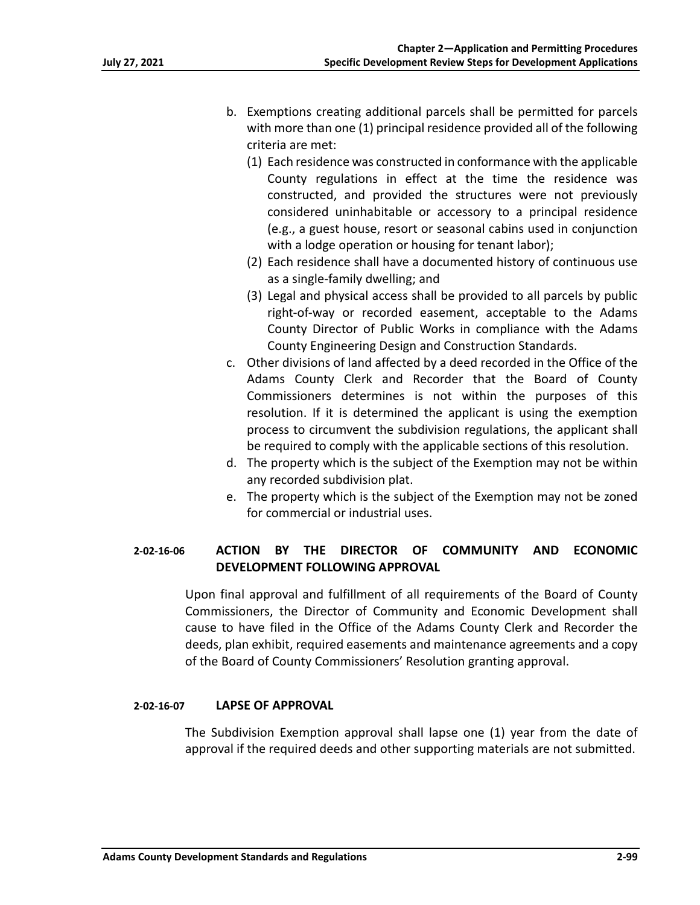b. Exemptions creating additional parcels shall be permitted for parcels with more than one (1) principal residence provided all of the following criteria are met:
   (1) Each residence was constructed in conformance with the applicable County regulations in effect at the time the residence was constructed, and provided the structures were not previously considered uninhabitable or accessory to a principal residence (e.g., a guest house, resort or seasonal cabins used in conjunction with a lodge operation or housing for tenant labor);
   (2) Each residence shall have a documented history of continuous use as a single-family dwelling; and
   (3) Legal and physical access shall be provided to all parcels by public right-of-way or recorded easement, acceptable to the Adams County Director of Public Works in compliance with the Adams County Engineering Design and Construction Standards.

c. Other divisions of land affected by a deed recorded in the Office of the Adams County Clerk and Recorder that the Board of County Commissioners determines is not within the purposes of this resolution. If it is determined the applicant is using the exemption process to circumvent the subdivision regulations, the applicant shall be required to comply with the applicable sections of this resolution.

d. The property which is the subject of the Exemption may not be within any recorded subdivision plat.

e. The property which is the subject of the Exemption may not be zoned for commercial or industrial uses.

## 2-02-16-06 ACTION BY THE DIRECTOR OF COMMUNITY AND ECONOMIC DEVELOPMENT FOLLOWING APPROVAL

Upon final approval and fulfillment of all requirements of the Board of County Commissioners, the Director of Community and Economic Development shall cause to have filed in the Office of the Adams County Clerk and Recorder the deeds, plan exhibit, required easements and maintenance agreements and a copy of the Board of County Commissioners' Resolution granting approval.

## 2-02-16-07 LAPSE OF APPROVAL

The Subdivision Exemption approval shall lapse one (1) year from the date of approval if the required deeds and other supporting materials are not submitted.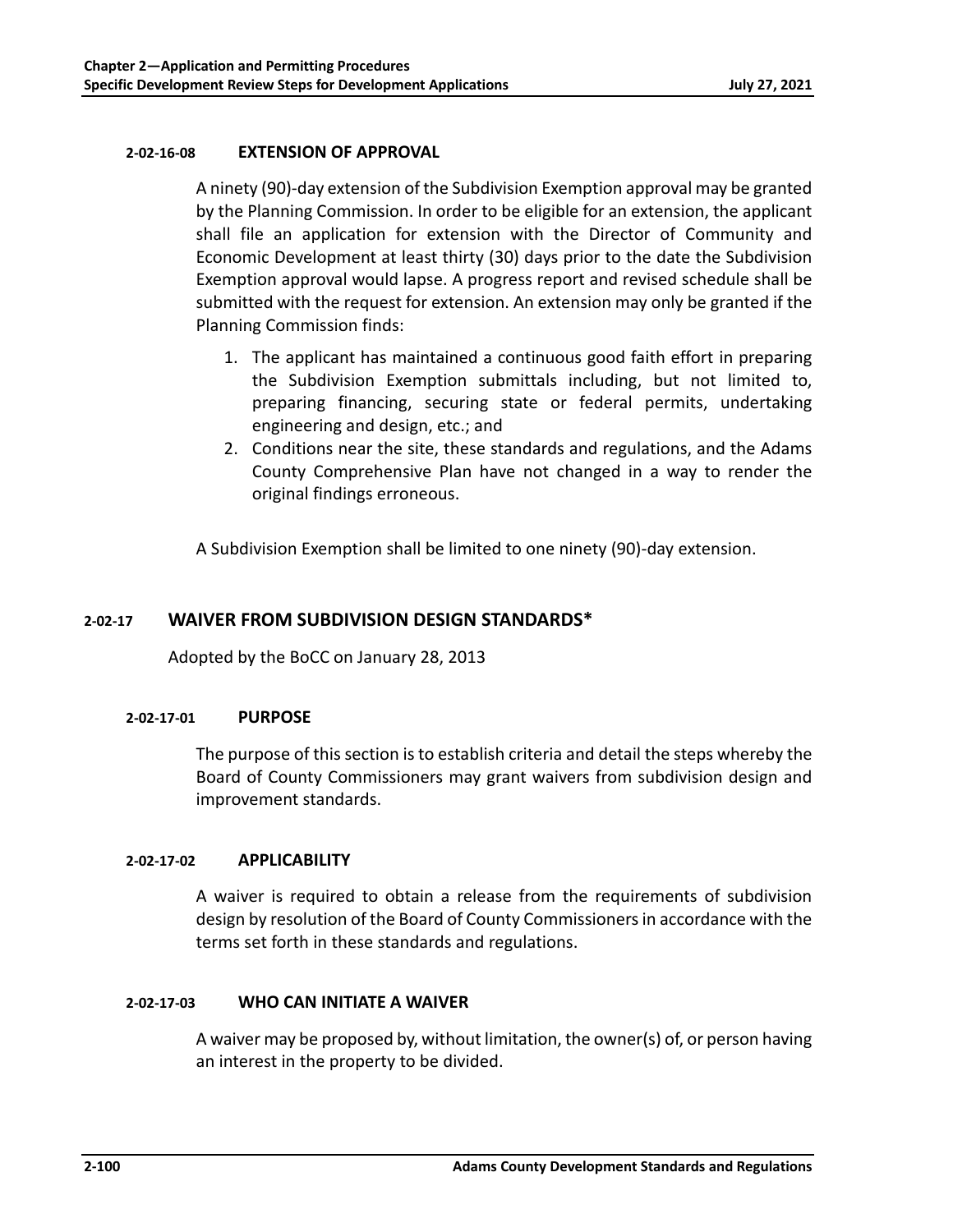#### 2-02-16-08 EXTENSION OF APPROVAL

A ninety (90)-day extension of the Subdivision Exemption approval may be granted by the Planning Commission. In order to be eligible for an extension, the applicant shall file an application for extension with the Director of Community and Economic Development at least thirty (30) days prior to the date the Subdivision Exemption approval would lapse. A progress report and revised schedule shall be submitted with the request for extension. An extension may only be granted if the Planning Commission finds:

1. The applicant has maintained a continuous good faith effort in preparing the Subdivision Exemption submittals including, but not limited to, preparing financing, securing state or federal permits, undertaking engineering and design, etc.; and
2. Conditions near the site, these standards and regulations, and the Adams County Comprehensive Plan have not changed in a way to render the original findings erroneous.

A Subdivision Exemption shall be limited to one ninety (90)-day extension.

### 2-02-17 WAIVER FROM SUBDIVISION DESIGN STANDARDS*

Adopted by the BoCC on January 28, 2013

#### 2-02-17-01 PURPOSE

The purpose of this section is to establish criteria and detail the steps whereby the Board of County Commissioners may grant waivers from subdivision design and improvement standards.

#### 2-02-17-02 APPLICABILITY

A waiver is required to obtain a release from the requirements of subdivision design by resolution of the Board of County Commissioners in accordance with the terms set forth in these standards and regulations.

#### 2-02-17-03 WHO CAN INITIATE A WAIVER

A waiver may be proposed by, without limitation, the owner(s) of, or person having an interest in the property to be divided.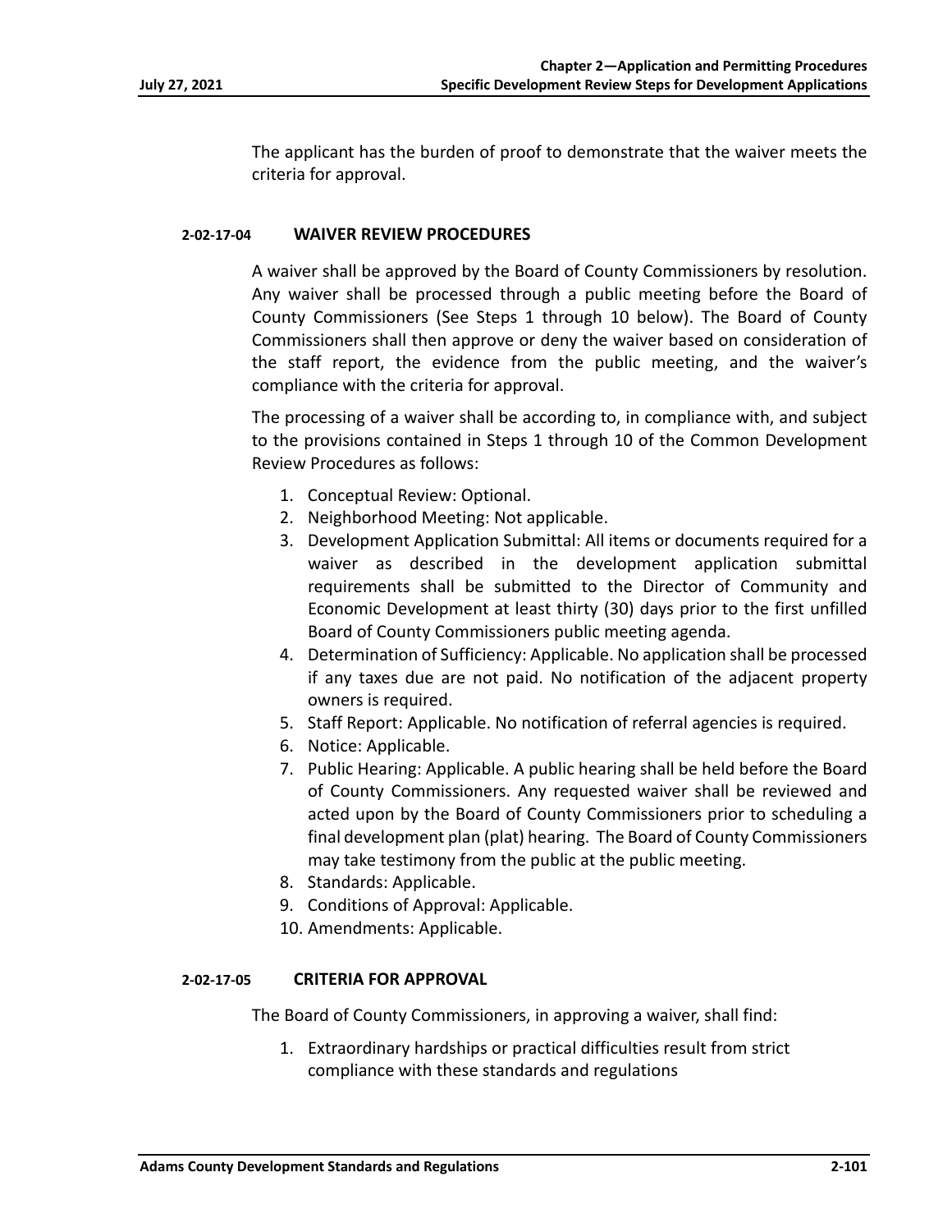The applicant has the burden of proof to demonstrate that the waiver meets the criteria for approval.

### 2-02-17-04 WAIVER REVIEW PROCEDURES

A waiver shall be approved by the Board of County Commissioners by resolution. Any waiver shall be processed through a public meeting before the Board of County Commissioners (See Steps 1 through 10 below). The Board of County Commissioners shall then approve or deny the waiver based on consideration of the staff report, the evidence from the public meeting, and the waiver's compliance with the criteria for approval.

The processing of a waiver shall be according to, in compliance with, and subject to the provisions contained in Steps 1 through 10 of the Common Development Review Procedures as follows:

1. Conceptual Review: Optional.
2. Neighborhood Meeting: Not applicable.
3. Development Application Submittal: All items or documents required for a waiver as described in the development application submittal requirements shall be submitted to the Director of Community and Economic Development at least thirty (30) days prior to the first unfilled Board of County Commissioners public meeting agenda.
4. Determination of Sufficiency: Applicable. No application shall be processed if any taxes due are not paid. No notification of the adjacent property owners is required.
5. Staff Report: Applicable. No notification of referral agencies is required.
6. Notice: Applicable.
7. Public Hearing: Applicable. A public hearing shall be held before the Board of County Commissioners. Any requested waiver shall be reviewed and acted upon by the Board of County Commissioners prior to scheduling a final development plan (plat) hearing. The Board of County Commissioners may take testimony from the public at the public meeting.
8. Standards: Applicable.
9. Conditions of Approval: Applicable.
10. Amendments: Applicable.

### 2-02-17-05 CRITERIA FOR APPROVAL

The Board of County Commissioners, in approving a waiver, shall find:

1. Extraordinary hardships or practical difficulties result from strict compliance with these standards and regulations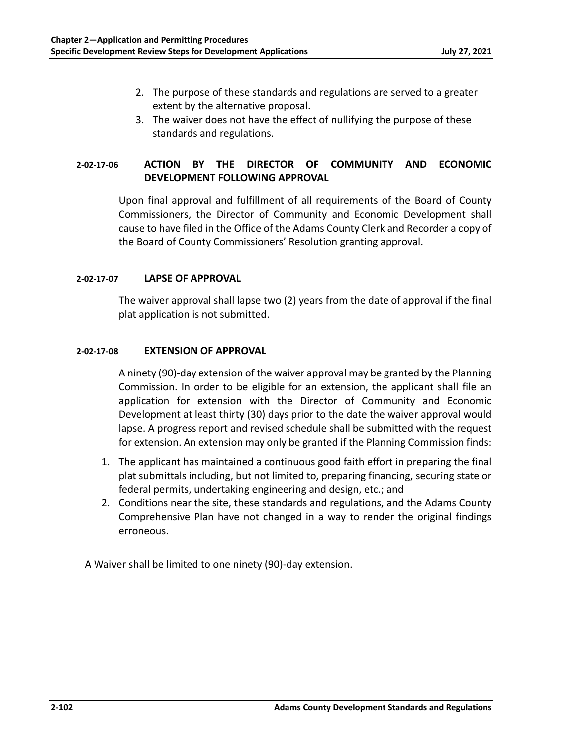2. The purpose of these standards and regulations are served to a greater extent by the alternative proposal.
3. The waiver does not have the effect of nullifying the purpose of these standards and regulations.

### 2-02-17-06 ACTION BY THE DIRECTOR OF COMMUNITY AND ECONOMIC DEVELOPMENT FOLLOWING APPROVAL

Upon final approval and fulfillment of all requirements of the Board of County Commissioners, the Director of Community and Economic Development shall cause to have filed in the Office of the Adams County Clerk and Recorder a copy of the Board of County Commissioners' Resolution granting approval.

### 2-02-17-07 LAPSE OF APPROVAL

The waiver approval shall lapse two (2) years from the date of approval if the final plat application is not submitted.

### 2-02-17-08 EXTENSION OF APPROVAL

A ninety (90)-day extension of the waiver approval may be granted by the Planning Commission. In order to be eligible for an extension, the applicant shall file an application for extension with the Director of Community and Economic Development at least thirty (30) days prior to the date the waiver approval would lapse. A progress report and revised schedule shall be submitted with the request for extension. An extension may only be granted if the Planning Commission finds:

1. The applicant has maintained a continuous good faith effort in preparing the final plat submittals including, but not limited to, preparing financing, securing state or federal permits, undertaking engineering and design, etc.; and
2. Conditions near the site, these standards and regulations, and the Adams County Comprehensive Plan have not changed in a way to render the original findings erroneous.

A Waiver shall be limited to one ninety (90)-day extension.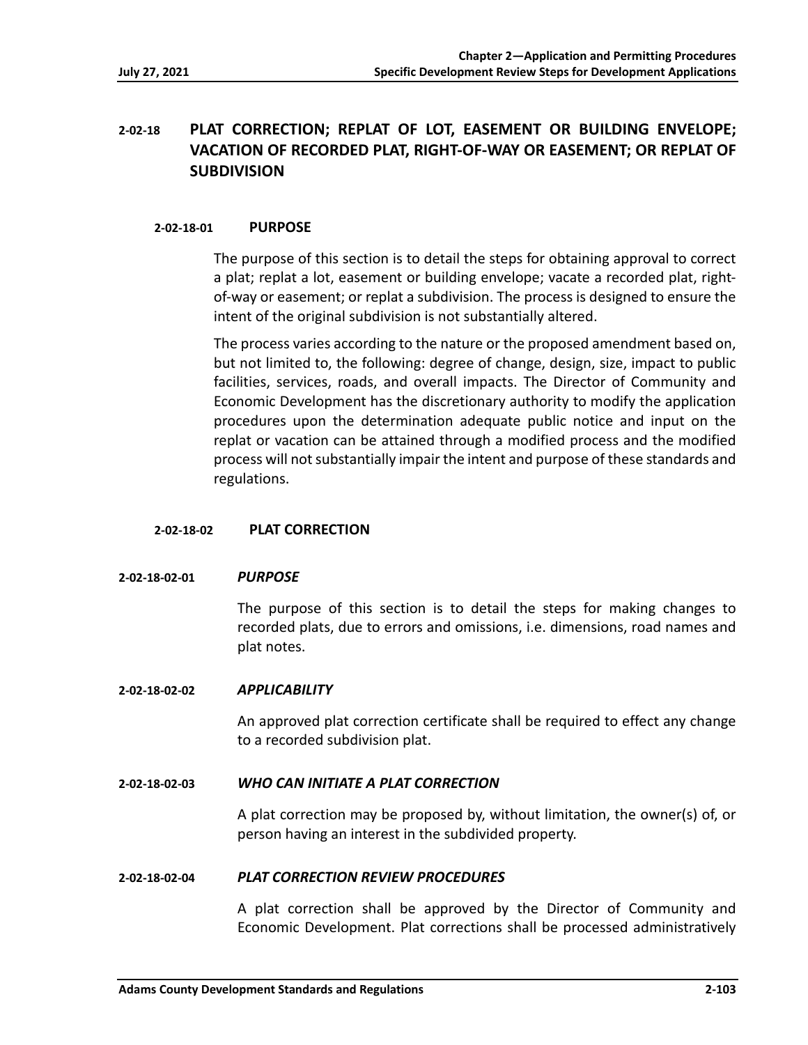## 2-02-18 PLAT CORRECTION; REPLAT OF LOT, EASEMENT OR BUILDING ENVELOPE; VACATION OF RECORDED PLAT, RIGHT-OF-WAY OR EASEMENT; OR REPLAT OF SUBDIVISION

### 2-02-18-01 PURPOSE

The purpose of this section is to detail the steps for obtaining approval to correct a plat; replat a lot, easement or building envelope; vacate a recorded plat, right-of-way or easement; or replat a subdivision. The process is designed to ensure the intent of the original subdivision is not substantially altered.

The process varies according to the nature or the proposed amendment based on, but not limited to, the following: degree of change, design, size, impact to public facilities, services, roads, and overall impacts. The Director of Community and Economic Development has the discretionary authority to modify the application procedures upon the determination adequate public notice and input on the replat or vacation can be attained through a modified process and the modified process will not substantially impair the intent and purpose of these standards and regulations.

### 2-02-18-02 PLAT CORRECTION

#### 2-02-18-02-01 *PURPOSE*

The purpose of this section is to detail the steps for making changes to recorded plats, due to errors and omissions, i.e. dimensions, road names and plat notes.

#### 2-02-18-02-02 *APPLICABILITY*

An approved plat correction certificate shall be required to effect any change to a recorded subdivision plat.

#### 2-02-18-02-03 *WHO CAN INITIATE A PLAT CORRECTION*

A plat correction may be proposed by, without limitation, the owner(s) of, or person having an interest in the subdivided property.

#### 2-02-18-02-04 *PLAT CORRECTION REVIEW PROCEDURES*

A plat correction shall be approved by the Director of Community and Economic Development. Plat corrections shall be processed administratively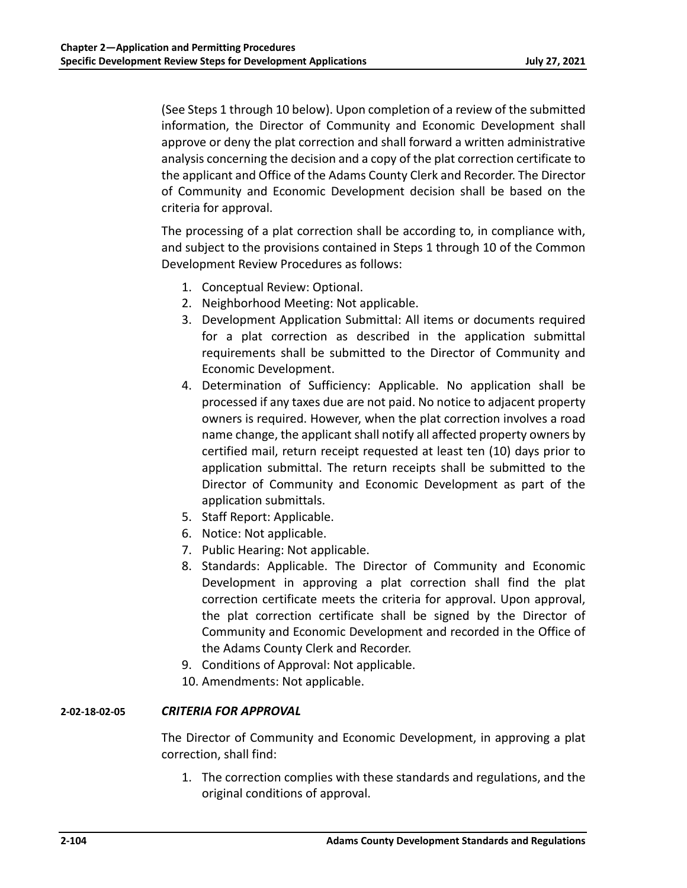(See Steps 1 through 10 below). Upon completion of a review of the submitted information, the Director of Community and Economic Development shall approve or deny the plat correction and shall forward a written administrative analysis concerning the decision and a copy of the plat correction certificate to the applicant and Office of the Adams County Clerk and Recorder. The Director of Community and Economic Development decision shall be based on the criteria for approval.

The processing of a plat correction shall be according to, in compliance with, and subject to the provisions contained in Steps 1 through 10 of the Common Development Review Procedures as follows:

1. Conceptual Review: Optional.
2. Neighborhood Meeting: Not applicable.
3. Development Application Submittal: All items or documents required for a plat correction as described in the application submittal requirements shall be submitted to the Director of Community and Economic Development.
4. Determination of Sufficiency: Applicable. No application shall be processed if any taxes due are not paid. No notice to adjacent property owners is required. However, when the plat correction involves a road name change, the applicant shall notify all affected property owners by certified mail, return receipt requested at least ten (10) days prior to application submittal. The return receipts shall be submitted to the Director of Community and Economic Development as part of the application submittals.
5. Staff Report: Applicable.
6. Notice: Not applicable.
7. Public Hearing: Not applicable.
8. Standards: Applicable. The Director of Community and Economic Development in approving a plat correction shall find the plat correction certificate meets the criteria for approval. Upon approval, the plat correction certificate shall be signed by the Director of Community and Economic Development and recorded in the Office of the Adams County Clerk and Recorder.
9. Conditions of Approval: Not applicable.
10. Amendments: Not applicable.

### 2-02-18-02-05 *CRITERIA FOR APPROVAL*

The Director of Community and Economic Development, in approving a plat correction, shall find:

1. The correction complies with these standards and regulations, and the original conditions of approval.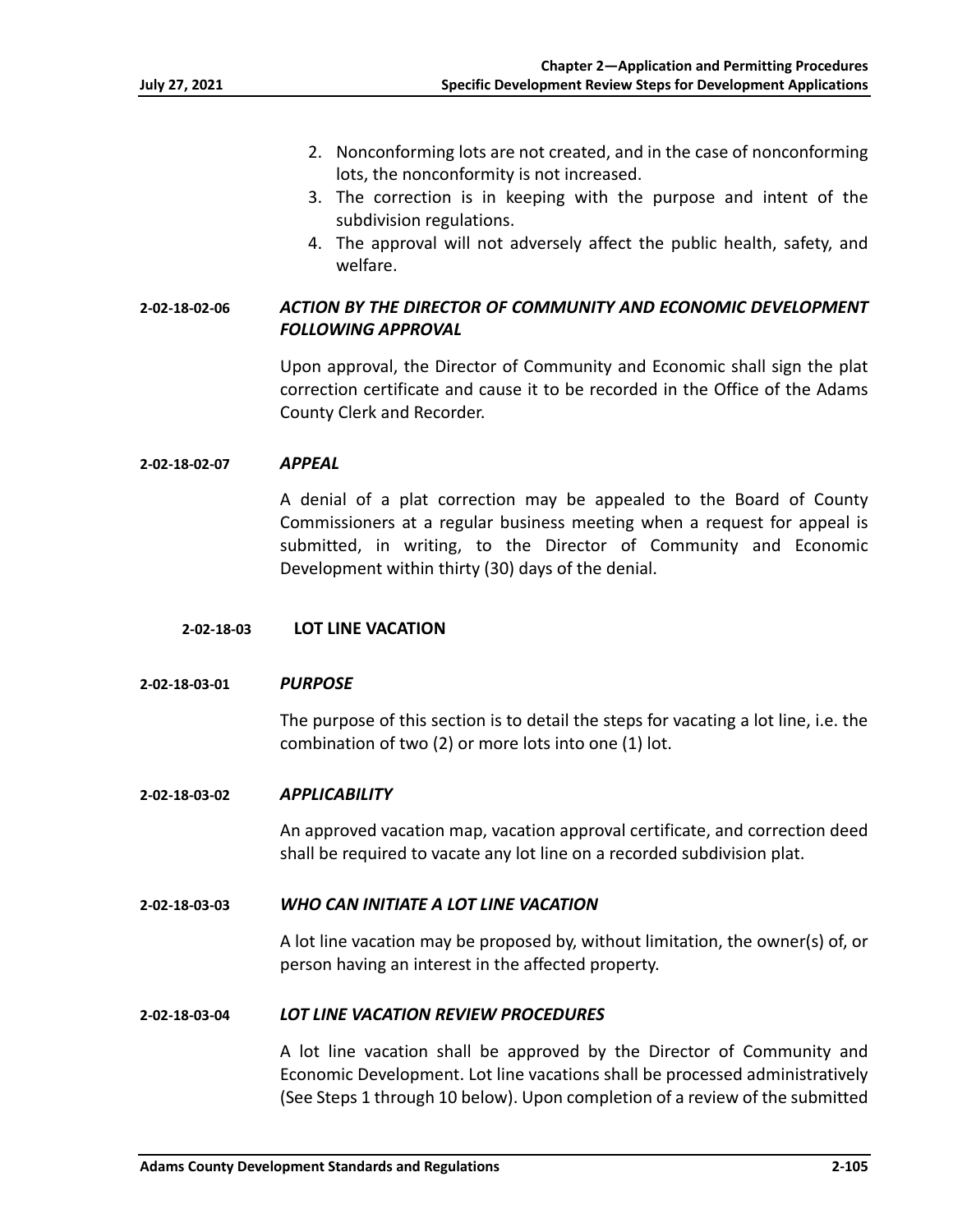2. Nonconforming lots are not created, and in the case of nonconforming lots, the nonconformity is not increased.
3. The correction is in keeping with the purpose and intent of the subdivision regulations.
4. The approval will not adversely affect the public health, safety, and welfare.

#### 2-02-18-02-06 *ACTION BY THE DIRECTOR OF COMMUNITY AND ECONOMIC DEVELOPMENT FOLLOWING APPROVAL*

Upon approval, the Director of Community and Economic shall sign the plat correction certificate and cause it to be recorded in the Office of the Adams County Clerk and Recorder.

#### 2-02-18-02-07 *APPEAL*

A denial of a plat correction may be appealed to the Board of County Commissioners at a regular business meeting when a request for appeal is submitted, in writing, to the Director of Community and Economic Development within thirty (30) days of the denial.

### 2-02-18-03 LOT LINE VACATION

#### 2-02-18-03-01 *PURPOSE*

The purpose of this section is to detail the steps for vacating a lot line, i.e. the combination of two (2) or more lots into one (1) lot.

#### 2-02-18-03-02 *APPLICABILITY*

An approved vacation map, vacation approval certificate, and correction deed shall be required to vacate any lot line on a recorded subdivision plat.

#### 2-02-18-03-03 *WHO CAN INITIATE A LOT LINE VACATION*

A lot line vacation may be proposed by, without limitation, the owner(s) of, or person having an interest in the affected property.

#### 2-02-18-03-04 *LOT LINE VACATION REVIEW PROCEDURES*

A lot line vacation shall be approved by the Director of Community and Economic Development. Lot line vacations shall be processed administratively (See Steps 1 through 10 below). Upon completion of a review of the submitted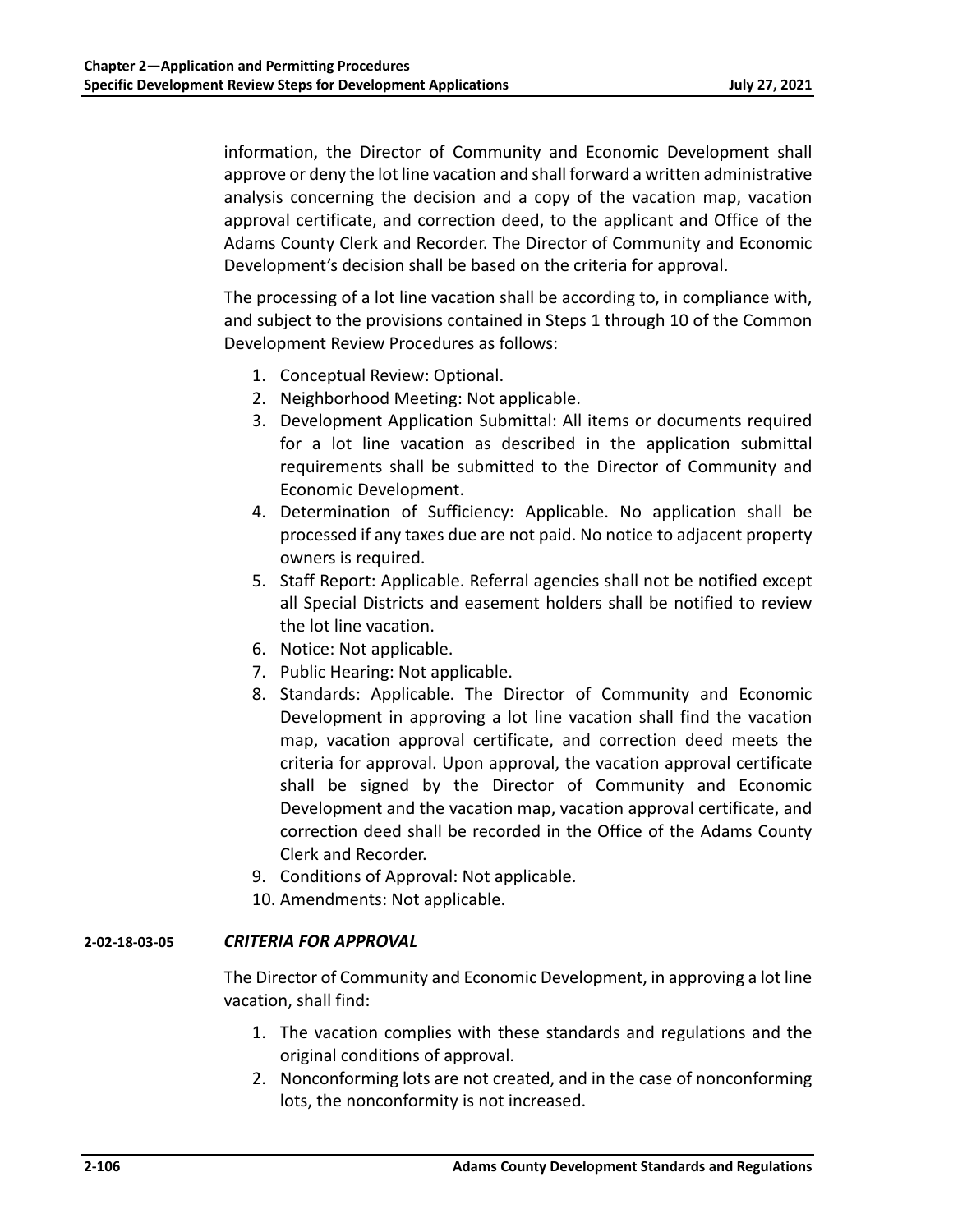information, the Director of Community and Economic Development shall approve or deny the lot line vacation and shall forward a written administrative analysis concerning the decision and a copy of the vacation map, vacation approval certificate, and correction deed, to the applicant and Office of the Adams County Clerk and Recorder. The Director of Community and Economic Development's decision shall be based on the criteria for approval.

The processing of a lot line vacation shall be according to, in compliance with, and subject to the provisions contained in Steps 1 through 10 of the Common Development Review Procedures as follows:

1. Conceptual Review: Optional.
2. Neighborhood Meeting: Not applicable.
3. Development Application Submittal: All items or documents required for a lot line vacation as described in the application submittal requirements shall be submitted to the Director of Community and Economic Development.
4. Determination of Sufficiency: Applicable. No application shall be processed if any taxes due are not paid. No notice to adjacent property owners is required.
5. Staff Report: Applicable. Referral agencies shall not be notified except all Special Districts and easement holders shall be notified to review the lot line vacation.
6. Notice: Not applicable.
7. Public Hearing: Not applicable.
8. Standards: Applicable. The Director of Community and Economic Development in approving a lot line vacation shall find the vacation map, vacation approval certificate, and correction deed meets the criteria for approval. Upon approval, the vacation approval certificate shall be signed by the Director of Community and Economic Development and the vacation map, vacation approval certificate, and correction deed shall be recorded in the Office of the Adams County Clerk and Recorder.
9. Conditions of Approval: Not applicable.
10. Amendments: Not applicable.

**2-02-18-03-05** ***CRITERIA FOR APPROVAL***

The Director of Community and Economic Development, in approving a lot line vacation, shall find:

1. The vacation complies with these standards and regulations and the original conditions of approval.
2. Nonconforming lots are not created, and in the case of nonconforming lots, the nonconformity is not increased.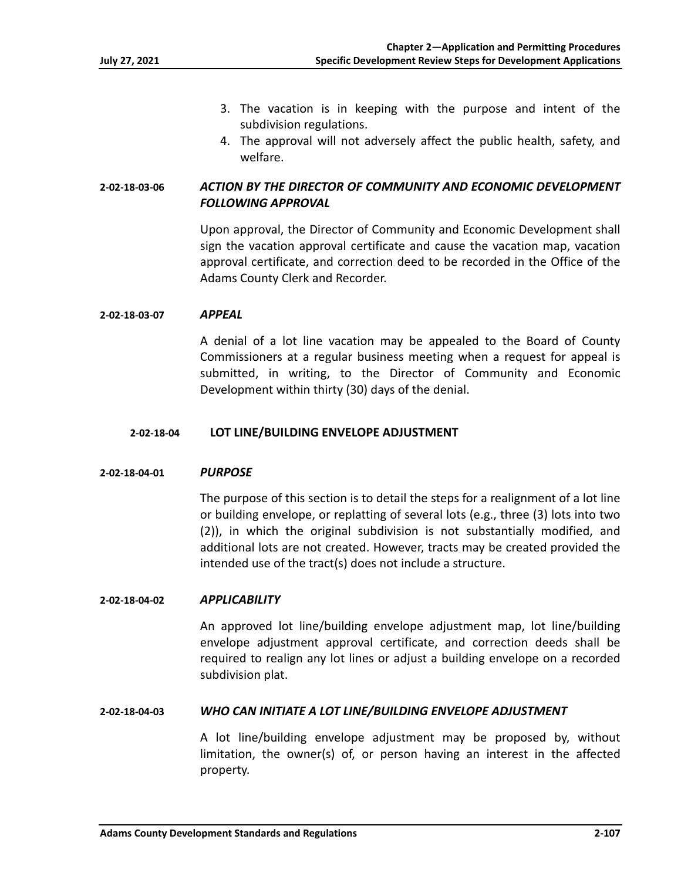3. The vacation is in keeping with the purpose and intent of the subdivision regulations.
4. The approval will not adversely affect the public health, safety, and welfare.

#### 2-02-18-03-06 *ACTION BY THE DIRECTOR OF COMMUNITY AND ECONOMIC DEVELOPMENT FOLLOWING APPROVAL*

Upon approval, the Director of Community and Economic Development shall sign the vacation approval certificate and cause the vacation map, vacation approval certificate, and correction deed to be recorded in the Office of the Adams County Clerk and Recorder.

#### 2-02-18-03-07 *APPEAL*

A denial of a lot line vacation may be appealed to the Board of County Commissioners at a regular business meeting when a request for appeal is submitted, in writing, to the Director of Community and Economic Development within thirty (30) days of the denial.

### 2-02-18-04 LOT LINE/BUILDING ENVELOPE ADJUSTMENT

#### 2-02-18-04-01 *PURPOSE*

The purpose of this section is to detail the steps for a realignment of a lot line or building envelope, or replatting of several lots (e.g., three (3) lots into two (2)), in which the original subdivision is not substantially modified, and additional lots are not created. However, tracts may be created provided the intended use of the tract(s) does not include a structure.

#### 2-02-18-04-02 *APPLICABILITY*

An approved lot line/building envelope adjustment map, lot line/building envelope adjustment approval certificate, and correction deeds shall be required to realign any lot lines or adjust a building envelope on a recorded subdivision plat.

#### 2-02-18-04-03 *WHO CAN INITIATE A LOT LINE/BUILDING ENVELOPE ADJUSTMENT*

A lot line/building envelope adjustment may be proposed by, without limitation, the owner(s) of, or person having an interest in the affected property.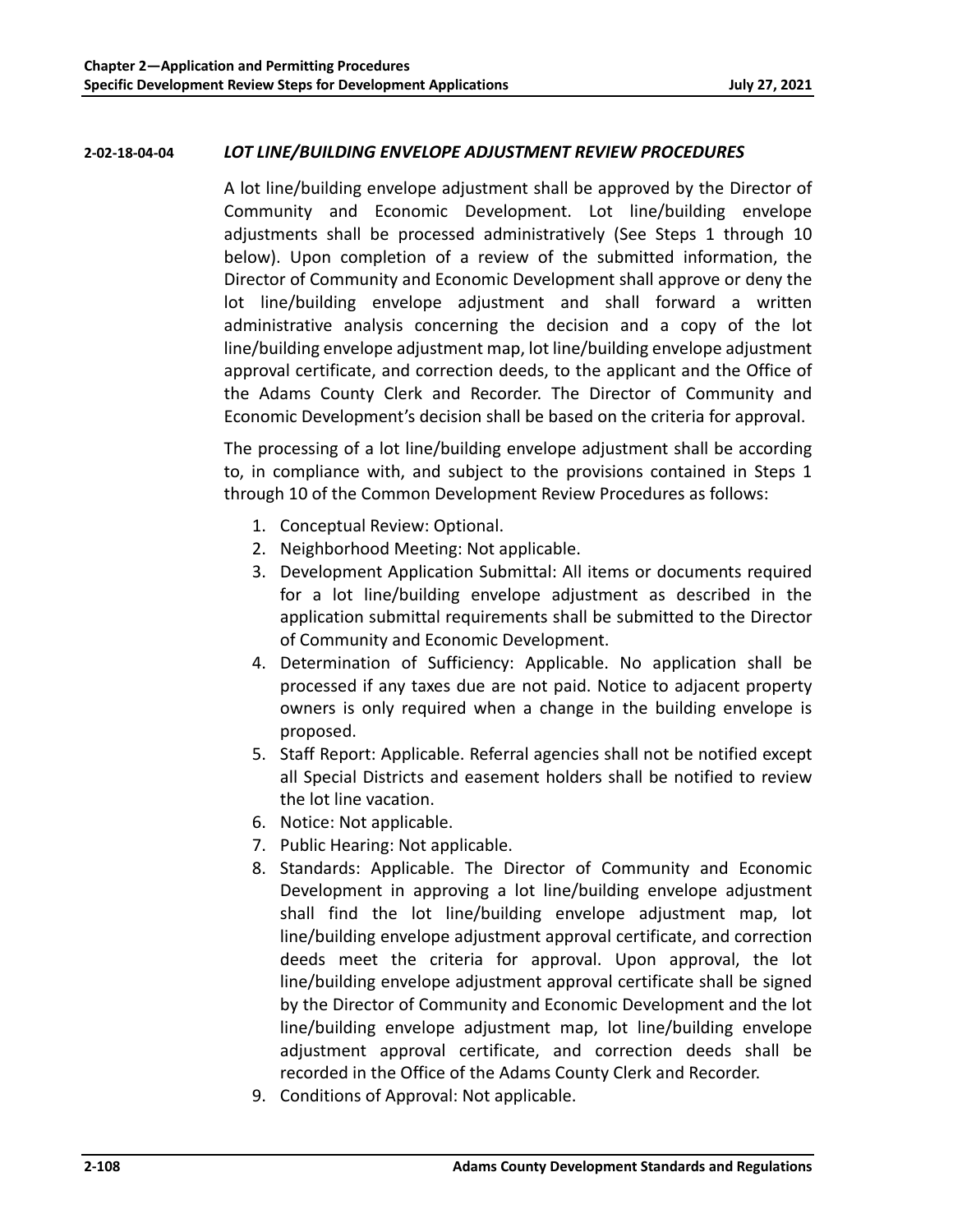#### 2-02-18-04-04 *LOT LINE/BUILDING ENVELOPE ADJUSTMENT REVIEW PROCEDURES*

A lot line/building envelope adjustment shall be approved by the Director of Community and Economic Development. Lot line/building envelope adjustments shall be processed administratively (See Steps 1 through 10 below). Upon completion of a review of the submitted information, the Director of Community and Economic Development shall approve or deny the lot line/building envelope adjustment and shall forward a written administrative analysis concerning the decision and a copy of the lot line/building envelope adjustment map, lot line/building envelope adjustment approval certificate, and correction deeds, to the applicant and the Office of the Adams County Clerk and Recorder. The Director of Community and Economic Development's decision shall be based on the criteria for approval.

The processing of a lot line/building envelope adjustment shall be according to, in compliance with, and subject to the provisions contained in Steps 1 through 10 of the Common Development Review Procedures as follows:

1. Conceptual Review: Optional.
2. Neighborhood Meeting: Not applicable.
3. Development Application Submittal: All items or documents required for a lot line/building envelope adjustment as described in the application submittal requirements shall be submitted to the Director of Community and Economic Development.
4. Determination of Sufficiency: Applicable. No application shall be processed if any taxes due are not paid. Notice to adjacent property owners is only required when a change in the building envelope is proposed.
5. Staff Report: Applicable. Referral agencies shall not be notified except all Special Districts and easement holders shall be notified to review the lot line vacation.
6. Notice: Not applicable.
7. Public Hearing: Not applicable.
8. Standards: Applicable. The Director of Community and Economic Development in approving a lot line/building envelope adjustment shall find the lot line/building envelope adjustment map, lot line/building envelope adjustment approval certificate, and correction deeds meet the criteria for approval. Upon approval, the lot line/building envelope adjustment approval certificate shall be signed by the Director of Community and Economic Development and the lot line/building envelope adjustment map, lot line/building envelope adjustment approval certificate, and correction deeds shall be recorded in the Office of the Adams County Clerk and Recorder.
9. Conditions of Approval: Not applicable.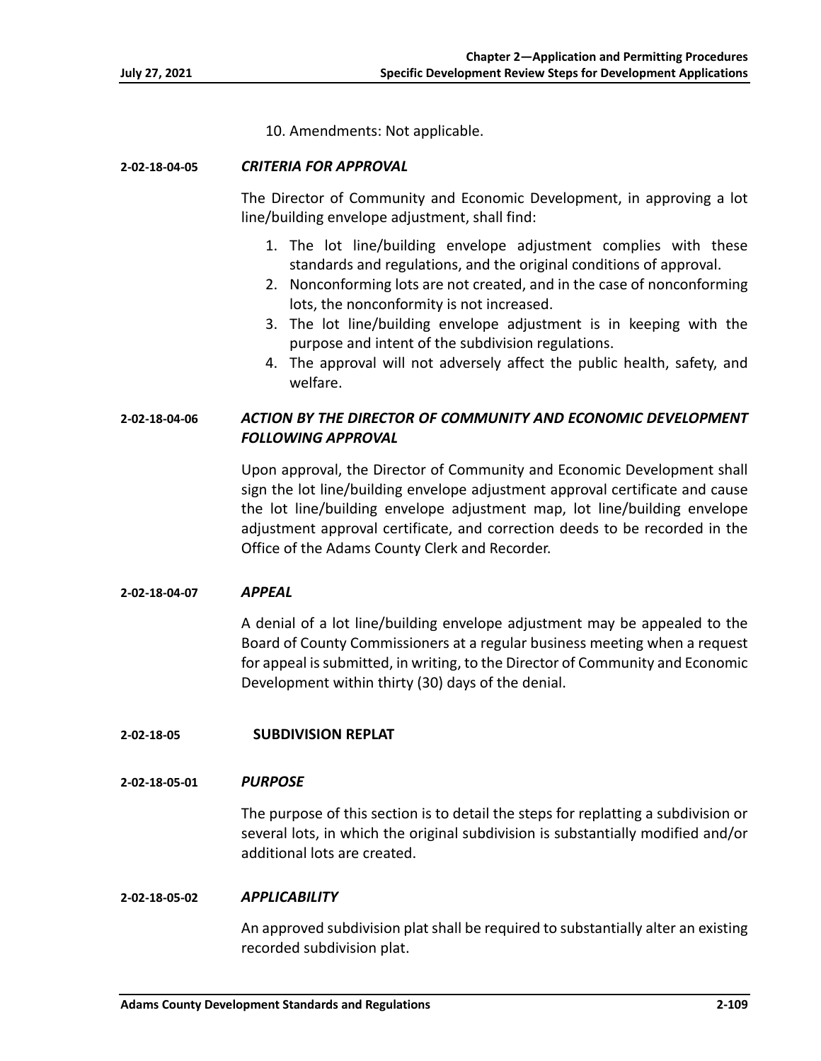10. Amendments: Not applicable.

#### 2-02-18-04-05 *CRITERIA FOR APPROVAL*

The Director of Community and Economic Development, in approving a lot line/building envelope adjustment, shall find:

1. The lot line/building envelope adjustment complies with these standards and regulations, and the original conditions of approval.
2. Nonconforming lots are not created, and in the case of nonconforming lots, the nonconformity is not increased.
3. The lot line/building envelope adjustment is in keeping with the purpose and intent of the subdivision regulations.
4. The approval will not adversely affect the public health, safety, and welfare.

#### 2-02-18-04-06 *ACTION BY THE DIRECTOR OF COMMUNITY AND ECONOMIC DEVELOPMENT FOLLOWING APPROVAL*

Upon approval, the Director of Community and Economic Development shall sign the lot line/building envelope adjustment approval certificate and cause the lot line/building envelope adjustment map, lot line/building envelope adjustment approval certificate, and correction deeds to be recorded in the Office of the Adams County Clerk and Recorder.

#### 2-02-18-04-07 *APPEAL*

A denial of a lot line/building envelope adjustment may be appealed to the Board of County Commissioners at a regular business meeting when a request for appeal is submitted, in writing, to the Director of Community and Economic Development within thirty (30) days of the denial.

### 2-02-18-05 SUBDIVISION REPLAT

#### 2-02-18-05-01 *PURPOSE*

The purpose of this section is to detail the steps for replatting a subdivision or several lots, in which the original subdivision is substantially modified and/or additional lots are created.

#### 2-02-18-05-02 *APPLICABILITY*

An approved subdivision plat shall be required to substantially alter an existing recorded subdivision plat.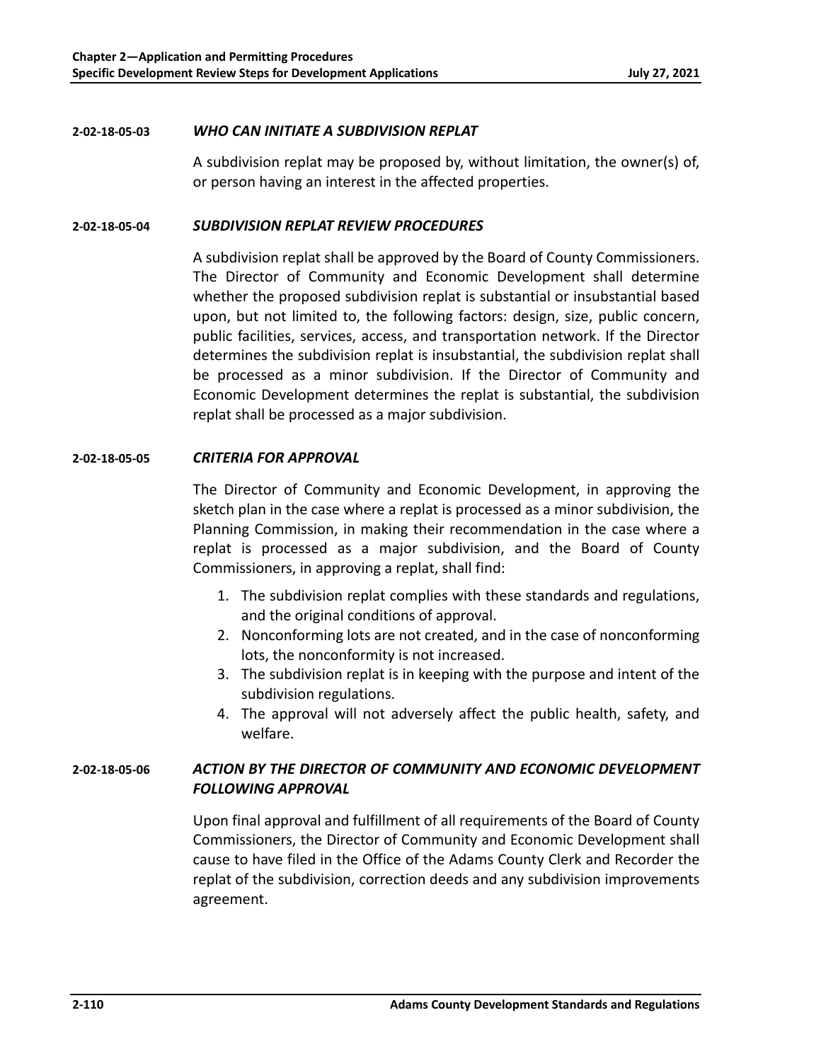**2-02-18-05-03** ***WHO CAN INITIATE A SUBDIVISION REPLAT***

A subdivision replat may be proposed by, without limitation, the owner(s) of, or person having an interest in the affected properties.

**2-02-18-05-04** ***SUBDIVISION REPLAT REVIEW PROCEDURES***

A subdivision replat shall be approved by the Board of County Commissioners. The Director of Community and Economic Development shall determine whether the proposed subdivision replat is substantial or insubstantial based upon, but not limited to, the following factors: design, size, public concern, public facilities, services, access, and transportation network. If the Director determines the subdivision replat is insubstantial, the subdivision replat shall be processed as a minor subdivision. If the Director of Community and Economic Development determines the replat is substantial, the subdivision replat shall be processed as a major subdivision.

**2-02-18-05-05** ***CRITERIA FOR APPROVAL***

The Director of Community and Economic Development, in approving the sketch plan in the case where a replat is processed as a minor subdivision, the Planning Commission, in making their recommendation in the case where a replat is processed as a major subdivision, and the Board of County Commissioners, in approving a replat, shall find:

1. The subdivision replat complies with these standards and regulations, and the original conditions of approval.
2. Nonconforming lots are not created, and in the case of nonconforming lots, the nonconformity is not increased.
3. The subdivision replat is in keeping with the purpose and intent of the subdivision regulations.
4. The approval will not adversely affect the public health, safety, and welfare.

**2-02-18-05-06** ***ACTION BY THE DIRECTOR OF COMMUNITY AND ECONOMIC DEVELOPMENT FOLLOWING APPROVAL***

Upon final approval and fulfillment of all requirements of the Board of County Commissioners, the Director of Community and Economic Development shall cause to have filed in the Office of the Adams County Clerk and Recorder the replat of the subdivision, correction deeds and any subdivision improvements agreement.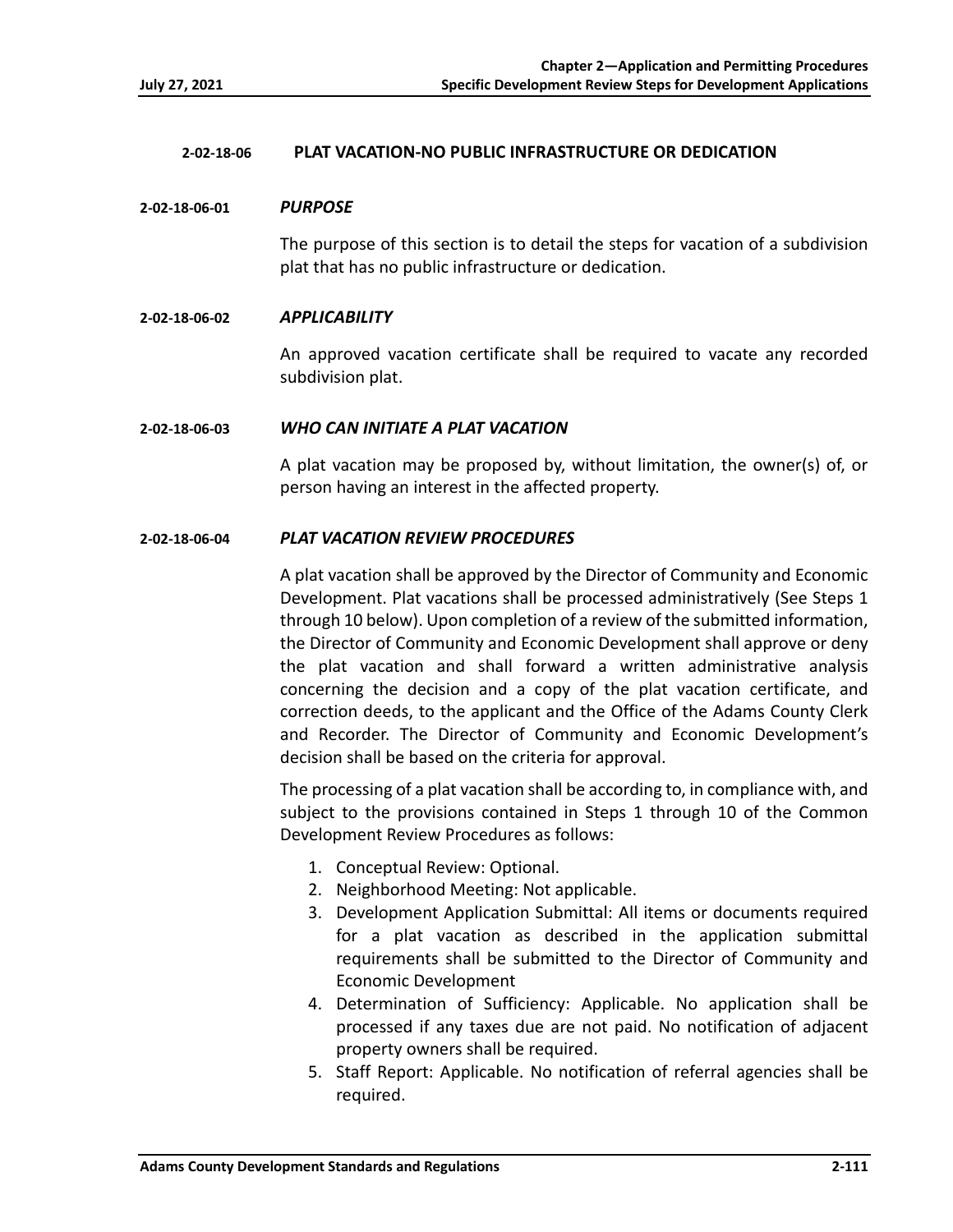## 2-02-18-06 PLAT VACATION-NO PUBLIC INFRASTRUCTURE OR DEDICATION

### 2-02-18-06-01 *PURPOSE*

The purpose of this section is to detail the steps for vacation of a subdivision plat that has no public infrastructure or dedication.

### 2-02-18-06-02 *APPLICABILITY*

An approved vacation certificate shall be required to vacate any recorded subdivision plat.

### 2-02-18-06-03 *WHO CAN INITIATE A PLAT VACATION*

A plat vacation may be proposed by, without limitation, the owner(s) of, or person having an interest in the affected property.

### 2-02-18-06-04 *PLAT VACATION REVIEW PROCEDURES*

A plat vacation shall be approved by the Director of Community and Economic Development. Plat vacations shall be processed administratively (See Steps 1 through 10 below). Upon completion of a review of the submitted information, the Director of Community and Economic Development shall approve or deny the plat vacation and shall forward a written administrative analysis concerning the decision and a copy of the plat vacation certificate, and correction deeds, to the applicant and the Office of the Adams County Clerk and Recorder. The Director of Community and Economic Development's decision shall be based on the criteria for approval.

The processing of a plat vacation shall be according to, in compliance with, and subject to the provisions contained in Steps 1 through 10 of the Common Development Review Procedures as follows:

1. Conceptual Review: Optional.
2. Neighborhood Meeting: Not applicable.
3. Development Application Submittal: All items or documents required for a plat vacation as described in the application submittal requirements shall be submitted to the Director of Community and Economic Development
4. Determination of Sufficiency: Applicable. No application shall be processed if any taxes due are not paid. No notification of adjacent property owners shall be required.
5. Staff Report: Applicable. No notification of referral agencies shall be required.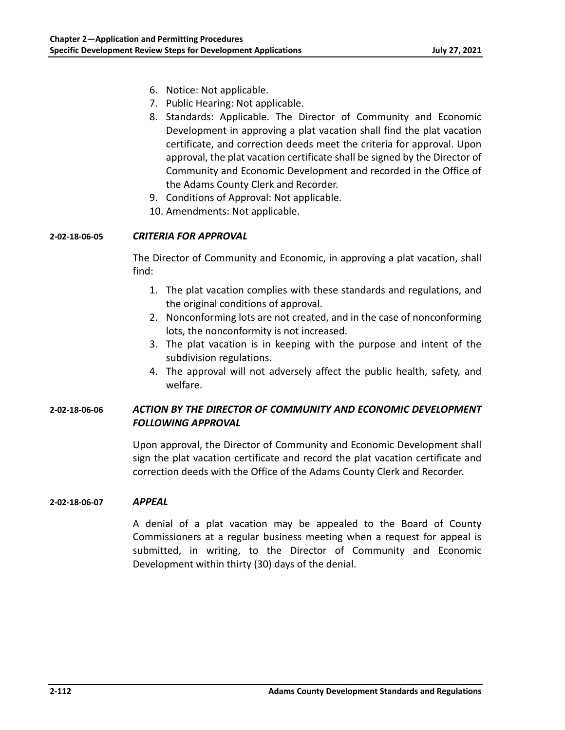6. Notice: Not applicable.
7. Public Hearing: Not applicable.
8. Standards: Applicable. The Director of Community and Economic Development in approving a plat vacation shall find the plat vacation certificate, and correction deeds meet the criteria for approval. Upon approval, the plat vacation certificate shall be signed by the Director of Community and Economic Development and recorded in the Office of the Adams County Clerk and Recorder.
9. Conditions of Approval: Not applicable.
10. Amendments: Not applicable.

**2-02-18-06-05** ***CRITERIA FOR APPROVAL***

The Director of Community and Economic, in approving a plat vacation, shall find:

1. The plat vacation complies with these standards and regulations, and the original conditions of approval.
2. Nonconforming lots are not created, and in the case of nonconforming lots, the nonconformity is not increased.
3. The plat vacation is in keeping with the purpose and intent of the subdivision regulations.
4. The approval will not adversely affect the public health, safety, and welfare.

**2-02-18-06-06** ***ACTION BY THE DIRECTOR OF COMMUNITY AND ECONOMIC DEVELOPMENT FOLLOWING APPROVAL***

Upon approval, the Director of Community and Economic Development shall sign the plat vacation certificate and record the plat vacation certificate and correction deeds with the Office of the Adams County Clerk and Recorder.

**2-02-18-06-07** ***APPEAL***

A denial of a plat vacation may be appealed to the Board of County Commissioners at a regular business meeting when a request for appeal is submitted, in writing, to the Director of Community and Economic Development within thirty (30) days of the denial.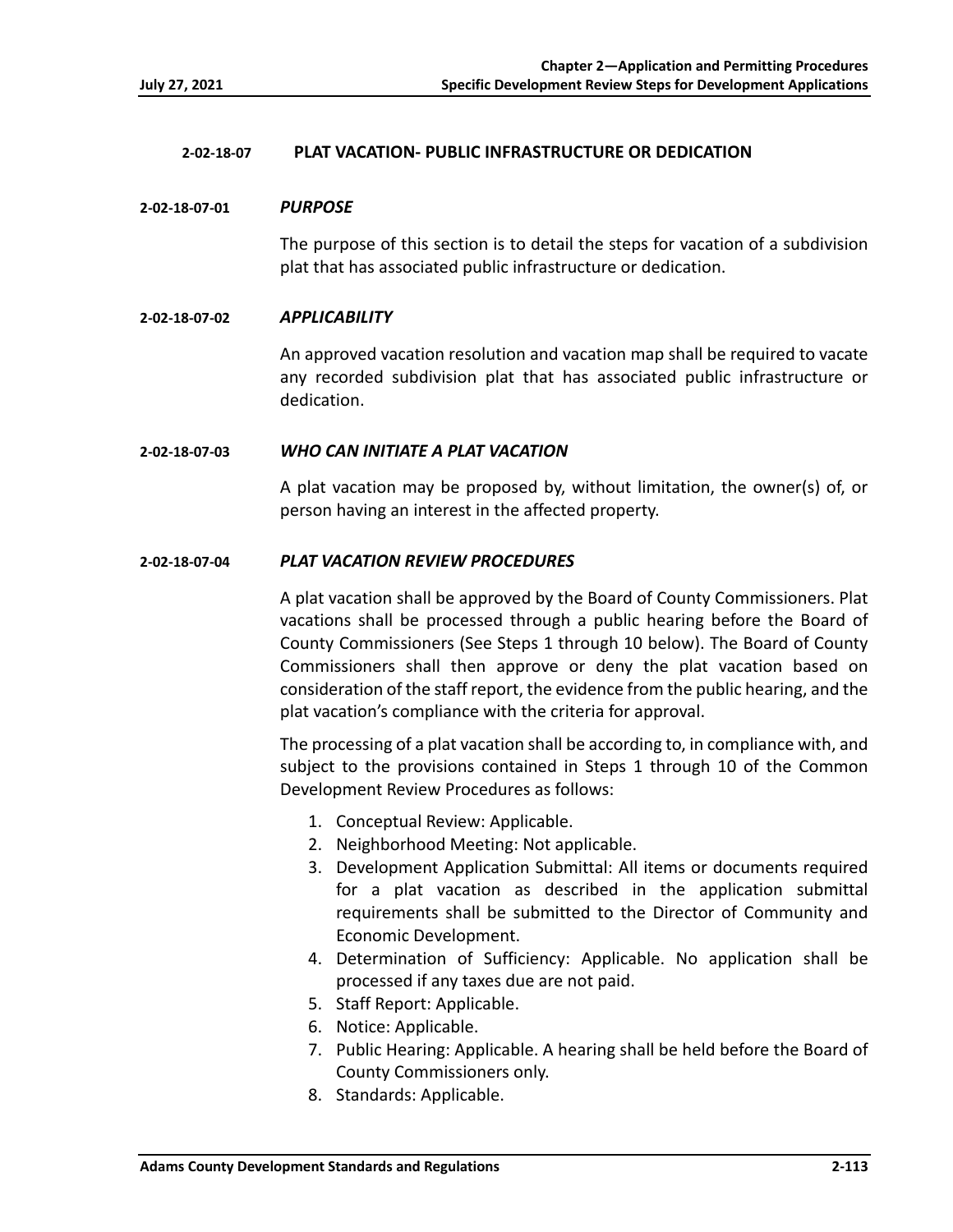## 2-02-18-07 PLAT VACATION- PUBLIC INFRASTRUCTURE OR DEDICATION

### 2-02-18-07-01 *PURPOSE*

The purpose of this section is to detail the steps for vacation of a subdivision plat that has associated public infrastructure or dedication.

### 2-02-18-07-02 *APPLICABILITY*

An approved vacation resolution and vacation map shall be required to vacate any recorded subdivision plat that has associated public infrastructure or dedication.

### 2-02-18-07-03 *WHO CAN INITIATE A PLAT VACATION*

A plat vacation may be proposed by, without limitation, the owner(s) of, or person having an interest in the affected property.

### 2-02-18-07-04 *PLAT VACATION REVIEW PROCEDURES*

A plat vacation shall be approved by the Board of County Commissioners. Plat vacations shall be processed through a public hearing before the Board of County Commissioners (See Steps 1 through 10 below). The Board of County Commissioners shall then approve or deny the plat vacation based on consideration of the staff report, the evidence from the public hearing, and the plat vacation's compliance with the criteria for approval.

The processing of a plat vacation shall be according to, in compliance with, and subject to the provisions contained in Steps 1 through 10 of the Common Development Review Procedures as follows:

1. Conceptual Review: Applicable.
2. Neighborhood Meeting: Not applicable.
3. Development Application Submittal: All items or documents required for a plat vacation as described in the application submittal requirements shall be submitted to the Director of Community and Economic Development.
4. Determination of Sufficiency: Applicable. No application shall be processed if any taxes due are not paid.
5. Staff Report: Applicable.
6. Notice: Applicable.
7. Public Hearing: Applicable. A hearing shall be held before the Board of County Commissioners only.
8. Standards: Applicable.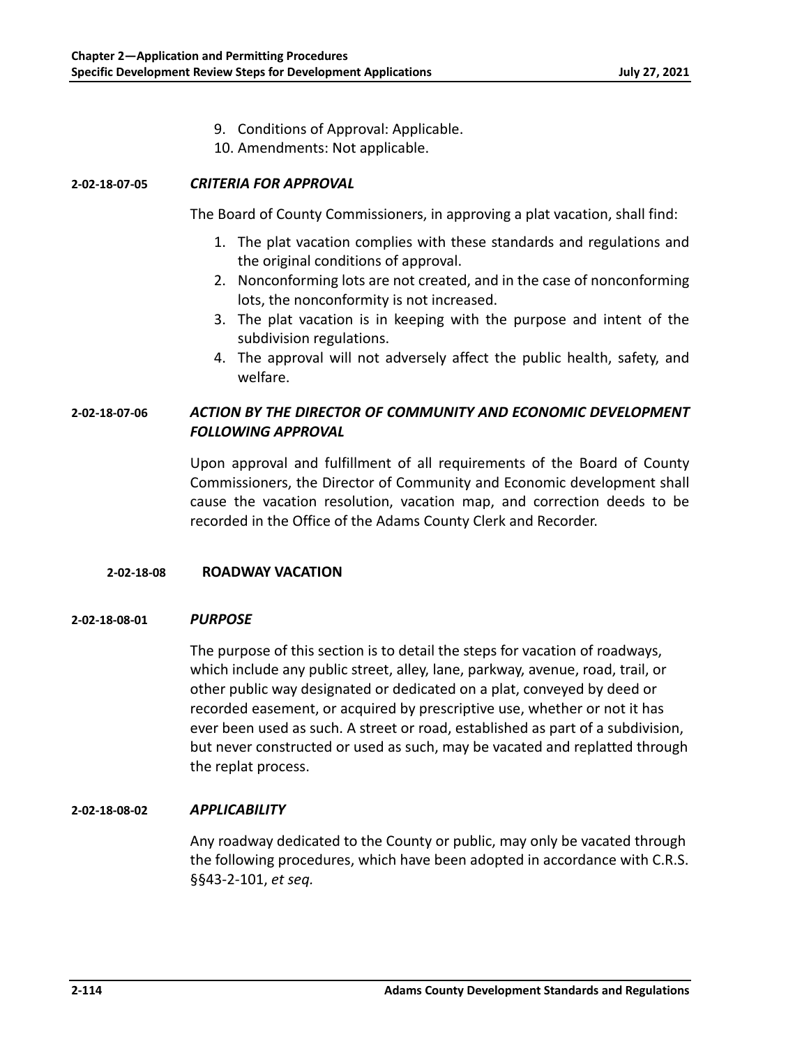9. Conditions of Approval: Applicable.
10. Amendments: Not applicable.

#### 2-02-18-07-05 *CRITERIA FOR APPROVAL*

The Board of County Commissioners, in approving a plat vacation, shall find:

1. The plat vacation complies with these standards and regulations and the original conditions of approval.
2. Nonconforming lots are not created, and in the case of nonconforming lots, the nonconformity is not increased.
3. The plat vacation is in keeping with the purpose and intent of the subdivision regulations.
4. The approval will not adversely affect the public health, safety, and welfare.

#### 2-02-18-07-06 *ACTION BY THE DIRECTOR OF COMMUNITY AND ECONOMIC DEVELOPMENT FOLLOWING APPROVAL*

Upon approval and fulfillment of all requirements of the Board of County Commissioners, the Director of Community and Economic development shall cause the vacation resolution, vacation map, and correction deeds to be recorded in the Office of the Adams County Clerk and Recorder.

### 2-02-18-08 ROADWAY VACATION

#### 2-02-18-08-01 *PURPOSE*

The purpose of this section is to detail the steps for vacation of roadways, which include any public street, alley, lane, parkway, avenue, road, trail, or other public way designated or dedicated on a plat, conveyed by deed or recorded easement, or acquired by prescriptive use, whether or not it has ever been used as such. A street or road, established as part of a subdivision, but never constructed or used as such, may be vacated and replatted through the replat process.

#### 2-02-18-08-02 *APPLICABILITY*

Any roadway dedicated to the County or public, may only be vacated through the following procedures, which have been adopted in accordance with C.R.S. §§43-2-101, *et seq.*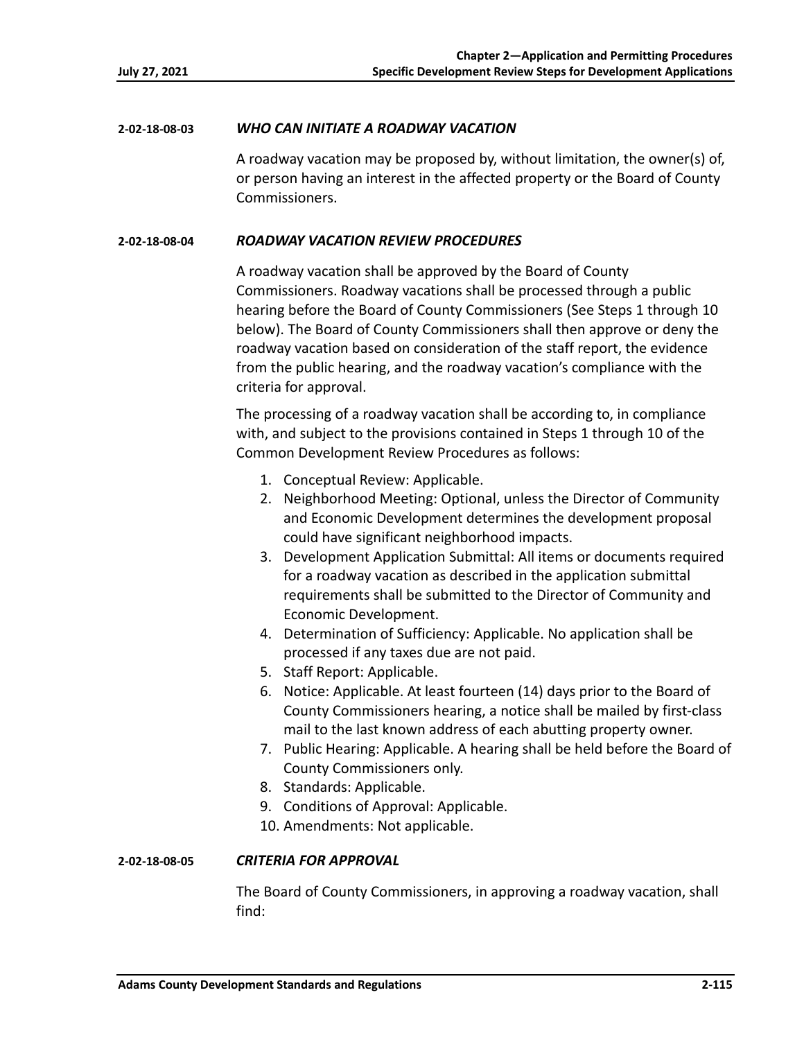#### 2-02-18-08-03 *WHO CAN INITIATE A ROADWAY VACATION*

A roadway vacation may be proposed by, without limitation, the owner(s) of, or person having an interest in the affected property or the Board of County Commissioners.

#### 2-02-18-08-04 *ROADWAY VACATION REVIEW PROCEDURES*

A roadway vacation shall be approved by the Board of County Commissioners. Roadway vacations shall be processed through a public hearing before the Board of County Commissioners (See Steps 1 through 10 below). The Board of County Commissioners shall then approve or deny the roadway vacation based on consideration of the staff report, the evidence from the public hearing, and the roadway vacation's compliance with the criteria for approval.

The processing of a roadway vacation shall be according to, in compliance with, and subject to the provisions contained in Steps 1 through 10 of the Common Development Review Procedures as follows:

1. Conceptual Review: Applicable.
2. Neighborhood Meeting: Optional, unless the Director of Community and Economic Development determines the development proposal could have significant neighborhood impacts.
3. Development Application Submittal: All items or documents required for a roadway vacation as described in the application submittal requirements shall be submitted to the Director of Community and Economic Development.
4. Determination of Sufficiency: Applicable. No application shall be processed if any taxes due are not paid.
5. Staff Report: Applicable.
6. Notice: Applicable. At least fourteen (14) days prior to the Board of County Commissioners hearing, a notice shall be mailed by first-class mail to the last known address of each abutting property owner.
7. Public Hearing: Applicable. A hearing shall be held before the Board of County Commissioners only.
8. Standards: Applicable.
9. Conditions of Approval: Applicable.
10. Amendments: Not applicable.

#### 2-02-18-08-05 *CRITERIA FOR APPROVAL*

The Board of County Commissioners, in approving a roadway vacation, shall find: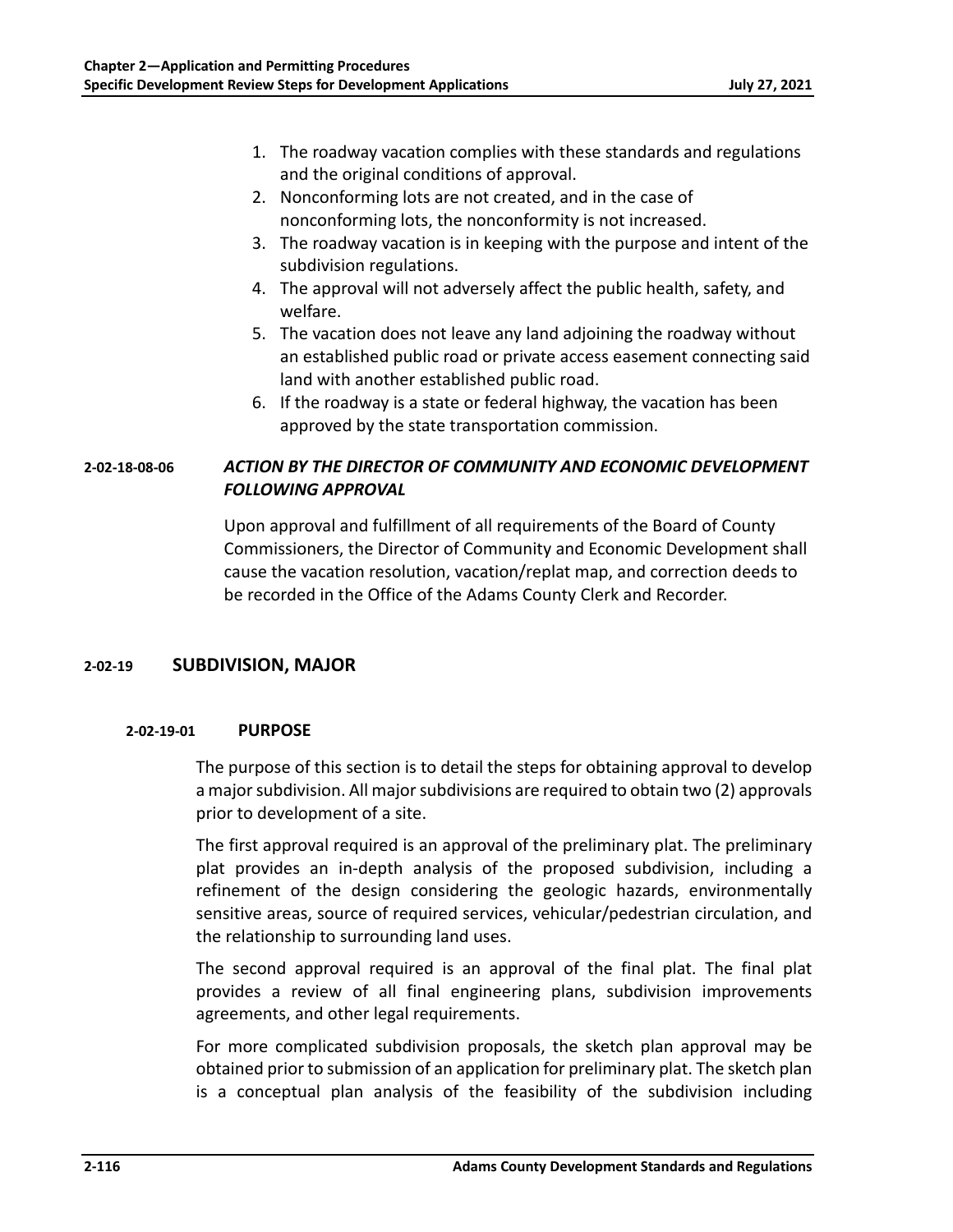1. The roadway vacation complies with these standards and regulations and the original conditions of approval.
2. Nonconforming lots are not created, and in the case of nonconforming lots, the nonconformity is not increased.
3. The roadway vacation is in keeping with the purpose and intent of the subdivision regulations.
4. The approval will not adversely affect the public health, safety, and welfare.
5. The vacation does not leave any land adjoining the roadway without an established public road or private access easement connecting said land with another established public road.
6. If the roadway is a state or federal highway, the vacation has been approved by the state transportation commission.

#### 2-02-18-08-06 *ACTION BY THE DIRECTOR OF COMMUNITY AND ECONOMIC DEVELOPMENT FOLLOWING APPROVAL*

Upon approval and fulfillment of all requirements of the Board of County Commissioners, the Director of Community and Economic Development shall cause the vacation resolution, vacation/replat map, and correction deeds to be recorded in the Office of the Adams County Clerk and Recorder.

## 2-02-19 SUBDIVISION, MAJOR

### 2-02-19-01 PURPOSE

The purpose of this section is to detail the steps for obtaining approval to develop a major subdivision. All major subdivisions are required to obtain two (2) approvals prior to development of a site.

The first approval required is an approval of the preliminary plat. The preliminary plat provides an in-depth analysis of the proposed subdivision, including a refinement of the design considering the geologic hazards, environmentally sensitive areas, source of required services, vehicular/pedestrian circulation, and the relationship to surrounding land uses.

The second approval required is an approval of the final plat. The final plat provides a review of all final engineering plans, subdivision improvements agreements, and other legal requirements.

For more complicated subdivision proposals, the sketch plan approval may be obtained prior to submission of an application for preliminary plat. The sketch plan is a conceptual plan analysis of the feasibility of the subdivision including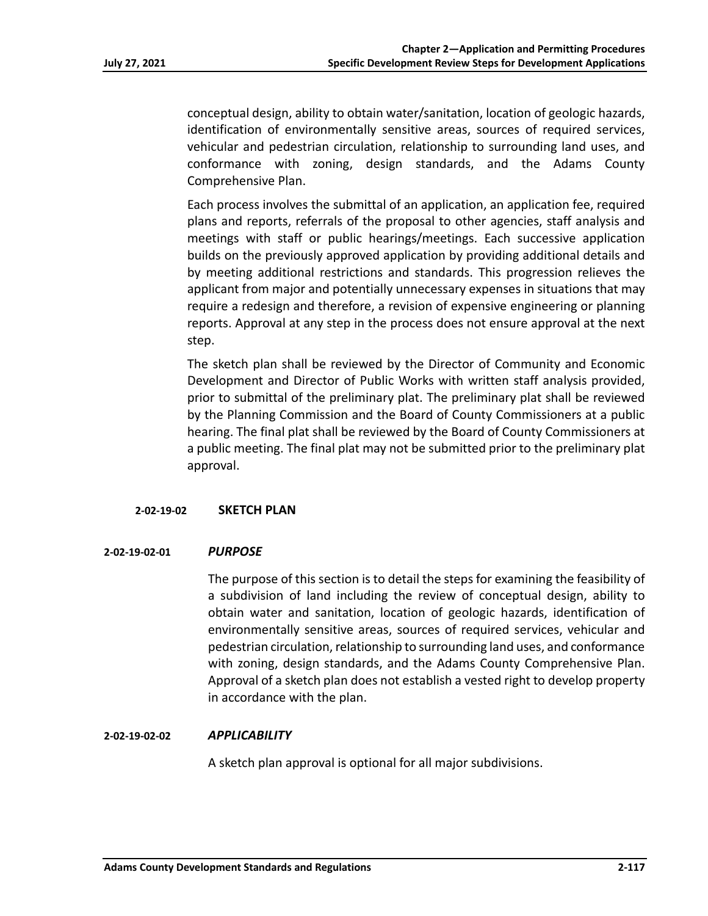conceptual design, ability to obtain water/sanitation, location of geologic hazards, identification of environmentally sensitive areas, sources of required services, vehicular and pedestrian circulation, relationship to surrounding land uses, and conformance with zoning, design standards, and the Adams County Comprehensive Plan.

Each process involves the submittal of an application, an application fee, required plans and reports, referrals of the proposal to other agencies, staff analysis and meetings with staff or public hearings/meetings. Each successive application builds on the previously approved application by providing additional details and by meeting additional restrictions and standards. This progression relieves the applicant from major and potentially unnecessary expenses in situations that may require a redesign and therefore, a revision of expensive engineering or planning reports. Approval at any step in the process does not ensure approval at the next step.

The sketch plan shall be reviewed by the Director of Community and Economic Development and Director of Public Works with written staff analysis provided, prior to submittal of the preliminary plat. The preliminary plat shall be reviewed by the Planning Commission and the Board of County Commissioners at a public hearing. The final plat shall be reviewed by the Board of County Commissioners at a public meeting. The final plat may not be submitted prior to the preliminary plat approval.

### 2-02-19-02 SKETCH PLAN

#### 2-02-19-02-01 *PURPOSE*

The purpose of this section is to detail the steps for examining the feasibility of a subdivision of land including the review of conceptual design, ability to obtain water and sanitation, location of geologic hazards, identification of environmentally sensitive areas, sources of required services, vehicular and pedestrian circulation, relationship to surrounding land uses, and conformance with zoning, design standards, and the Adams County Comprehensive Plan. Approval of a sketch plan does not establish a vested right to develop property in accordance with the plan.

#### 2-02-19-02-02 *APPLICABILITY*

A sketch plan approval is optional for all major subdivisions.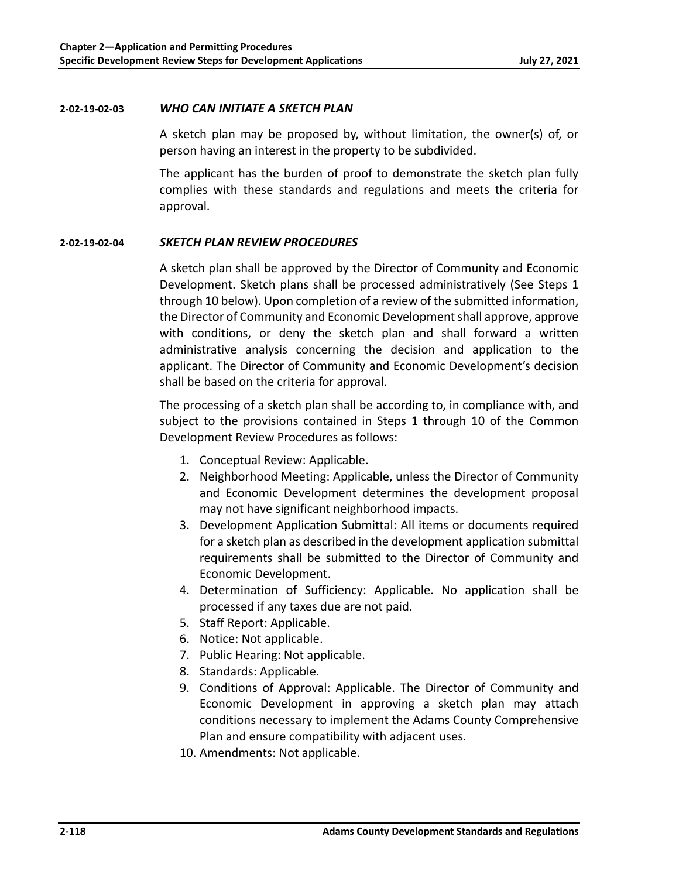#### 2-02-19-02-03 *WHO CAN INITIATE A SKETCH PLAN*

A sketch plan may be proposed by, without limitation, the owner(s) of, or person having an interest in the property to be subdivided.

The applicant has the burden of proof to demonstrate the sketch plan fully complies with these standards and regulations and meets the criteria for approval.

#### 2-02-19-02-04 *SKETCH PLAN REVIEW PROCEDURES*

A sketch plan shall be approved by the Director of Community and Economic Development. Sketch plans shall be processed administratively (See Steps 1 through 10 below). Upon completion of a review of the submitted information, the Director of Community and Economic Development shall approve, approve with conditions, or deny the sketch plan and shall forward a written administrative analysis concerning the decision and application to the applicant. The Director of Community and Economic Development's decision shall be based on the criteria for approval.

The processing of a sketch plan shall be according to, in compliance with, and subject to the provisions contained in Steps 1 through 10 of the Common Development Review Procedures as follows:

1. Conceptual Review: Applicable.
2. Neighborhood Meeting: Applicable, unless the Director of Community and Economic Development determines the development proposal may not have significant neighborhood impacts.
3. Development Application Submittal: All items or documents required for a sketch plan as described in the development application submittal requirements shall be submitted to the Director of Community and Economic Development.
4. Determination of Sufficiency: Applicable. No application shall be processed if any taxes due are not paid.
5. Staff Report: Applicable.
6. Notice: Not applicable.
7. Public Hearing: Not applicable.
8. Standards: Applicable.
9. Conditions of Approval: Applicable. The Director of Community and Economic Development in approving a sketch plan may attach conditions necessary to implement the Adams County Comprehensive Plan and ensure compatibility with adjacent uses.
10. Amendments: Not applicable.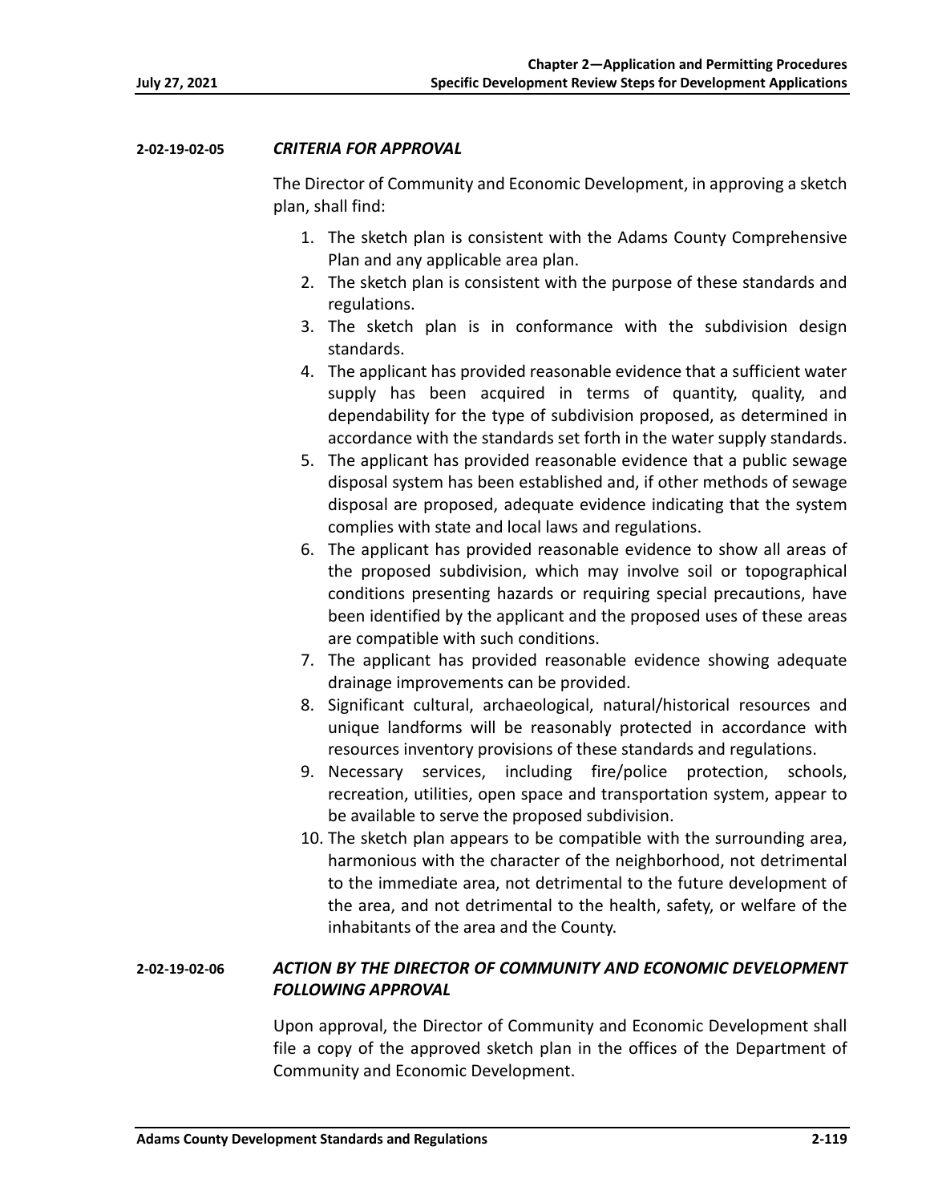### 2-02-19-02-05 *CRITERIA FOR APPROVAL*

The Director of Community and Economic Development, in approving a sketch plan, shall find:

1. The sketch plan is consistent with the Adams County Comprehensive Plan and any applicable area plan.
2. The sketch plan is consistent with the purpose of these standards and regulations.
3. The sketch plan is in conformance with the subdivision design standards.
4. The applicant has provided reasonable evidence that a sufficient water supply has been acquired in terms of quantity, quality, and dependability for the type of subdivision proposed, as determined in accordance with the standards set forth in the water supply standards.
5. The applicant has provided reasonable evidence that a public sewage disposal system has been established and, if other methods of sewage disposal are proposed, adequate evidence indicating that the system complies with state and local laws and regulations.
6. The applicant has provided reasonable evidence to show all areas of the proposed subdivision, which may involve soil or topographical conditions presenting hazards or requiring special precautions, have been identified by the applicant and the proposed uses of these areas are compatible with such conditions.
7. The applicant has provided reasonable evidence showing adequate drainage improvements can be provided.
8. Significant cultural, archaeological, natural/historical resources and unique landforms will be reasonably protected in accordance with resources inventory provisions of these standards and regulations.
9. Necessary services, including fire/police protection, schools, recreation, utilities, open space and transportation system, appear to be available to serve the proposed subdivision.
10. The sketch plan appears to be compatible with the surrounding area, harmonious with the character of the neighborhood, not detrimental to the immediate area, not detrimental to the future development of the area, and not detrimental to the health, safety, or welfare of the inhabitants of the area and the County.

### 2-02-19-02-06 *ACTION BY THE DIRECTOR OF COMMUNITY AND ECONOMIC DEVELOPMENT FOLLOWING APPROVAL*

Upon approval, the Director of Community and Economic Development shall file a copy of the approved sketch plan in the offices of the Department of Community and Economic Development.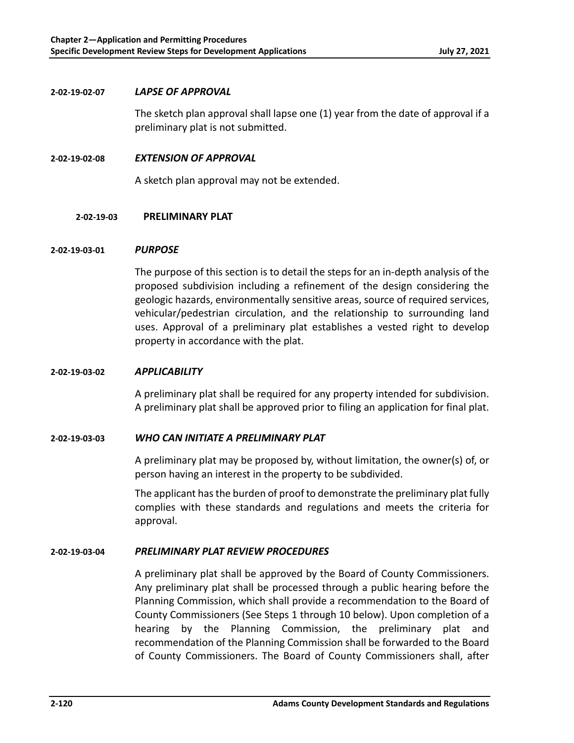**2-02-19-02-07** ***LAPSE OF APPROVAL***

The sketch plan approval shall lapse one (1) year from the date of approval if a preliminary plat is not submitted.

**2-02-19-02-08** ***EXTENSION OF APPROVAL***

A sketch plan approval may not be extended.

## 2-02-19-03 PRELIMINARY PLAT

**2-02-19-03-01** ***PURPOSE***

The purpose of this section is to detail the steps for an in-depth analysis of the proposed subdivision including a refinement of the design considering the geologic hazards, environmentally sensitive areas, source of required services, vehicular/pedestrian circulation, and the relationship to surrounding land uses. Approval of a preliminary plat establishes a vested right to develop property in accordance with the plat.

**2-02-19-03-02** ***APPLICABILITY***

A preliminary plat shall be required for any property intended for subdivision. A preliminary plat shall be approved prior to filing an application for final plat.

**2-02-19-03-03** ***WHO CAN INITIATE A PRELIMINARY PLAT***

A preliminary plat may be proposed by, without limitation, the owner(s) of, or person having an interest in the property to be subdivided.

The applicant has the burden of proof to demonstrate the preliminary plat fully complies with these standards and regulations and meets the criteria for approval.

**2-02-19-03-04** ***PRELIMINARY PLAT REVIEW PROCEDURES***

A preliminary plat shall be approved by the Board of County Commissioners. Any preliminary plat shall be processed through a public hearing before the Planning Commission, which shall provide a recommendation to the Board of County Commissioners (See Steps 1 through 10 below). Upon completion of a hearing by the Planning Commission, the preliminary plat and recommendation of the Planning Commission shall be forwarded to the Board of County Commissioners. The Board of County Commissioners shall, after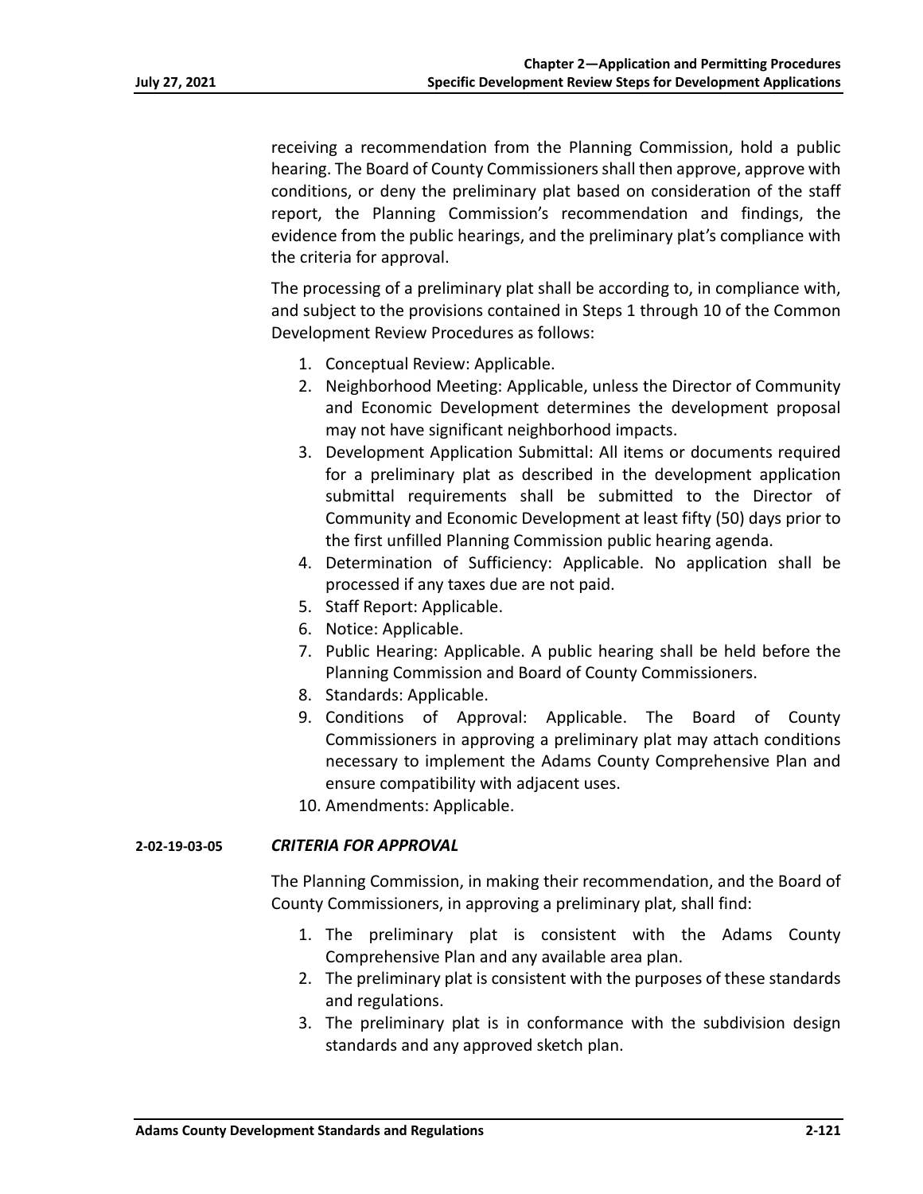receiving a recommendation from the Planning Commission, hold a public hearing. The Board of County Commissioners shall then approve, approve with conditions, or deny the preliminary plat based on consideration of the staff report, the Planning Commission's recommendation and findings, the evidence from the public hearings, and the preliminary plat's compliance with the criteria for approval.

The processing of a preliminary plat shall be according to, in compliance with, and subject to the provisions contained in Steps 1 through 10 of the Common Development Review Procedures as follows:

1. Conceptual Review: Applicable.
2. Neighborhood Meeting: Applicable, unless the Director of Community and Economic Development determines the development proposal may not have significant neighborhood impacts.
3. Development Application Submittal: All items or documents required for a preliminary plat as described in the development application submittal requirements shall be submitted to the Director of Community and Economic Development at least fifty (50) days prior to the first unfilled Planning Commission public hearing agenda.
4. Determination of Sufficiency: Applicable. No application shall be processed if any taxes due are not paid.
5. Staff Report: Applicable.
6. Notice: Applicable.
7. Public Hearing: Applicable. A public hearing shall be held before the Planning Commission and Board of County Commissioners.
8. Standards: Applicable.
9. Conditions of Approval: Applicable. The Board of County Commissioners in approving a preliminary plat may attach conditions necessary to implement the Adams County Comprehensive Plan and ensure compatibility with adjacent uses.
10. Amendments: Applicable.

### 2-02-19-03-05 *CRITERIA FOR APPROVAL*

The Planning Commission, in making their recommendation, and the Board of County Commissioners, in approving a preliminary plat, shall find:

1. The preliminary plat is consistent with the Adams County Comprehensive Plan and any available area plan.
2. The preliminary plat is consistent with the purposes of these standards and regulations.
3. The preliminary plat is in conformance with the subdivision design standards and any approved sketch plan.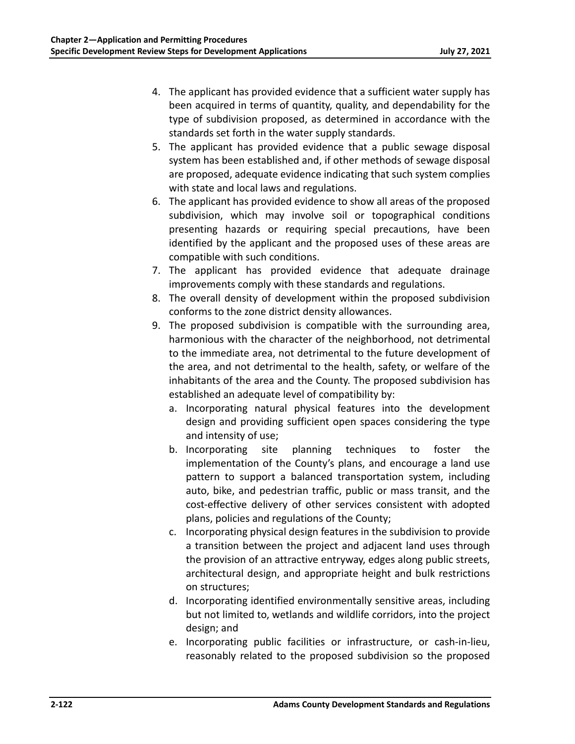4. The applicant has provided evidence that a sufficient water supply has been acquired in terms of quantity, quality, and dependability for the type of subdivision proposed, as determined in accordance with the standards set forth in the water supply standards.
5. The applicant has provided evidence that a public sewage disposal system has been established and, if other methods of sewage disposal are proposed, adequate evidence indicating that such system complies with state and local laws and regulations.
6. The applicant has provided evidence to show all areas of the proposed subdivision, which may involve soil or topographical conditions presenting hazards or requiring special precautions, have been identified by the applicant and the proposed uses of these areas are compatible with such conditions.
7. The applicant has provided evidence that adequate drainage improvements comply with these standards and regulations.
8. The overall density of development within the proposed subdivision conforms to the zone district density allowances.
9. The proposed subdivision is compatible with the surrounding area, harmonious with the character of the neighborhood, not detrimental to the immediate area, not detrimental to the future development of the area, and not detrimental to the health, safety, or welfare of the inhabitants of the area and the County. The proposed subdivision has established an adequate level of compatibility by:
   a. Incorporating natural physical features into the development design and providing sufficient open spaces considering the type and intensity of use;
   b. Incorporating site planning techniques to foster the implementation of the County's plans, and encourage a land use pattern to support a balanced transportation system, including auto, bike, and pedestrian traffic, public or mass transit, and the cost-effective delivery of other services consistent with adopted plans, policies and regulations of the County;
   c. Incorporating physical design features in the subdivision to provide a transition between the project and adjacent land uses through the provision of an attractive entryway, edges along public streets, architectural design, and appropriate height and bulk restrictions on structures;
   d. Incorporating identified environmentally sensitive areas, including but not limited to, wetlands and wildlife corridors, into the project design; and
   e. Incorporating public facilities or infrastructure, or cash-in-lieu, reasonably related to the proposed subdivision so the proposed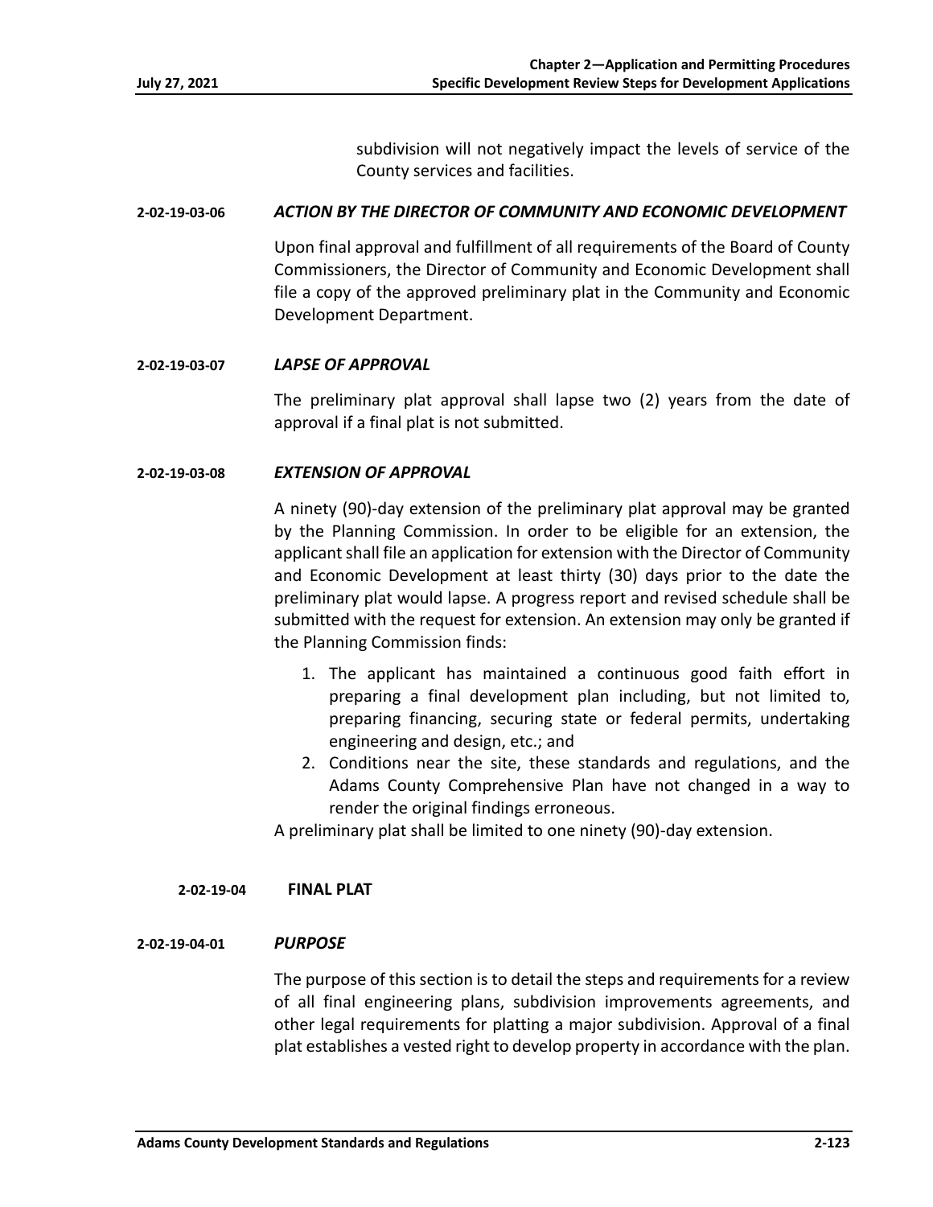subdivision will not negatively impact the levels of service of the County services and facilities.

#### 2-02-19-03-06 *ACTION BY THE DIRECTOR OF COMMUNITY AND ECONOMIC DEVELOPMENT*

Upon final approval and fulfillment of all requirements of the Board of County Commissioners, the Director of Community and Economic Development shall file a copy of the approved preliminary plat in the Community and Economic Development Department.

#### 2-02-19-03-07 *LAPSE OF APPROVAL*

The preliminary plat approval shall lapse two (2) years from the date of approval if a final plat is not submitted.

#### 2-02-19-03-08 *EXTENSION OF APPROVAL*

A ninety (90)-day extension of the preliminary plat approval may be granted by the Planning Commission. In order to be eligible for an extension, the applicant shall file an application for extension with the Director of Community and Economic Development at least thirty (30) days prior to the date the preliminary plat would lapse. A progress report and revised schedule shall be submitted with the request for extension. An extension may only be granted if the Planning Commission finds:

1. The applicant has maintained a continuous good faith effort in preparing a final development plan including, but not limited to, preparing financing, securing state or federal permits, undertaking engineering and design, etc.; and
2. Conditions near the site, these standards and regulations, and the Adams County Comprehensive Plan have not changed in a way to render the original findings erroneous.

A preliminary plat shall be limited to one ninety (90)-day extension.

### 2-02-19-04 FINAL PLAT

#### 2-02-19-04-01 *PURPOSE*

The purpose of this section is to detail the steps and requirements for a review of all final engineering plans, subdivision improvements agreements, and other legal requirements for platting a major subdivision. Approval of a final plat establishes a vested right to develop property in accordance with the plan.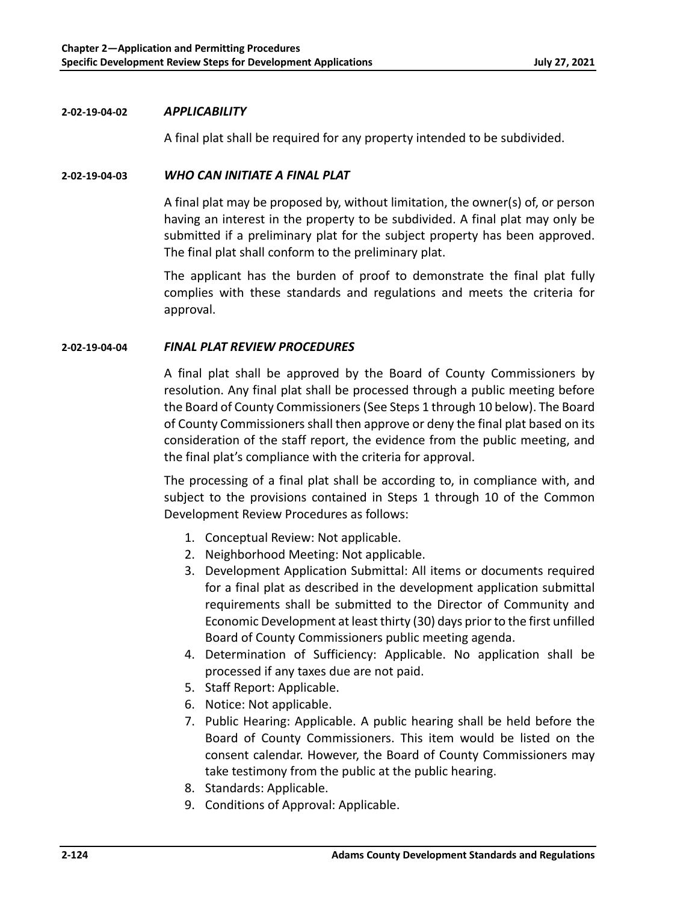### 2-02-19-04-02 *APPLICABILITY*

A final plat shall be required for any property intended to be subdivided.

### 2-02-19-04-03 *WHO CAN INITIATE A FINAL PLAT*

A final plat may be proposed by, without limitation, the owner(s) of, or person having an interest in the property to be subdivided. A final plat may only be submitted if a preliminary plat for the subject property has been approved. The final plat shall conform to the preliminary plat.

The applicant has the burden of proof to demonstrate the final plat fully complies with these standards and regulations and meets the criteria for approval.

### 2-02-19-04-04 *FINAL PLAT REVIEW PROCEDURES*

A final plat shall be approved by the Board of County Commissioners by resolution. Any final plat shall be processed through a public meeting before the Board of County Commissioners (See Steps 1 through 10 below). The Board of County Commissioners shall then approve or deny the final plat based on its consideration of the staff report, the evidence from the public meeting, and the final plat's compliance with the criteria for approval.

The processing of a final plat shall be according to, in compliance with, and subject to the provisions contained in Steps 1 through 10 of the Common Development Review Procedures as follows:

1. Conceptual Review: Not applicable.
2. Neighborhood Meeting: Not applicable.
3. Development Application Submittal: All items or documents required for a final plat as described in the development application submittal requirements shall be submitted to the Director of Community and Economic Development at least thirty (30) days prior to the first unfilled Board of County Commissioners public meeting agenda.
4. Determination of Sufficiency: Applicable. No application shall be processed if any taxes due are not paid.
5. Staff Report: Applicable.
6. Notice: Not applicable.
7. Public Hearing: Applicable. A public hearing shall be held before the Board of County Commissioners. This item would be listed on the consent calendar. However, the Board of County Commissioners may take testimony from the public at the public hearing.
8. Standards: Applicable.
9. Conditions of Approval: Applicable.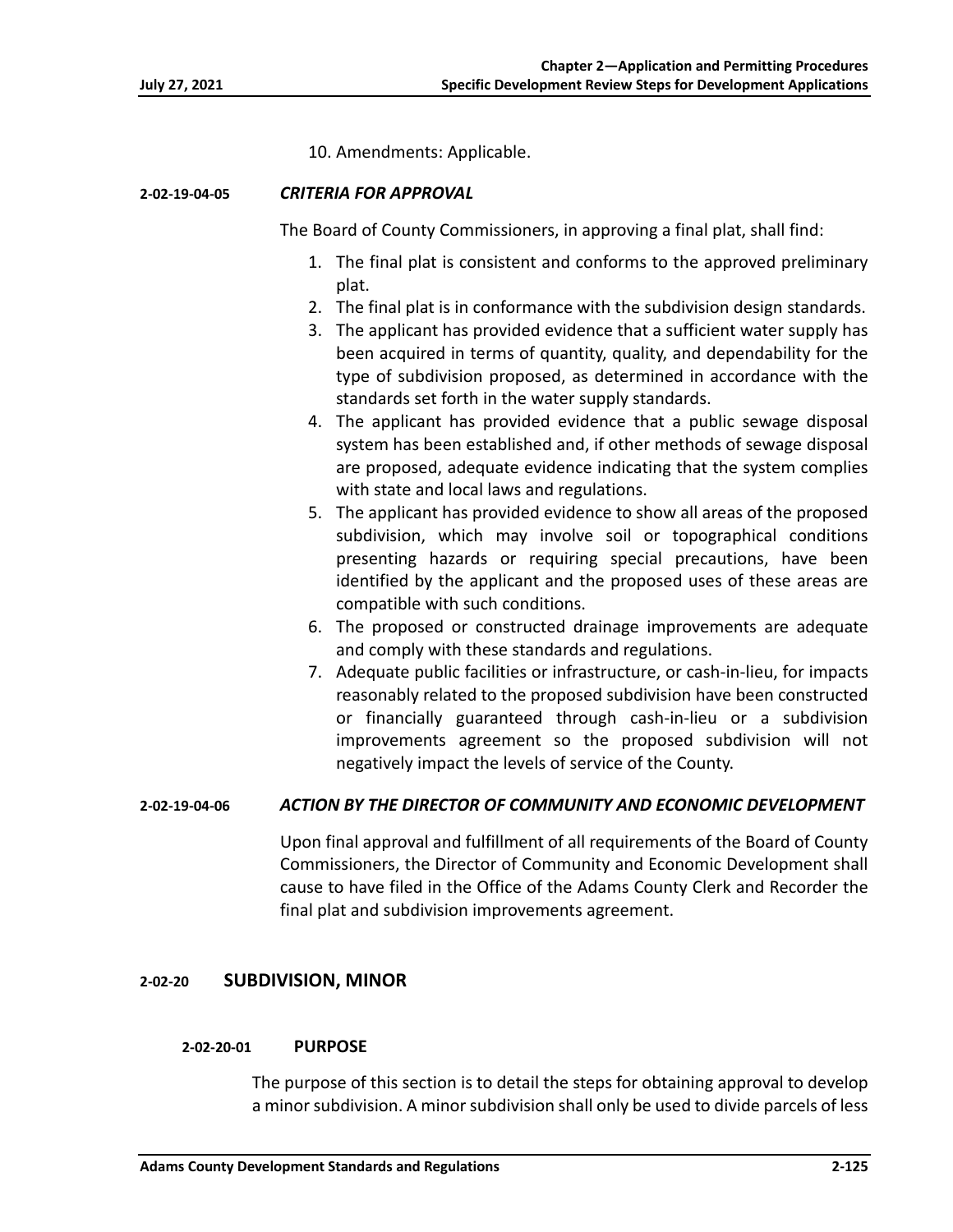10. Amendments: Applicable.

#### 2-02-19-04-05 *CRITERIA FOR APPROVAL*

The Board of County Commissioners, in approving a final plat, shall find:

1. The final plat is consistent and conforms to the approved preliminary plat.
2. The final plat is in conformance with the subdivision design standards.
3. The applicant has provided evidence that a sufficient water supply has been acquired in terms of quantity, quality, and dependability for the type of subdivision proposed, as determined in accordance with the standards set forth in the water supply standards.
4. The applicant has provided evidence that a public sewage disposal system has been established and, if other methods of sewage disposal are proposed, adequate evidence indicating that the system complies with state and local laws and regulations.
5. The applicant has provided evidence to show all areas of the proposed subdivision, which may involve soil or topographical conditions presenting hazards or requiring special precautions, have been identified by the applicant and the proposed uses of these areas are compatible with such conditions.
6. The proposed or constructed drainage improvements are adequate and comply with these standards and regulations.
7. Adequate public facilities or infrastructure, or cash-in-lieu, for impacts reasonably related to the proposed subdivision have been constructed or financially guaranteed through cash-in-lieu or a subdivision improvements agreement so the proposed subdivision will not negatively impact the levels of service of the County.

#### 2-02-19-04-06 *ACTION BY THE DIRECTOR OF COMMUNITY AND ECONOMIC DEVELOPMENT*

Upon final approval and fulfillment of all requirements of the Board of County Commissioners, the Director of Community and Economic Development shall cause to have filed in the Office of the Adams County Clerk and Recorder the final plat and subdivision improvements agreement.

## 2-02-20 SUBDIVISION, MINOR

### 2-02-20-01 PURPOSE

The purpose of this section is to detail the steps for obtaining approval to develop a minor subdivision. A minor subdivision shall only be used to divide parcels of less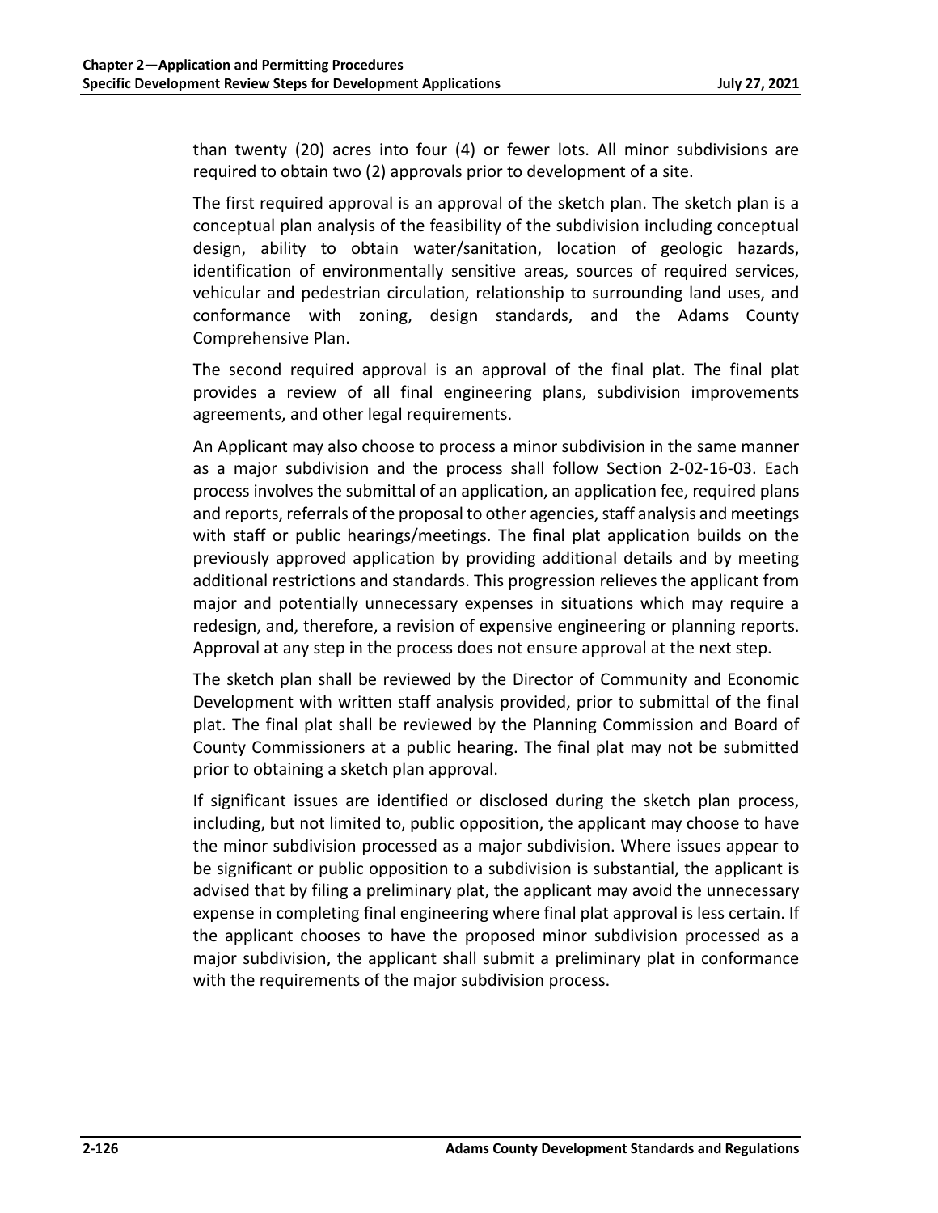than twenty (20) acres into four (4) or fewer lots. All minor subdivisions are required to obtain two (2) approvals prior to development of a site.

The first required approval is an approval of the sketch plan. The sketch plan is a conceptual plan analysis of the feasibility of the subdivision including conceptual design, ability to obtain water/sanitation, location of geologic hazards, identification of environmentally sensitive areas, sources of required services, vehicular and pedestrian circulation, relationship to surrounding land uses, and conformance with zoning, design standards, and the Adams County Comprehensive Plan.

The second required approval is an approval of the final plat. The final plat provides a review of all final engineering plans, subdivision improvements agreements, and other legal requirements.

An Applicant may also choose to process a minor subdivision in the same manner as a major subdivision and the process shall follow Section 2-02-16-03. Each process involves the submittal of an application, an application fee, required plans and reports, referrals of the proposal to other agencies, staff analysis and meetings with staff or public hearings/meetings. The final plat application builds on the previously approved application by providing additional details and by meeting additional restrictions and standards. This progression relieves the applicant from major and potentially unnecessary expenses in situations which may require a redesign, and, therefore, a revision of expensive engineering or planning reports. Approval at any step in the process does not ensure approval at the next step.

The sketch plan shall be reviewed by the Director of Community and Economic Development with written staff analysis provided, prior to submittal of the final plat. The final plat shall be reviewed by the Planning Commission and Board of County Commissioners at a public hearing. The final plat may not be submitted prior to obtaining a sketch plan approval.

If significant issues are identified or disclosed during the sketch plan process, including, but not limited to, public opposition, the applicant may choose to have the minor subdivision processed as a major subdivision. Where issues appear to be significant or public opposition to a subdivision is substantial, the applicant is advised that by filing a preliminary plat, the applicant may avoid the unnecessary expense in completing final engineering where final plat approval is less certain. If the applicant chooses to have the proposed minor subdivision processed as a major subdivision, the applicant shall submit a preliminary plat in conformance with the requirements of the major subdivision process.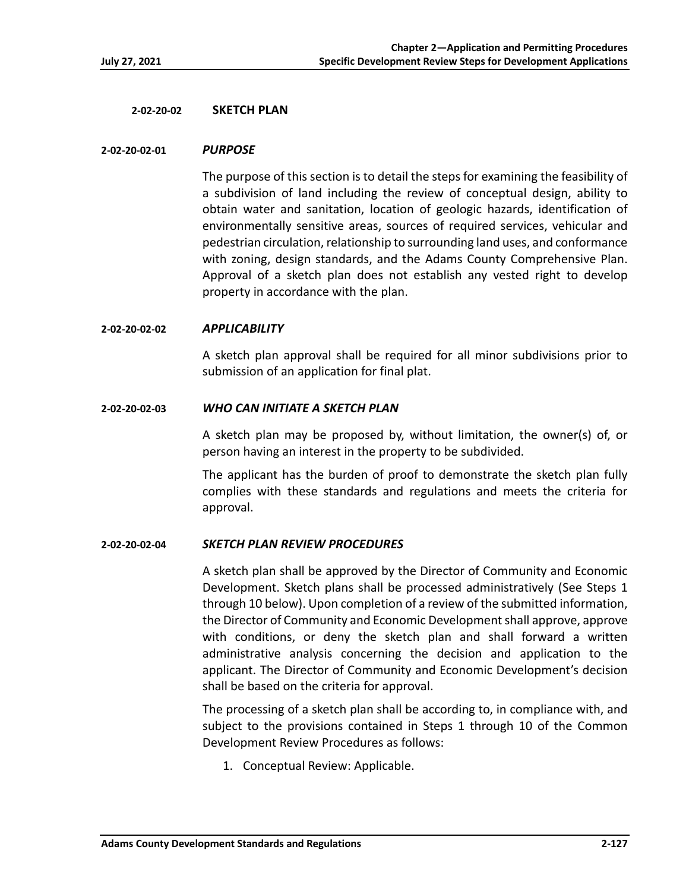## 2-02-20-02 SKETCH PLAN

### 2-02-20-02-01 *PURPOSE*

The purpose of this section is to detail the steps for examining the feasibility of a subdivision of land including the review of conceptual design, ability to obtain water and sanitation, location of geologic hazards, identification of environmentally sensitive areas, sources of required services, vehicular and pedestrian circulation, relationship to surrounding land uses, and conformance with zoning, design standards, and the Adams County Comprehensive Plan. Approval of a sketch plan does not establish any vested right to develop property in accordance with the plan.

### 2-02-20-02-02 *APPLICABILITY*

A sketch plan approval shall be required for all minor subdivisions prior to submission of an application for final plat.

### 2-02-20-02-03 *WHO CAN INITIATE A SKETCH PLAN*

A sketch plan may be proposed by, without limitation, the owner(s) of, or person having an interest in the property to be subdivided.

The applicant has the burden of proof to demonstrate the sketch plan fully complies with these standards and regulations and meets the criteria for approval.

### 2-02-20-02-04 *SKETCH PLAN REVIEW PROCEDURES*

A sketch plan shall be approved by the Director of Community and Economic Development. Sketch plans shall be processed administratively (See Steps 1 through 10 below). Upon completion of a review of the submitted information, the Director of Community and Economic Development shall approve, approve with conditions, or deny the sketch plan and shall forward a written administrative analysis concerning the decision and application to the applicant. The Director of Community and Economic Development's decision shall be based on the criteria for approval.

The processing of a sketch plan shall be according to, in compliance with, and subject to the provisions contained in Steps 1 through 10 of the Common Development Review Procedures as follows:

1. Conceptual Review: Applicable.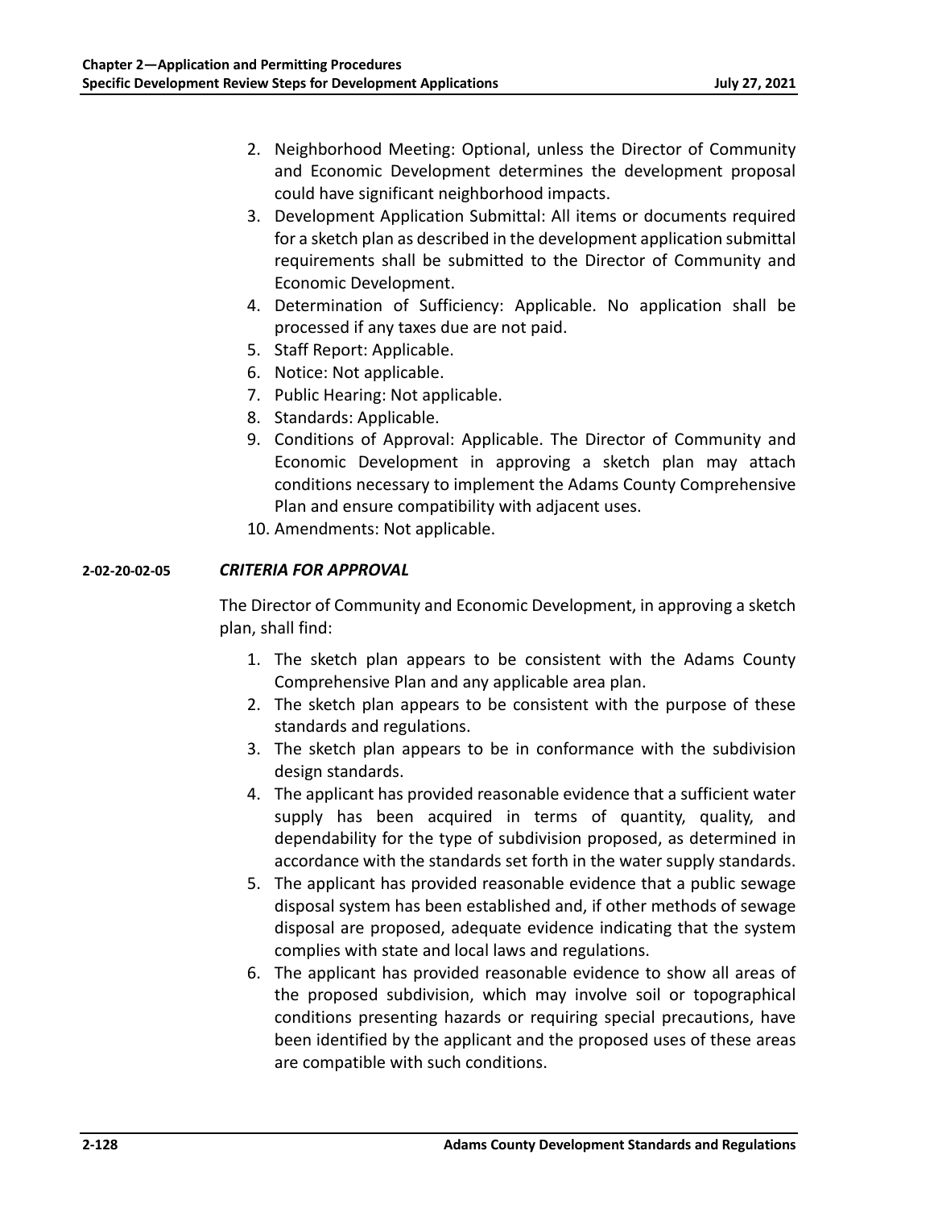2. Neighborhood Meeting: Optional, unless the Director of Community and Economic Development determines the development proposal could have significant neighborhood impacts.
3. Development Application Submittal: All items or documents required for a sketch plan as described in the development application submittal requirements shall be submitted to the Director of Community and Economic Development.
4. Determination of Sufficiency: Applicable. No application shall be processed if any taxes due are not paid.
5. Staff Report: Applicable.
6. Notice: Not applicable.
7. Public Hearing: Not applicable.
8. Standards: Applicable.
9. Conditions of Approval: Applicable. The Director of Community and Economic Development in approving a sketch plan may attach conditions necessary to implement the Adams County Comprehensive Plan and ensure compatibility with adjacent uses.
10. Amendments: Not applicable.

**2-02-20-02-05** ***CRITERIA FOR APPROVAL***

The Director of Community and Economic Development, in approving a sketch plan, shall find:

1. The sketch plan appears to be consistent with the Adams County Comprehensive Plan and any applicable area plan.
2. The sketch plan appears to be consistent with the purpose of these standards and regulations.
3. The sketch plan appears to be in conformance with the subdivision design standards.
4. The applicant has provided reasonable evidence that a sufficient water supply has been acquired in terms of quantity, quality, and dependability for the type of subdivision proposed, as determined in accordance with the standards set forth in the water supply standards.
5. The applicant has provided reasonable evidence that a public sewage disposal system has been established and, if other methods of sewage disposal are proposed, adequate evidence indicating that the system complies with state and local laws and regulations.
6. The applicant has provided reasonable evidence to show all areas of the proposed subdivision, which may involve soil or topographical conditions presenting hazards or requiring special precautions, have been identified by the applicant and the proposed uses of these areas are compatible with such conditions.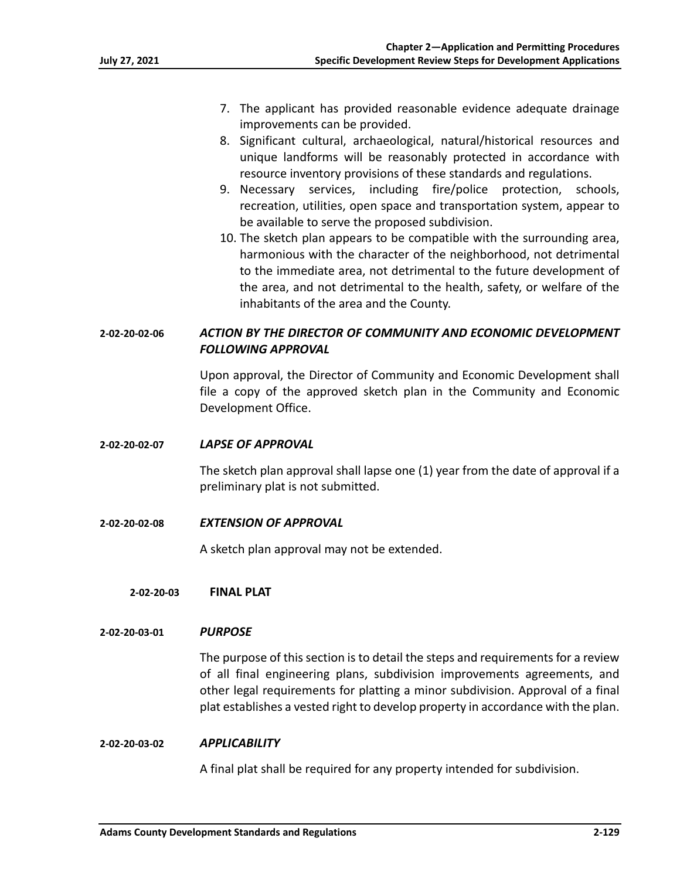7. The applicant has provided reasonable evidence adequate drainage improvements can be provided.
8. Significant cultural, archaeological, natural/historical resources and unique landforms will be reasonably protected in accordance with resource inventory provisions of these standards and regulations.
9. Necessary services, including fire/police protection, schools, recreation, utilities, open space and transportation system, appear to be available to serve the proposed subdivision.
10. The sketch plan appears to be compatible with the surrounding area, harmonious with the character of the neighborhood, not detrimental to the immediate area, not detrimental to the future development of the area, and not detrimental to the health, safety, or welfare of the inhabitants of the area and the County.

#### 2-02-20-02-06 *ACTION BY THE DIRECTOR OF COMMUNITY AND ECONOMIC DEVELOPMENT FOLLOWING APPROVAL*

Upon approval, the Director of Community and Economic Development shall file a copy of the approved sketch plan in the Community and Economic Development Office.

#### 2-02-20-02-07 *LAPSE OF APPROVAL*

The sketch plan approval shall lapse one (1) year from the date of approval if a preliminary plat is not submitted.

#### 2-02-20-02-08 *EXTENSION OF APPROVAL*

A sketch plan approval may not be extended.

### 2-02-20-03 FINAL PLAT

#### 2-02-20-03-01 *PURPOSE*

The purpose of this section is to detail the steps and requirements for a review of all final engineering plans, subdivision improvements agreements, and other legal requirements for platting a minor subdivision. Approval of a final plat establishes a vested right to develop property in accordance with the plan.

#### 2-02-20-03-02 *APPLICABILITY*

A final plat shall be required for any property intended for subdivision.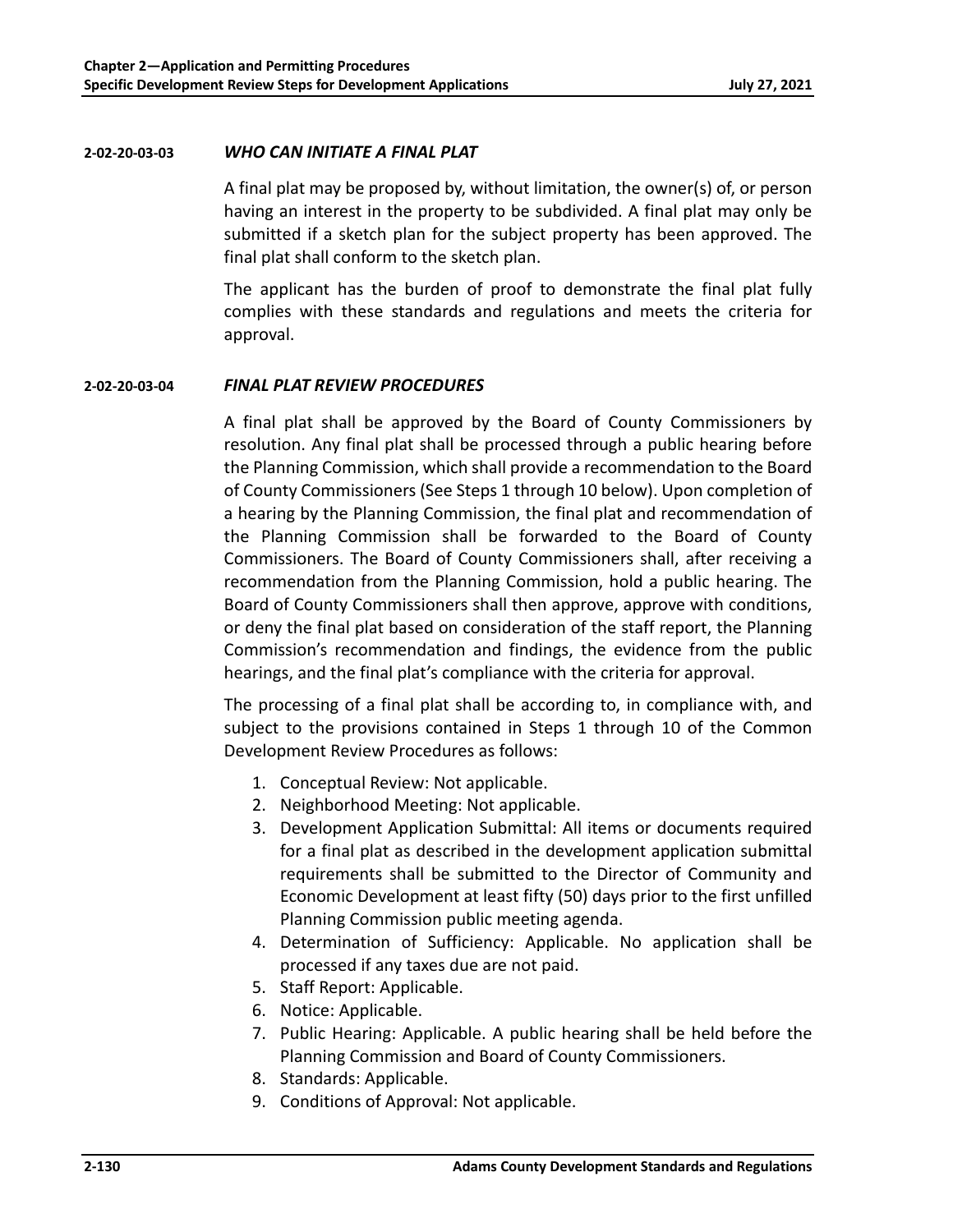**2-02-20-03-03** ***WHO CAN INITIATE A FINAL PLAT***

A final plat may be proposed by, without limitation, the owner(s) of, or person having an interest in the property to be subdivided. A final plat may only be submitted if a sketch plan for the subject property has been approved. The final plat shall conform to the sketch plan.

The applicant has the burden of proof to demonstrate the final plat fully complies with these standards and regulations and meets the criteria for approval.

**2-02-20-03-04** ***FINAL PLAT REVIEW PROCEDURES***

A final plat shall be approved by the Board of County Commissioners by resolution. Any final plat shall be processed through a public hearing before the Planning Commission, which shall provide a recommendation to the Board of County Commissioners (See Steps 1 through 10 below). Upon completion of a hearing by the Planning Commission, the final plat and recommendation of the Planning Commission shall be forwarded to the Board of County Commissioners. The Board of County Commissioners shall, after receiving a recommendation from the Planning Commission, hold a public hearing. The Board of County Commissioners shall then approve, approve with conditions, or deny the final plat based on consideration of the staff report, the Planning Commission's recommendation and findings, the evidence from the public hearings, and the final plat's compliance with the criteria for approval.

The processing of a final plat shall be according to, in compliance with, and subject to the provisions contained in Steps 1 through 10 of the Common Development Review Procedures as follows:

1. Conceptual Review: Not applicable.
2. Neighborhood Meeting: Not applicable.
3. Development Application Submittal: All items or documents required for a final plat as described in the development application submittal requirements shall be submitted to the Director of Community and Economic Development at least fifty (50) days prior to the first unfilled Planning Commission public meeting agenda.
4. Determination of Sufficiency: Applicable. No application shall be processed if any taxes due are not paid.
5. Staff Report: Applicable.
6. Notice: Applicable.
7. Public Hearing: Applicable. A public hearing shall be held before the Planning Commission and Board of County Commissioners.
8. Standards: Applicable.
9. Conditions of Approval: Not applicable.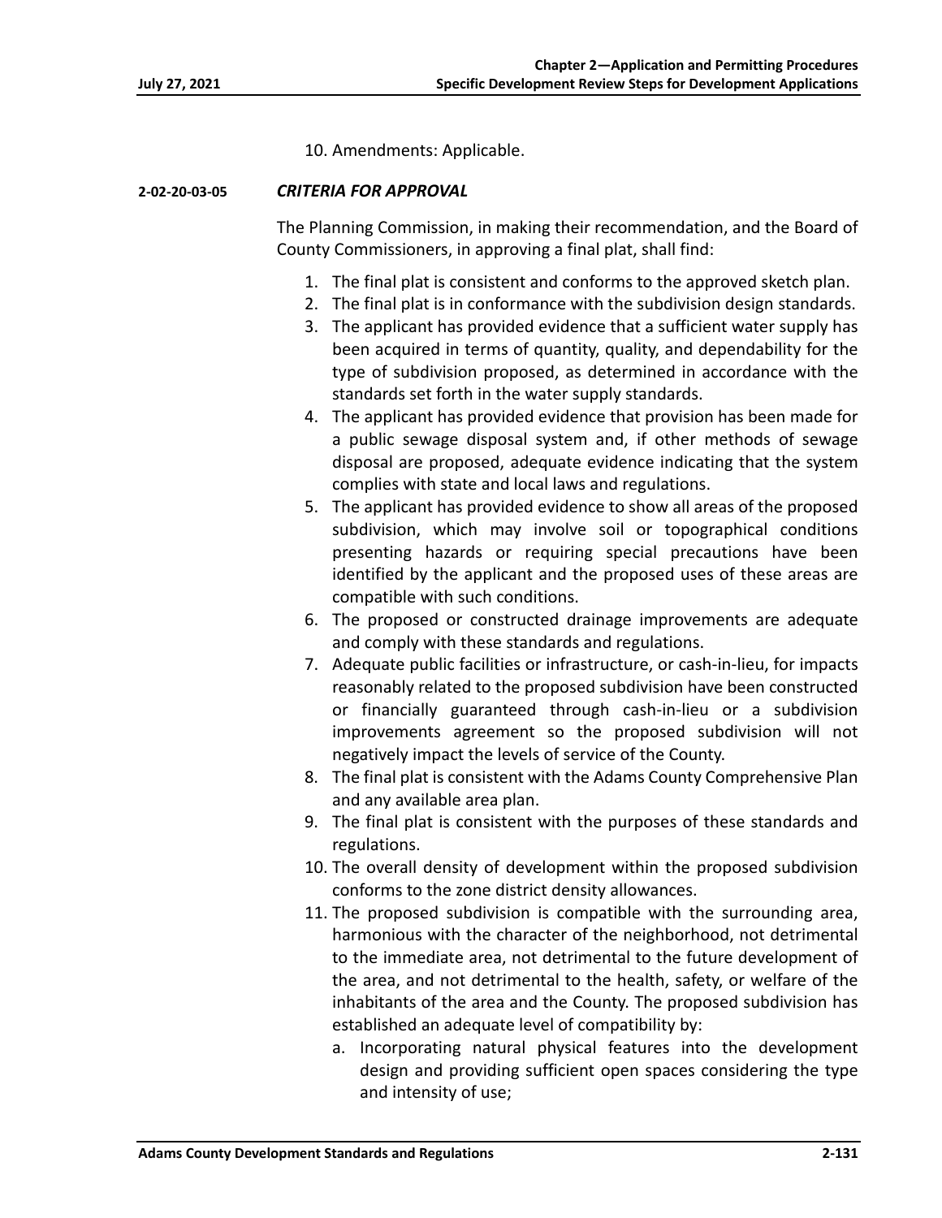10. Amendments: Applicable.

#### 2-02-20-03-05 *CRITERIA FOR APPROVAL*

The Planning Commission, in making their recommendation, and the Board of County Commissioners, in approving a final plat, shall find:

1. The final plat is consistent and conforms to the approved sketch plan.
2. The final plat is in conformance with the subdivision design standards.
3. The applicant has provided evidence that a sufficient water supply has been acquired in terms of quantity, quality, and dependability for the type of subdivision proposed, as determined in accordance with the standards set forth in the water supply standards.
4. The applicant has provided evidence that provision has been made for a public sewage disposal system and, if other methods of sewage disposal are proposed, adequate evidence indicating that the system complies with state and local laws and regulations.
5. The applicant has provided evidence to show all areas of the proposed subdivision, which may involve soil or topographical conditions presenting hazards or requiring special precautions have been identified by the applicant and the proposed uses of these areas are compatible with such conditions.
6. The proposed or constructed drainage improvements are adequate and comply with these standards and regulations.
7. Adequate public facilities or infrastructure, or cash-in-lieu, for impacts reasonably related to the proposed subdivision have been constructed or financially guaranteed through cash-in-lieu or a subdivision improvements agreement so the proposed subdivision will not negatively impact the levels of service of the County.
8. The final plat is consistent with the Adams County Comprehensive Plan and any available area plan.
9. The final plat is consistent with the purposes of these standards and regulations.
10. The overall density of development within the proposed subdivision conforms to the zone district density allowances.
11. The proposed subdivision is compatible with the surrounding area, harmonious with the character of the neighborhood, not detrimental to the immediate area, not detrimental to the future development of the area, and not detrimental to the health, safety, or welfare of the inhabitants of the area and the County. The proposed subdivision has established an adequate level of compatibility by:
    a. Incorporating natural physical features into the development design and providing sufficient open spaces considering the type and intensity of use;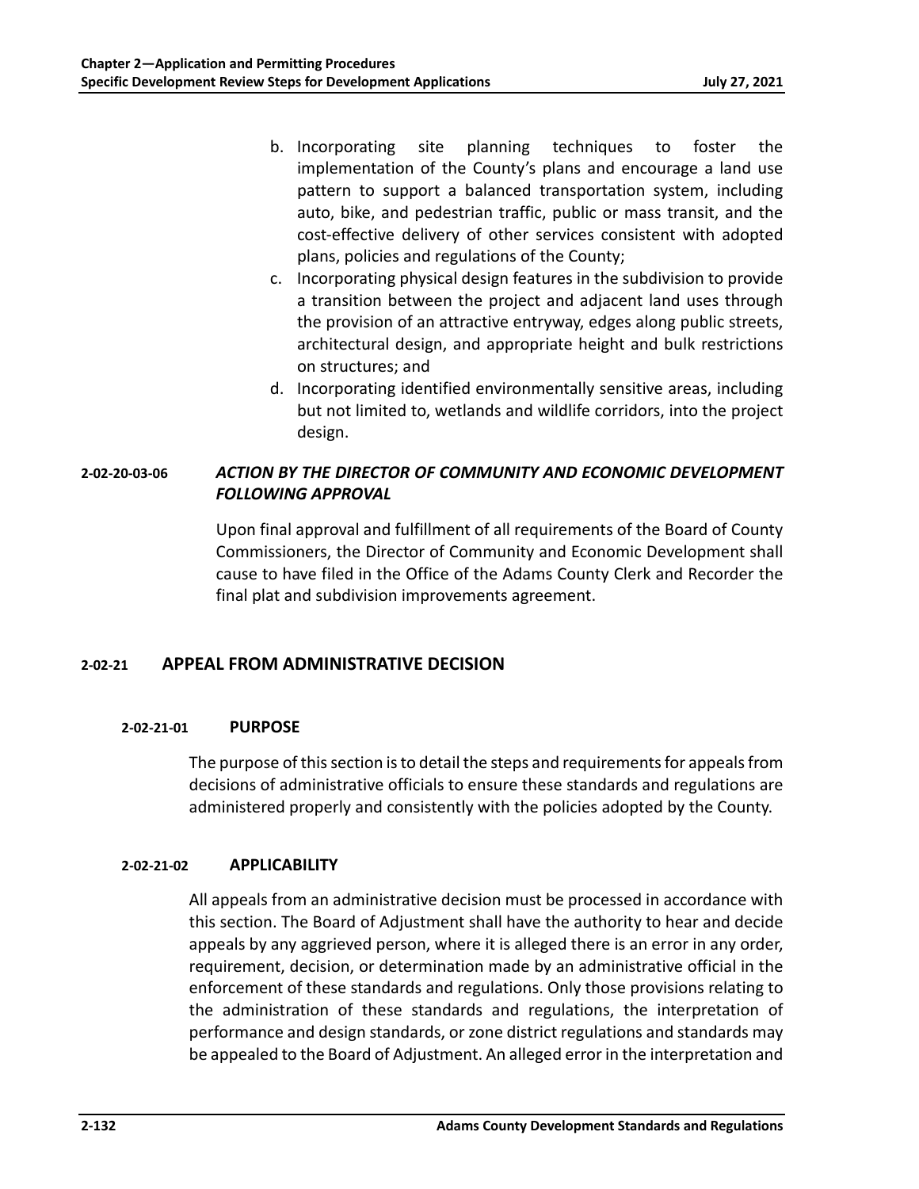b. Incorporating site planning techniques to foster the implementation of the County's plans and encourage a land use pattern to support a balanced transportation system, including auto, bike, and pedestrian traffic, public or mass transit, and the cost-effective delivery of other services consistent with adopted plans, policies and regulations of the County;

c. Incorporating physical design features in the subdivision to provide a transition between the project and adjacent land uses through the provision of an attractive entryway, edges along public streets, architectural design, and appropriate height and bulk restrictions on structures; and

d. Incorporating identified environmentally sensitive areas, including but not limited to, wetlands and wildlife corridors, into the project design.

#### 2-02-20-03-06 *ACTION BY THE DIRECTOR OF COMMUNITY AND ECONOMIC DEVELOPMENT FOLLOWING APPROVAL*

Upon final approval and fulfillment of all requirements of the Board of County Commissioners, the Director of Community and Economic Development shall cause to have filed in the Office of the Adams County Clerk and Recorder the final plat and subdivision improvements agreement.

## 2-02-21 APPEAL FROM ADMINISTRATIVE DECISION

### 2-02-21-01 PURPOSE

The purpose of this section is to detail the steps and requirements for appeals from decisions of administrative officials to ensure these standards and regulations are administered properly and consistently with the policies adopted by the County.

### 2-02-21-02 APPLICABILITY

All appeals from an administrative decision must be processed in accordance with this section. The Board of Adjustment shall have the authority to hear and decide appeals by any aggrieved person, where it is alleged there is an error in any order, requirement, decision, or determination made by an administrative official in the enforcement of these standards and regulations. Only those provisions relating to the administration of these standards and regulations, the interpretation of performance and design standards, or zone district regulations and standards may be appealed to the Board of Adjustment. An alleged error in the interpretation and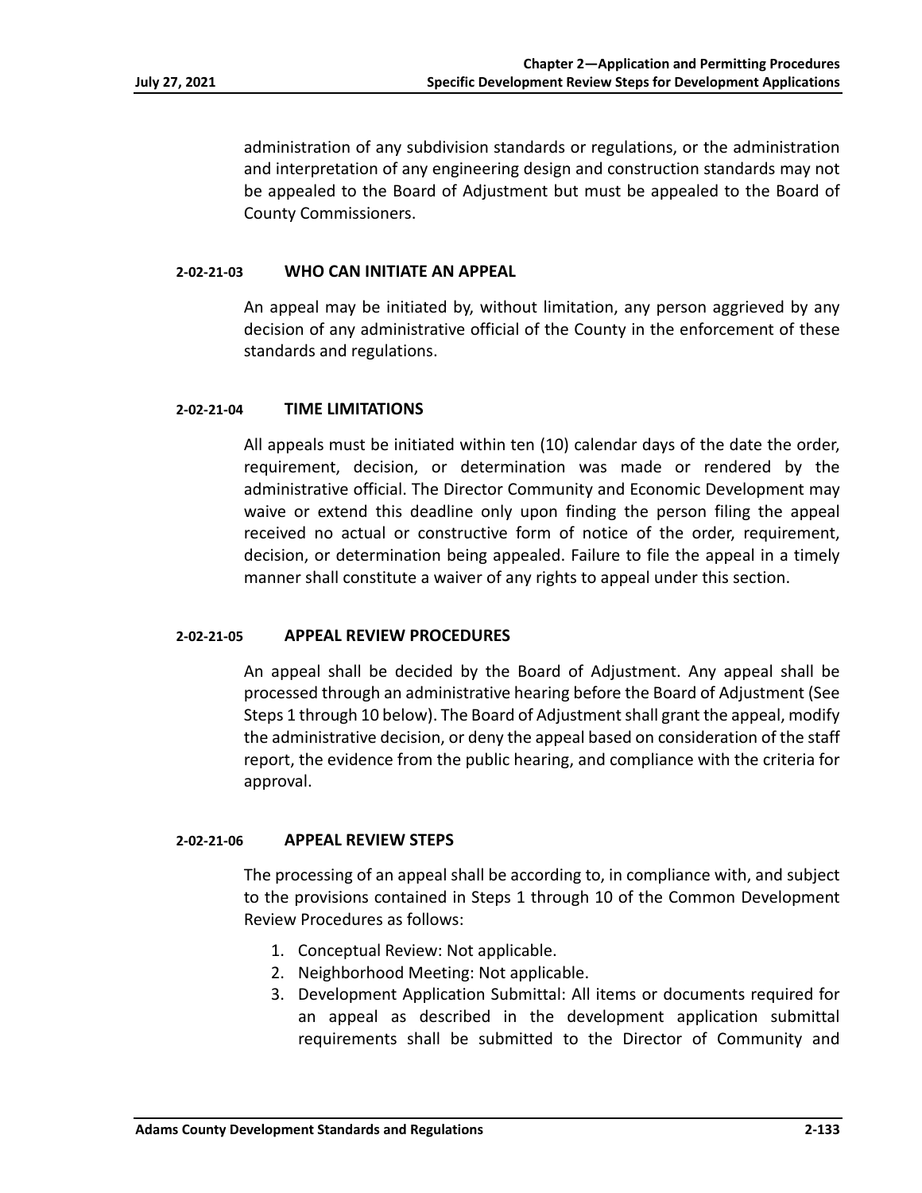administration of any subdivision standards or regulations, or the administration and interpretation of any engineering design and construction standards may not be appealed to the Board of Adjustment but must be appealed to the Board of County Commissioners.

### 2-02-21-03 WHO CAN INITIATE AN APPEAL

An appeal may be initiated by, without limitation, any person aggrieved by any decision of any administrative official of the County in the enforcement of these standards and regulations.

### 2-02-21-04 TIME LIMITATIONS

All appeals must be initiated within ten (10) calendar days of the date the order, requirement, decision, or determination was made or rendered by the administrative official. The Director Community and Economic Development may waive or extend this deadline only upon finding the person filing the appeal received no actual or constructive form of notice of the order, requirement, decision, or determination being appealed. Failure to file the appeal in a timely manner shall constitute a waiver of any rights to appeal under this section.

### 2-02-21-05 APPEAL REVIEW PROCEDURES

An appeal shall be decided by the Board of Adjustment. Any appeal shall be processed through an administrative hearing before the Board of Adjustment (See Steps 1 through 10 below). The Board of Adjustment shall grant the appeal, modify the administrative decision, or deny the appeal based on consideration of the staff report, the evidence from the public hearing, and compliance with the criteria for approval.

### 2-02-21-06 APPEAL REVIEW STEPS

The processing of an appeal shall be according to, in compliance with, and subject to the provisions contained in Steps 1 through 10 of the Common Development Review Procedures as follows:

1. Conceptual Review: Not applicable.
2. Neighborhood Meeting: Not applicable.
3. Development Application Submittal: All items or documents required for an appeal as described in the development application submittal requirements shall be submitted to the Director of Community and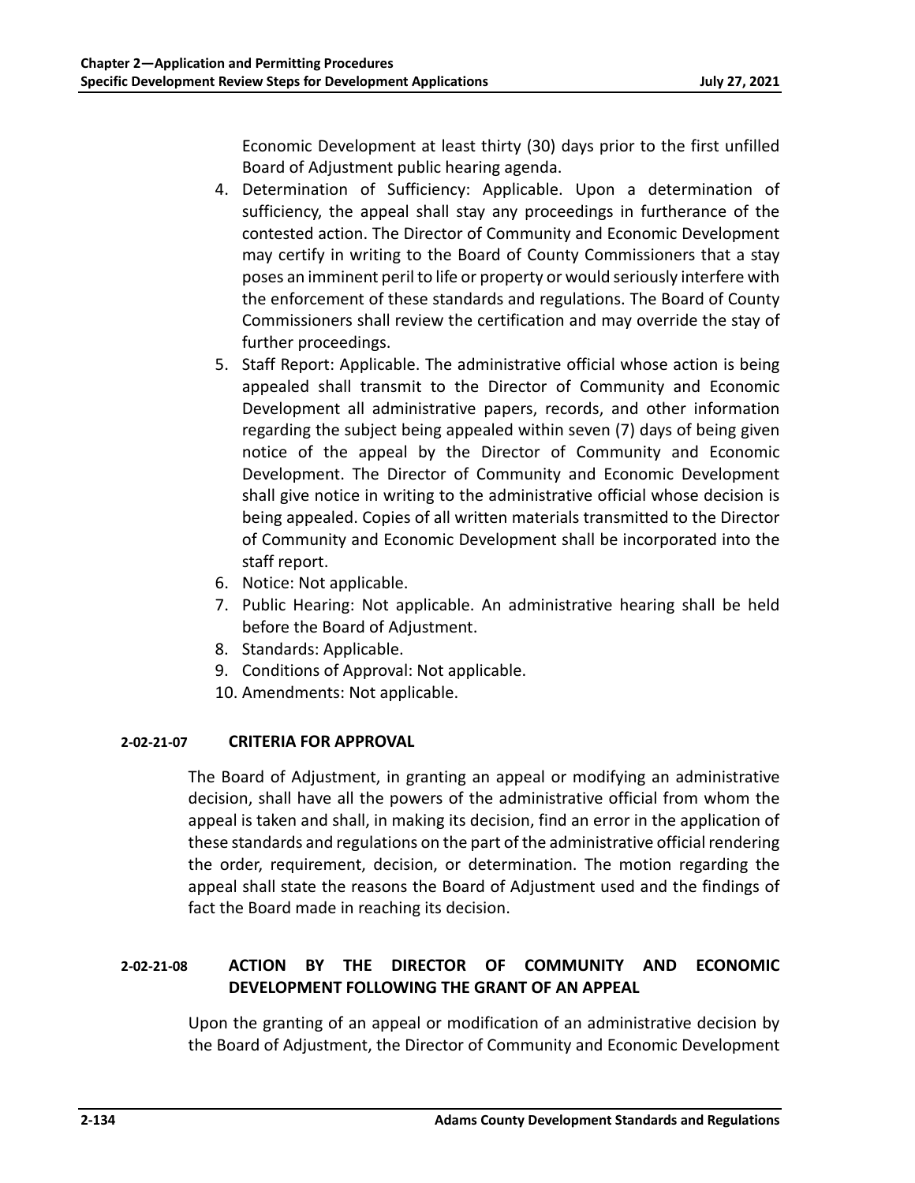Economic Development at least thirty (30) days prior to the first unfilled Board of Adjustment public hearing agenda.

4. Determination of Sufficiency: Applicable. Upon a determination of sufficiency, the appeal shall stay any proceedings in furtherance of the contested action. The Director of Community and Economic Development may certify in writing to the Board of County Commissioners that a stay poses an imminent peril to life or property or would seriously interfere with the enforcement of these standards and regulations. The Board of County Commissioners shall review the certification and may override the stay of further proceedings.
5. Staff Report: Applicable. The administrative official whose action is being appealed shall transmit to the Director of Community and Economic Development all administrative papers, records, and other information regarding the subject being appealed within seven (7) days of being given notice of the appeal by the Director of Community and Economic Development. The Director of Community and Economic Development shall give notice in writing to the administrative official whose decision is being appealed. Copies of all written materials transmitted to the Director of Community and Economic Development shall be incorporated into the staff report.
6. Notice: Not applicable.
7. Public Hearing: Not applicable. An administrative hearing shall be held before the Board of Adjustment.
8. Standards: Applicable.
9. Conditions of Approval: Not applicable.
10. Amendments: Not applicable.

### 2-02-21-07 CRITERIA FOR APPROVAL

The Board of Adjustment, in granting an appeal or modifying an administrative decision, shall have all the powers of the administrative official from whom the appeal is taken and shall, in making its decision, find an error in the application of these standards and regulations on the part of the administrative official rendering the order, requirement, decision, or determination. The motion regarding the appeal shall state the reasons the Board of Adjustment used and the findings of fact the Board made in reaching its decision.

### 2-02-21-08 ACTION BY THE DIRECTOR OF COMMUNITY AND ECONOMIC DEVELOPMENT FOLLOWING THE GRANT OF AN APPEAL

Upon the granting of an appeal or modification of an administrative decision by the Board of Adjustment, the Director of Community and Economic Development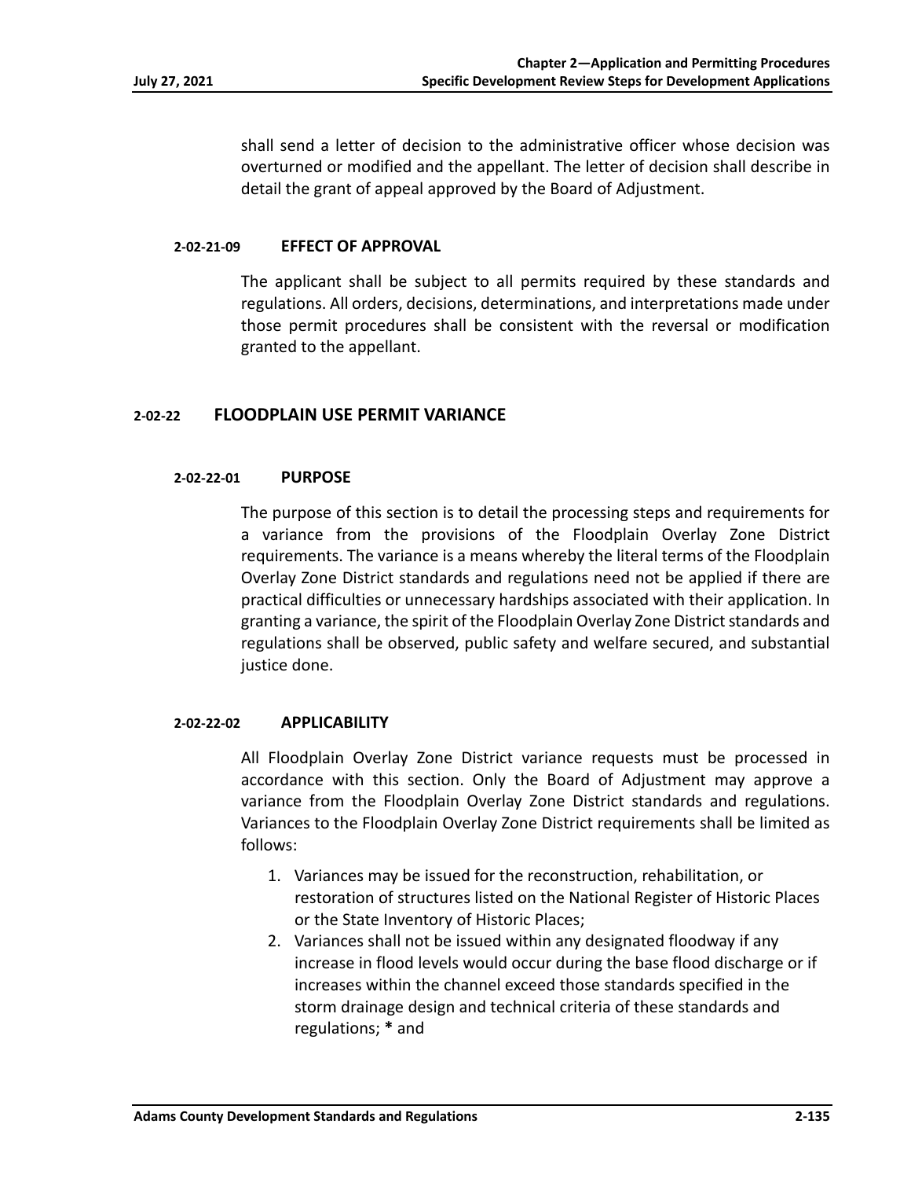shall send a letter of decision to the administrative officer whose decision was overturned or modified and the appellant. The letter of decision shall describe in detail the grant of appeal approved by the Board of Adjustment.

#### 2-02-21-09 EFFECT OF APPROVAL

The applicant shall be subject to all permits required by these standards and regulations. All orders, decisions, determinations, and interpretations made under those permit procedures shall be consistent with the reversal or modification granted to the appellant.

### 2-02-22 FLOODPLAIN USE PERMIT VARIANCE

#### 2-02-22-01 PURPOSE

The purpose of this section is to detail the processing steps and requirements for a variance from the provisions of the Floodplain Overlay Zone District requirements. The variance is a means whereby the literal terms of the Floodplain Overlay Zone District standards and regulations need not be applied if there are practical difficulties or unnecessary hardships associated with their application. In granting a variance, the spirit of the Floodplain Overlay Zone District standards and regulations shall be observed, public safety and welfare secured, and substantial justice done.

#### 2-02-22-02 APPLICABILITY

All Floodplain Overlay Zone District variance requests must be processed in accordance with this section. Only the Board of Adjustment may approve a variance from the Floodplain Overlay Zone District standards and regulations. Variances to the Floodplain Overlay Zone District requirements shall be limited as follows:

1. Variances may be issued for the reconstruction, rehabilitation, or restoration of structures listed on the National Register of Historic Places or the State Inventory of Historic Places;
2. Variances shall not be issued within any designated floodway if any increase in flood levels would occur during the base flood discharge or if increases within the channel exceed those standards specified in the storm drainage design and technical criteria of these standards and regulations; **\*** and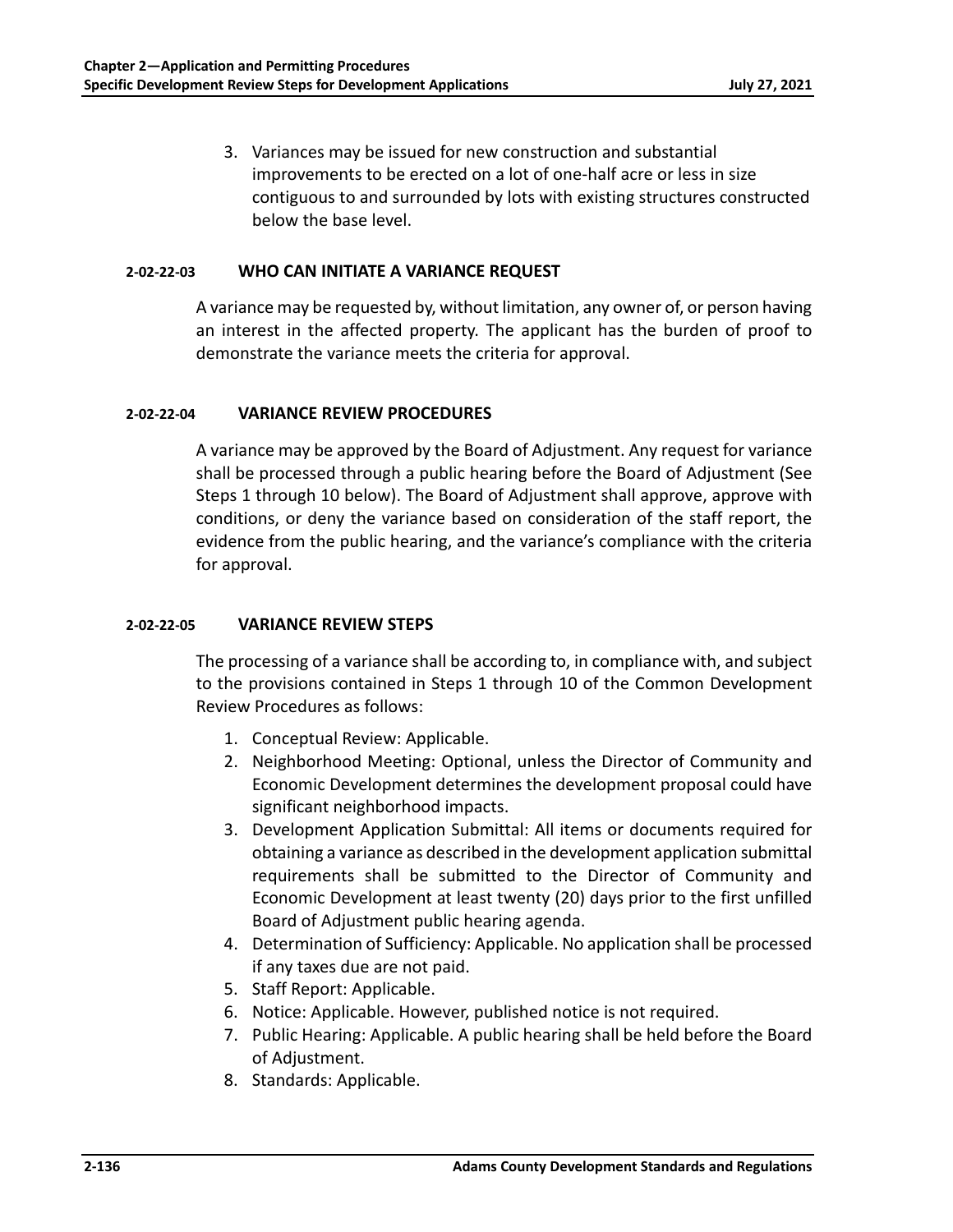3. Variances may be issued for new construction and substantial improvements to be erected on a lot of one-half acre or less in size contiguous to and surrounded by lots with existing structures constructed below the base level.

### 2-02-22-03 WHO CAN INITIATE A VARIANCE REQUEST

A variance may be requested by, without limitation, any owner of, or person having an interest in the affected property. The applicant has the burden of proof to demonstrate the variance meets the criteria for approval.

### 2-02-22-04 VARIANCE REVIEW PROCEDURES

A variance may be approved by the Board of Adjustment. Any request for variance shall be processed through a public hearing before the Board of Adjustment (See Steps 1 through 10 below). The Board of Adjustment shall approve, approve with conditions, or deny the variance based on consideration of the staff report, the evidence from the public hearing, and the variance's compliance with the criteria for approval.

### 2-02-22-05 VARIANCE REVIEW STEPS

The processing of a variance shall be according to, in compliance with, and subject to the provisions contained in Steps 1 through 10 of the Common Development Review Procedures as follows:

1. Conceptual Review: Applicable.
2. Neighborhood Meeting: Optional, unless the Director of Community and Economic Development determines the development proposal could have significant neighborhood impacts.
3. Development Application Submittal: All items or documents required for obtaining a variance as described in the development application submittal requirements shall be submitted to the Director of Community and Economic Development at least twenty (20) days prior to the first unfilled Board of Adjustment public hearing agenda.
4. Determination of Sufficiency: Applicable. No application shall be processed if any taxes due are not paid.
5. Staff Report: Applicable.
6. Notice: Applicable. However, published notice is not required.
7. Public Hearing: Applicable. A public hearing shall be held before the Board of Adjustment.
8. Standards: Applicable.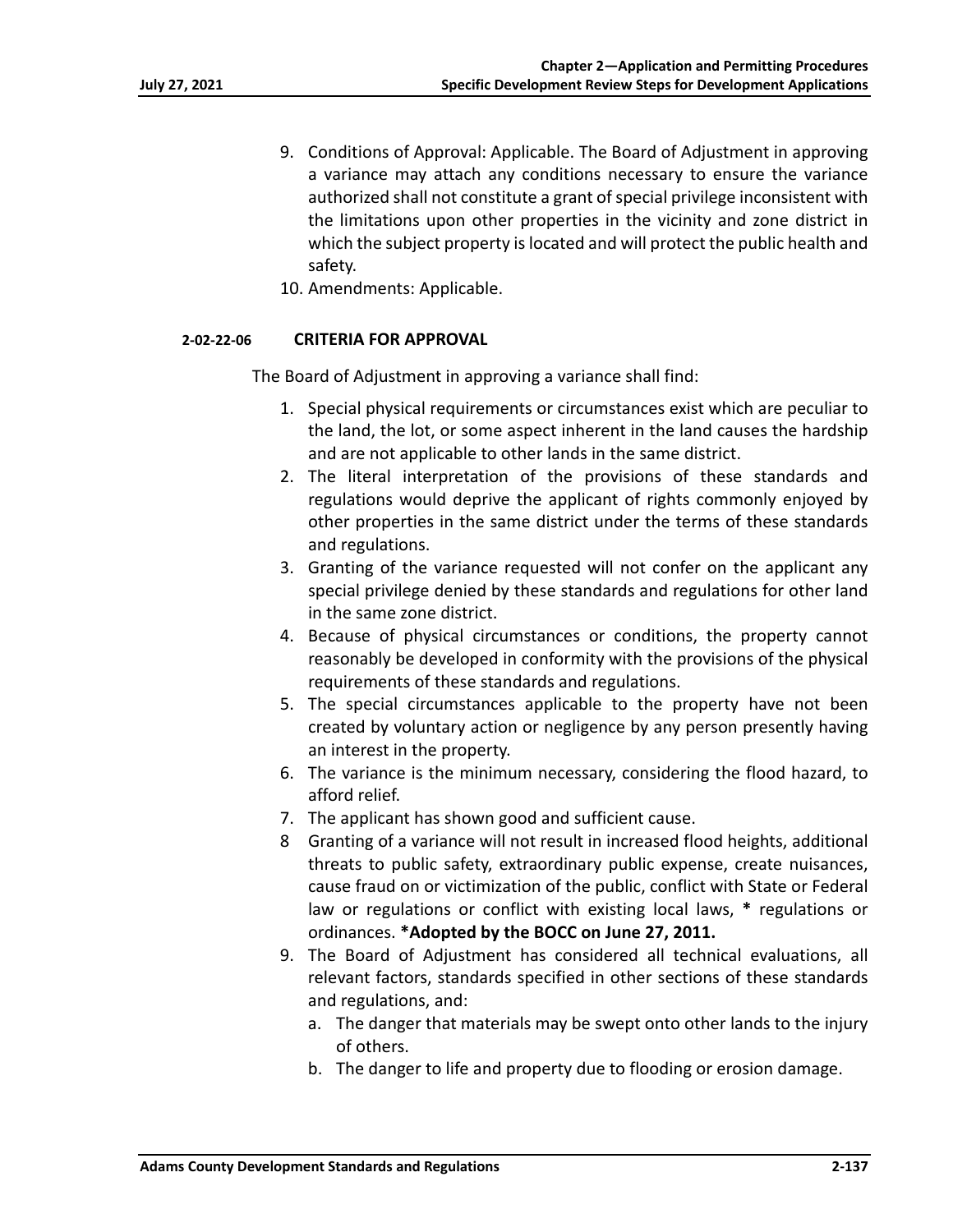9. Conditions of Approval: Applicable. The Board of Adjustment in approving a variance may attach any conditions necessary to ensure the variance authorized shall not constitute a grant of special privilege inconsistent with the limitations upon other properties in the vicinity and zone district in which the subject property is located and will protect the public health and safety.
10. Amendments: Applicable.

### 2-02-22-06 CRITERIA FOR APPROVAL

The Board of Adjustment in approving a variance shall find:

1. Special physical requirements or circumstances exist which are peculiar to the land, the lot, or some aspect inherent in the land causes the hardship and are not applicable to other lands in the same district.
2. The literal interpretation of the provisions of these standards and regulations would deprive the applicant of rights commonly enjoyed by other properties in the same district under the terms of these standards and regulations.
3. Granting of the variance requested will not confer on the applicant any special privilege denied by these standards and regulations for other land in the same zone district.
4. Because of physical circumstances or conditions, the property cannot reasonably be developed in conformity with the provisions of the physical requirements of these standards and regulations.
5. The special circumstances applicable to the property have not been created by voluntary action or negligence by any person presently having an interest in the property.
6. The variance is the minimum necessary, considering the flood hazard, to afford relief.
7. The applicant has shown good and sufficient cause.
8. Granting of a variance will not result in increased flood heights, additional threats to public safety, extraordinary public expense, create nuisances, cause fraud on or victimization of the public, conflict with State or Federal law or regulations or conflict with existing local laws, **\*** regulations or ordinances. **\*Adopted by the BOCC on June 27, 2011.**
9. The Board of Adjustment has considered all technical evaluations, all relevant factors, standards specified in other sections of these standards and regulations, and:
   a. The danger that materials may be swept onto other lands to the injury of others.
   b. The danger to life and property due to flooding or erosion damage.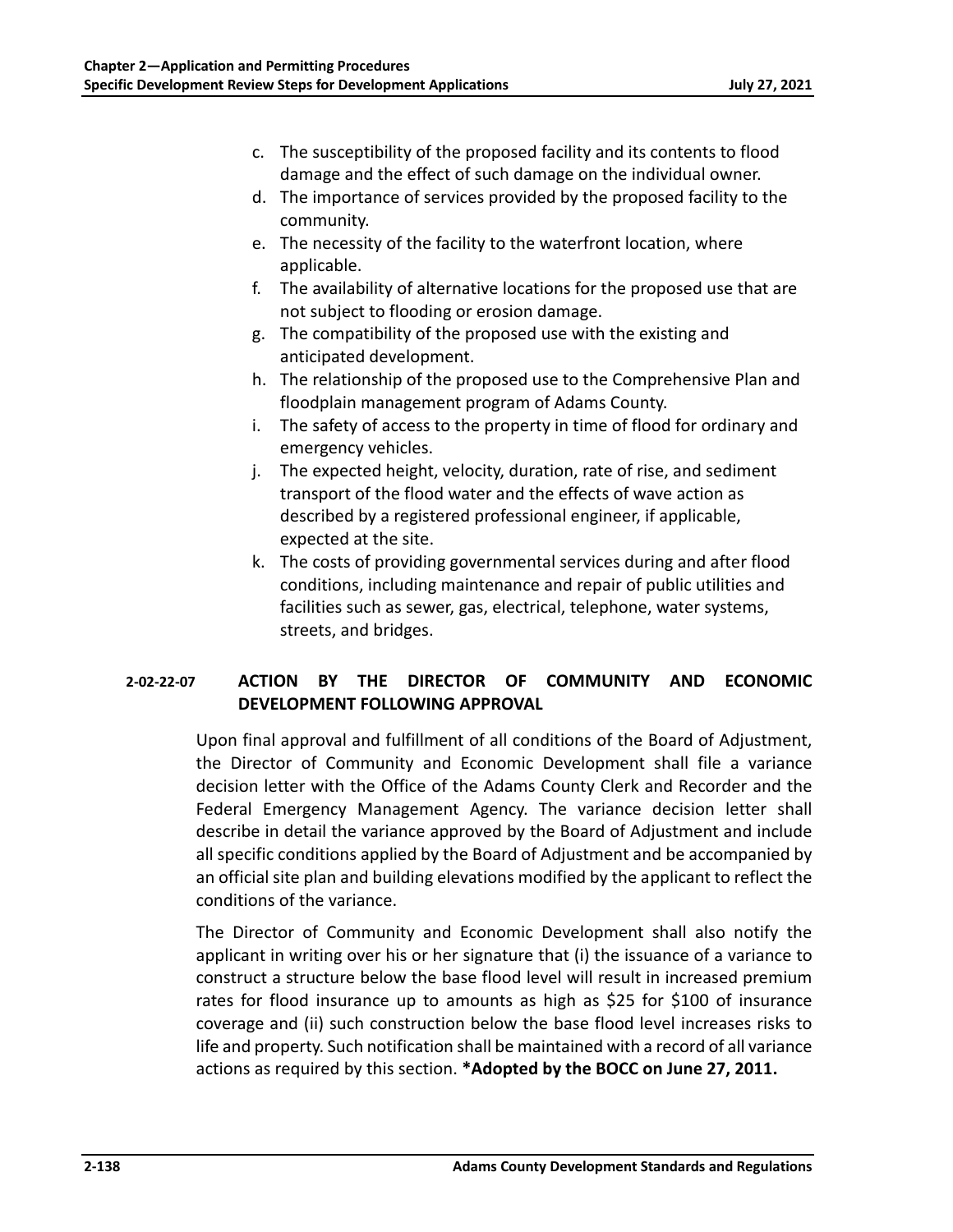c. The susceptibility of the proposed facility and its contents to flood damage and the effect of such damage on the individual owner.
d. The importance of services provided by the proposed facility to the community.
e. The necessity of the facility to the waterfront location, where applicable.
f. The availability of alternative locations for the proposed use that are not subject to flooding or erosion damage.
g. The compatibility of the proposed use with the existing and anticipated development.
h. The relationship of the proposed use to the Comprehensive Plan and floodplain management program of Adams County.
i. The safety of access to the property in time of flood for ordinary and emergency vehicles.
j. The expected height, velocity, duration, rate of rise, and sediment transport of the flood water and the effects of wave action as described by a registered professional engineer, if applicable, expected at the site.
k. The costs of providing governmental services during and after flood conditions, including maintenance and repair of public utilities and facilities such as sewer, gas, electrical, telephone, water systems, streets, and bridges.

### 2-02-22-07 ACTION BY THE DIRECTOR OF COMMUNITY AND ECONOMIC DEVELOPMENT FOLLOWING APPROVAL

Upon final approval and fulfillment of all conditions of the Board of Adjustment, the Director of Community and Economic Development shall file a variance decision letter with the Office of the Adams County Clerk and Recorder and the Federal Emergency Management Agency. The variance decision letter shall describe in detail the variance approved by the Board of Adjustment and include all specific conditions applied by the Board of Adjustment and be accompanied by an official site plan and building elevations modified by the applicant to reflect the conditions of the variance.

The Director of Community and Economic Development shall also notify the applicant in writing over his or her signature that (i) the issuance of a variance to construct a structure below the base flood level will result in increased premium rates for flood insurance up to amounts as high as $25 for $100 of insurance coverage and (ii) such construction below the base flood level increases risks to life and property. Such notification shall be maintained with a record of all variance actions as required by this section. **\*Adopted by the BOCC on June 27, 2011.**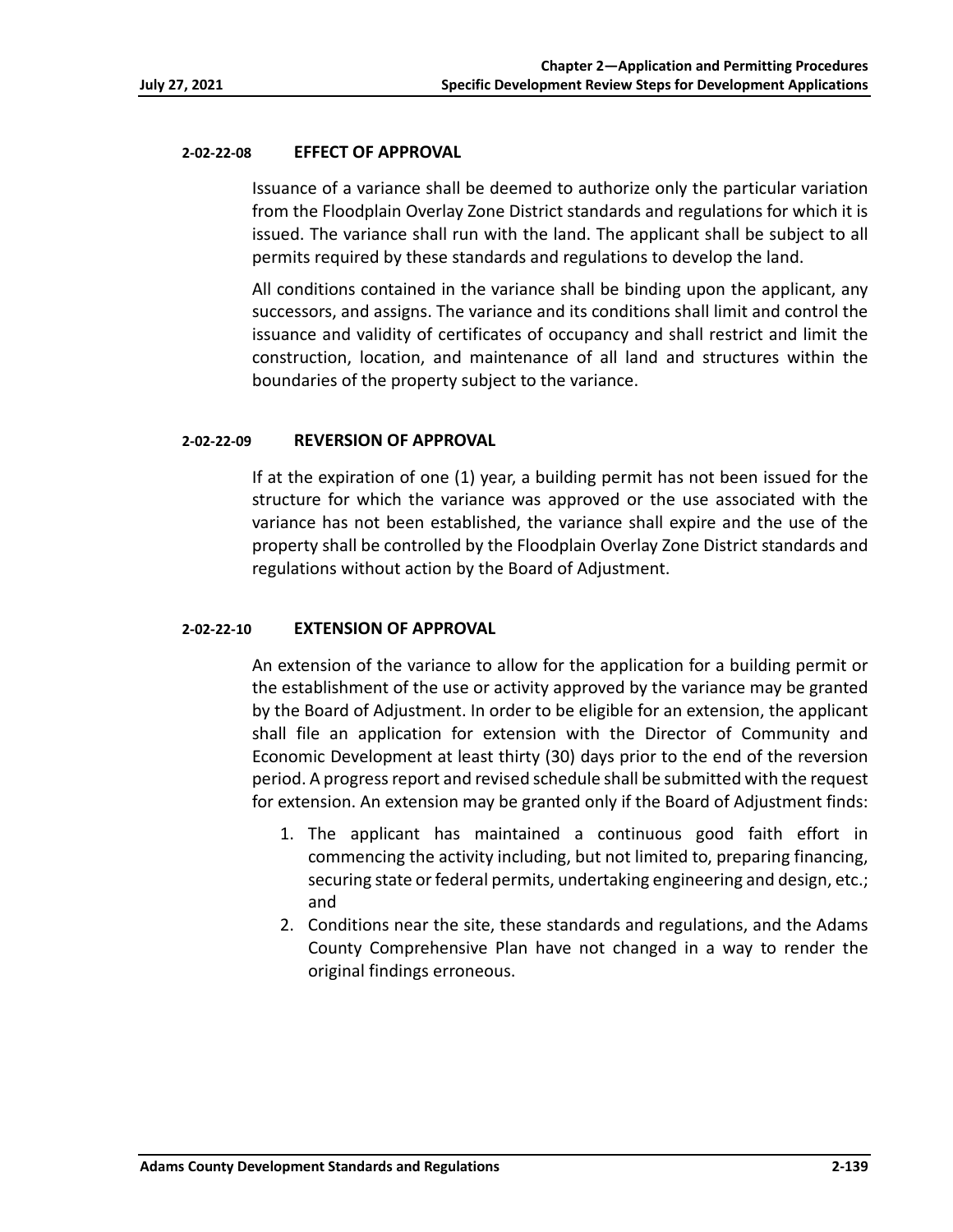#### 2-02-22-08 EFFECT OF APPROVAL

Issuance of a variance shall be deemed to authorize only the particular variation from the Floodplain Overlay Zone District standards and regulations for which it is issued. The variance shall run with the land. The applicant shall be subject to all permits required by these standards and regulations to develop the land.

All conditions contained in the variance shall be binding upon the applicant, any successors, and assigns. The variance and its conditions shall limit and control the issuance and validity of certificates of occupancy and shall restrict and limit the construction, location, and maintenance of all land and structures within the boundaries of the property subject to the variance.

#### 2-02-22-09 REVERSION OF APPROVAL

If at the expiration of one (1) year, a building permit has not been issued for the structure for which the variance was approved or the use associated with the variance has not been established, the variance shall expire and the use of the property shall be controlled by the Floodplain Overlay Zone District standards and regulations without action by the Board of Adjustment.

#### 2-02-22-10 EXTENSION OF APPROVAL

An extension of the variance to allow for the application for a building permit or the establishment of the use or activity approved by the variance may be granted by the Board of Adjustment. In order to be eligible for an extension, the applicant shall file an application for extension with the Director of Community and Economic Development at least thirty (30) days prior to the end of the reversion period. A progress report and revised schedule shall be submitted with the request for extension. An extension may be granted only if the Board of Adjustment finds:

1. The applicant has maintained a continuous good faith effort in commencing the activity including, but not limited to, preparing financing, securing state or federal permits, undertaking engineering and design, etc.; and
2. Conditions near the site, these standards and regulations, and the Adams County Comprehensive Plan have not changed in a way to render the original findings erroneous.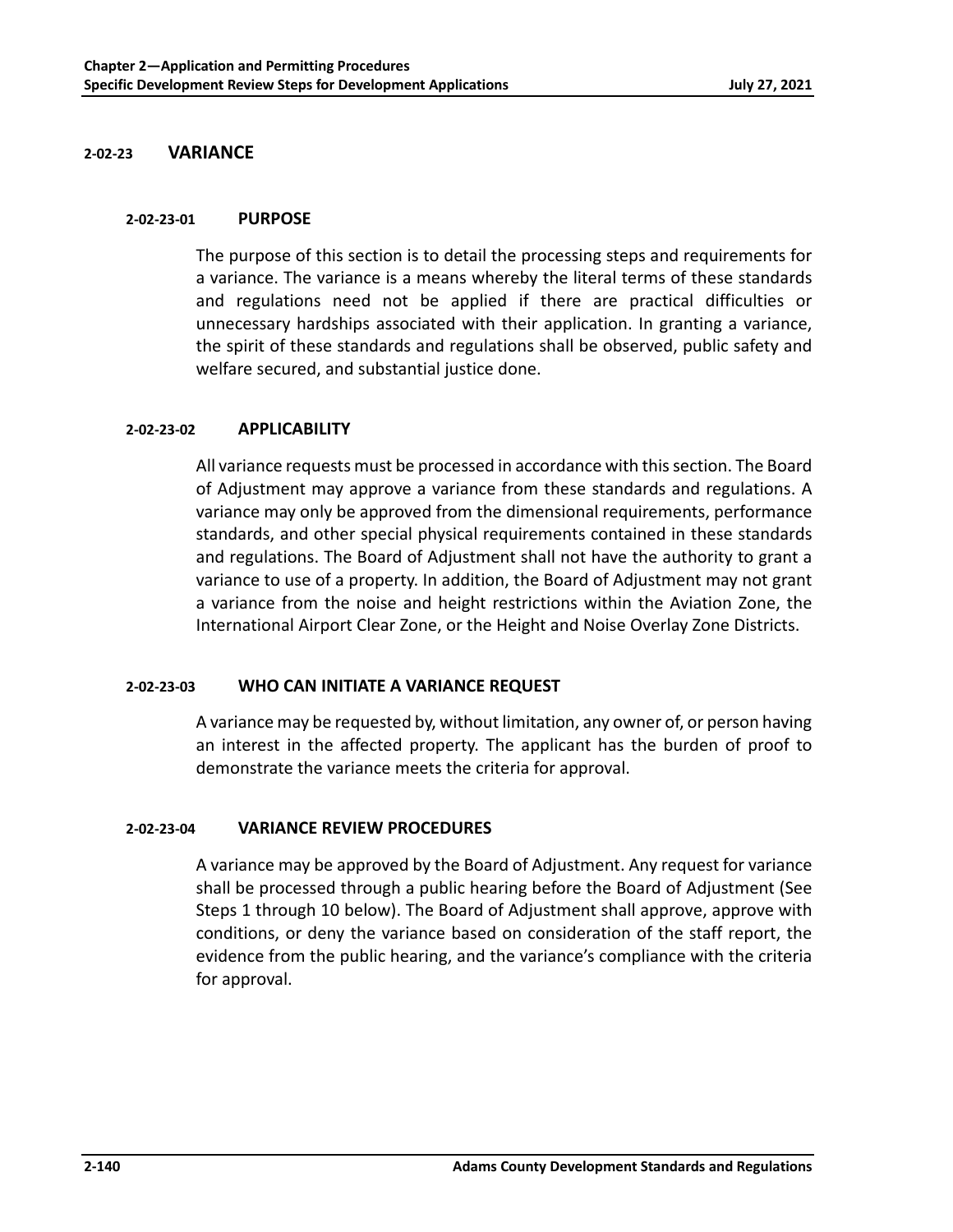## 2-02-23 VARIANCE

### 2-02-23-01 PURPOSE

The purpose of this section is to detail the processing steps and requirements for a variance. The variance is a means whereby the literal terms of these standards and regulations need not be applied if there are practical difficulties or unnecessary hardships associated with their application. In granting a variance, the spirit of these standards and regulations shall be observed, public safety and welfare secured, and substantial justice done.

### 2-02-23-02 APPLICABILITY

All variance requests must be processed in accordance with this section. The Board of Adjustment may approve a variance from these standards and regulations. A variance may only be approved from the dimensional requirements, performance standards, and other special physical requirements contained in these standards and regulations. The Board of Adjustment shall not have the authority to grant a variance to use of a property. In addition, the Board of Adjustment may not grant a variance from the noise and height restrictions within the Aviation Zone, the International Airport Clear Zone, or the Height and Noise Overlay Zone Districts.

### 2-02-23-03 WHO CAN INITIATE A VARIANCE REQUEST

A variance may be requested by, without limitation, any owner of, or person having an interest in the affected property. The applicant has the burden of proof to demonstrate the variance meets the criteria for approval.

### 2-02-23-04 VARIANCE REVIEW PROCEDURES

A variance may be approved by the Board of Adjustment. Any request for variance shall be processed through a public hearing before the Board of Adjustment (See Steps 1 through 10 below). The Board of Adjustment shall approve, approve with conditions, or deny the variance based on consideration of the staff report, the evidence from the public hearing, and the variance's compliance with the criteria for approval.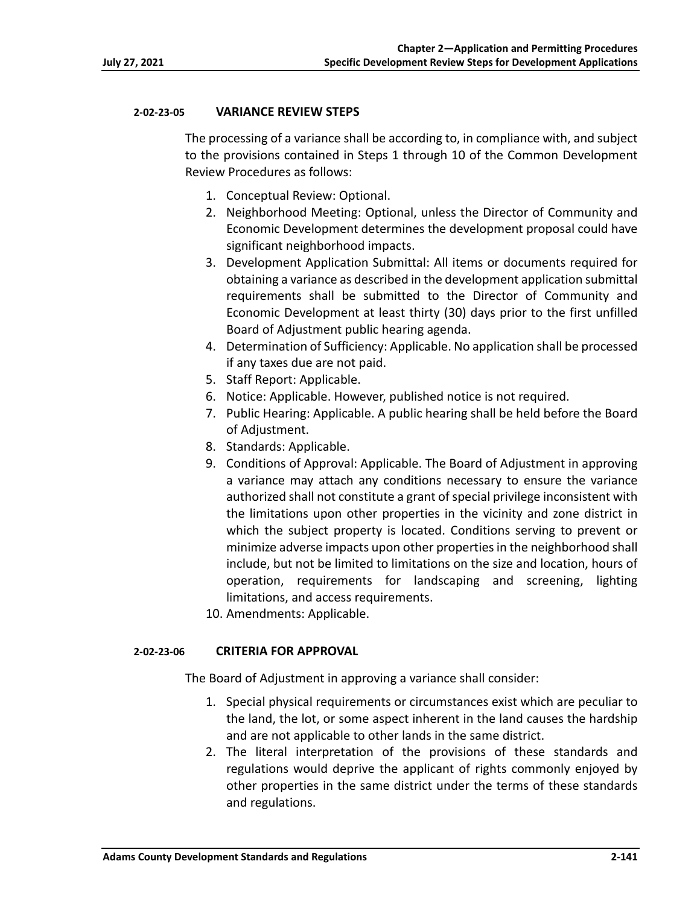### 2-02-23-05 VARIANCE REVIEW STEPS

The processing of a variance shall be according to, in compliance with, and subject to the provisions contained in Steps 1 through 10 of the Common Development Review Procedures as follows:

1. Conceptual Review: Optional.
2. Neighborhood Meeting: Optional, unless the Director of Community and Economic Development determines the development proposal could have significant neighborhood impacts.
3. Development Application Submittal: All items or documents required for obtaining a variance as described in the development application submittal requirements shall be submitted to the Director of Community and Economic Development at least thirty (30) days prior to the first unfilled Board of Adjustment public hearing agenda.
4. Determination of Sufficiency: Applicable. No application shall be processed if any taxes due are not paid.
5. Staff Report: Applicable.
6. Notice: Applicable. However, published notice is not required.
7. Public Hearing: Applicable. A public hearing shall be held before the Board of Adjustment.
8. Standards: Applicable.
9. Conditions of Approval: Applicable. The Board of Adjustment in approving a variance may attach any conditions necessary to ensure the variance authorized shall not constitute a grant of special privilege inconsistent with the limitations upon other properties in the vicinity and zone district in which the subject property is located. Conditions serving to prevent or minimize adverse impacts upon other properties in the neighborhood shall include, but not be limited to limitations on the size and location, hours of operation, requirements for landscaping and screening, lighting limitations, and access requirements.
10. Amendments: Applicable.

### 2-02-23-06 CRITERIA FOR APPROVAL

The Board of Adjustment in approving a variance shall consider:

1. Special physical requirements or circumstances exist which are peculiar to the land, the lot, or some aspect inherent in the land causes the hardship and are not applicable to other lands in the same district.
2. The literal interpretation of the provisions of these standards and regulations would deprive the applicant of rights commonly enjoyed by other properties in the same district under the terms of these standards and regulations.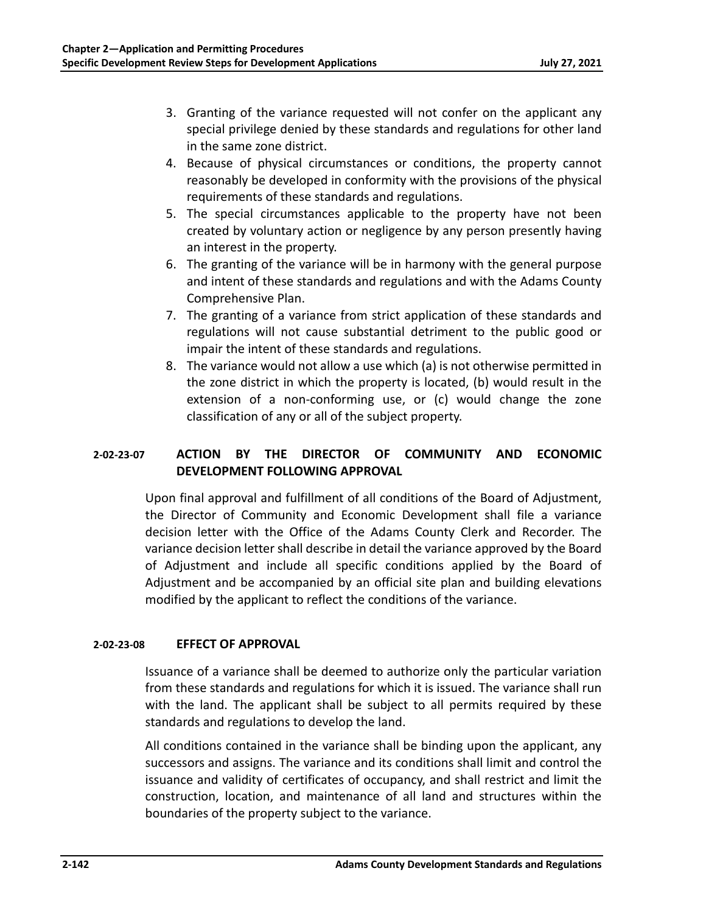3. Granting of the variance requested will not confer on the applicant any special privilege denied by these standards and regulations for other land in the same zone district.
4. Because of physical circumstances or conditions, the property cannot reasonably be developed in conformity with the provisions of the physical requirements of these standards and regulations.
5. The special circumstances applicable to the property have not been created by voluntary action or negligence by any person presently having an interest in the property.
6. The granting of the variance will be in harmony with the general purpose and intent of these standards and regulations and with the Adams County Comprehensive Plan.
7. The granting of a variance from strict application of these standards and regulations will not cause substantial detriment to the public good or impair the intent of these standards and regulations.
8. The variance would not allow a use which (a) is not otherwise permitted in the zone district in which the property is located, (b) would result in the extension of a non-conforming use, or (c) would change the zone classification of any or all of the subject property.

### 2-02-23-07 ACTION BY THE DIRECTOR OF COMMUNITY AND ECONOMIC DEVELOPMENT FOLLOWING APPROVAL

Upon final approval and fulfillment of all conditions of the Board of Adjustment, the Director of Community and Economic Development shall file a variance decision letter with the Office of the Adams County Clerk and Recorder. The variance decision letter shall describe in detail the variance approved by the Board of Adjustment and include all specific conditions applied by the Board of Adjustment and be accompanied by an official site plan and building elevations modified by the applicant to reflect the conditions of the variance.

### 2-02-23-08 EFFECT OF APPROVAL

Issuance of a variance shall be deemed to authorize only the particular variation from these standards and regulations for which it is issued. The variance shall run with the land. The applicant shall be subject to all permits required by these standards and regulations to develop the land.

All conditions contained in the variance shall be binding upon the applicant, any successors and assigns. The variance and its conditions shall limit and control the issuance and validity of certificates of occupancy, and shall restrict and limit the construction, location, and maintenance of all land and structures within the boundaries of the property subject to the variance.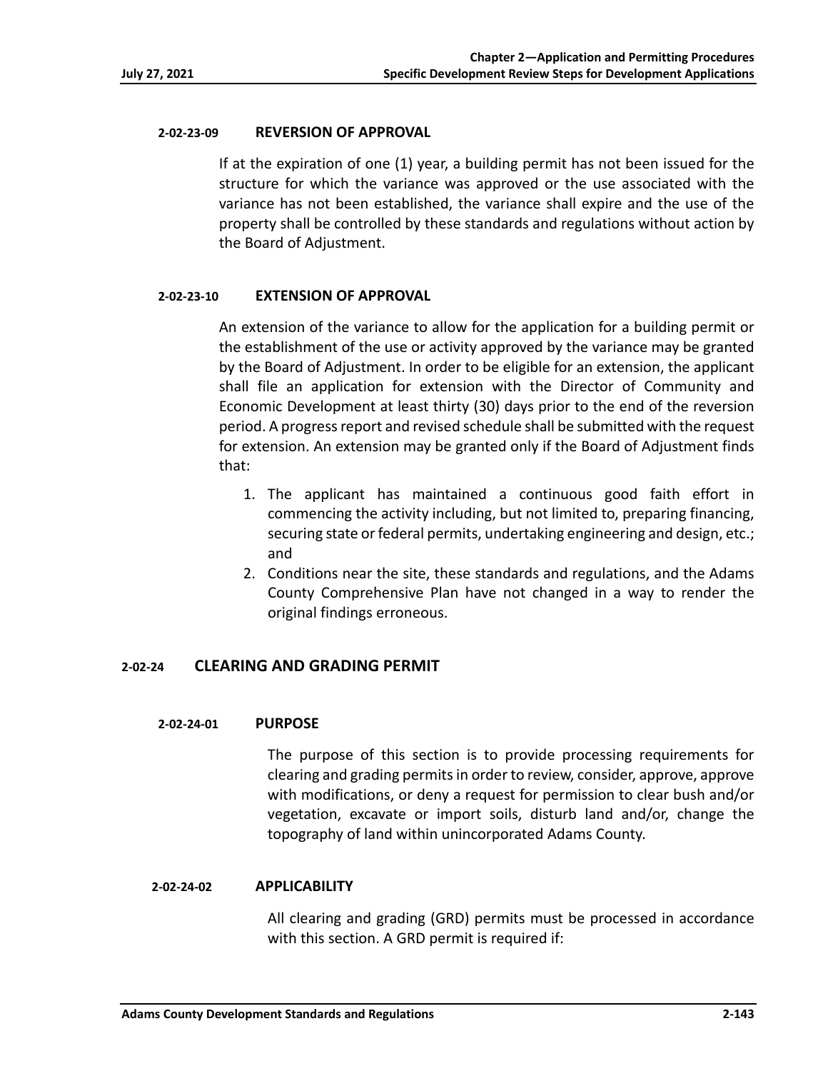#### 2-02-23-09 REVERSION OF APPROVAL

If at the expiration of one (1) year, a building permit has not been issued for the structure for which the variance was approved or the use associated with the variance has not been established, the variance shall expire and the use of the property shall be controlled by these standards and regulations without action by the Board of Adjustment.

#### 2-02-23-10 EXTENSION OF APPROVAL

An extension of the variance to allow for the application for a building permit or the establishment of the use or activity approved by the variance may be granted by the Board of Adjustment. In order to be eligible for an extension, the applicant shall file an application for extension with the Director of Community and Economic Development at least thirty (30) days prior to the end of the reversion period. A progress report and revised schedule shall be submitted with the request for extension. An extension may be granted only if the Board of Adjustment finds that:

1. The applicant has maintained a continuous good faith effort in commencing the activity including, but not limited to, preparing financing, securing state or federal permits, undertaking engineering and design, etc.; and
2. Conditions near the site, these standards and regulations, and the Adams County Comprehensive Plan have not changed in a way to render the original findings erroneous.

### 2-02-24 CLEARING AND GRADING PERMIT

#### 2-02-24-01 PURPOSE

The purpose of this section is to provide processing requirements for clearing and grading permits in order to review, consider, approve, approve with modifications, or deny a request for permission to clear bush and/or vegetation, excavate or import soils, disturb land and/or, change the topography of land within unincorporated Adams County.

#### 2-02-24-02 APPLICABILITY

All clearing and grading (GRD) permits must be processed in accordance with this section. A GRD permit is required if: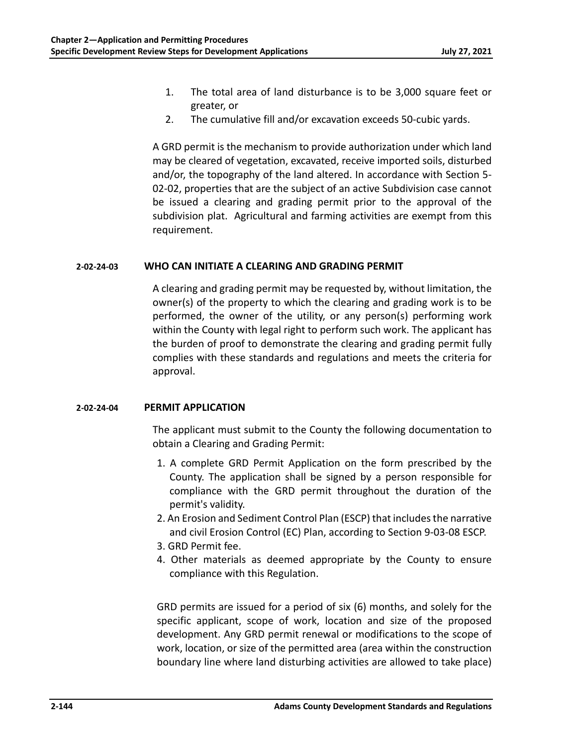1. The total area of land disturbance is to be 3,000 square feet or greater, or
2. The cumulative fill and/or excavation exceeds 50-cubic yards.

A GRD permit is the mechanism to provide authorization under which land may be cleared of vegetation, excavated, receive imported soils, disturbed and/or, the topography of the land altered. In accordance with Section 5-02-02, properties that are the subject of an active Subdivision case cannot be issued a clearing and grading permit prior to the approval of the subdivision plat. Agricultural and farming activities are exempt from this requirement.

### 2-02-24-03 WHO CAN INITIATE A CLEARING AND GRADING PERMIT

A clearing and grading permit may be requested by, without limitation, the owner(s) of the property to which the clearing and grading work is to be performed, the owner of the utility, or any person(s) performing work within the County with legal right to perform such work. The applicant has the burden of proof to demonstrate the clearing and grading permit fully complies with these standards and regulations and meets the criteria for approval.

### 2-02-24-04 PERMIT APPLICATION

The applicant must submit to the County the following documentation to obtain a Clearing and Grading Permit:

1. A complete GRD Permit Application on the form prescribed by the County. The application shall be signed by a person responsible for compliance with the GRD permit throughout the duration of the permit's validity.
2. An Erosion and Sediment Control Plan (ESCP) that includes the narrative and civil Erosion Control (EC) Plan, according to Section 9-03-08 ESCP.
3. GRD Permit fee.
4. Other materials as deemed appropriate by the County to ensure compliance with this Regulation.

GRD permits are issued for a period of six (6) months, and solely for the specific applicant, scope of work, location and size of the proposed development. Any GRD permit renewal or modifications to the scope of work, location, or size of the permitted area (area within the construction boundary line where land disturbing activities are allowed to take place)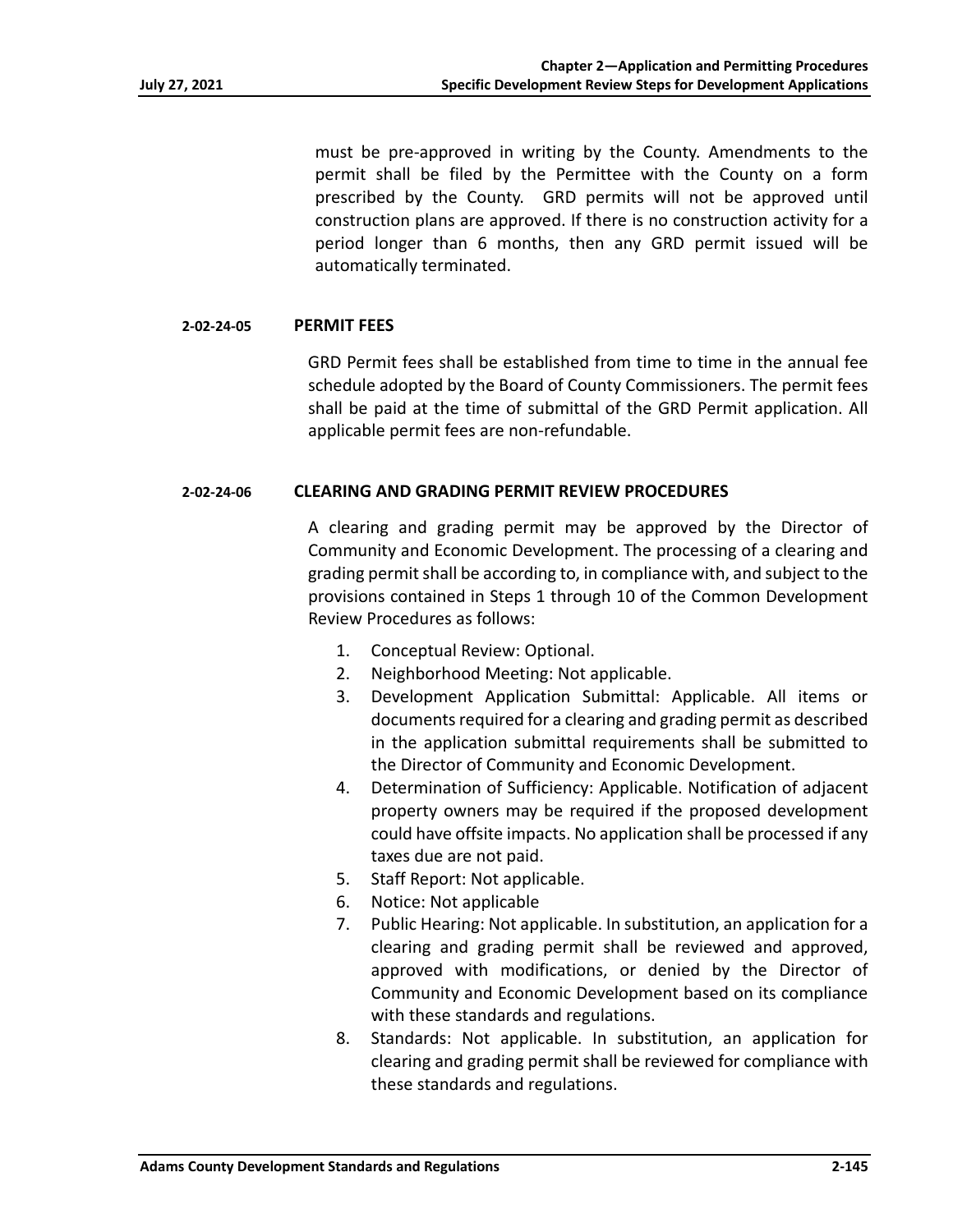must be pre-approved in writing by the County. Amendments to the permit shall be filed by the Permittee with the County on a form prescribed by the County. GRD permits will not be approved until construction plans are approved. If there is no construction activity for a period longer than 6 months, then any GRD permit issued will be automatically terminated.

### 2-02-24-05 PERMIT FEES

GRD Permit fees shall be established from time to time in the annual fee schedule adopted by the Board of County Commissioners. The permit fees shall be paid at the time of submittal of the GRD Permit application. All applicable permit fees are non-refundable.

### 2-02-24-06 CLEARING AND GRADING PERMIT REVIEW PROCEDURES

A clearing and grading permit may be approved by the Director of Community and Economic Development. The processing of a clearing and grading permit shall be according to, in compliance with, and subject to the provisions contained in Steps 1 through 10 of the Common Development Review Procedures as follows:

1. Conceptual Review: Optional.
2. Neighborhood Meeting: Not applicable.
3. Development Application Submittal: Applicable. All items or documents required for a clearing and grading permit as described in the application submittal requirements shall be submitted to the Director of Community and Economic Development.
4. Determination of Sufficiency: Applicable. Notification of adjacent property owners may be required if the proposed development could have offsite impacts. No application shall be processed if any taxes due are not paid.
5. Staff Report: Not applicable.
6. Notice: Not applicable
7. Public Hearing: Not applicable. In substitution, an application for a clearing and grading permit shall be reviewed and approved, approved with modifications, or denied by the Director of Community and Economic Development based on its compliance with these standards and regulations.
8. Standards: Not applicable. In substitution, an application for clearing and grading permit shall be reviewed for compliance with these standards and regulations.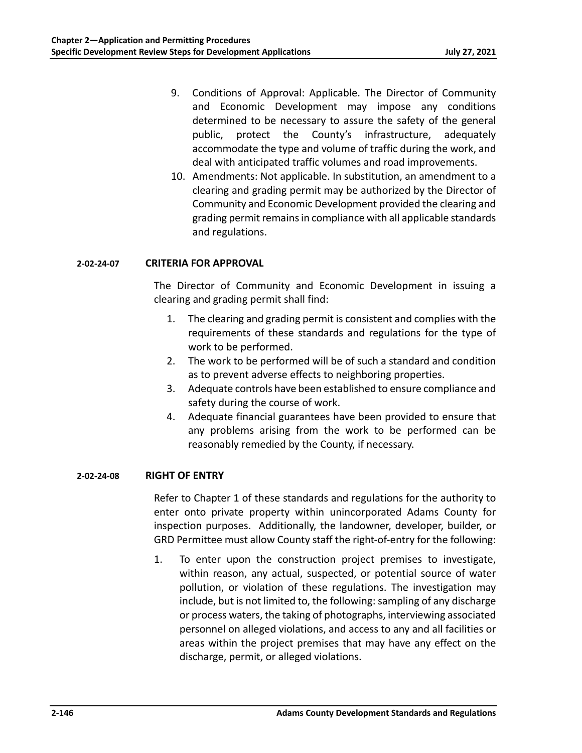9. Conditions of Approval: Applicable. The Director of Community and Economic Development may impose any conditions determined to be necessary to assure the safety of the general public, protect the County's infrastructure, adequately accommodate the type and volume of traffic during the work, and deal with anticipated traffic volumes and road improvements.
10. Amendments: Not applicable. In substitution, an amendment to a clearing and grading permit may be authorized by the Director of Community and Economic Development provided the clearing and grading permit remains in compliance with all applicable standards and regulations.

### 2-02-24-07 CRITERIA FOR APPROVAL

The Director of Community and Economic Development in issuing a clearing and grading permit shall find:

1. The clearing and grading permit is consistent and complies with the requirements of these standards and regulations for the type of work to be performed.
2. The work to be performed will be of such a standard and condition as to prevent adverse effects to neighboring properties.
3. Adequate controls have been established to ensure compliance and safety during the course of work.
4. Adequate financial guarantees have been provided to ensure that any problems arising from the work to be performed can be reasonably remedied by the County, if necessary.

### 2-02-24-08 RIGHT OF ENTRY

Refer to Chapter 1 of these standards and regulations for the authority to enter onto private property within unincorporated Adams County for inspection purposes. Additionally, the landowner, developer, builder, or GRD Permittee must allow County staff the right-of-entry for the following:

1. To enter upon the construction project premises to investigate, within reason, any actual, suspected, or potential source of water pollution, or violation of these regulations. The investigation may include, but is not limited to, the following: sampling of any discharge or process waters, the taking of photographs, interviewing associated personnel on alleged violations, and access to any and all facilities or areas within the project premises that may have any effect on the discharge, permit, or alleged violations.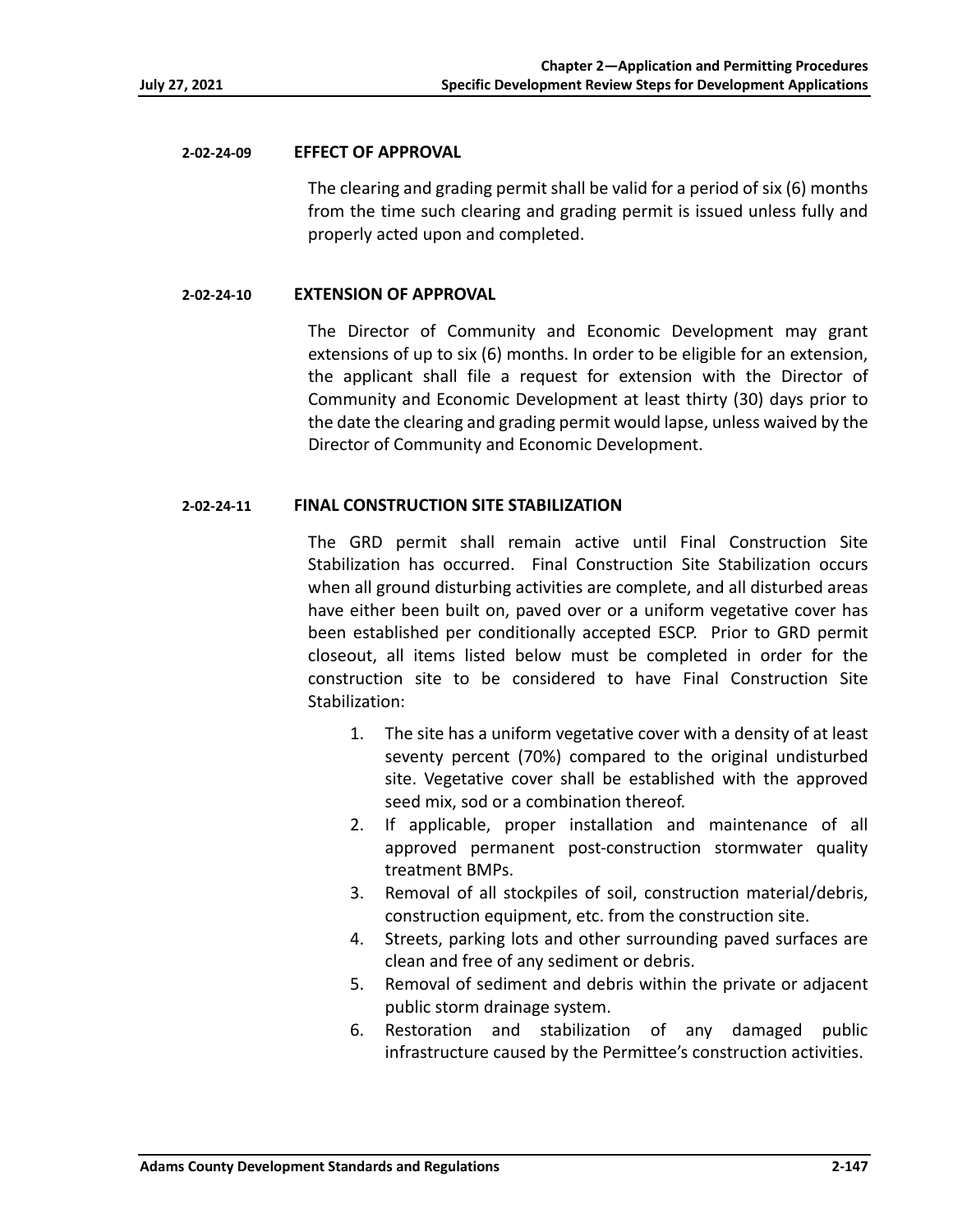#### 2-02-24-09 EFFECT OF APPROVAL

The clearing and grading permit shall be valid for a period of six (6) months from the time such clearing and grading permit is issued unless fully and properly acted upon and completed.

#### 2-02-24-10 EXTENSION OF APPROVAL

The Director of Community and Economic Development may grant extensions of up to six (6) months. In order to be eligible for an extension, the applicant shall file a request for extension with the Director of Community and Economic Development at least thirty (30) days prior to the date the clearing and grading permit would lapse, unless waived by the Director of Community and Economic Development.

#### 2-02-24-11 FINAL CONSTRUCTION SITE STABILIZATION

The GRD permit shall remain active until Final Construction Site Stabilization has occurred. Final Construction Site Stabilization occurs when all ground disturbing activities are complete, and all disturbed areas have either been built on, paved over or a uniform vegetative cover has been established per conditionally accepted ESCP. Prior to GRD permit closeout, all items listed below must be completed in order for the construction site to be considered to have Final Construction Site Stabilization:

1. The site has a uniform vegetative cover with a density of at least seventy percent (70%) compared to the original undisturbed site. Vegetative cover shall be established with the approved seed mix, sod or a combination thereof.
2. If applicable, proper installation and maintenance of all approved permanent post-construction stormwater quality treatment BMPs.
3. Removal of all stockpiles of soil, construction material/debris, construction equipment, etc. from the construction site.
4. Streets, parking lots and other surrounding paved surfaces are clean and free of any sediment or debris.
5. Removal of sediment and debris within the private or adjacent public storm drainage system.
6. Restoration and stabilization of any damaged public infrastructure caused by the Permittee's construction activities.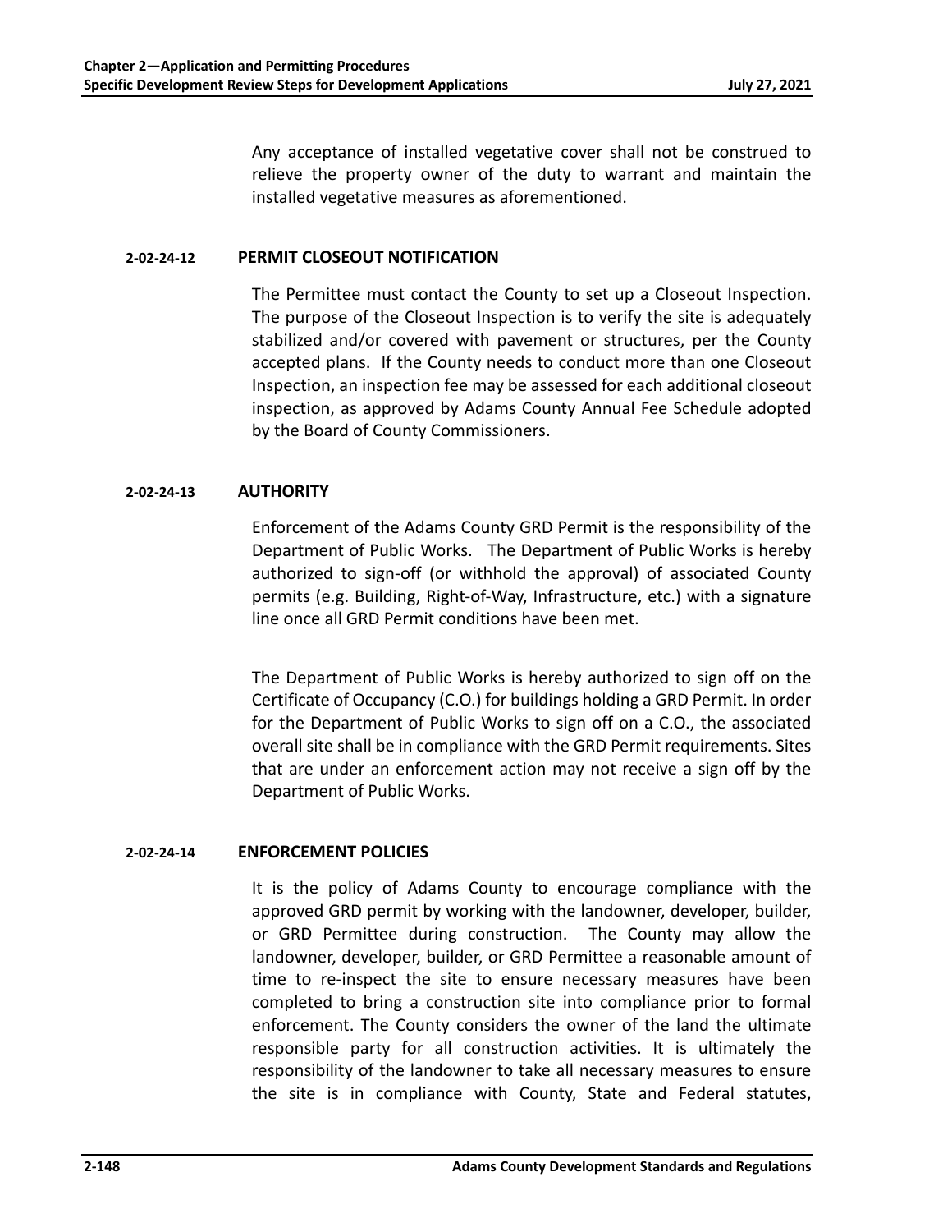Any acceptance of installed vegetative cover shall not be construed to relieve the property owner of the duty to warrant and maintain the installed vegetative measures as aforementioned.

#### 2-02-24-12 PERMIT CLOSEOUT NOTIFICATION

The Permittee must contact the County to set up a Closeout Inspection. The purpose of the Closeout Inspection is to verify the site is adequately stabilized and/or covered with pavement or structures, per the County accepted plans. If the County needs to conduct more than one Closeout Inspection, an inspection fee may be assessed for each additional closeout inspection, as approved by Adams County Annual Fee Schedule adopted by the Board of County Commissioners.

#### 2-02-24-13 AUTHORITY

Enforcement of the Adams County GRD Permit is the responsibility of the Department of Public Works. The Department of Public Works is hereby authorized to sign-off (or withhold the approval) of associated County permits (e.g. Building, Right-of-Way, Infrastructure, etc.) with a signature line once all GRD Permit conditions have been met.

The Department of Public Works is hereby authorized to sign off on the Certificate of Occupancy (C.O.) for buildings holding a GRD Permit. In order for the Department of Public Works to sign off on a C.O., the associated overall site shall be in compliance with the GRD Permit requirements. Sites that are under an enforcement action may not receive a sign off by the Department of Public Works.

#### 2-02-24-14 ENFORCEMENT POLICIES

It is the policy of Adams County to encourage compliance with the approved GRD permit by working with the landowner, developer, builder, or GRD Permittee during construction. The County may allow the landowner, developer, builder, or GRD Permittee a reasonable amount of time to re-inspect the site to ensure necessary measures have been completed to bring a construction site into compliance prior to formal enforcement. The County considers the owner of the land the ultimate responsible party for all construction activities. It is ultimately the responsibility of the landowner to take all necessary measures to ensure the site is in compliance with County, State and Federal statutes,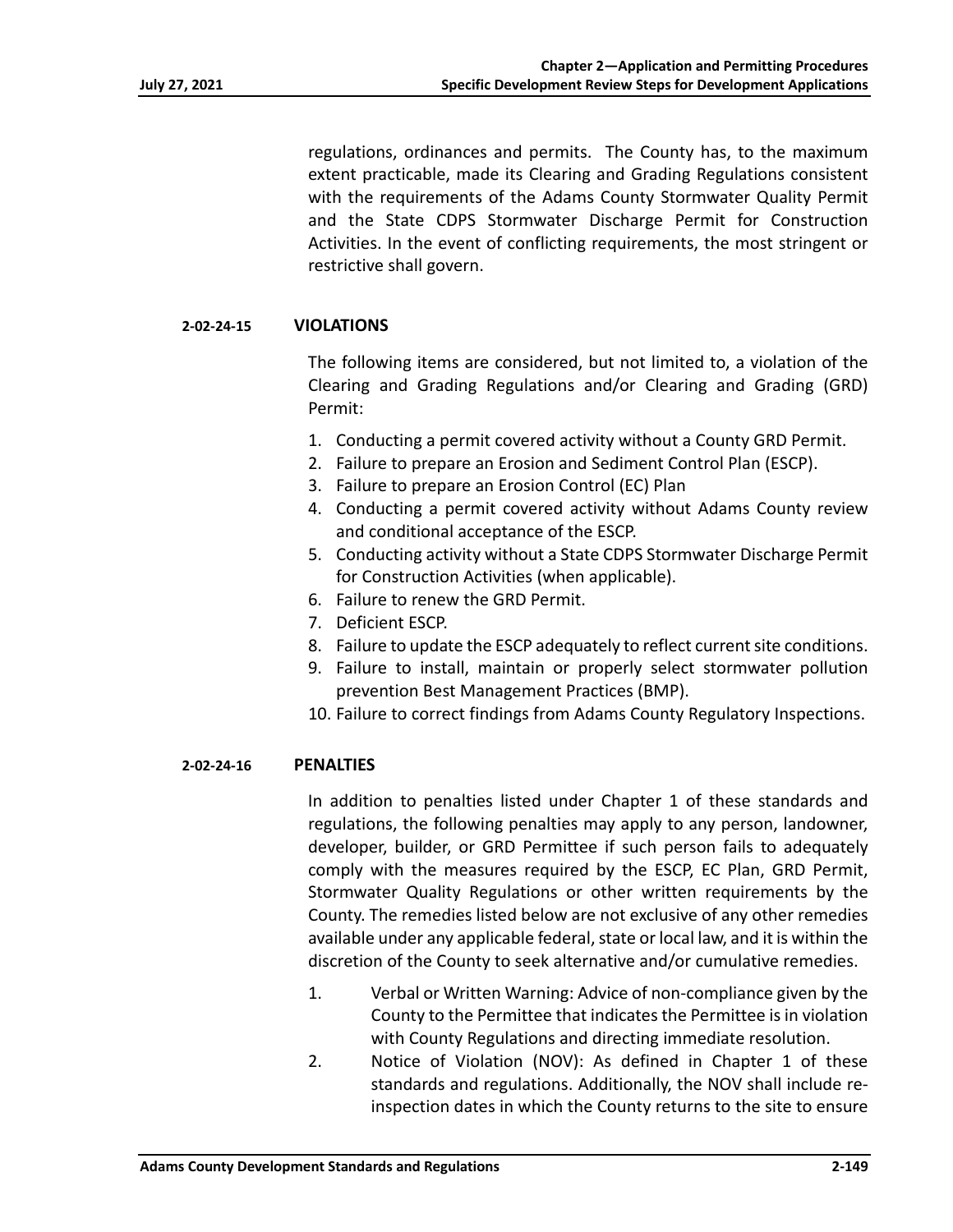regulations, ordinances and permits. The County has, to the maximum extent practicable, made its Clearing and Grading Regulations consistent with the requirements of the Adams County Stormwater Quality Permit and the State CDPS Stormwater Discharge Permit for Construction Activities. In the event of conflicting requirements, the most stringent or restrictive shall govern.

### 2-02-24-15 VIOLATIONS

The following items are considered, but not limited to, a violation of the Clearing and Grading Regulations and/or Clearing and Grading (GRD) Permit:

1. Conducting a permit covered activity without a County GRD Permit.
2. Failure to prepare an Erosion and Sediment Control Plan (ESCP).
3. Failure to prepare an Erosion Control (EC) Plan
4. Conducting a permit covered activity without Adams County review and conditional acceptance of the ESCP.
5. Conducting activity without a State CDPS Stormwater Discharge Permit for Construction Activities (when applicable).
6. Failure to renew the GRD Permit.
7. Deficient ESCP.
8. Failure to update the ESCP adequately to reflect current site conditions.
9. Failure to install, maintain or properly select stormwater pollution prevention Best Management Practices (BMP).
10. Failure to correct findings from Adams County Regulatory Inspections.

### 2-02-24-16 PENALTIES

In addition to penalties listed under Chapter 1 of these standards and regulations, the following penalties may apply to any person, landowner, developer, builder, or GRD Permittee if such person fails to adequately comply with the measures required by the ESCP, EC Plan, GRD Permit, Stormwater Quality Regulations or other written requirements by the County. The remedies listed below are not exclusive of any other remedies available under any applicable federal, state or local law, and it is within the discretion of the County to seek alternative and/or cumulative remedies.

1. Verbal or Written Warning: Advice of non-compliance given by the County to the Permittee that indicates the Permittee is in violation with County Regulations and directing immediate resolution.
2. Notice of Violation (NOV): As defined in Chapter 1 of these standards and regulations. Additionally, the NOV shall include re-inspection dates in which the County returns to the site to ensure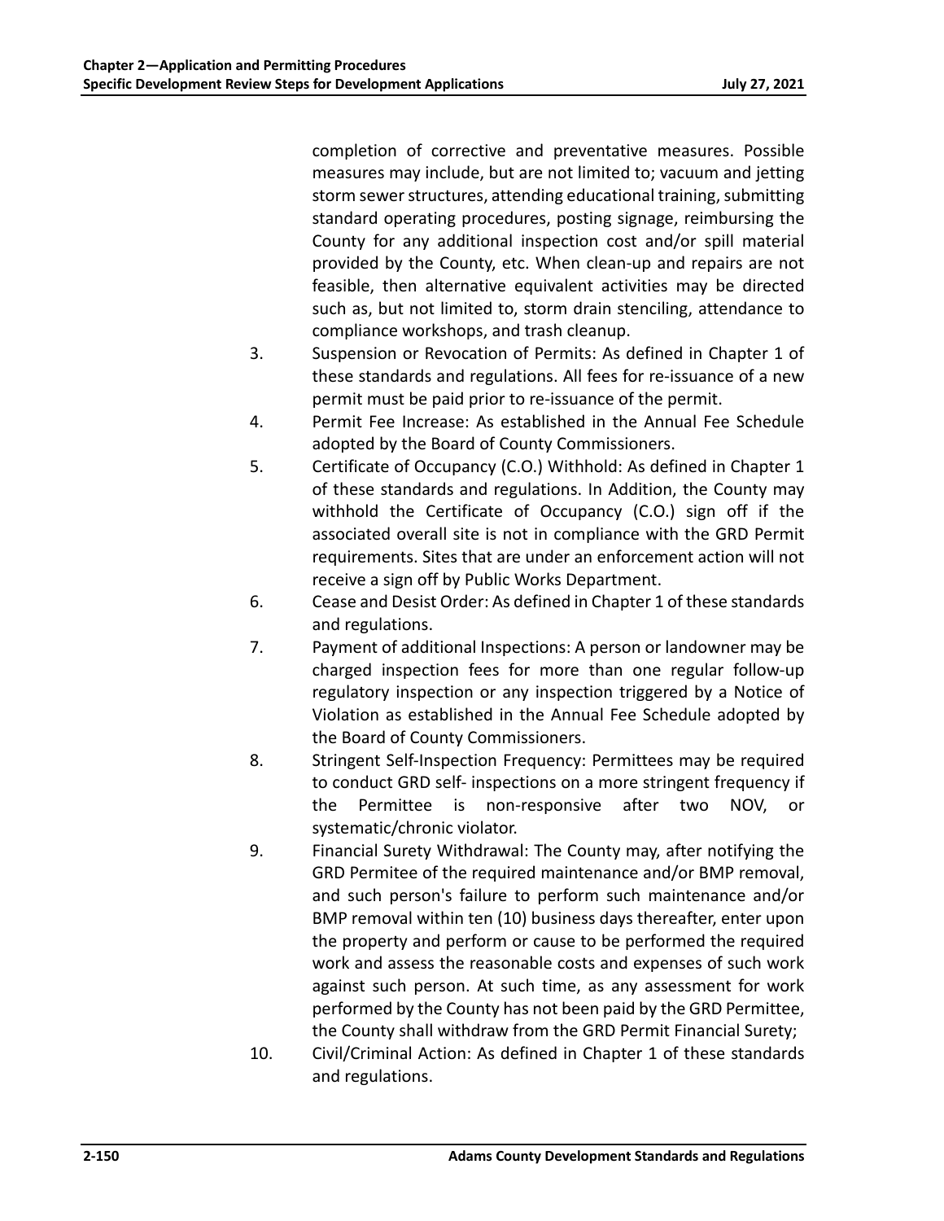completion of corrective and preventative measures. Possible measures may include, but are not limited to; vacuum and jetting storm sewer structures, attending educational training, submitting standard operating procedures, posting signage, reimbursing the County for any additional inspection cost and/or spill material provided by the County, etc. When clean-up and repairs are not feasible, then alternative equivalent activities may be directed such as, but not limited to, storm drain stenciling, attendance to compliance workshops, and trash cleanup.

3. Suspension or Revocation of Permits: As defined in Chapter 1 of these standards and regulations. All fees for re-issuance of a new permit must be paid prior to re-issuance of the permit.
4. Permit Fee Increase: As established in the Annual Fee Schedule adopted by the Board of County Commissioners.
5. Certificate of Occupancy (C.O.) Withhold: As defined in Chapter 1 of these standards and regulations. In Addition, the County may withhold the Certificate of Occupancy (C.O.) sign off if the associated overall site is not in compliance with the GRD Permit requirements. Sites that are under an enforcement action will not receive a sign off by Public Works Department.
6. Cease and Desist Order: As defined in Chapter 1 of these standards and regulations.
7. Payment of additional Inspections: A person or landowner may be charged inspection fees for more than one regular follow-up regulatory inspection or any inspection triggered by a Notice of Violation as established in the Annual Fee Schedule adopted by the Board of County Commissioners.
8. Stringent Self-Inspection Frequency: Permittees may be required to conduct GRD self- inspections on a more stringent frequency if the Permittee is non-responsive after two NOV, or systematic/chronic violator.
9. Financial Surety Withdrawal: The County may, after notifying the GRD Permitee of the required maintenance and/or BMP removal, and such person's failure to perform such maintenance and/or BMP removal within ten (10) business days thereafter, enter upon the property and perform or cause to be performed the required work and assess the reasonable costs and expenses of such work against such person. At such time, as any assessment for work performed by the County has not been paid by the GRD Permittee, the County shall withdraw from the GRD Permit Financial Surety;
10. Civil/Criminal Action: As defined in Chapter 1 of these standards and regulations.